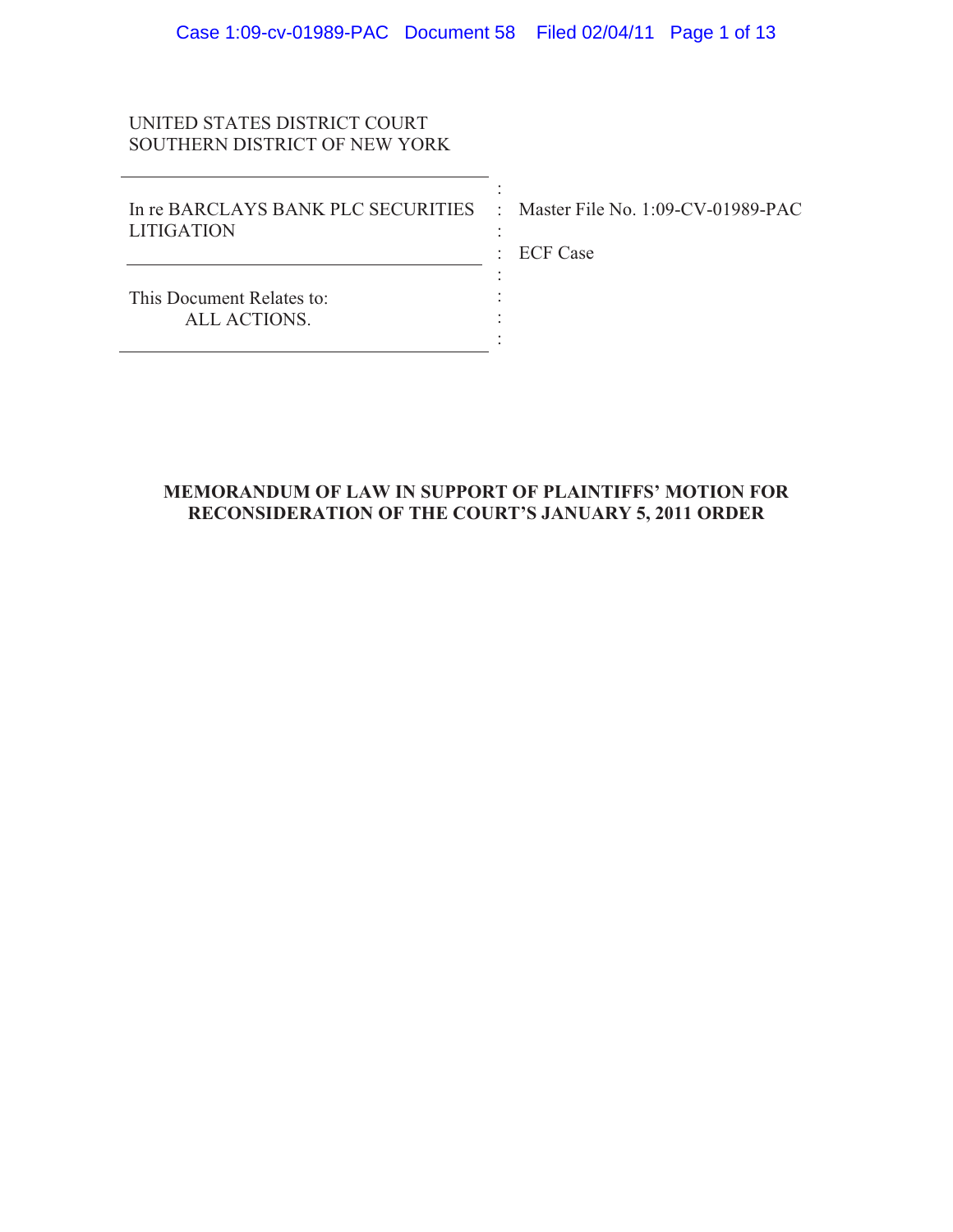UNITED STATES DISTRICT COURT
SOUTHERN DISTRICT OF NEW YORK

| | |
|---|---|
| In re BARCLAYS BANK PLC SECURITIES LITIGATION | Master File No. 1:09-CV-01989-PAC |
| | ECF Case |
| This Document Relates to: ALL ACTIONS. | |

**MEMORANDUM OF LAW IN SUPPORT OF PLAINTIFFS' MOTION FOR RECONSIDERATION OF THE COURT'S JANUARY 5, 2011 ORDER**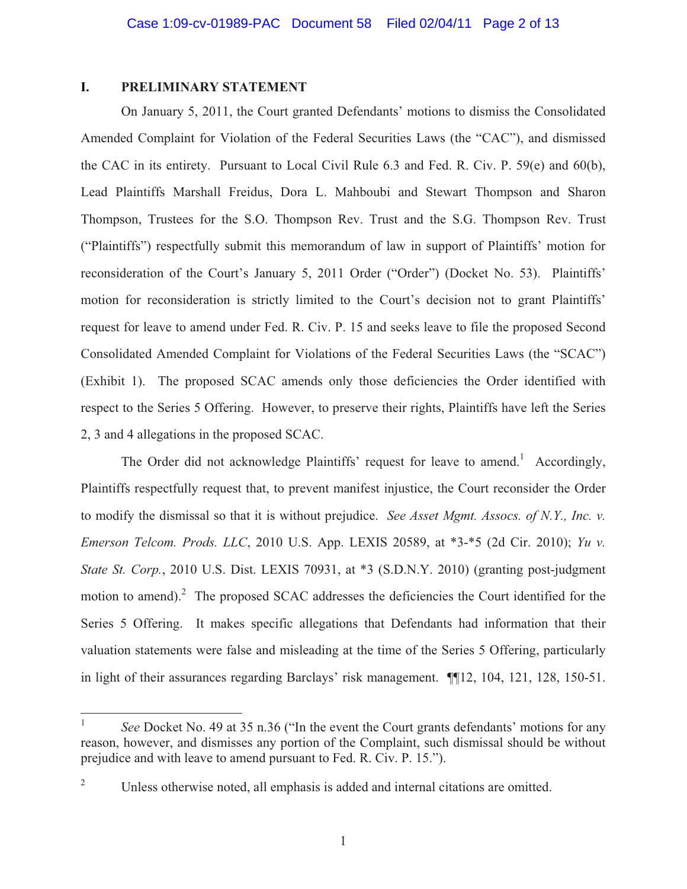## I. PRELIMINARY STATEMENT

On January 5, 2011, the Court granted Defendants' motions to dismiss the Consolidated Amended Complaint for Violation of the Federal Securities Laws (the "CAC"), and dismissed the CAC in its entirety. Pursuant to Local Civil Rule 6.3 and Fed. R. Civ. P. 59(e) and 60(b), Lead Plaintiffs Marshall Freidus, Dora L. Mahboubi and Stewart Thompson and Sharon Thompson, Trustees for the S.O. Thompson Rev. Trust and the S.G. Thompson Rev. Trust ("Plaintiffs") respectfully submit this memorandum of law in support of Plaintiffs' motion for reconsideration of the Court's January 5, 2011 Order ("Order") (Docket No. 53). Plaintiffs' motion for reconsideration is strictly limited to the Court's decision not to grant Plaintiffs' request for leave to amend under Fed. R. Civ. P. 15 and seeks leave to file the proposed Second Consolidated Amended Complaint for Violations of the Federal Securities Laws (the "SCAC") (Exhibit 1). The proposed SCAC amends only those deficiencies the Order identified with respect to the Series 5 Offering. However, to preserve their rights, Plaintiffs have left the Series 2, 3 and 4 allegations in the proposed SCAC.

The Order did not acknowledge Plaintiffs' request for leave to amend.[1] Accordingly, Plaintiffs respectfully request that, to prevent manifest injustice, the Court reconsider the Order to modify the dismissal so that it is without prejudice. *See Asset Mgmt. Assocs. of N.Y., Inc. v. Emerson Telcom. Prods. LLC*, 2010 U.S. App. LEXIS 20589, at *3-*5 (2d Cir. 2010); *Yu v. State St. Corp.*, 2010 U.S. Dist. LEXIS 70931, at *3 (S.D.N.Y. 2010) (granting post-judgment motion to amend).[2] The proposed SCAC addresses the deficiencies the Court identified for the Series 5 Offering. It makes specific allegations that Defendants had information that their valuation statements were false and misleading at the time of the Series 5 Offering, particularly in light of their assurances regarding Barclays' risk management. ¶¶12, 104, 121, 128, 150-51.

---

[1] *See* Docket No. 49 at 35 n.36 ("In the event the Court grants defendants' motions for any reason, however, and dismisses any portion of the Complaint, such dismissal should be without prejudice and with leave to amend pursuant to Fed. R. Civ. P. 15.").

[2] Unless otherwise noted, all emphasis is added and internal citations are omitted.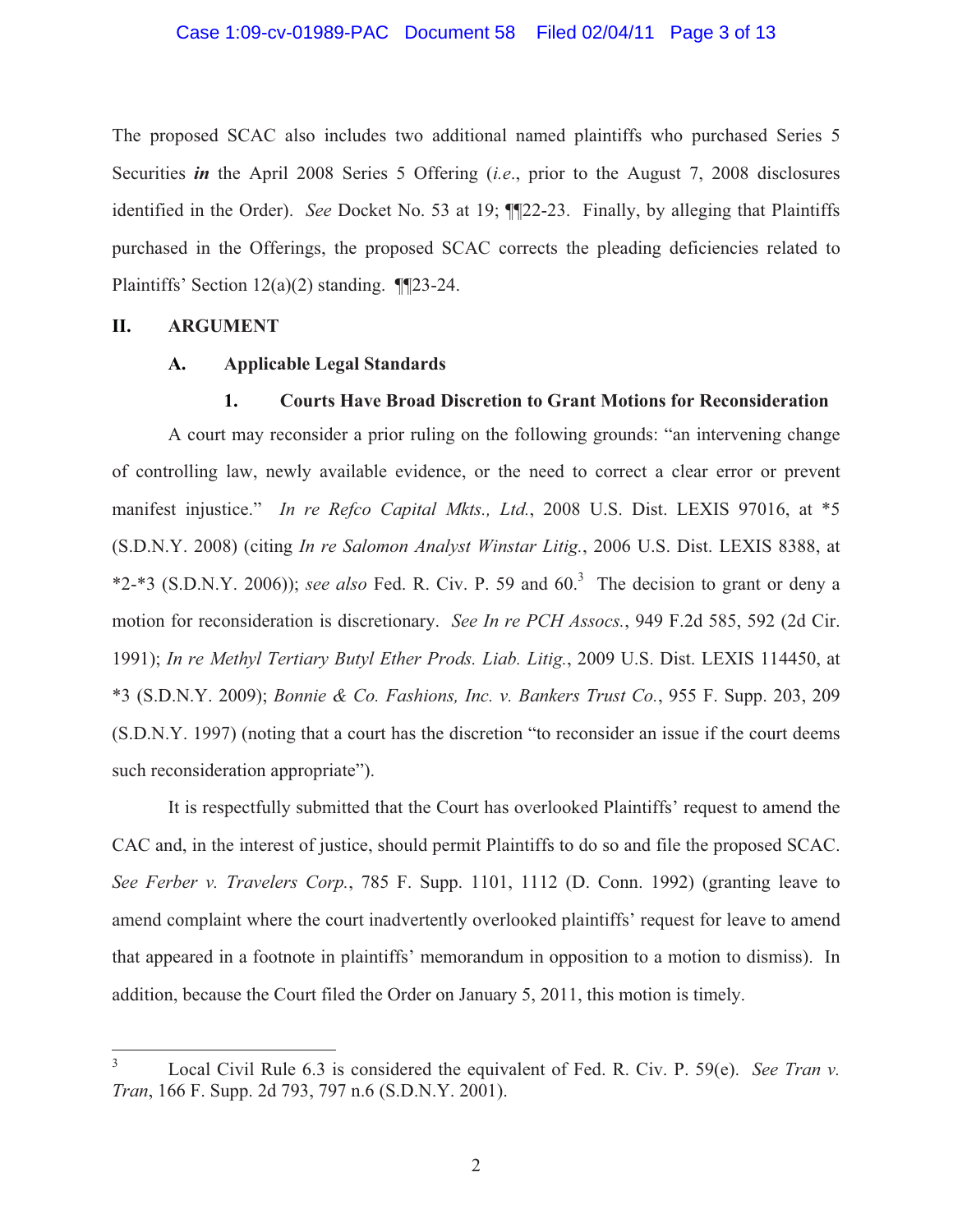The proposed SCAC also includes two additional named plaintiffs who purchased Series 5 Securities ***in*** the April 2008 Series 5 Offering (*i.e.*, prior to the August 7, 2008 disclosures identified in the Order). *See* Docket No. 53 at 19; ¶¶22-23. Finally, by alleging that Plaintiffs purchased in the Offerings, the proposed SCAC corrects the pleading deficiencies related to Plaintiffs' Section 12(a)(2) standing. ¶¶23-24.

## II. ARGUMENT

### A. Applicable Legal Standards

#### 1. Courts Have Broad Discretion to Grant Motions for Reconsideration

A court may reconsider a prior ruling on the following grounds: "an intervening change of controlling law, newly available evidence, or the need to correct a clear error or prevent manifest injustice." *In re Refco Capital Mkts., Ltd.*, 2008 U.S. Dist. LEXIS 97016, at *5 (S.D.N.Y. 2008) (citing *In re Salomon Analyst Winstar Litig.*, 2006 U.S. Dist. LEXIS 8388, at *2-*3 (S.D.N.Y. 2006)); *see also* Fed. R. Civ. P. 59 and 60.[3] The decision to grant or deny a motion for reconsideration is discretionary. *See In re PCH Assocs.*, 949 F.2d 585, 592 (2d Cir. 1991); *In re Methyl Tertiary Butyl Ether Prods. Liab. Litig.*, 2009 U.S. Dist. LEXIS 114450, at *3 (S.D.N.Y. 2009); *Bonnie & Co. Fashions, Inc. v. Bankers Trust Co.*, 955 F. Supp. 203, 209 (S.D.N.Y. 1997) (noting that a court has the discretion "to reconsider an issue if the court deems such reconsideration appropriate").

It is respectfully submitted that the Court has overlooked Plaintiffs' request to amend the CAC and, in the interest of justice, should permit Plaintiffs to do so and file the proposed SCAC. *See Ferber v. Travelers Corp.*, 785 F. Supp. 1101, 1112 (D. Conn. 1992) (granting leave to amend complaint where the court inadvertently overlooked plaintiffs' request for leave to amend that appeared in a footnote in plaintiffs' memorandum in opposition to a motion to dismiss). In addition, because the Court filed the Order on January 5, 2011, this motion is timely.

---

[3] Local Civil Rule 6.3 is considered the equivalent of Fed. R. Civ. P. 59(e). *See Tran v. Tran*, 166 F. Supp. 2d 793, 797 n.6 (S.D.N.Y. 2001).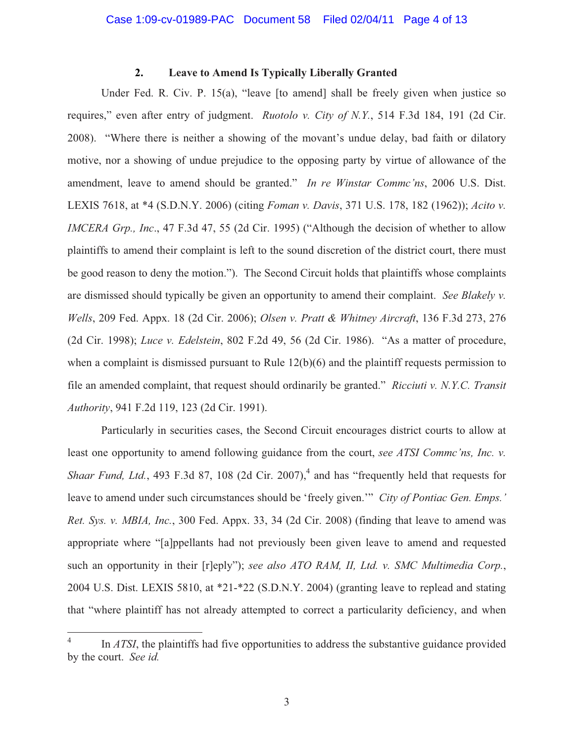### 2. Leave to Amend Is Typically Liberally Granted

Under Fed. R. Civ. P. 15(a), "leave [to amend] shall be freely given when justice so requires," even after entry of judgment. *Ruotolo v. City of N.Y.*, 514 F.3d 184, 191 (2d Cir. 2008). "Where there is neither a showing of the movant's undue delay, bad faith or dilatory motive, nor a showing of undue prejudice to the opposing party by virtue of allowance of the amendment, leave to amend should be granted." *In re Winstar Commc'ns*, 2006 U.S. Dist. LEXIS 7618, at *4 (S.D.N.Y. 2006) (citing *Foman v. Davis*, 371 U.S. 178, 182 (1962)); *Acito v. IMCERA Grp., Inc*., 47 F.3d 47, 55 (2d Cir. 1995) ("Although the decision of whether to allow plaintiffs to amend their complaint is left to the sound discretion of the district court, there must be good reason to deny the motion."). The Second Circuit holds that plaintiffs whose complaints are dismissed should typically be given an opportunity to amend their complaint. *See Blakely v. Wells*, 209 Fed. Appx. 18 (2d Cir. 2006); *Olsen v. Pratt & Whitney Aircraft*, 136 F.3d 273, 276 (2d Cir. 1998); *Luce v. Edelstein*, 802 F.2d 49, 56 (2d Cir. 1986). "As a matter of procedure, when a complaint is dismissed pursuant to Rule 12(b)(6) and the plaintiff requests permission to file an amended complaint, that request should ordinarily be granted." *Ricciuti v. N.Y.C. Transit Authority*, 941 F.2d 119, 123 (2d Cir. 1991).

Particularly in securities cases, the Second Circuit encourages district courts to allow at least one opportunity to amend following guidance from the court, *see ATSI Commc'ns, Inc. v. Shaar Fund, Ltd.*, 493 F.3d 87, 108 (2d Cir. 2007),[4] and has "frequently held that requests for leave to amend under such circumstances should be 'freely given.'" *City of Pontiac Gen. Emps.' Ret. Sys. v. MBIA, Inc.*, 300 Fed. Appx. 33, 34 (2d Cir. 2008) (finding that leave to amend was appropriate where "[a]ppellants had not previously been given leave to amend and requested such an opportunity in their [r]eply"); *see also ATO RAM, II, Ltd. v. SMC Multimedia Corp.*, 2004 U.S. Dist. LEXIS 5810, at *21-*22 (S.D.N.Y. 2004) (granting leave to replead and stating that "where plaintiff has not already attempted to correct a particularity deficiency, and when

---

[4] In *ATSI*, the plaintiffs had five opportunities to address the substantive guidance provided by the court. *See id.*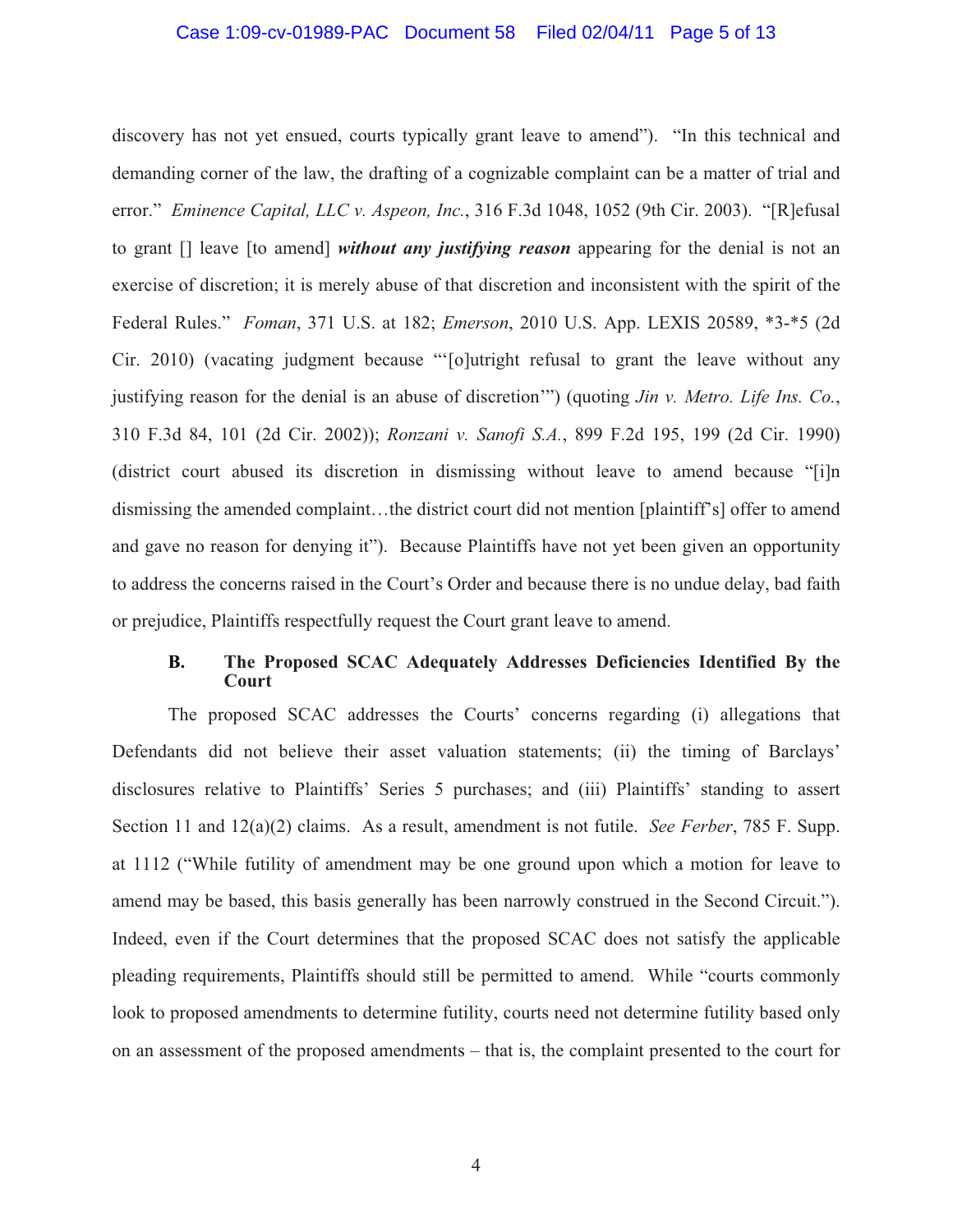discovery has not yet ensued, courts typically grant leave to amend"). "In this technical and demanding corner of the law, the drafting of a cognizable complaint can be a matter of trial and error." *Eminence Capital, LLC v. Aspeon, Inc.*, 316 F.3d 1048, 1052 (9th Cir. 2003). "[R]efusal to grant [] leave [to amend] ***without any justifying reason*** appearing for the denial is not an exercise of discretion; it is merely abuse of that discretion and inconsistent with the spirit of the Federal Rules." *Foman*, 371 U.S. at 182; *Emerson*, 2010 U.S. App. LEXIS 20589, *3-*5 (2d Cir. 2010) (vacating judgment because "'[o]utright refusal to grant the leave without any justifying reason for the denial is an abuse of discretion'") (quoting *Jin v. Metro. Life Ins. Co.*, 310 F.3d 84, 101 (2d Cir. 2002)); *Ronzani v. Sanofi S.A.*, 899 F.2d 195, 199 (2d Cir. 1990) (district court abused its discretion in dismissing without leave to amend because "[i]n dismissing the amended complaint…the district court did not mention [plaintiff's] offer to amend and gave no reason for denying it"). Because Plaintiffs have not yet been given an opportunity to address the concerns raised in the Court's Order and because there is no undue delay, bad faith or prejudice, Plaintiffs respectfully request the Court grant leave to amend.

### B. The Proposed SCAC Adequately Addresses Deficiencies Identified By the Court

The proposed SCAC addresses the Courts' concerns regarding (i) allegations that Defendants did not believe their asset valuation statements; (ii) the timing of Barclays' disclosures relative to Plaintiffs' Series 5 purchases; and (iii) Plaintiffs' standing to assert Section 11 and 12(a)(2) claims. As a result, amendment is not futile. *See Ferber*, 785 F. Supp. at 1112 ("While futility of amendment may be one ground upon which a motion for leave to amend may be based, this basis generally has been narrowly construed in the Second Circuit."). Indeed, even if the Court determines that the proposed SCAC does not satisfy the applicable pleading requirements, Plaintiffs should still be permitted to amend. While "courts commonly look to proposed amendments to determine futility, courts need not determine futility based only on an assessment of the proposed amendments – that is, the complaint presented to the court for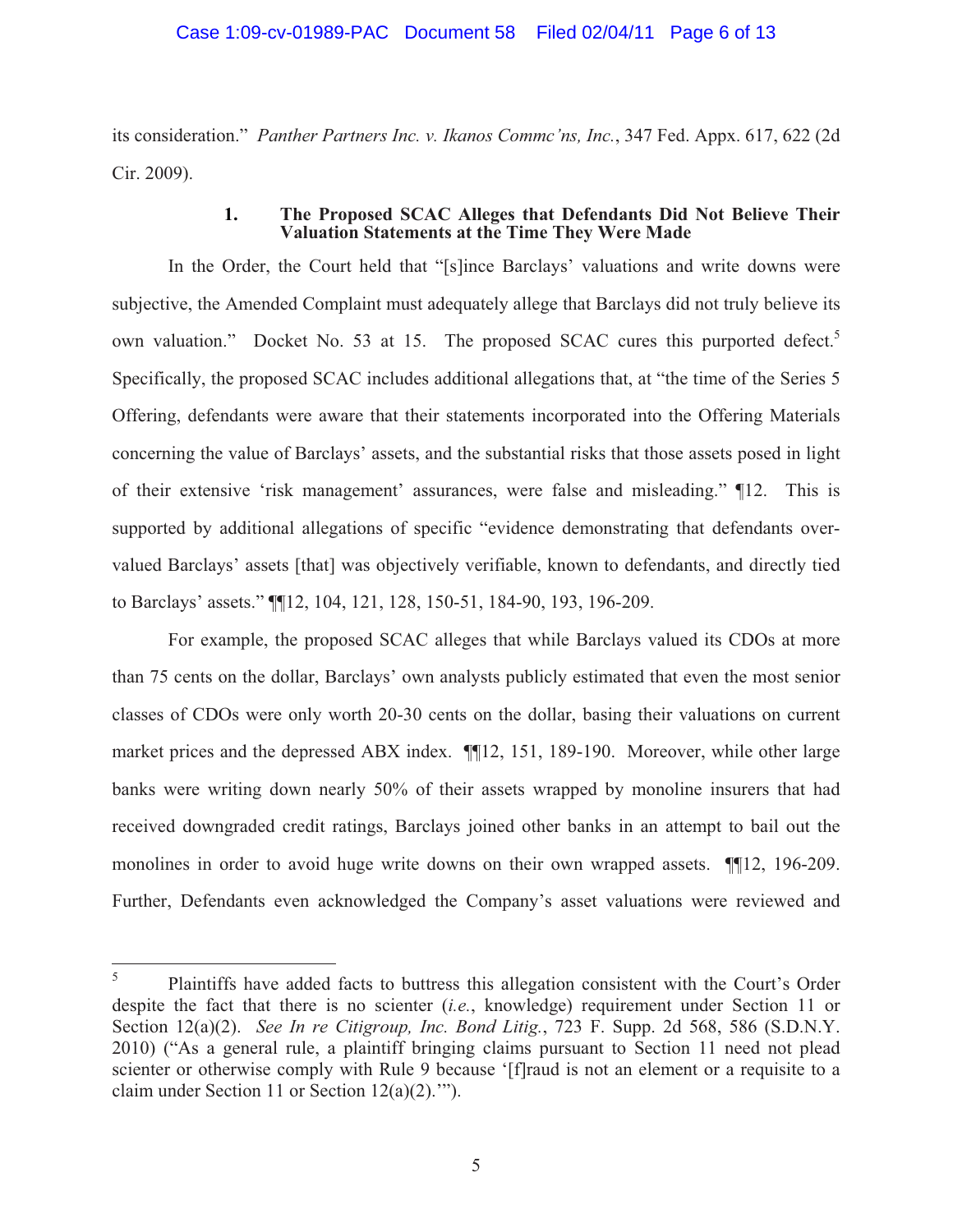its consideration." *Panther Partners Inc. v. Ikanos Commc'ns, Inc.*, 347 Fed. Appx. 617, 622 (2d Cir. 2009).

### 1. The Proposed SCAC Alleges that Defendants Did Not Believe Their Valuation Statements at the Time They Were Made

In the Order, the Court held that "[s]ince Barclays' valuations and write downs were subjective, the Amended Complaint must adequately allege that Barclays did not truly believe its own valuation." Docket No. 53 at 15. The proposed SCAC cures this purported defect.[5] Specifically, the proposed SCAC includes additional allegations that, at "the time of the Series 5 Offering, defendants were aware that their statements incorporated into the Offering Materials concerning the value of Barclays' assets, and the substantial risks that those assets posed in light of their extensive 'risk management' assurances, were false and misleading." ¶12. This is supported by additional allegations of specific "evidence demonstrating that defendants over-valued Barclays' assets [that] was objectively verifiable, known to defendants, and directly tied to Barclays' assets." ¶¶12, 104, 121, 128, 150-51, 184-90, 193, 196-209.

For example, the proposed SCAC alleges that while Barclays valued its CDOs at more than 75 cents on the dollar, Barclays' own analysts publicly estimated that even the most senior classes of CDOs were only worth 20-30 cents on the dollar, basing their valuations on current market prices and the depressed ABX index. ¶¶12, 151, 189-190. Moreover, while other large banks were writing down nearly 50% of their assets wrapped by monoline insurers that had received downgraded credit ratings, Barclays joined other banks in an attempt to bail out the monolines in order to avoid huge write downs on their own wrapped assets. ¶¶12, 196-209. Further, Defendants even acknowledged the Company's asset valuations were reviewed and

[5] Plaintiffs have added facts to buttress this allegation consistent with the Court's Order despite the fact that there is no scienter (*i.e.*, knowledge) requirement under Section 11 or Section 12(a)(2). *See In re Citigroup, Inc. Bond Litig.*, 723 F. Supp. 2d 568, 586 (S.D.N.Y. 2010) ("As a general rule, a plaintiff bringing claims pursuant to Section 11 need not plead scienter or otherwise comply with Rule 9 because '[f]raud is not an element or a requisite to a claim under Section 11 or Section 12(a)(2).'").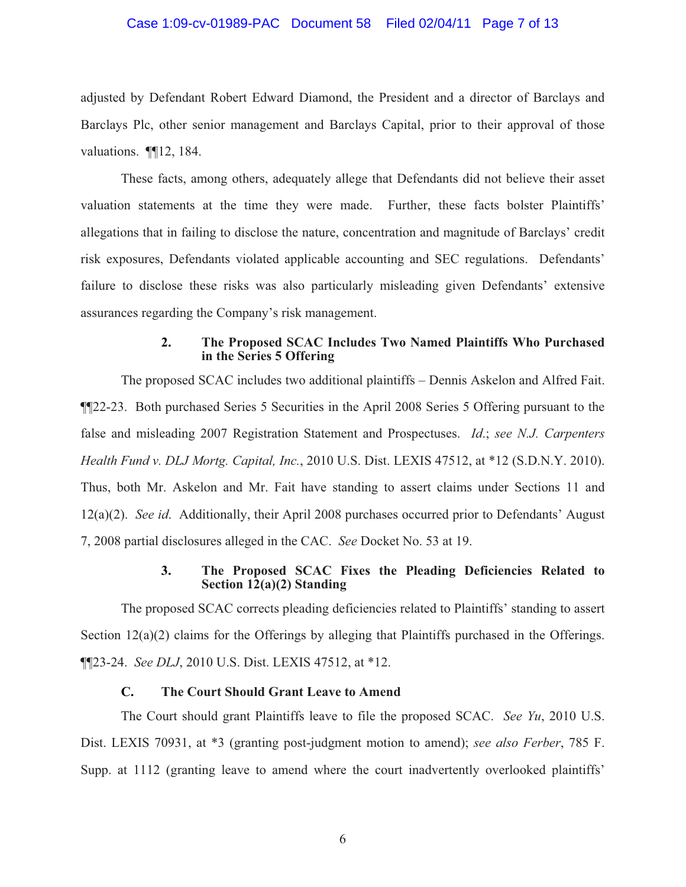adjusted by Defendant Robert Edward Diamond, the President and a director of Barclays and Barclays Plc, other senior management and Barclays Capital, prior to their approval of those valuations. ¶¶12, 184.

These facts, among others, adequately allege that Defendants did not believe their asset valuation statements at the time they were made. Further, these facts bolster Plaintiffs' allegations that in failing to disclose the nature, concentration and magnitude of Barclays' credit risk exposures, Defendants violated applicable accounting and SEC regulations. Defendants' failure to disclose these risks was also particularly misleading given Defendants' extensive assurances regarding the Company's risk management.

#### 2. The Proposed SCAC Includes Two Named Plaintiffs Who Purchased in the Series 5 Offering

The proposed SCAC includes two additional plaintiffs – Dennis Askelon and Alfred Fait. ¶¶22-23. Both purchased Series 5 Securities in the April 2008 Series 5 Offering pursuant to the false and misleading 2007 Registration Statement and Prospectuses. *Id.*; *see N.J. Carpenters Health Fund v. DLJ Mortg. Capital, Inc.*, 2010 U.S. Dist. LEXIS 47512, at *12 (S.D.N.Y. 2010). Thus, both Mr. Askelon and Mr. Fait have standing to assert claims under Sections 11 and 12(a)(2). *See id.* Additionally, their April 2008 purchases occurred prior to Defendants' August 7, 2008 partial disclosures alleged in the CAC. *See* Docket No. 53 at 19.

#### 3. The Proposed SCAC Fixes the Pleading Deficiencies Related to Section 12(a)(2) Standing

The proposed SCAC corrects pleading deficiencies related to Plaintiffs' standing to assert Section 12(a)(2) claims for the Offerings by alleging that Plaintiffs purchased in the Offerings. ¶¶23-24. *See DLJ*, 2010 U.S. Dist. LEXIS 47512, at *12.

### C. The Court Should Grant Leave to Amend

The Court should grant Plaintiffs leave to file the proposed SCAC. *See Yu*, 2010 U.S. Dist. LEXIS 70931, at *3 (granting post-judgment motion to amend); *see also Ferber*, 785 F. Supp. at 1112 (granting leave to amend where the court inadvertently overlooked plaintiffs'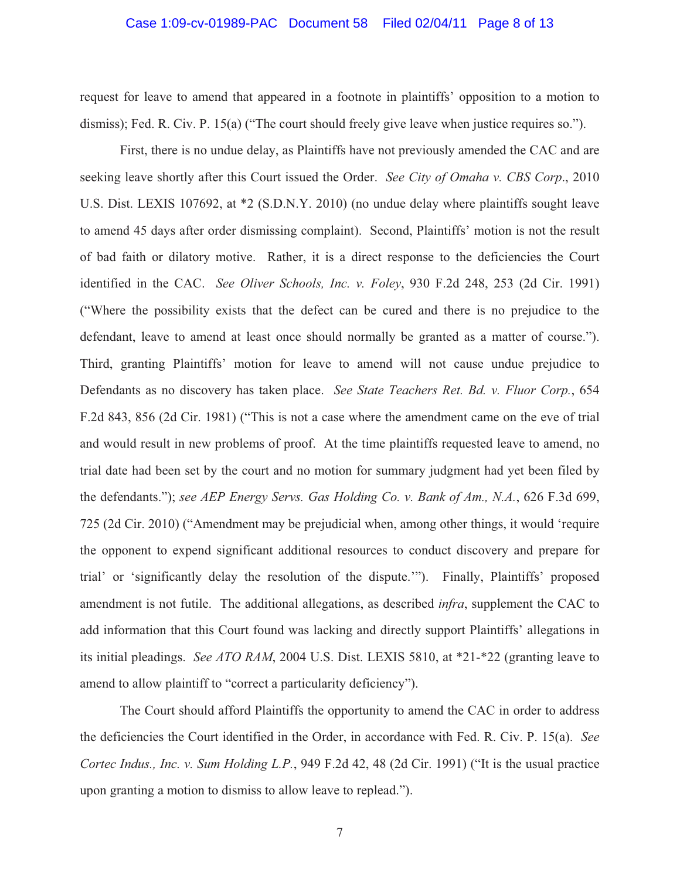request for leave to amend that appeared in a footnote in plaintiffs' opposition to a motion to dismiss); Fed. R. Civ. P. 15(a) ("The court should freely give leave when justice requires so.").

First, there is no undue delay, as Plaintiffs have not previously amended the CAC and are seeking leave shortly after this Court issued the Order. *See City of Omaha v. CBS Corp*., 2010 U.S. Dist. LEXIS 107692, at *2 (S.D.N.Y. 2010) (no undue delay where plaintiffs sought leave to amend 45 days after order dismissing complaint). Second, Plaintiffs' motion is not the result of bad faith or dilatory motive. Rather, it is a direct response to the deficiencies the Court identified in the CAC. *See Oliver Schools, Inc. v. Foley*, 930 F.2d 248, 253 (2d Cir. 1991) ("Where the possibility exists that the defect can be cured and there is no prejudice to the defendant, leave to amend at least once should normally be granted as a matter of course."). Third, granting Plaintiffs' motion for leave to amend will not cause undue prejudice to Defendants as no discovery has taken place. *See State Teachers Ret. Bd. v. Fluor Corp.*, 654 F.2d 843, 856 (2d Cir. 1981) ("This is not a case where the amendment came on the eve of trial and would result in new problems of proof. At the time plaintiffs requested leave to amend, no trial date had been set by the court and no motion for summary judgment had yet been filed by the defendants."); *see AEP Energy Servs. Gas Holding Co. v. Bank of Am., N.A.*, 626 F.3d 699, 725 (2d Cir. 2010) ("Amendment may be prejudicial when, among other things, it would 'require the opponent to expend significant additional resources to conduct discovery and prepare for trial' or 'significantly delay the resolution of the dispute.'"). Finally, Plaintiffs' proposed amendment is not futile. The additional allegations, as described *infra*, supplement the CAC to add information that this Court found was lacking and directly support Plaintiffs' allegations in its initial pleadings. *See ATO RAM*, 2004 U.S. Dist. LEXIS 5810, at *21-*22 (granting leave to amend to allow plaintiff to "correct a particularity deficiency").

The Court should afford Plaintiffs the opportunity to amend the CAC in order to address the deficiencies the Court identified in the Order, in accordance with Fed. R. Civ. P. 15(a). *See Cortec Indus., Inc. v. Sum Holding L.P.*, 949 F.2d 42, 48 (2d Cir. 1991) ("It is the usual practice upon granting a motion to dismiss to allow leave to replead.").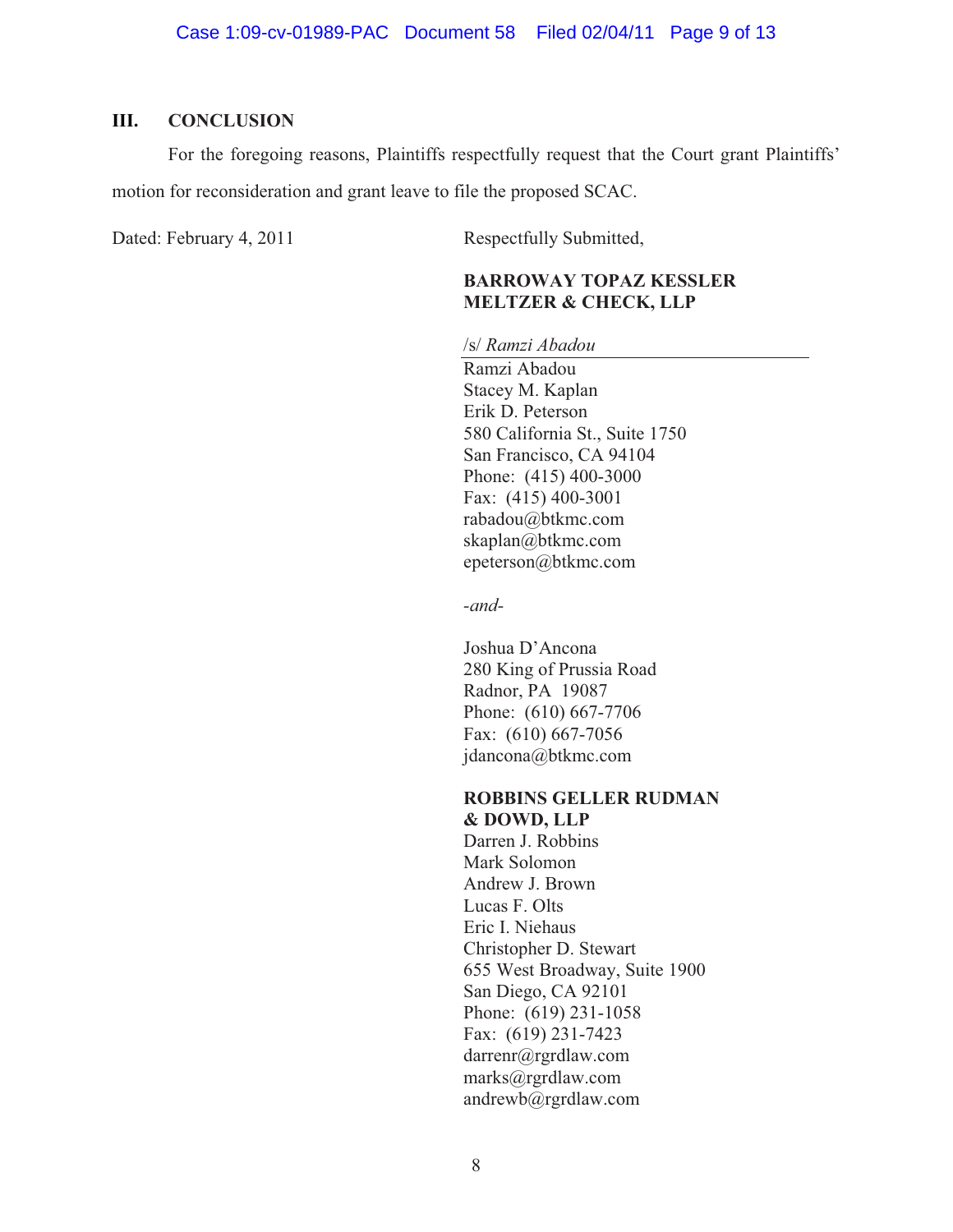## III. CONCLUSION

For the foregoing reasons, Plaintiffs respectfully request that the Court grant Plaintiffs' motion for reconsideration and grant leave to file the proposed SCAC.

Dated: February 4, 2011

Respectfully Submitted,

**BARROWAY TOPAZ KESSLER MELTZER & CHECK, LLP**

/s/ *Ramzi Abadou*
Ramzi Abadou
Stacey M. Kaplan
Erik D. Peterson
580 California St., Suite 1750
San Francisco, CA 94104
Phone: (415) 400-3000
Fax: (415) 400-3001
rabadou@btkmc.com
skaplan@btkmc.com
epeterson@btkmc.com

*-and-*

Joshua D'Ancona
280 King of Prussia Road
Radnor, PA 19087
Phone: (610) 667-7706
Fax: (610) 667-7056
jdancona@btkmc.com

**ROBBINS GELLER RUDMAN & DOWD, LLP**
Darren J. Robbins
Mark Solomon
Andrew J. Brown
Lucas F. Olts
Eric I. Niehaus
Christopher D. Stewart
655 West Broadway, Suite 1900
San Diego, CA 92101
Phone: (619) 231-1058
Fax: (619) 231-7423
darrenr@rgrdlaw.com
marks@rgrdlaw.com
andrewb@rgrdlaw.com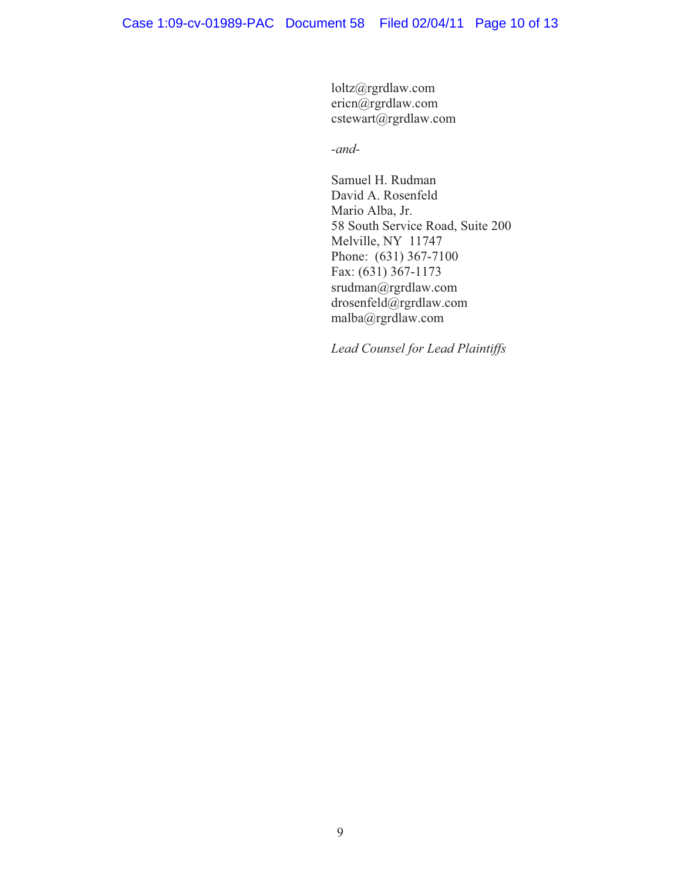loltz@rgrdlaw.com
ericn@rgrdlaw.com
cstewart@rgrdlaw.com

*-and-*

Samuel H. Rudman
David A. Rosenfeld
Mario Alba, Jr.
58 South Service Road, Suite 200
Melville, NY 11747
Phone: (631) 367-7100
Fax: (631) 367-1173
srudman@rgrdlaw.com
drosenfeld@rgrdlaw.com
malba@rgrdlaw.com

*Lead Counsel for Lead Plaintiffs*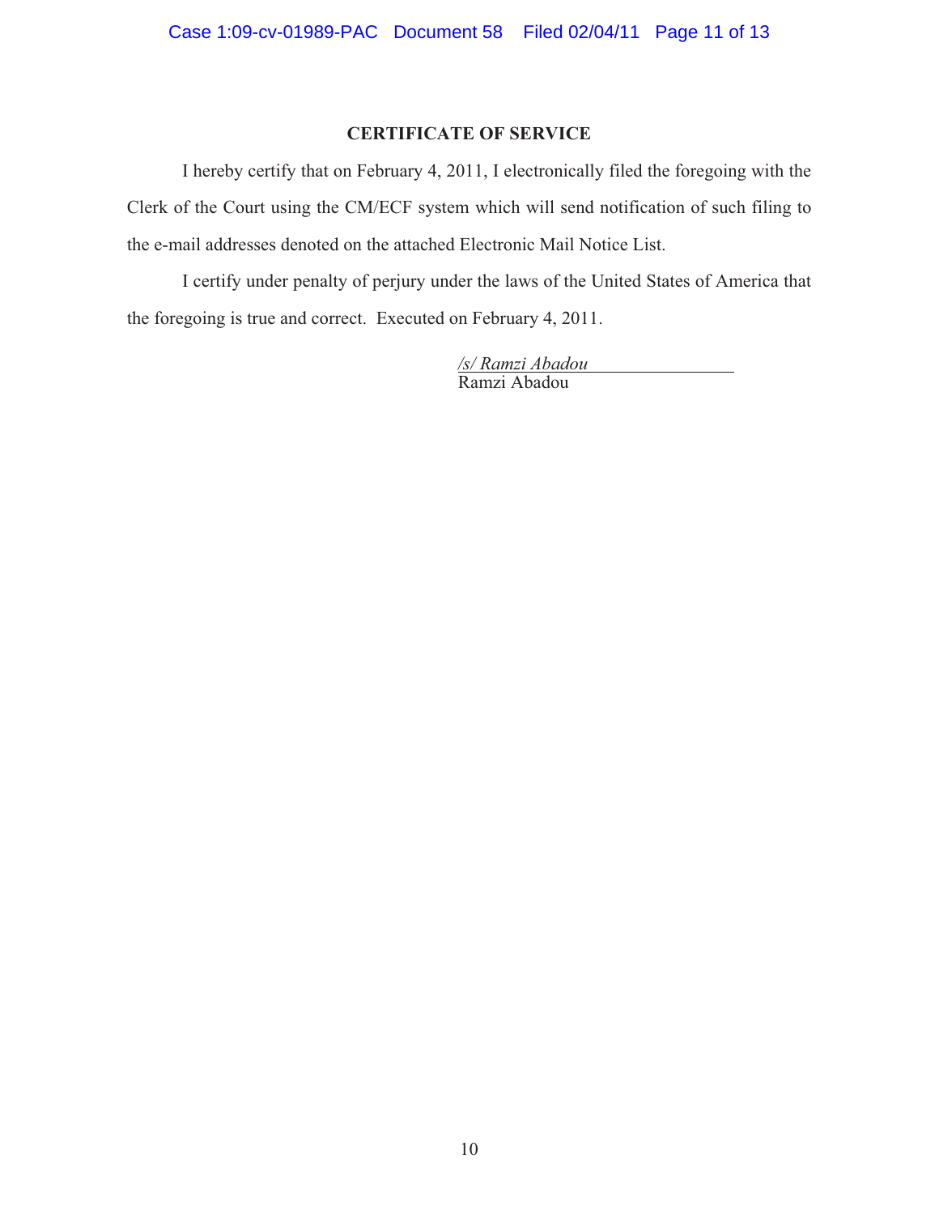## CERTIFICATE OF SERVICE

I hereby certify that on February 4, 2011, I electronically filed the foregoing with the Clerk of the Court using the CM/ECF system which will send notification of such filing to the e-mail addresses denoted on the attached Electronic Mail Notice List.

I certify under penalty of perjury under the laws of the United States of America that the foregoing is true and correct. Executed on February 4, 2011.

*/s/ Ramzi Abadou*
Ramzi Abadou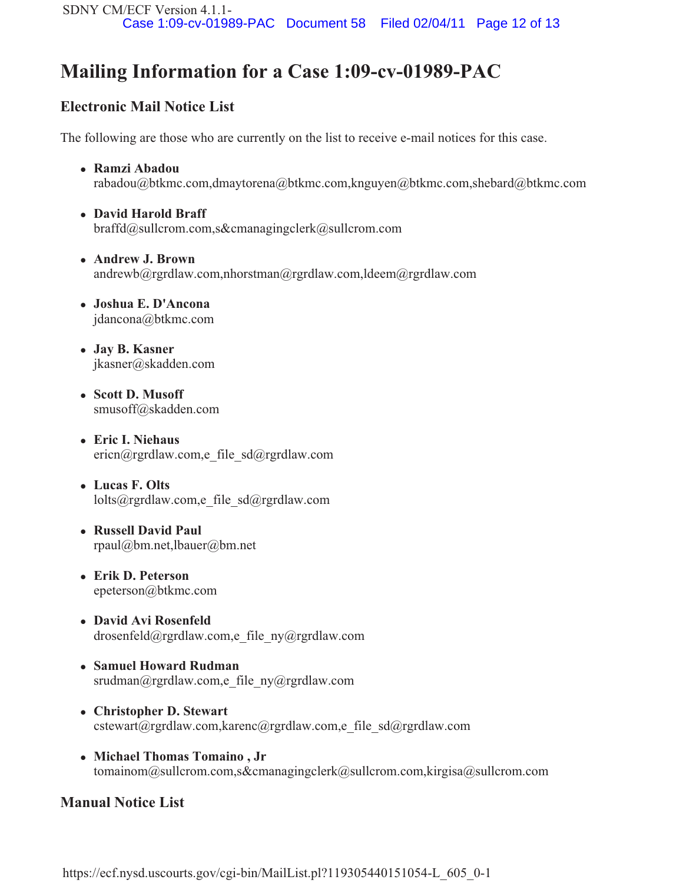# Mailing Information for a Case 1:09-cv-01989-PAC

## Electronic Mail Notice List

The following are those who are currently on the list to receive e-mail notices for this case.

- **Ramzi Abadou**
  rabadou@btkmc.com,dmaytorena@btkmc.com,knguyen@btkmc.com,shebard@btkmc.com
- **David Harold Braff**
  braffd@sullcrom.com,s&cmanagingclerk@sullcrom.com
- **Andrew J. Brown**
  andrewb@rgrdlaw.com,nhorstman@rgrdlaw.com,ldeem@rgrdlaw.com
- **Joshua E. D'Ancona**
  jdancona@btkmc.com
- **Jay B. Kasner**
  jkasner@skadden.com
- **Scott D. Musoff**
  smusoff@skadden.com
- **Eric I. Niehaus**
  ericn@rgrdlaw.com,e_file_sd@rgrdlaw.com
- **Lucas F. Olts**
  lolts@rgrdlaw.com,e_file_sd@rgrdlaw.com
- **Russell David Paul**
  rpaul@bm.net,lbauer@bm.net
- **Erik D. Peterson**
  epeterson@btkmc.com
- **David Avi Rosenfeld**
  drosenfeld@rgrdlaw.com,e_file_ny@rgrdlaw.com
- **Samuel Howard Rudman**
  srudman@rgrdlaw.com,e_file_ny@rgrdlaw.com
- **Christopher D. Stewart**
  cstewart@rgrdlaw.com,karenc@rgrdlaw.com,e_file_sd@rgrdlaw.com
- **Michael Thomas Tomaino , Jr**
  tomainom@sullcrom.com,s&cmanagingclerk@sullcrom.com,kirgisa@sullcrom.com

## Manual Notice List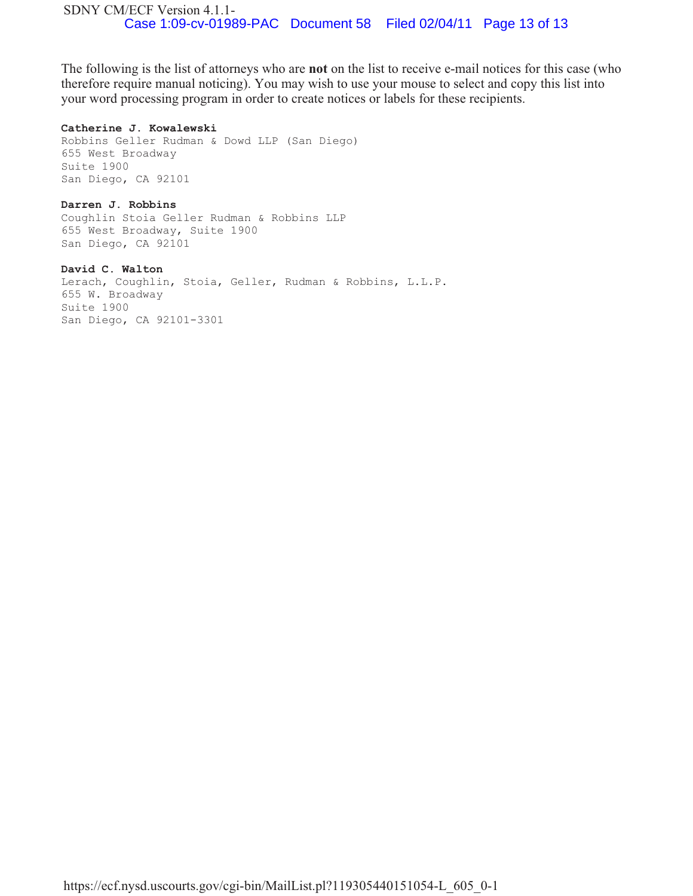The following is the list of attorneys who are **not** on the list to receive e-mail notices for this case (who therefore require manual noticing). You may wish to use your mouse to select and copy this list into your word processing program in order to create notices or labels for these recipients.

**Catherine J. Kowalewski**
Robbins Geller Rudman & Dowd LLP (San Diego)
655 West Broadway
Suite 1900
San Diego, CA 92101

**Darren J. Robbins**
Coughlin Stoia Geller Rudman & Robbins LLP
655 West Broadway, Suite 1900
San Diego, CA 92101

**David C. Walton**
Lerach, Coughlin, Stoia, Geller, Rudman & Robbins, L.L.P.
655 W. Broadway
Suite 1900
San Diego, CA 92101-3301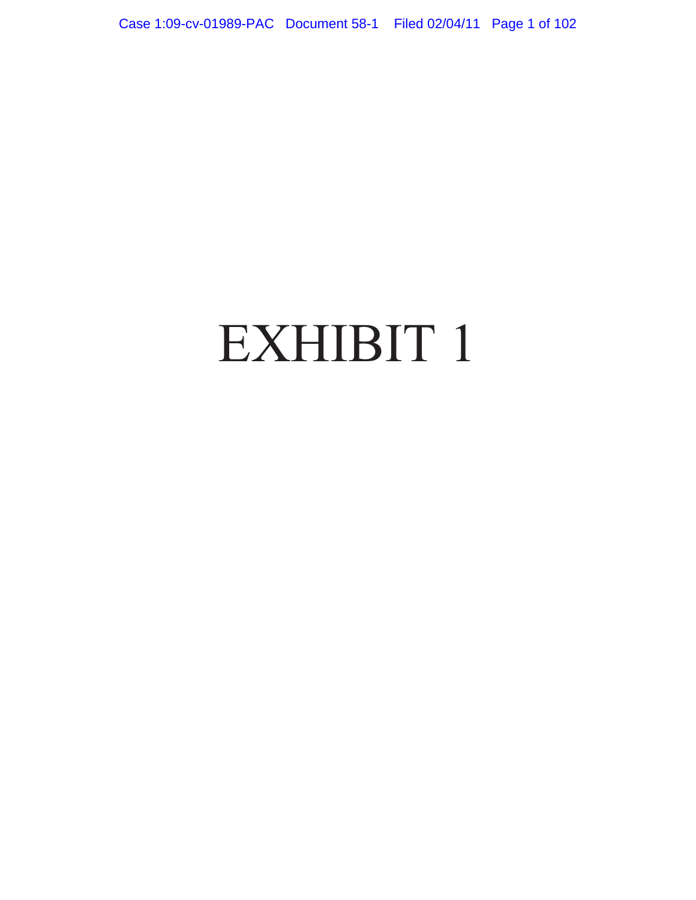# EXHIBIT 1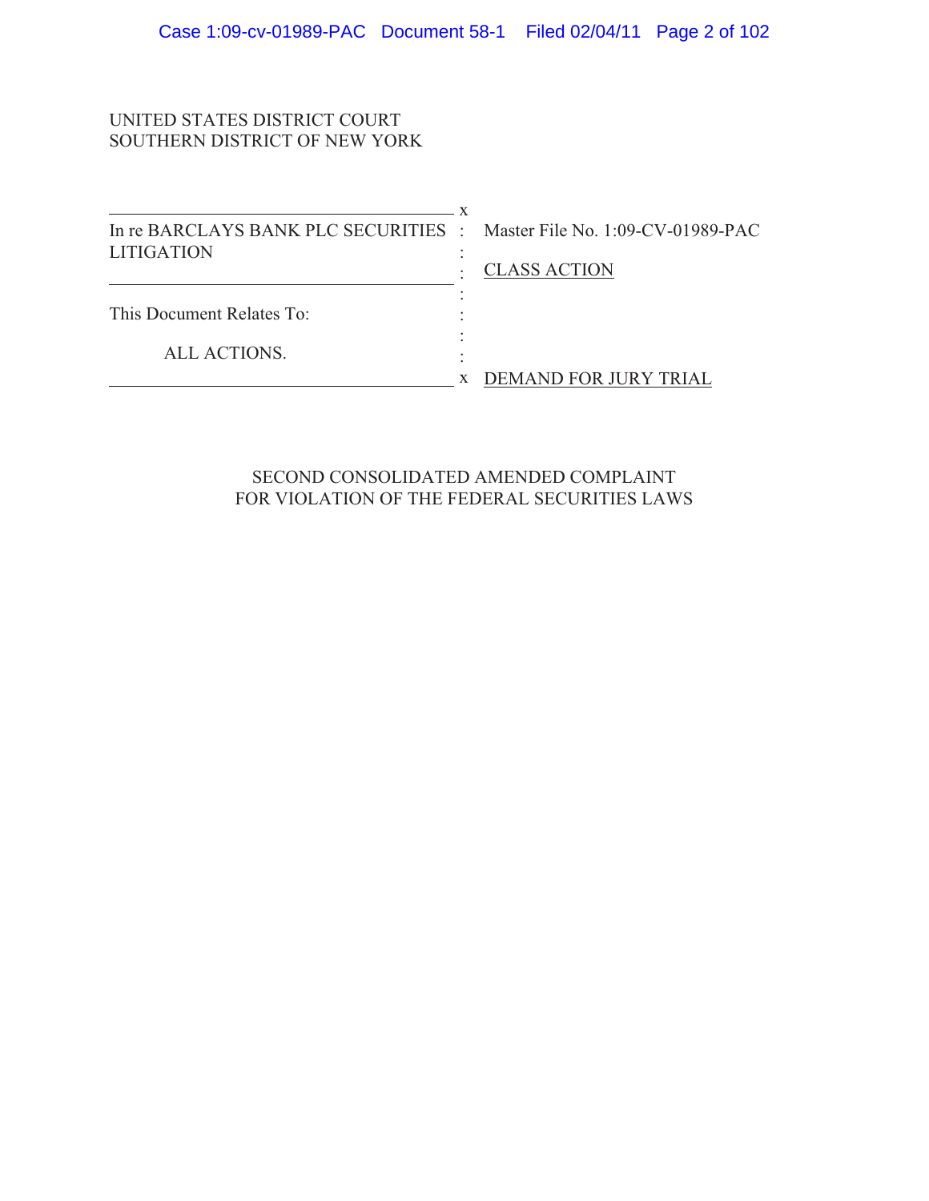UNITED STATES DISTRICT COURT
SOUTHERN DISTRICT OF NEW YORK

| | |
|---|---|
| In re BARCLAYS BANK PLC SECURITIES LITIGATION | Master File No. 1:09-CV-01989-PAC |
| | CLASS ACTION |
| This Document Relates To: | |
| ALL ACTIONS. | DEMAND FOR JURY TRIAL |

SECOND CONSOLIDATED AMENDED COMPLAINT
FOR VIOLATION OF THE FEDERAL SECURITIES LAWS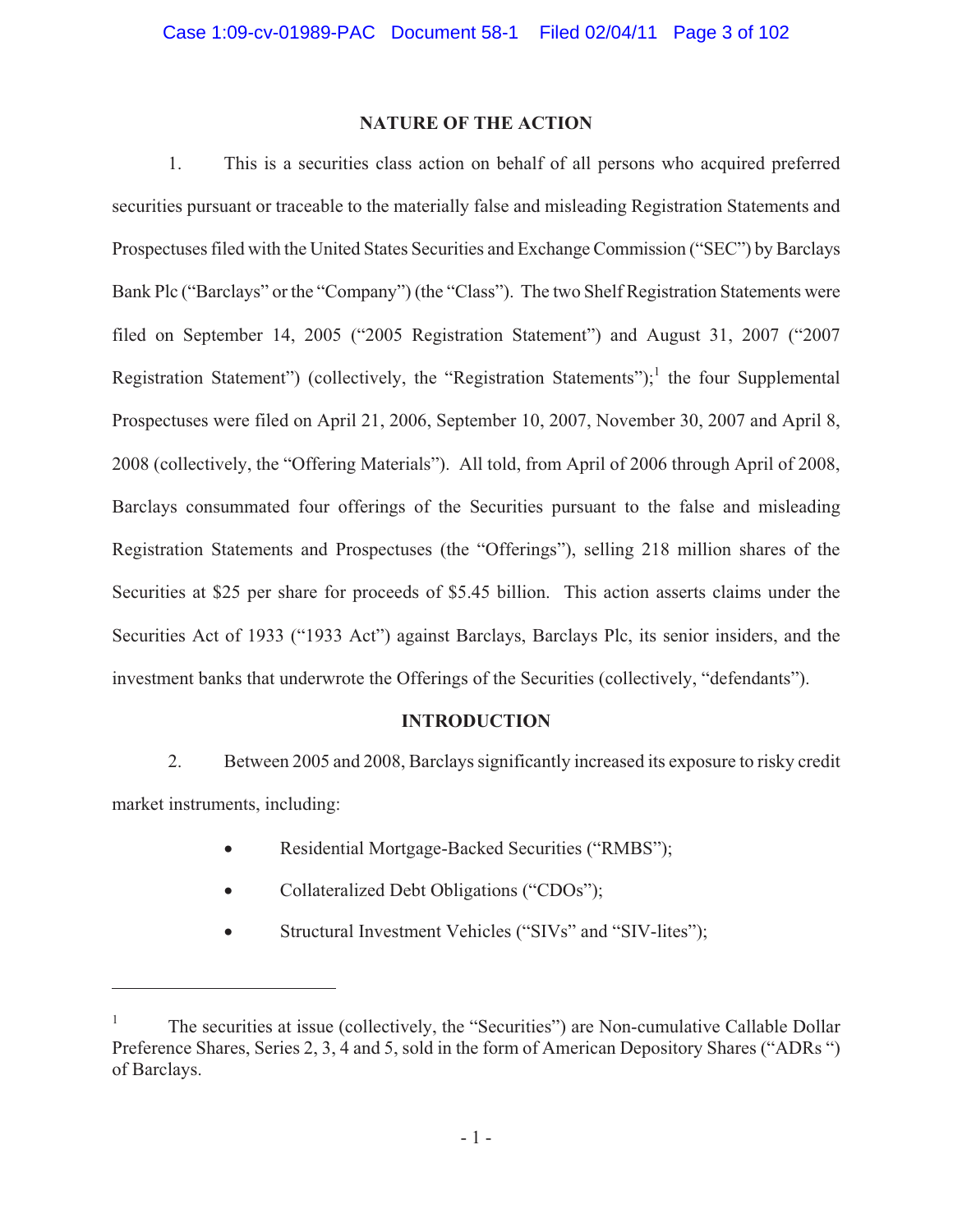## NATURE OF THE ACTION

1. This is a securities class action on behalf of all persons who acquired preferred securities pursuant or traceable to the materially false and misleading Registration Statements and Prospectuses filed with the United States Securities and Exchange Commission ("SEC") by Barclays Bank Plc ("Barclays" or the "Company") (the "Class"). The two Shelf Registration Statements were filed on September 14, 2005 ("2005 Registration Statement") and August 31, 2007 ("2007 Registration Statement") (collectively, the "Registration Statements");[1] the four Supplemental Prospectuses were filed on April 21, 2006, September 10, 2007, November 30, 2007 and April 8, 2008 (collectively, the "Offering Materials"). All told, from April of 2006 through April of 2008, Barclays consummated four offerings of the Securities pursuant to the false and misleading Registration Statements and Prospectuses (the "Offerings"), selling 218 million shares of the Securities at $25 per share for proceeds of $5.45 billion. This action asserts claims under the Securities Act of 1933 ("1933 Act") against Barclays, Barclays Plc, its senior insiders, and the investment banks that underwrote the Offerings of the Securities (collectively, "defendants").

## INTRODUCTION

2. Between 2005 and 2008, Barclays significantly increased its exposure to risky credit market instruments, including:

- Residential Mortgage-Backed Securities ("RMBS");
- Collateralized Debt Obligations ("CDOs");
- Structural Investment Vehicles ("SIVs" and "SIV-lites");

---

[1] The securities at issue (collectively, the "Securities") are Non-cumulative Callable Dollar Preference Shares, Series 2, 3, 4 and 5, sold in the form of American Depository Shares ("ADRs ") of Barclays.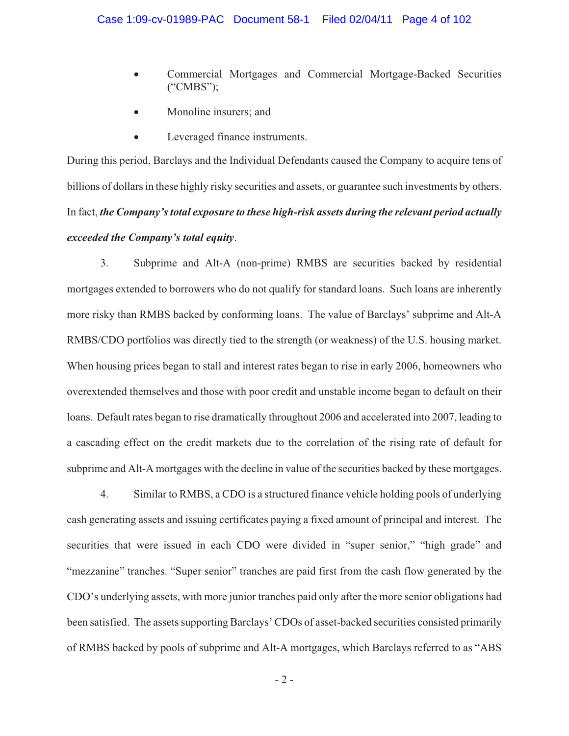- Commercial Mortgages and Commercial Mortgage-Backed Securities ("CMBS");
- Monoline insurers; and
- Leveraged finance instruments.

During this period, Barclays and the Individual Defendants caused the Company to acquire tens of billions of dollars in these highly risky securities and assets, or guarantee such investments by others. In fact, ***the Company's total exposure to these high-risk assets during the relevant period actually exceeded the Company's total equity***.

3. Subprime and Alt-A (non-prime) RMBS are securities backed by residential mortgages extended to borrowers who do not qualify for standard loans. Such loans are inherently more risky than RMBS backed by conforming loans. The value of Barclays' subprime and Alt-A RMBS/CDO portfolios was directly tied to the strength (or weakness) of the U.S. housing market. When housing prices began to stall and interest rates began to rise in early 2006, homeowners who overextended themselves and those with poor credit and unstable income began to default on their loans. Default rates began to rise dramatically throughout 2006 and accelerated into 2007, leading to a cascading effect on the credit markets due to the correlation of the rising rate of default for subprime and Alt-A mortgages with the decline in value of the securities backed by these mortgages.

4. Similar to RMBS, a CDO is a structured finance vehicle holding pools of underlying cash generating assets and issuing certificates paying a fixed amount of principal and interest. The securities that were issued in each CDO were divided in "super senior," "high grade" and "mezzanine" tranches. "Super senior" tranches are paid first from the cash flow generated by the CDO's underlying assets, with more junior tranches paid only after the more senior obligations had been satisfied. The assets supporting Barclays' CDOs of asset-backed securities consisted primarily of RMBS backed by pools of subprime and Alt-A mortgages, which Barclays referred to as "ABS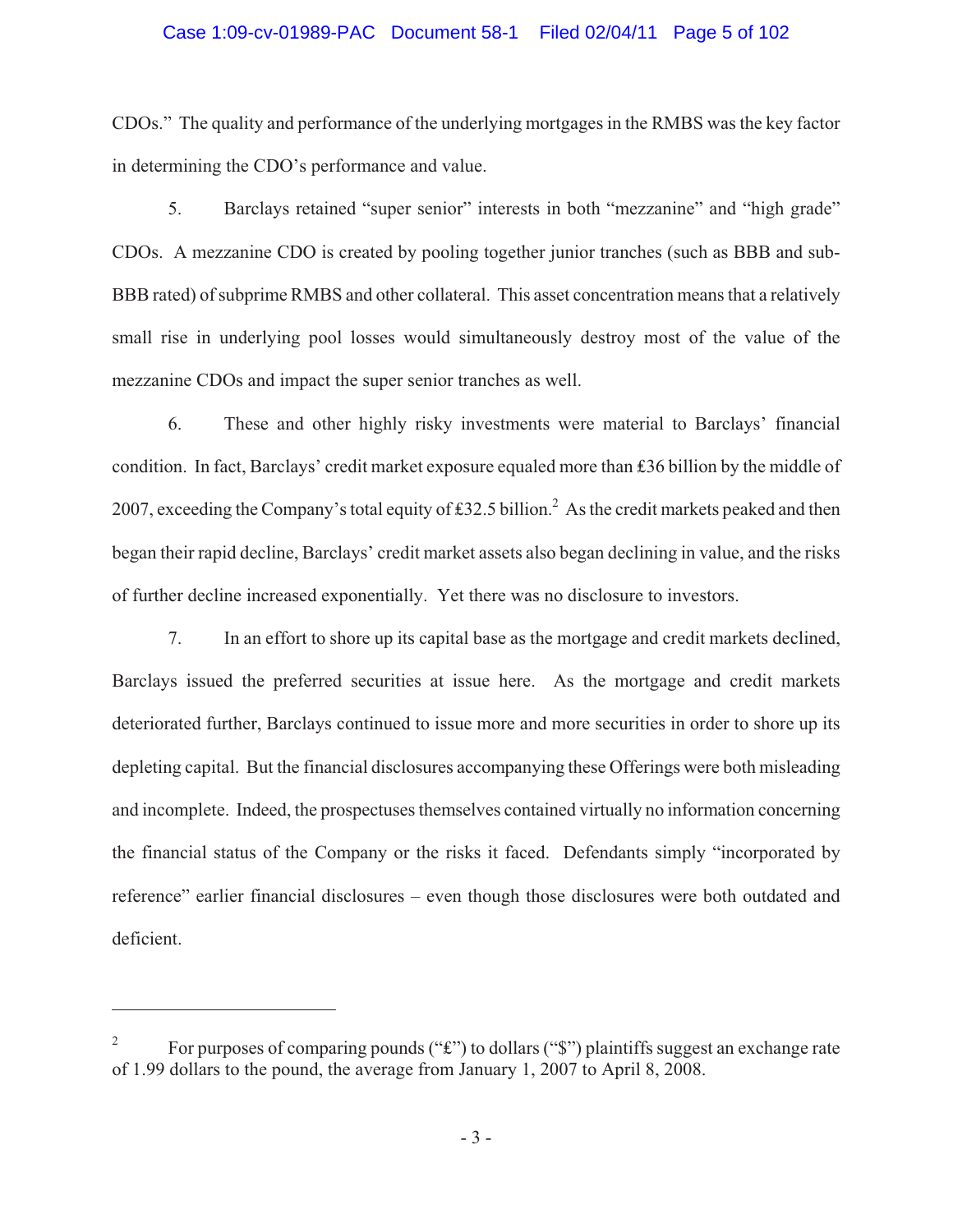CDOs." The quality and performance of the underlying mortgages in the RMBS was the key factor in determining the CDO's performance and value.

5. Barclays retained "super senior" interests in both "mezzanine" and "high grade" CDOs. A mezzanine CDO is created by pooling together junior tranches (such as BBB and sub-BBB rated) of subprime RMBS and other collateral. This asset concentration means that a relatively small rise in underlying pool losses would simultaneously destroy most of the value of the mezzanine CDOs and impact the super senior tranches as well.

6. These and other highly risky investments were material to Barclays' financial condition. In fact, Barclays' credit market exposure equaled more than £36 billion by the middle of 2007, exceeding the Company's total equity of £32.5 billion.[2] As the credit markets peaked and then began their rapid decline, Barclays' credit market assets also began declining in value, and the risks of further decline increased exponentially. Yet there was no disclosure to investors.

7. In an effort to shore up its capital base as the mortgage and credit markets declined, Barclays issued the preferred securities at issue here. As the mortgage and credit markets deteriorated further, Barclays continued to issue more and more securities in order to shore up its depleting capital. But the financial disclosures accompanying these Offerings were both misleading and incomplete. Indeed, the prospectuses themselves contained virtually no information concerning the financial status of the Company or the risks it faced. Defendants simply "incorporated by reference" earlier financial disclosures – even though those disclosures were both outdated and deficient.

---

[2] For purposes of comparing pounds ("£") to dollars ("$") plaintiffs suggest an exchange rate of 1.99 dollars to the pound, the average from January 1, 2007 to April 8, 2008.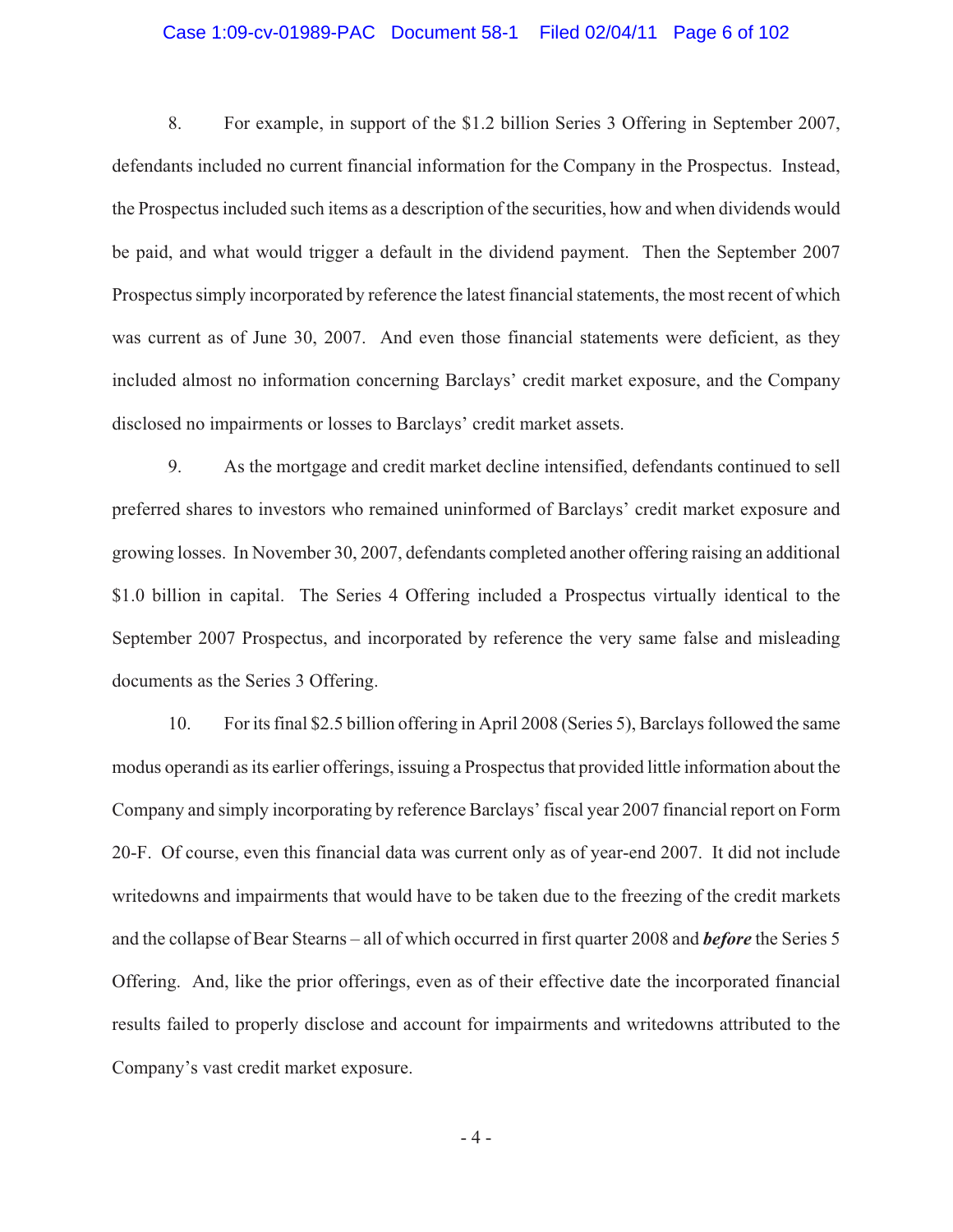8. For example, in support of the $1.2 billion Series 3 Offering in September 2007, defendants included no current financial information for the Company in the Prospectus. Instead, the Prospectus included such items as a description of the securities, how and when dividends would be paid, and what would trigger a default in the dividend payment. Then the September 2007 Prospectus simply incorporated by reference the latest financial statements, the most recent of which was current as of June 30, 2007. And even those financial statements were deficient, as they included almost no information concerning Barclays' credit market exposure, and the Company disclosed no impairments or losses to Barclays' credit market assets.

9. As the mortgage and credit market decline intensified, defendants continued to sell preferred shares to investors who remained uninformed of Barclays' credit market exposure and growing losses. In November 30, 2007, defendants completed another offering raising an additional $1.0 billion in capital. The Series 4 Offering included a Prospectus virtually identical to the September 2007 Prospectus, and incorporated by reference the very same false and misleading documents as the Series 3 Offering.

10. For its final $2.5 billion offering in April 2008 (Series 5), Barclays followed the same modus operandi as its earlier offerings, issuing a Prospectus that provided little information about the Company and simply incorporating by reference Barclays' fiscal year 2007 financial report on Form 20-F. Of course, even this financial data was current only as of year-end 2007. It did not include writedowns and impairments that would have to be taken due to the freezing of the credit markets and the collapse of Bear Stearns – all of which occurred in first quarter 2008 and ***before*** the Series 5 Offering. And, like the prior offerings, even as of their effective date the incorporated financial results failed to properly disclose and account for impairments and writedowns attributed to the Company's vast credit market exposure.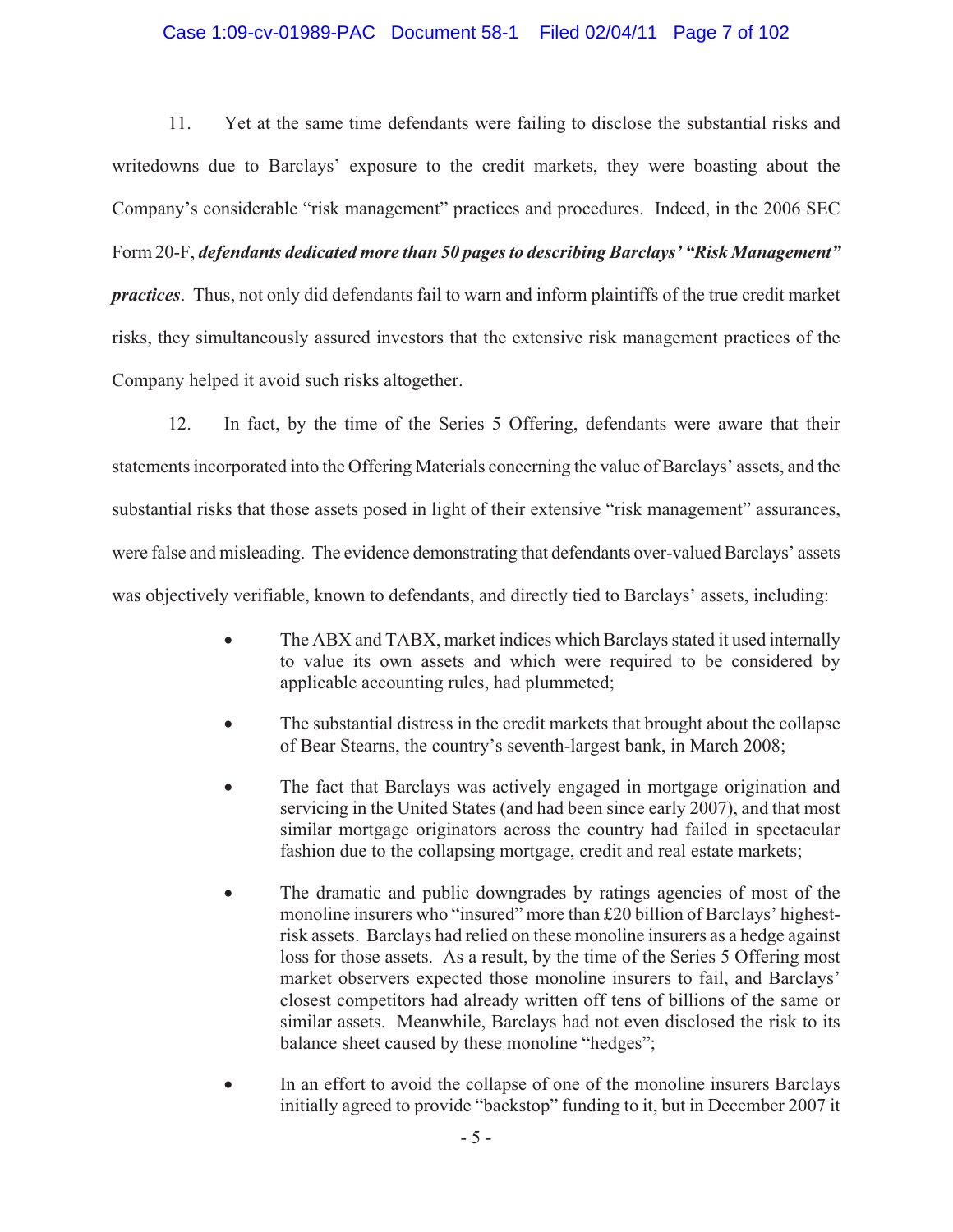11. Yet at the same time defendants were failing to disclose the substantial risks and writedowns due to Barclays' exposure to the credit markets, they were boasting about the Company's considerable "risk management" practices and procedures. Indeed, in the 2006 SEC Form 20-F, ***defendants dedicated more than 50 pages to describing Barclays' "Risk Management" practices***. Thus, not only did defendants fail to warn and inform plaintiffs of the true credit market risks, they simultaneously assured investors that the extensive risk management practices of the Company helped it avoid such risks altogether.

12. In fact, by the time of the Series 5 Offering, defendants were aware that their statements incorporated into the Offering Materials concerning the value of Barclays' assets, and the substantial risks that those assets posed in light of their extensive "risk management" assurances, were false and misleading. The evidence demonstrating that defendants over-valued Barclays' assets was objectively verifiable, known to defendants, and directly tied to Barclays' assets, including:

- The ABX and TABX, market indices which Barclays stated it used internally to value its own assets and which were required to be considered by applicable accounting rules, had plummeted;
- The substantial distress in the credit markets that brought about the collapse of Bear Stearns, the country's seventh-largest bank, in March 2008;
- The fact that Barclays was actively engaged in mortgage origination and servicing in the United States (and had been since early 2007), and that most similar mortgage originators across the country had failed in spectacular fashion due to the collapsing mortgage, credit and real estate markets;
- The dramatic and public downgrades by ratings agencies of most of the monoline insurers who "insured" more than £20 billion of Barclays' highest-risk assets. Barclays had relied on these monoline insurers as a hedge against loss for those assets. As a result, by the time of the Series 5 Offering most market observers expected those monoline insurers to fail, and Barclays' closest competitors had already written off tens of billions of the same or similar assets. Meanwhile, Barclays had not even disclosed the risk to its balance sheet caused by these monoline "hedges";
- In an effort to avoid the collapse of one of the monoline insurers Barclays initially agreed to provide "backstop" funding to it, but in December 2007 it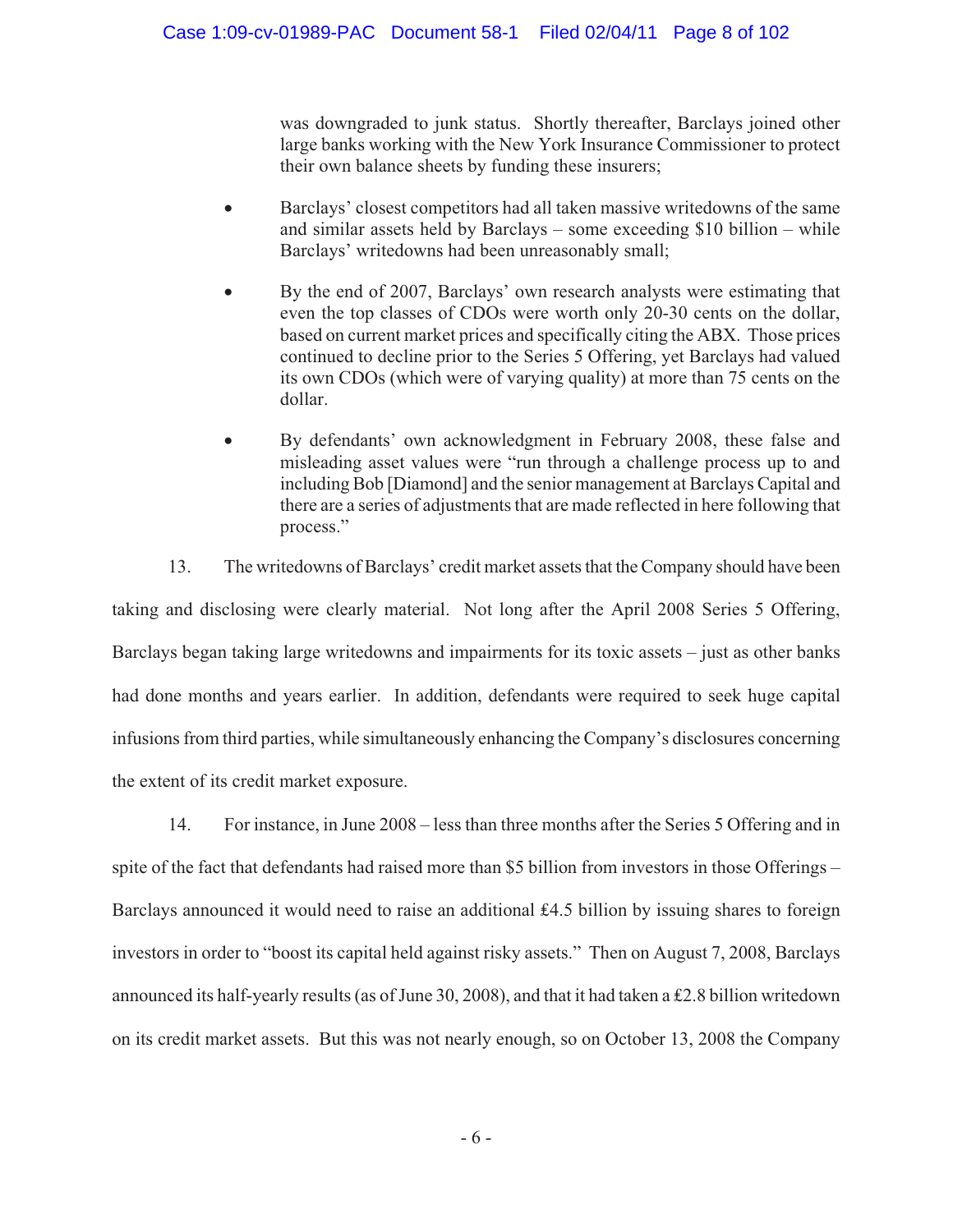was downgraded to junk status. Shortly thereafter, Barclays joined other large banks working with the New York Insurance Commissioner to protect their own balance sheets by funding these insurers;

- Barclays' closest competitors had all taken massive writedowns of the same and similar assets held by Barclays – some exceeding $10 billion – while Barclays' writedowns had been unreasonably small;
- By the end of 2007, Barclays' own research analysts were estimating that even the top classes of CDOs were worth only 20-30 cents on the dollar, based on current market prices and specifically citing the ABX. Those prices continued to decline prior to the Series 5 Offering, yet Barclays had valued its own CDOs (which were of varying quality) at more than 75 cents on the dollar.
- By defendants' own acknowledgment in February 2008, these false and misleading asset values were "run through a challenge process up to and including Bob [Diamond] and the senior management at Barclays Capital and there are a series of adjustments that are made reflected in here following that process."

13. The writedowns of Barclays' credit market assets that the Company should have been taking and disclosing were clearly material. Not long after the April 2008 Series 5 Offering, Barclays began taking large writedowns and impairments for its toxic assets – just as other banks had done months and years earlier. In addition, defendants were required to seek huge capital infusions from third parties, while simultaneously enhancing the Company's disclosures concerning the extent of its credit market exposure.

14. For instance, in June 2008 – less than three months after the Series 5 Offering and in spite of the fact that defendants had raised more than $5 billion from investors in those Offerings – Barclays announced it would need to raise an additional £4.5 billion by issuing shares to foreign investors in order to "boost its capital held against risky assets." Then on August 7, 2008, Barclays announced its half-yearly results (as of June 30, 2008), and that it had taken a £2.8 billion writedown on its credit market assets. But this was not nearly enough, so on October 13, 2008 the Company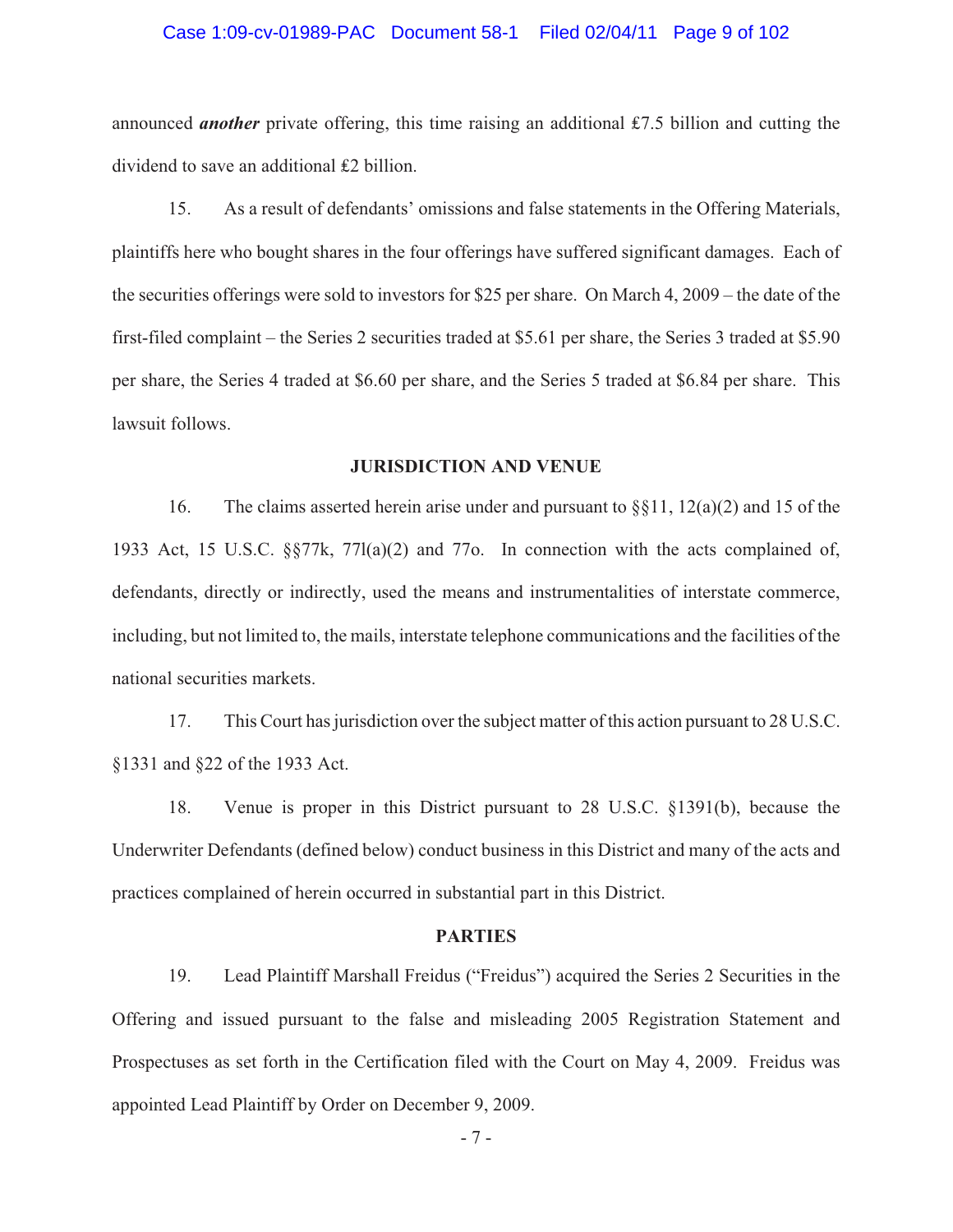announced ***another*** private offering, this time raising an additional £7.5 billion and cutting the dividend to save an additional £2 billion.

15. As a result of defendants' omissions and false statements in the Offering Materials, plaintiffs here who bought shares in the four offerings have suffered significant damages. Each of the securities offerings were sold to investors for $25 per share. On March 4, 2009 – the date of the first-filed complaint – the Series 2 securities traded at $5.61 per share, the Series 3 traded at $5.90 per share, the Series 4 traded at $6.60 per share, and the Series 5 traded at $6.84 per share. This lawsuit follows.

## JURISDICTION AND VENUE

16. The claims asserted herein arise under and pursuant to §§11, 12(a)(2) and 15 of the 1933 Act, 15 U.S.C. §§77k, 77l(a)(2) and 77o. In connection with the acts complained of, defendants, directly or indirectly, used the means and instrumentalities of interstate commerce, including, but not limited to, the mails, interstate telephone communications and the facilities of the national securities markets.

17. This Court has jurisdiction over the subject matter of this action pursuant to 28 U.S.C. §1331 and §22 of the 1933 Act.

18. Venue is proper in this District pursuant to 28 U.S.C. §1391(b), because the Underwriter Defendants (defined below) conduct business in this District and many of the acts and practices complained of herein occurred in substantial part in this District.

## PARTIES

19. Lead Plaintiff Marshall Freidus ("Freidus") acquired the Series 2 Securities in the Offering and issued pursuant to the false and misleading 2005 Registration Statement and Prospectuses as set forth in the Certification filed with the Court on May 4, 2009. Freidus was appointed Lead Plaintiff by Order on December 9, 2009.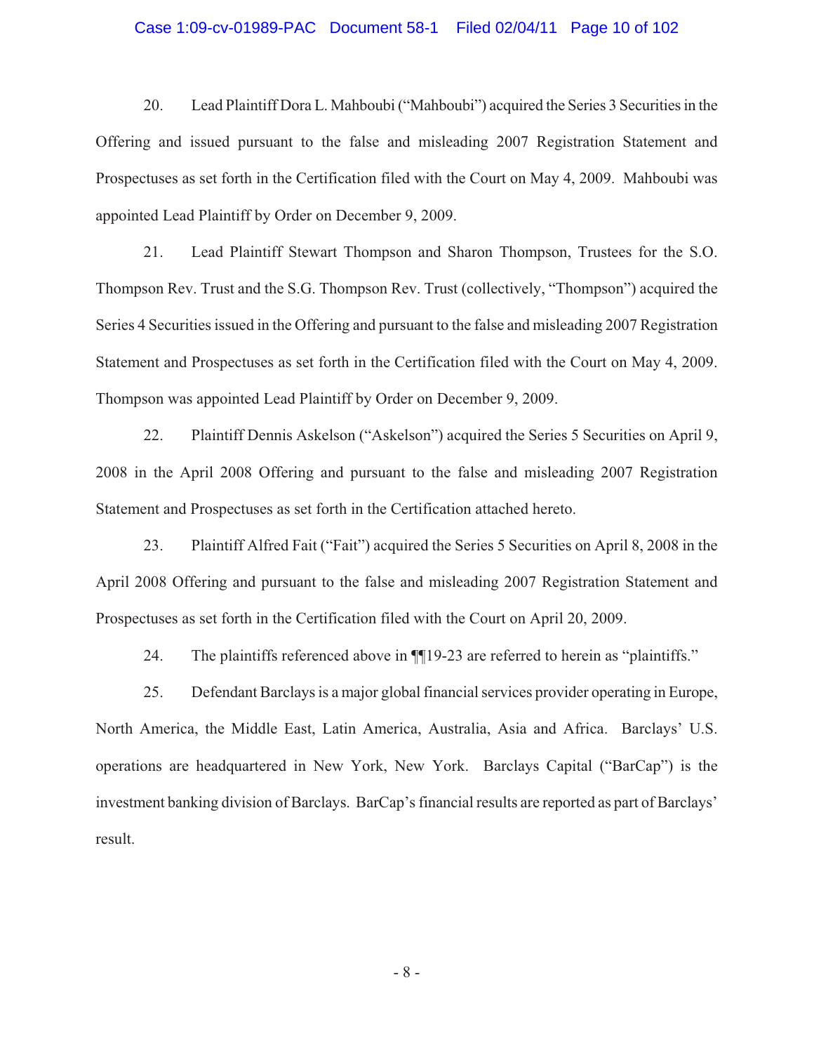20. Lead Plaintiff Dora L. Mahboubi ("Mahboubi") acquired the Series 3 Securities in the Offering and issued pursuant to the false and misleading 2007 Registration Statement and Prospectuses as set forth in the Certification filed with the Court on May 4, 2009. Mahboubi was appointed Lead Plaintiff by Order on December 9, 2009.

21. Lead Plaintiff Stewart Thompson and Sharon Thompson, Trustees for the S.O. Thompson Rev. Trust and the S.G. Thompson Rev. Trust (collectively, "Thompson") acquired the Series 4 Securities issued in the Offering and pursuant to the false and misleading 2007 Registration Statement and Prospectuses as set forth in the Certification filed with the Court on May 4, 2009. Thompson was appointed Lead Plaintiff by Order on December 9, 2009.

22. Plaintiff Dennis Askelson ("Askelson") acquired the Series 5 Securities on April 9, 2008 in the April 2008 Offering and pursuant to the false and misleading 2007 Registration Statement and Prospectuses as set forth in the Certification attached hereto.

23. Plaintiff Alfred Fait ("Fait") acquired the Series 5 Securities on April 8, 2008 in the April 2008 Offering and pursuant to the false and misleading 2007 Registration Statement and Prospectuses as set forth in the Certification filed with the Court on April 20, 2009.

24. The plaintiffs referenced above in ¶¶19-23 are referred to herein as "plaintiffs."

25. Defendant Barclays is a major global financial services provider operating in Europe, North America, the Middle East, Latin America, Australia, Asia and Africa. Barclays' U.S. operations are headquartered in New York, New York. Barclays Capital ("BarCap") is the investment banking division of Barclays. BarCap's financial results are reported as part of Barclays' result.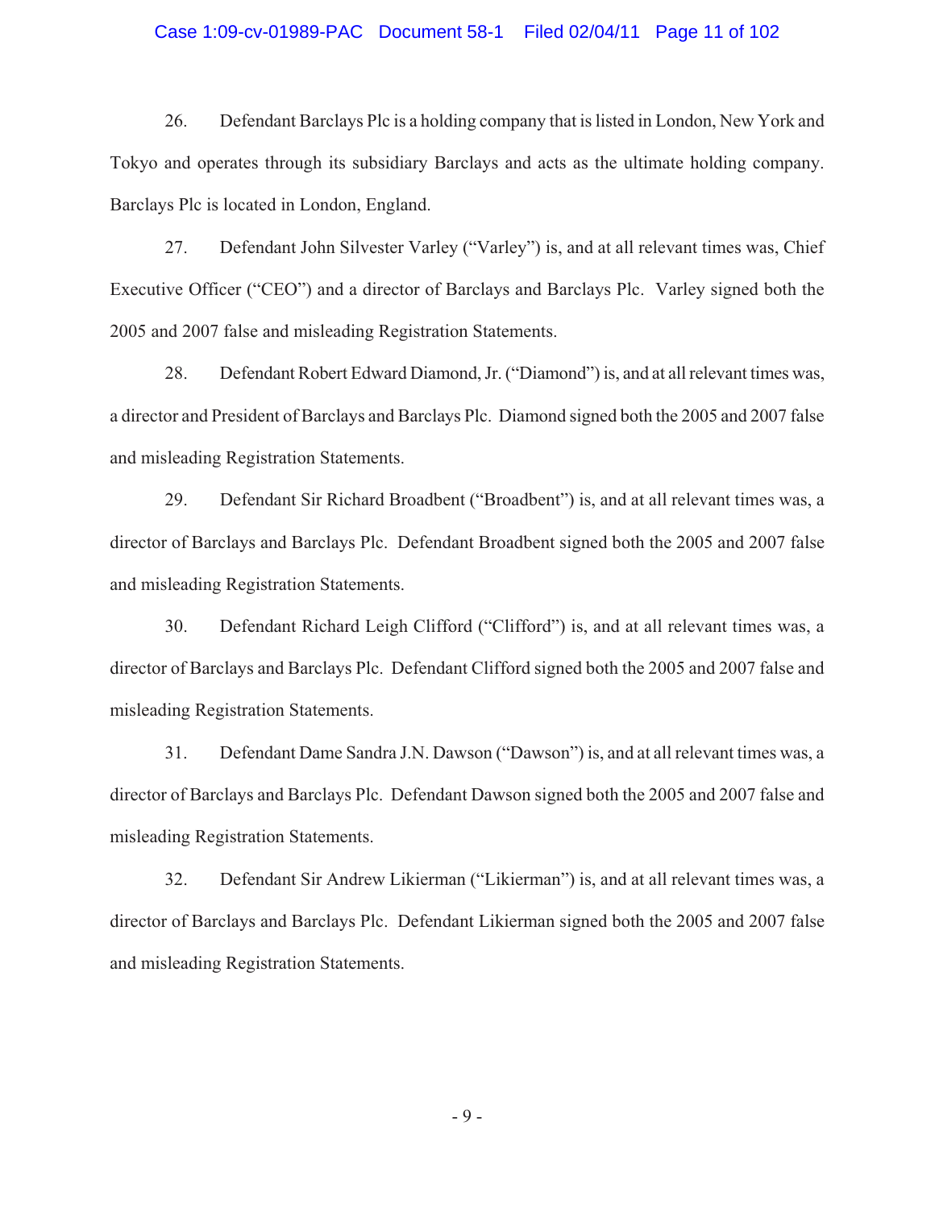26. Defendant Barclays Plc is a holding company that is listed in London, New York and Tokyo and operates through its subsidiary Barclays and acts as the ultimate holding company. Barclays Plc is located in London, England.

27. Defendant John Silvester Varley ("Varley") is, and at all relevant times was, Chief Executive Officer ("CEO") and a director of Barclays and Barclays Plc. Varley signed both the 2005 and 2007 false and misleading Registration Statements.

28. Defendant Robert Edward Diamond, Jr. ("Diamond") is, and at all relevant times was, a director and President of Barclays and Barclays Plc. Diamond signed both the 2005 and 2007 false and misleading Registration Statements.

29. Defendant Sir Richard Broadbent ("Broadbent") is, and at all relevant times was, a director of Barclays and Barclays Plc. Defendant Broadbent signed both the 2005 and 2007 false and misleading Registration Statements.

30. Defendant Richard Leigh Clifford ("Clifford") is, and at all relevant times was, a director of Barclays and Barclays Plc. Defendant Clifford signed both the 2005 and 2007 false and misleading Registration Statements.

31. Defendant Dame Sandra J.N. Dawson ("Dawson") is, and at all relevant times was, a director of Barclays and Barclays Plc. Defendant Dawson signed both the 2005 and 2007 false and misleading Registration Statements.

32. Defendant Sir Andrew Likierman ("Likierman") is, and at all relevant times was, a director of Barclays and Barclays Plc. Defendant Likierman signed both the 2005 and 2007 false and misleading Registration Statements.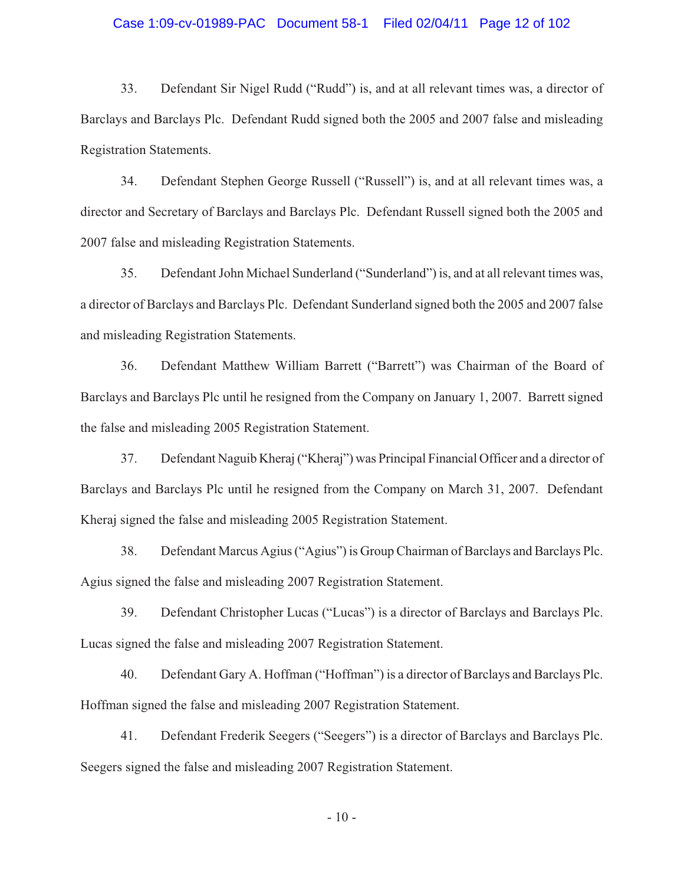33. Defendant Sir Nigel Rudd ("Rudd") is, and at all relevant times was, a director of Barclays and Barclays Plc. Defendant Rudd signed both the 2005 and 2007 false and misleading Registration Statements.

34. Defendant Stephen George Russell ("Russell") is, and at all relevant times was, a director and Secretary of Barclays and Barclays Plc. Defendant Russell signed both the 2005 and 2007 false and misleading Registration Statements.

35. Defendant John Michael Sunderland ("Sunderland") is, and at all relevant times was, a director of Barclays and Barclays Plc. Defendant Sunderland signed both the 2005 and 2007 false and misleading Registration Statements.

36. Defendant Matthew William Barrett ("Barrett") was Chairman of the Board of Barclays and Barclays Plc until he resigned from the Company on January 1, 2007. Barrett signed the false and misleading 2005 Registration Statement.

37. Defendant Naguib Kheraj ("Kheraj") was Principal Financial Officer and a director of Barclays and Barclays Plc until he resigned from the Company on March 31, 2007. Defendant Kheraj signed the false and misleading 2005 Registration Statement.

38. Defendant Marcus Agius ("Agius") is Group Chairman of Barclays and Barclays Plc. Agius signed the false and misleading 2007 Registration Statement.

39. Defendant Christopher Lucas ("Lucas") is a director of Barclays and Barclays Plc. Lucas signed the false and misleading 2007 Registration Statement.

40. Defendant Gary A. Hoffman ("Hoffman") is a director of Barclays and Barclays Plc. Hoffman signed the false and misleading 2007 Registration Statement.

41. Defendant Frederik Seegers ("Seegers") is a director of Barclays and Barclays Plc. Seegers signed the false and misleading 2007 Registration Statement.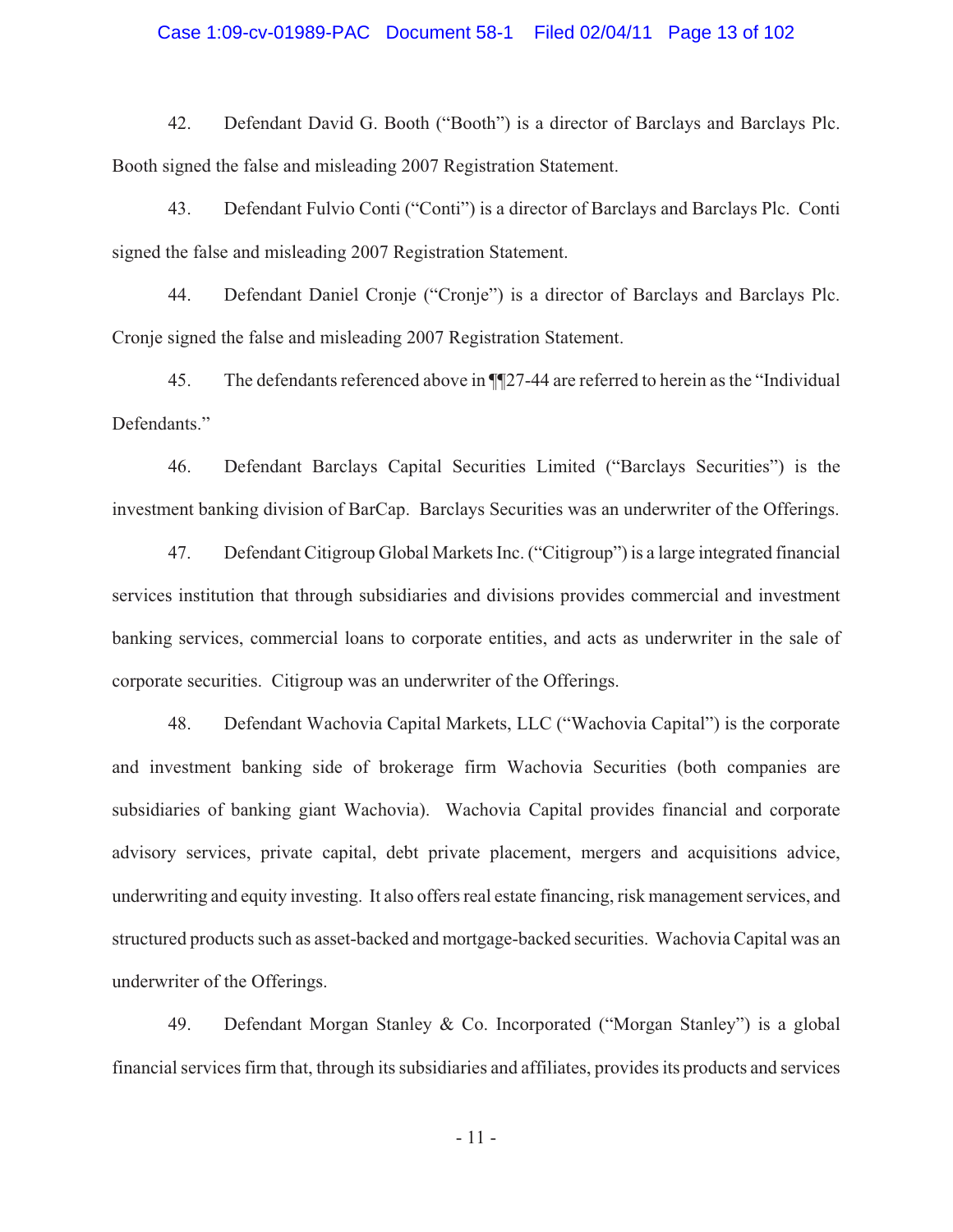42. Defendant David G. Booth ("Booth") is a director of Barclays and Barclays Plc. Booth signed the false and misleading 2007 Registration Statement.

43. Defendant Fulvio Conti ("Conti") is a director of Barclays and Barclays Plc. Conti signed the false and misleading 2007 Registration Statement.

44. Defendant Daniel Cronje ("Cronje") is a director of Barclays and Barclays Plc. Cronje signed the false and misleading 2007 Registration Statement.

45. The defendants referenced above in ¶¶27-44 are referred to herein as the "Individual Defendants."

46. Defendant Barclays Capital Securities Limited ("Barclays Securities") is the investment banking division of BarCap. Barclays Securities was an underwriter of the Offerings.

47. Defendant Citigroup Global Markets Inc. ("Citigroup") is a large integrated financial services institution that through subsidiaries and divisions provides commercial and investment banking services, commercial loans to corporate entities, and acts as underwriter in the sale of corporate securities. Citigroup was an underwriter of the Offerings.

48. Defendant Wachovia Capital Markets, LLC ("Wachovia Capital") is the corporate and investment banking side of brokerage firm Wachovia Securities (both companies are subsidiaries of banking giant Wachovia). Wachovia Capital provides financial and corporate advisory services, private capital, debt private placement, mergers and acquisitions advice, underwriting and equity investing. It also offers real estate financing, risk management services, and structured products such as asset-backed and mortgage-backed securities. Wachovia Capital was an underwriter of the Offerings.

49. Defendant Morgan Stanley & Co. Incorporated ("Morgan Stanley") is a global financial services firm that, through its subsidiaries and affiliates, provides its products and services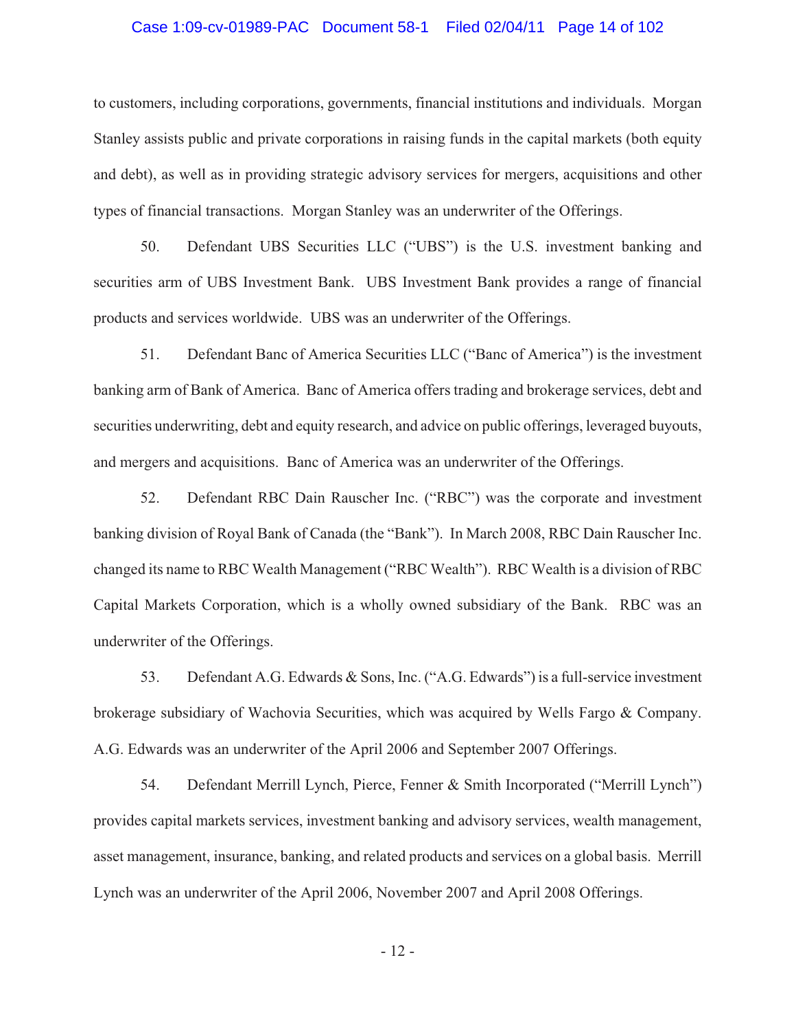to customers, including corporations, governments, financial institutions and individuals. Morgan Stanley assists public and private corporations in raising funds in the capital markets (both equity and debt), as well as in providing strategic advisory services for mergers, acquisitions and other types of financial transactions. Morgan Stanley was an underwriter of the Offerings.

50. Defendant UBS Securities LLC ("UBS") is the U.S. investment banking and securities arm of UBS Investment Bank. UBS Investment Bank provides a range of financial products and services worldwide. UBS was an underwriter of the Offerings.

51. Defendant Banc of America Securities LLC ("Banc of America") is the investment banking arm of Bank of America. Banc of America offers trading and brokerage services, debt and securities underwriting, debt and equity research, and advice on public offerings, leveraged buyouts, and mergers and acquisitions. Banc of America was an underwriter of the Offerings.

52. Defendant RBC Dain Rauscher Inc. ("RBC") was the corporate and investment banking division of Royal Bank of Canada (the "Bank"). In March 2008, RBC Dain Rauscher Inc. changed its name to RBC Wealth Management ("RBC Wealth"). RBC Wealth is a division of RBC Capital Markets Corporation, which is a wholly owned subsidiary of the Bank. RBC was an underwriter of the Offerings.

53. Defendant A.G. Edwards & Sons, Inc. ("A.G. Edwards") is a full-service investment brokerage subsidiary of Wachovia Securities, which was acquired by Wells Fargo & Company. A.G. Edwards was an underwriter of the April 2006 and September 2007 Offerings.

54. Defendant Merrill Lynch, Pierce, Fenner & Smith Incorporated ("Merrill Lynch") provides capital markets services, investment banking and advisory services, wealth management, asset management, insurance, banking, and related products and services on a global basis. Merrill Lynch was an underwriter of the April 2006, November 2007 and April 2008 Offerings.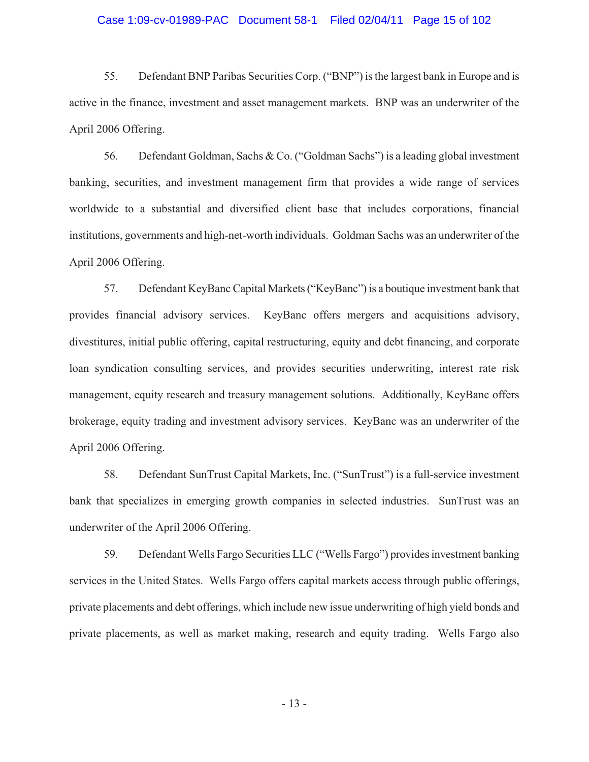55. Defendant BNP Paribas Securities Corp. ("BNP") is the largest bank in Europe and is active in the finance, investment and asset management markets. BNP was an underwriter of the April 2006 Offering.

56. Defendant Goldman, Sachs & Co. ("Goldman Sachs") is a leading global investment banking, securities, and investment management firm that provides a wide range of services worldwide to a substantial and diversified client base that includes corporations, financial institutions, governments and high-net-worth individuals. Goldman Sachs was an underwriter of the April 2006 Offering.

57. Defendant KeyBanc Capital Markets ("KeyBanc") is a boutique investment bank that provides financial advisory services. KeyBanc offers mergers and acquisitions advisory, divestitures, initial public offering, capital restructuring, equity and debt financing, and corporate loan syndication consulting services, and provides securities underwriting, interest rate risk management, equity research and treasury management solutions. Additionally, KeyBanc offers brokerage, equity trading and investment advisory services. KeyBanc was an underwriter of the April 2006 Offering.

58. Defendant SunTrust Capital Markets, Inc. ("SunTrust") is a full-service investment bank that specializes in emerging growth companies in selected industries. SunTrust was an underwriter of the April 2006 Offering.

59. Defendant Wells Fargo Securities LLC ("Wells Fargo") provides investment banking services in the United States. Wells Fargo offers capital markets access through public offerings, private placements and debt offerings, which include new issue underwriting of high yield bonds and private placements, as well as market making, research and equity trading. Wells Fargo also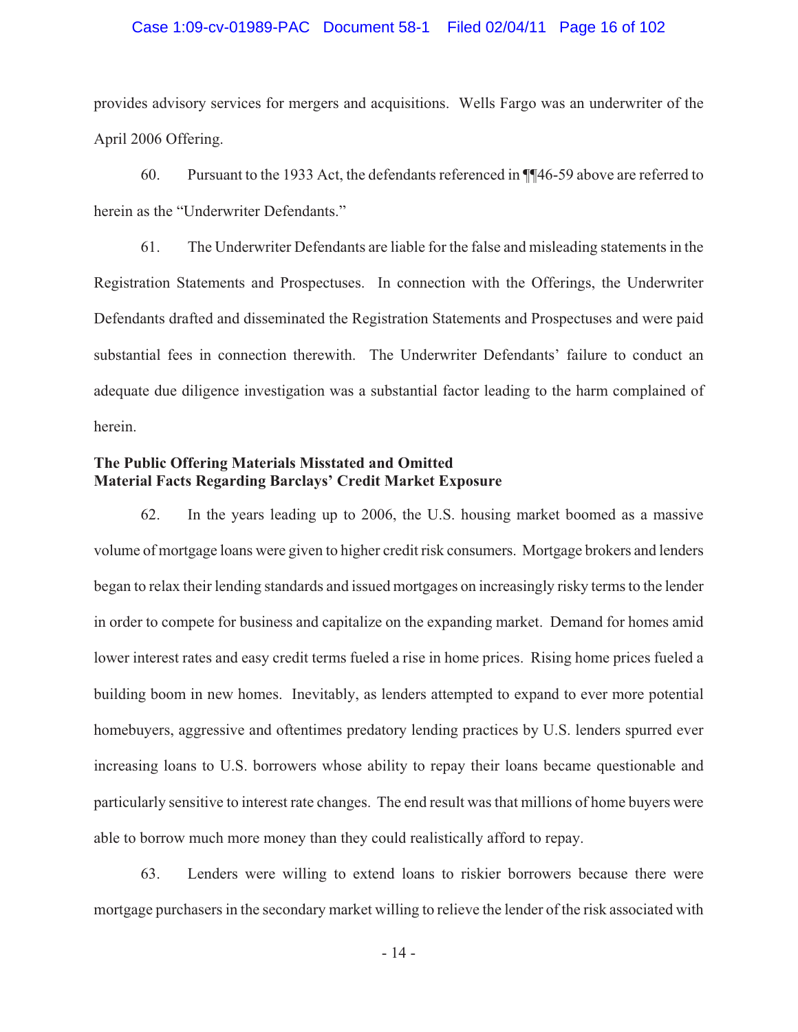provides advisory services for mergers and acquisitions. Wells Fargo was an underwriter of the April 2006 Offering.

60. Pursuant to the 1933 Act, the defendants referenced in ¶¶46-59 above are referred to herein as the "Underwriter Defendants."

61. The Underwriter Defendants are liable for the false and misleading statements in the Registration Statements and Prospectuses. In connection with the Offerings, the Underwriter Defendants drafted and disseminated the Registration Statements and Prospectuses and were paid substantial fees in connection therewith. The Underwriter Defendants' failure to conduct an adequate due diligence investigation was a substantial factor leading to the harm complained of herein.

**The Public Offering Materials Misstated and Omitted Material Facts Regarding Barclays' Credit Market Exposure**

62. In the years leading up to 2006, the U.S. housing market boomed as a massive volume of mortgage loans were given to higher credit risk consumers. Mortgage brokers and lenders began to relax their lending standards and issued mortgages on increasingly risky terms to the lender in order to compete for business and capitalize on the expanding market. Demand for homes amid lower interest rates and easy credit terms fueled a rise in home prices. Rising home prices fueled a building boom in new homes. Inevitably, as lenders attempted to expand to ever more potential homebuyers, aggressive and oftentimes predatory lending practices by U.S. lenders spurred ever increasing loans to U.S. borrowers whose ability to repay their loans became questionable and particularly sensitive to interest rate changes. The end result was that millions of home buyers were able to borrow much more money than they could realistically afford to repay.

63. Lenders were willing to extend loans to riskier borrowers because there were mortgage purchasers in the secondary market willing to relieve the lender of the risk associated with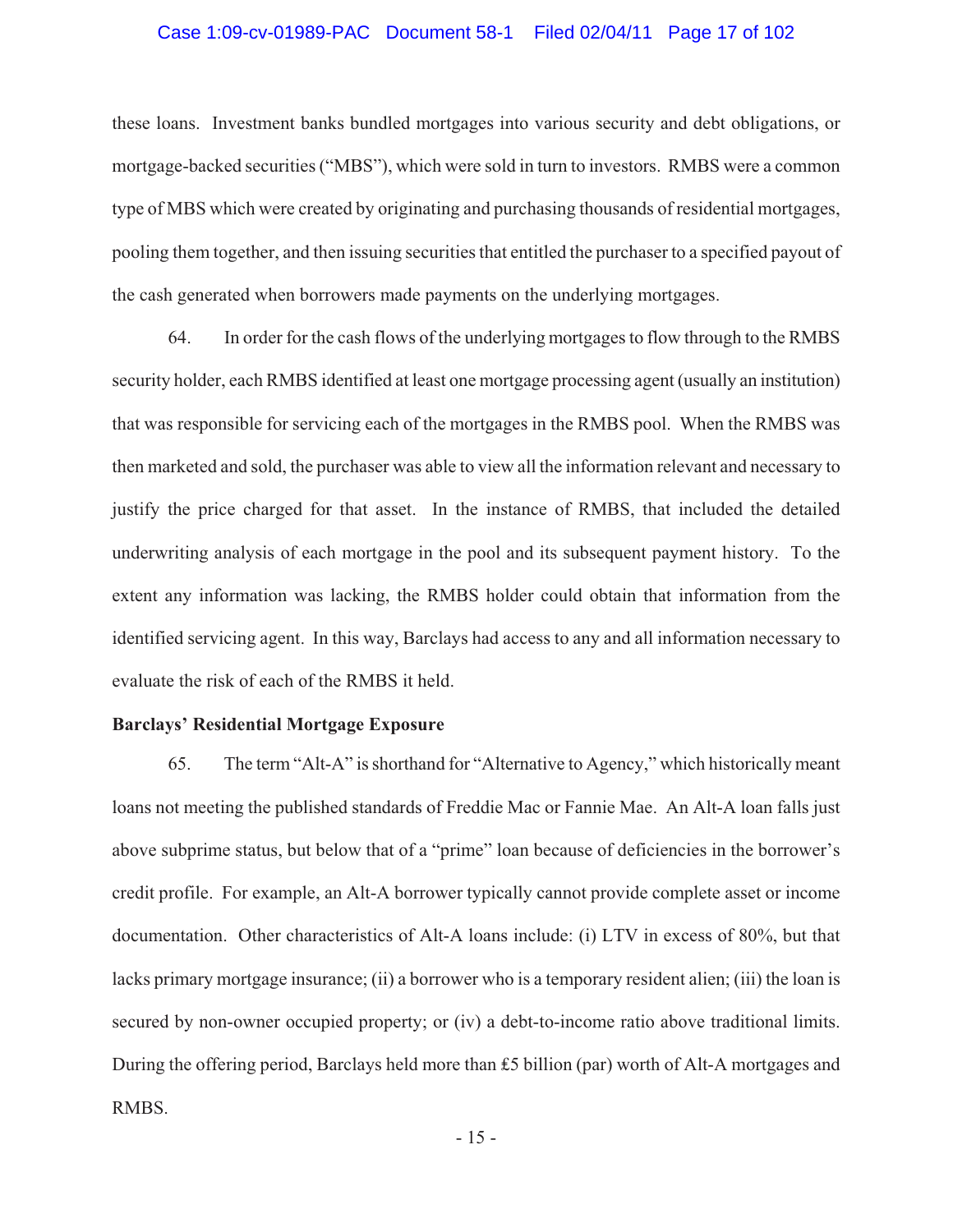these loans. Investment banks bundled mortgages into various security and debt obligations, or mortgage-backed securities ("MBS"), which were sold in turn to investors. RMBS were a common type of MBS which were created by originating and purchasing thousands of residential mortgages, pooling them together, and then issuing securities that entitled the purchaser to a specified payout of the cash generated when borrowers made payments on the underlying mortgages.

64. In order for the cash flows of the underlying mortgages to flow through to the RMBS security holder, each RMBS identified at least one mortgage processing agent (usually an institution) that was responsible for servicing each of the mortgages in the RMBS pool. When the RMBS was then marketed and sold, the purchaser was able to view all the information relevant and necessary to justify the price charged for that asset. In the instance of RMBS, that included the detailed underwriting analysis of each mortgage in the pool and its subsequent payment history. To the extent any information was lacking, the RMBS holder could obtain that information from the identified servicing agent. In this way, Barclays had access to any and all information necessary to evaluate the risk of each of the RMBS it held.

**Barclays' Residential Mortgage Exposure**

65. The term "Alt-A" is shorthand for "Alternative to Agency," which historically meant loans not meeting the published standards of Freddie Mac or Fannie Mae. An Alt-A loan falls just above subprime status, but below that of a "prime" loan because of deficiencies in the borrower's credit profile. For example, an Alt-A borrower typically cannot provide complete asset or income documentation. Other characteristics of Alt-A loans include: (i) LTV in excess of 80%, but that lacks primary mortgage insurance; (ii) a borrower who is a temporary resident alien; (iii) the loan is secured by non-owner occupied property; or (iv) a debt-to-income ratio above traditional limits. During the offering period, Barclays held more than £5 billion (par) worth of Alt-A mortgages and RMBS.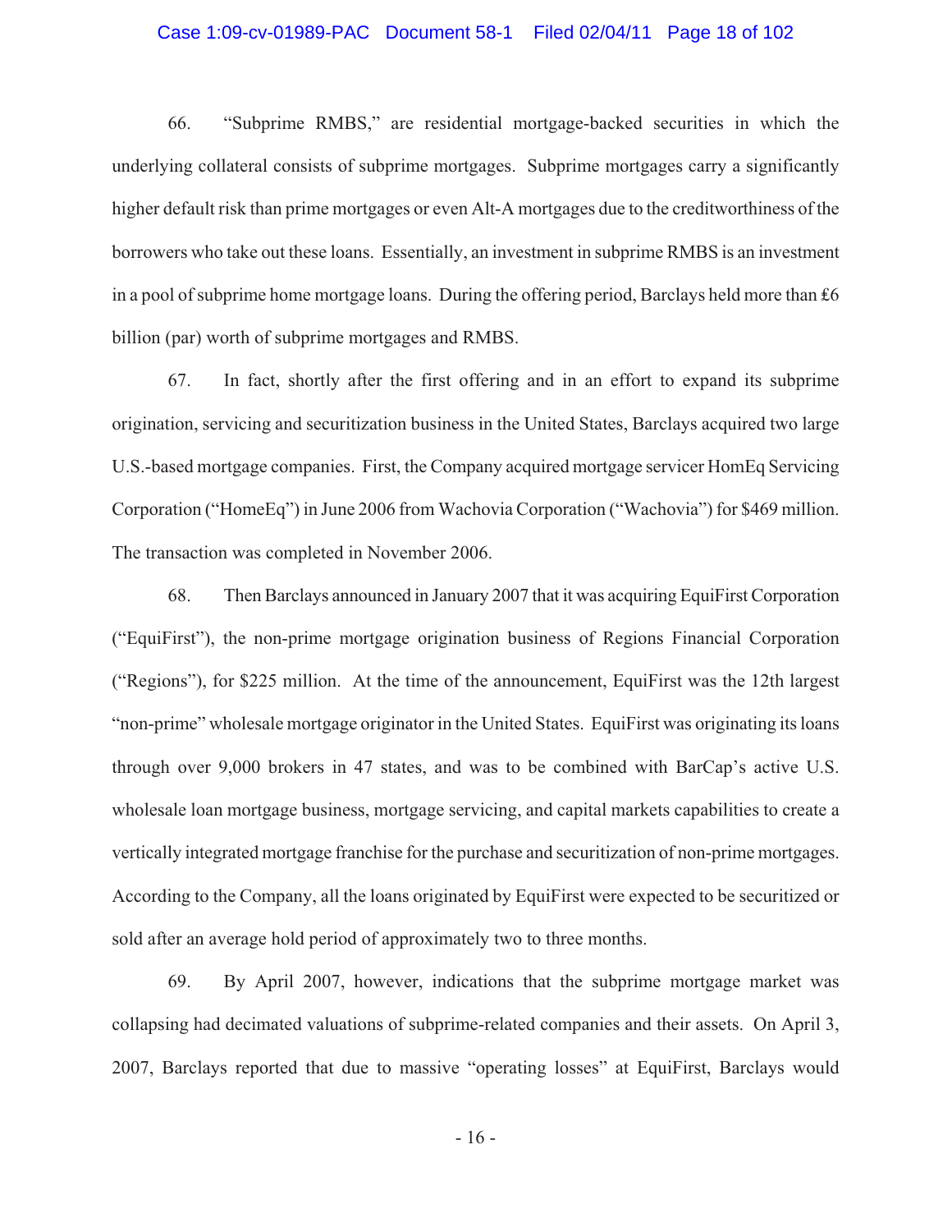66. "Subprime RMBS," are residential mortgage-backed securities in which the underlying collateral consists of subprime mortgages. Subprime mortgages carry a significantly higher default risk than prime mortgages or even Alt-A mortgages due to the creditworthiness of the borrowers who take out these loans. Essentially, an investment in subprime RMBS is an investment in a pool of subprime home mortgage loans. During the offering period, Barclays held more than £6 billion (par) worth of subprime mortgages and RMBS.

67. In fact, shortly after the first offering and in an effort to expand its subprime origination, servicing and securitization business in the United States, Barclays acquired two large U.S.-based mortgage companies. First, the Company acquired mortgage servicer HomEq Servicing Corporation ("HomeEq") in June 2006 from Wachovia Corporation ("Wachovia") for $469 million. The transaction was completed in November 2006.

68. Then Barclays announced in January 2007 that it was acquiring EquiFirst Corporation ("EquiFirst"), the non-prime mortgage origination business of Regions Financial Corporation ("Regions"), for $225 million. At the time of the announcement, EquiFirst was the 12th largest "non-prime" wholesale mortgage originator in the United States. EquiFirst was originating its loans through over 9,000 brokers in 47 states, and was to be combined with BarCap's active U.S. wholesale loan mortgage business, mortgage servicing, and capital markets capabilities to create a vertically integrated mortgage franchise for the purchase and securitization of non-prime mortgages. According to the Company, all the loans originated by EquiFirst were expected to be securitized or sold after an average hold period of approximately two to three months.

69. By April 2007, however, indications that the subprime mortgage market was collapsing had decimated valuations of subprime-related companies and their assets. On April 3, 2007, Barclays reported that due to massive "operating losses" at EquiFirst, Barclays would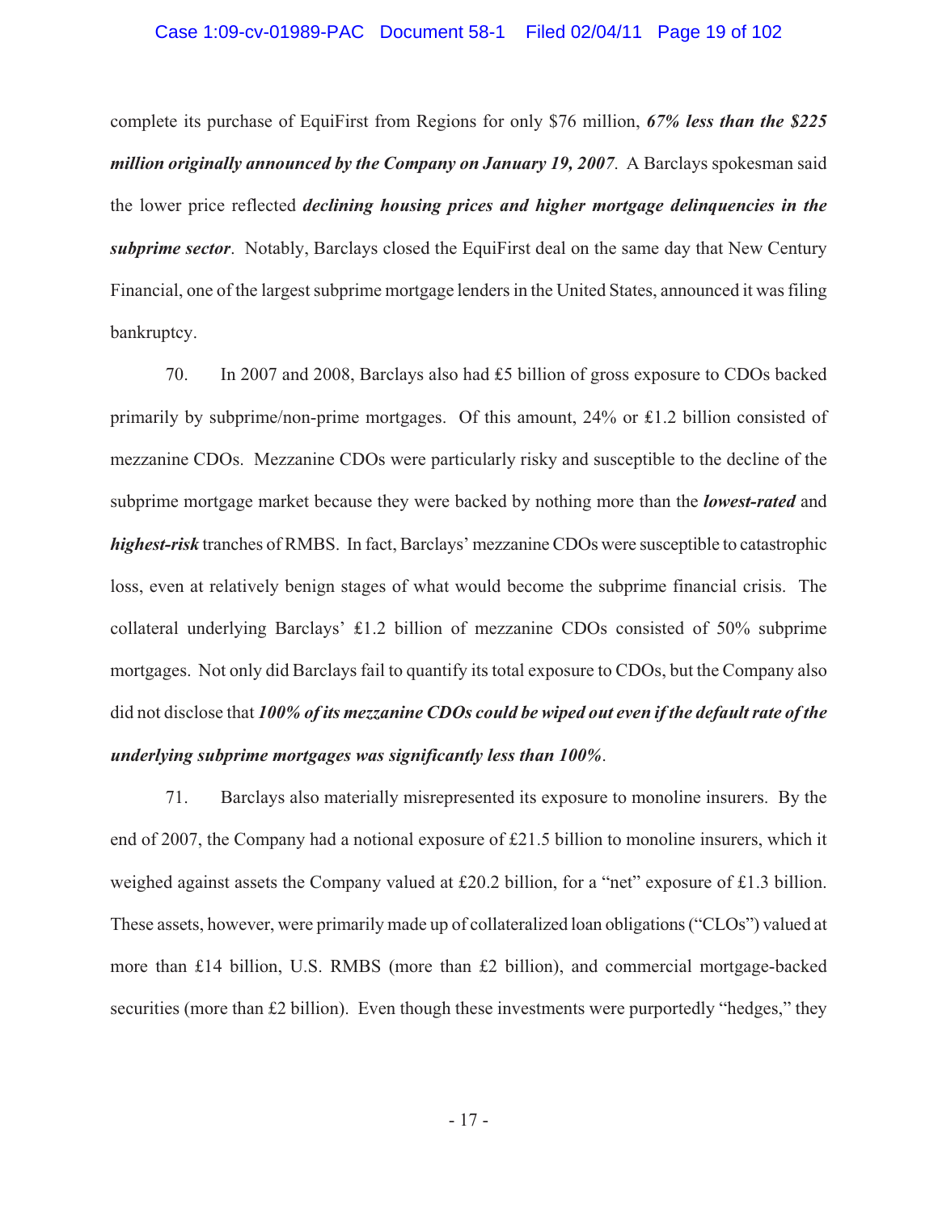complete its purchase of EquiFirst from Regions for only $76 million, ***67% less than the $225 million originally announced by the Company on January 19, 2007***. A Barclays spokesman said the lower price reflected ***declining housing prices and higher mortgage delinquencies in the subprime sector***. Notably, Barclays closed the EquiFirst deal on the same day that New Century Financial, one of the largest subprime mortgage lenders in the United States, announced it was filing bankruptcy.

70. In 2007 and 2008, Barclays also had £5 billion of gross exposure to CDOs backed primarily by subprime/non-prime mortgages. Of this amount, 24% or £1.2 billion consisted of mezzanine CDOs. Mezzanine CDOs were particularly risky and susceptible to the decline of the subprime mortgage market because they were backed by nothing more than the ***lowest-rated*** and ***highest-risk*** tranches of RMBS. In fact, Barclays' mezzanine CDOs were susceptible to catastrophic loss, even at relatively benign stages of what would become the subprime financial crisis. The collateral underlying Barclays' £1.2 billion of mezzanine CDOs consisted of 50% subprime mortgages. Not only did Barclays fail to quantify its total exposure to CDOs, but the Company also did not disclose that ***100% of its mezzanine CDOs could be wiped out even if the default rate of the underlying subprime mortgages was significantly less than 100%***.

71. Barclays also materially misrepresented its exposure to monoline insurers. By the end of 2007, the Company had a notional exposure of £21.5 billion to monoline insurers, which it weighed against assets the Company valued at £20.2 billion, for a "net" exposure of £1.3 billion. These assets, however, were primarily made up of collateralized loan obligations ("CLOs") valued at more than £14 billion, U.S. RMBS (more than £2 billion), and commercial mortgage-backed securities (more than £2 billion). Even though these investments were purportedly "hedges," they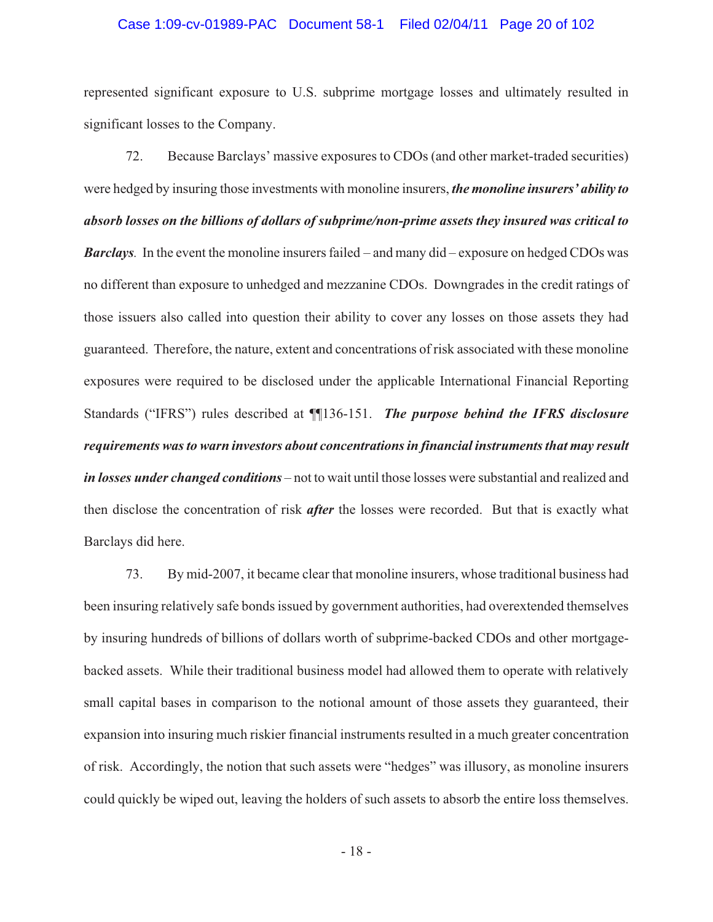represented significant exposure to U.S. subprime mortgage losses and ultimately resulted in significant losses to the Company.

72. Because Barclays' massive exposures to CDOs (and other market-traded securities) were hedged by insuring those investments with monoline insurers, ***the monoline insurers' ability to absorb losses on the billions of dollars of subprime/non-prime assets they insured was critical to Barclays***. In the event the monoline insurers failed – and many did – exposure on hedged CDOs was no different than exposure to unhedged and mezzanine CDOs. Downgrades in the credit ratings of those issuers also called into question their ability to cover any losses on those assets they had guaranteed. Therefore, the nature, extent and concentrations of risk associated with these monoline exposures were required to be disclosed under the applicable International Financial Reporting Standards ("IFRS") rules described at ¶¶136-151. ***The purpose behind the IFRS disclosure requirements was to warn investors about concentrations in financial instruments that may result in losses under changed conditions*** – not to wait until those losses were substantial and realized and then disclose the concentration of risk ***after*** the losses were recorded. But that is exactly what Barclays did here.

73. By mid-2007, it became clear that monoline insurers, whose traditional business had been insuring relatively safe bonds issued by government authorities, had overextended themselves by insuring hundreds of billions of dollars worth of subprime-backed CDOs and other mortgage-backed assets. While their traditional business model had allowed them to operate with relatively small capital bases in comparison to the notional amount of those assets they guaranteed, their expansion into insuring much riskier financial instruments resulted in a much greater concentration of risk. Accordingly, the notion that such assets were "hedges" was illusory, as monoline insurers could quickly be wiped out, leaving the holders of such assets to absorb the entire loss themselves.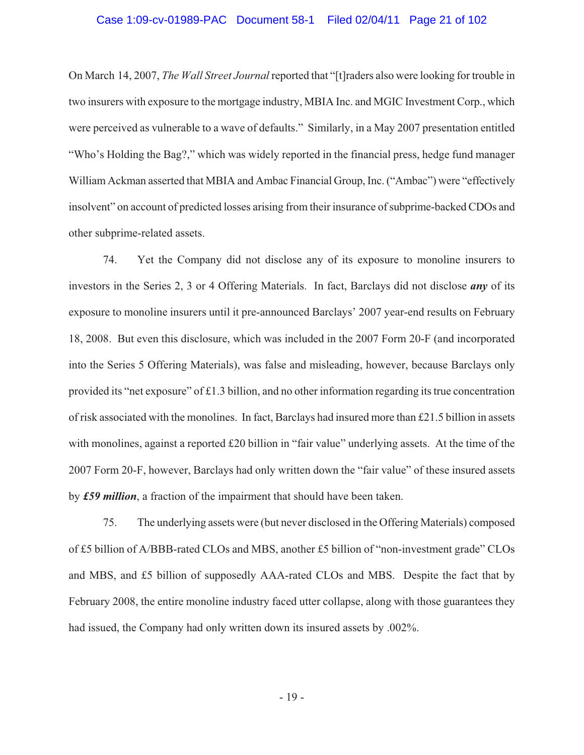On March 14, 2007, *The Wall Street Journal* reported that "[t]raders also were looking for trouble in two insurers with exposure to the mortgage industry, MBIA Inc. and MGIC Investment Corp., which were perceived as vulnerable to a wave of defaults." Similarly, in a May 2007 presentation entitled "Who's Holding the Bag?," which was widely reported in the financial press, hedge fund manager William Ackman asserted that MBIA and Ambac Financial Group, Inc. ("Ambac") were "effectively insolvent" on account of predicted losses arising from their insurance of subprime-backed CDOs and other subprime-related assets.

74. Yet the Company did not disclose any of its exposure to monoline insurers to investors in the Series 2, 3 or 4 Offering Materials. In fact, Barclays did not disclose ***any*** of its exposure to monoline insurers until it pre-announced Barclays' 2007 year-end results on February 18, 2008. But even this disclosure, which was included in the 2007 Form 20-F (and incorporated into the Series 5 Offering Materials), was false and misleading, however, because Barclays only provided its "net exposure" of £1.3 billion, and no other information regarding its true concentration of risk associated with the monolines. In fact, Barclays had insured more than £21.5 billion in assets with monolines, against a reported £20 billion in "fair value" underlying assets. At the time of the 2007 Form 20-F, however, Barclays had only written down the "fair value" of these insured assets by ***£59 million***, a fraction of the impairment that should have been taken.

75. The underlying assets were (but never disclosed in the Offering Materials) composed of £5 billion of A/BBB-rated CLOs and MBS, another £5 billion of "non-investment grade" CLOs and MBS, and £5 billion of supposedly AAA-rated CLOs and MBS. Despite the fact that by February 2008, the entire monoline industry faced utter collapse, along with those guarantees they had issued, the Company had only written down its insured assets by .002%.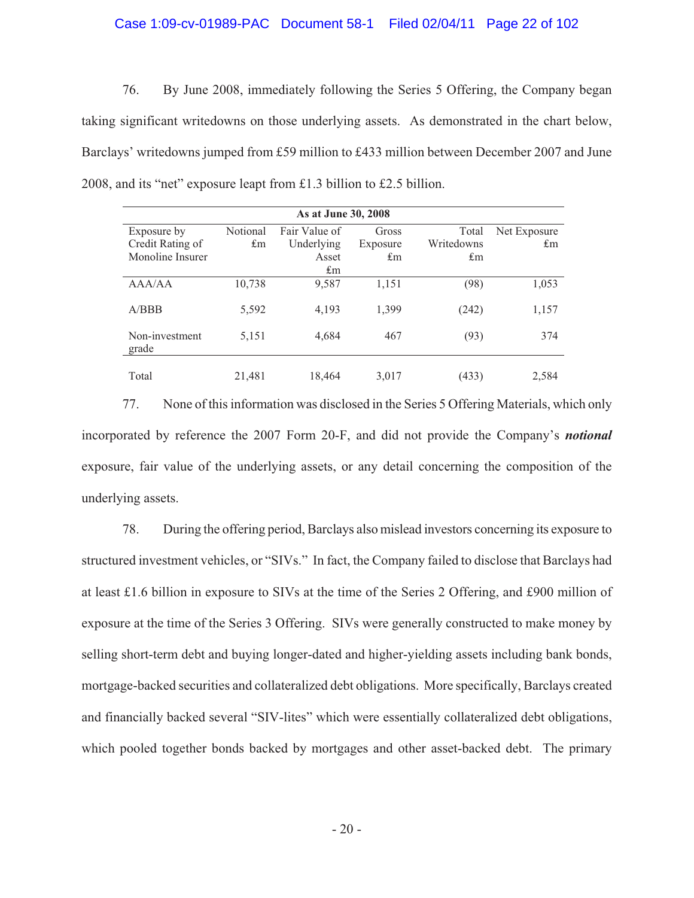76. By June 2008, immediately following the Series 5 Offering, the Company began taking significant writedowns on those underlying assets. As demonstrated in the chart below, Barclays' writedowns jumped from £59 million to £433 million between December 2007 and June 2008, and its "net" exposure leapt from £1.3 billion to £2.5 billion.

| As at June 30, 2008 | | | | | |
|---|---|---|---|---|---|
| Exposure by Credit Rating of Monoline Insurer | Notional £m | Fair Value of Underlying Asset £m | Gross Exposure £m | Total Writedowns £m | Net Exposure £m |
| AAA/AA | 10,738 | 9,587 | 1,151 | (98) | 1,053 |
| A/BBB | 5,592 | 4,193 | 1,399 | (242) | 1,157 |
| Non-investment grade | 5,151 | 4,684 | 467 | (93) | 374 |
| Total | 21,481 | 18,464 | 3,017 | (433) | 2,584 |

77. None of this information was disclosed in the Series 5 Offering Materials, which only incorporated by reference the 2007 Form 20-F, and did not provide the Company's ***notional*** exposure, fair value of the underlying assets, or any detail concerning the composition of the underlying assets.

78. During the offering period, Barclays also mislead investors concerning its exposure to structured investment vehicles, or "SIVs." In fact, the Company failed to disclose that Barclays had at least £1.6 billion in exposure to SIVs at the time of the Series 2 Offering, and £900 million of exposure at the time of the Series 3 Offering. SIVs were generally constructed to make money by selling short-term debt and buying longer-dated and higher-yielding assets including bank bonds, mortgage-backed securities and collateralized debt obligations. More specifically, Barclays created and financially backed several "SIV-lites" which were essentially collateralized debt obligations, which pooled together bonds backed by mortgages and other asset-backed debt. The primary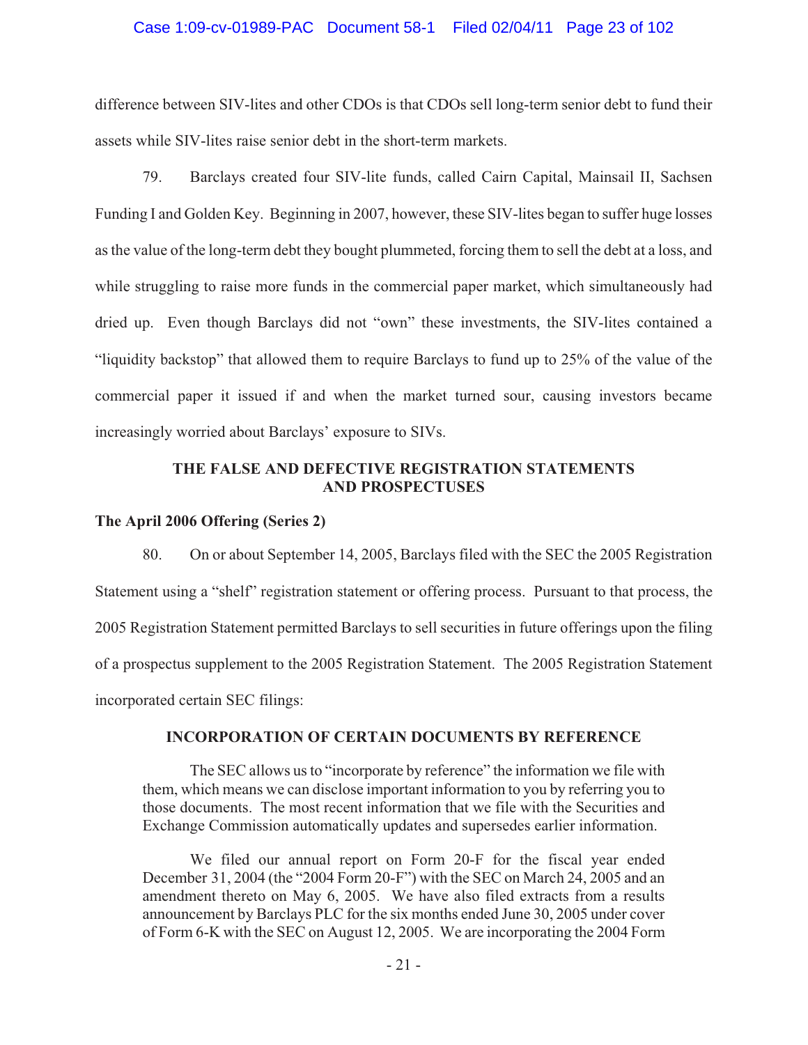difference between SIV-lites and other CDOs is that CDOs sell long-term senior debt to fund their assets while SIV-lites raise senior debt in the short-term markets.

79. Barclays created four SIV-lite funds, called Cairn Capital, Mainsail II, Sachsen Funding I and Golden Key. Beginning in 2007, however, these SIV-lites began to suffer huge losses as the value of the long-term debt they bought plummeted, forcing them to sell the debt at a loss, and while struggling to raise more funds in the commercial paper market, which simultaneously had dried up. Even though Barclays did not "own" these investments, the SIV-lites contained a "liquidity backstop" that allowed them to require Barclays to fund up to 25% of the value of the commercial paper it issued if and when the market turned sour, causing investors became increasingly worried about Barclays' exposure to SIVs.

## THE FALSE AND DEFECTIVE REGISTRATION STATEMENTS AND PROSPECTUSES

### The April 2006 Offering (Series 2)

80. On or about September 14, 2005, Barclays filed with the SEC the 2005 Registration Statement using a "shelf" registration statement or offering process. Pursuant to that process, the 2005 Registration Statement permitted Barclays to sell securities in future offerings upon the filing of a prospectus supplement to the 2005 Registration Statement. The 2005 Registration Statement incorporated certain SEC filings:

> **INCORPORATION OF CERTAIN DOCUMENTS BY REFERENCE**
>
> The SEC allows us to "incorporate by reference" the information we file with them, which means we can disclose important information to you by referring you to those documents. The most recent information that we file with the Securities and Exchange Commission automatically updates and supersedes earlier information.
>
> We filed our annual report on Form 20-F for the fiscal year ended December 31, 2004 (the "2004 Form 20-F") with the SEC on March 24, 2005 and an amendment thereto on May 6, 2005. We have also filed extracts from a results announcement by Barclays PLC for the six months ended June 30, 2005 under cover of Form 6-K with the SEC on August 12, 2005. We are incorporating the 2004 Form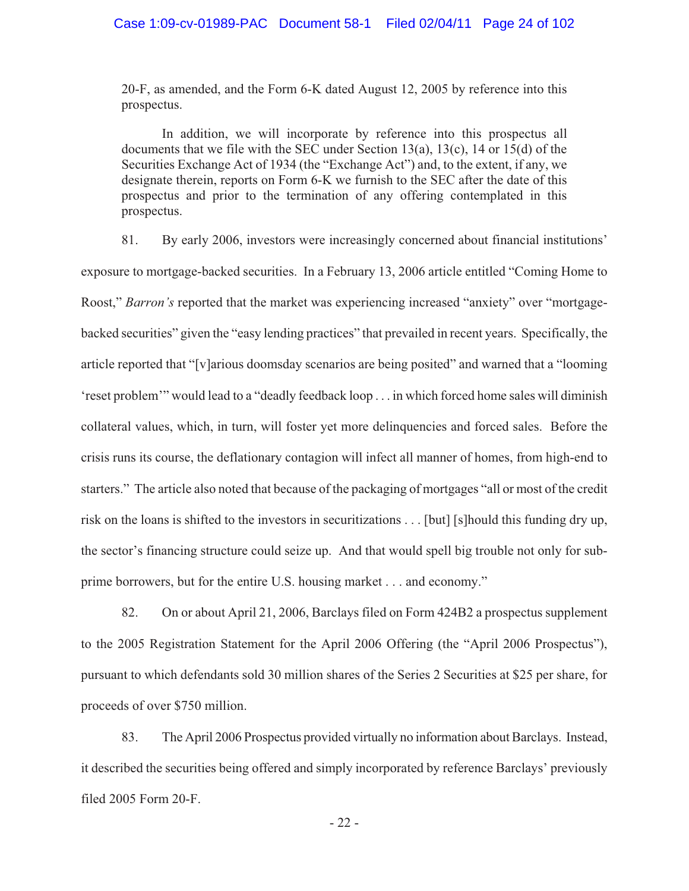> 20-F, as amended, and the Form 6-K dated August 12, 2005 by reference into this prospectus.
>
> In addition, we will incorporate by reference into this prospectus all documents that we file with the SEC under Section 13(a), 13(c), 14 or 15(d) of the Securities Exchange Act of 1934 (the "Exchange Act") and, to the extent, if any, we designate therein, reports on Form 6-K we furnish to the SEC after the date of this prospectus and prior to the termination of any offering contemplated in this prospectus.

81. By early 2006, investors were increasingly concerned about financial institutions' exposure to mortgage-backed securities. In a February 13, 2006 article entitled "Coming Home to Roost," *Barron's* reported that the market was experiencing increased "anxiety" over "mortgage-backed securities" given the "easy lending practices" that prevailed in recent years. Specifically, the article reported that "[v]arious doomsday scenarios are being posited" and warned that a "looming 'reset problem'" would lead to a "deadly feedback loop . . . in which forced home sales will diminish collateral values, which, in turn, will foster yet more delinquencies and forced sales. Before the crisis runs its course, the deflationary contagion will infect all manner of homes, from high-end to starters." The article also noted that because of the packaging of mortgages "all or most of the credit risk on the loans is shifted to the investors in securitizations . . . [but] [s]hould this funding dry up, the sector's financing structure could seize up. And that would spell big trouble not only for sub-prime borrowers, but for the entire U.S. housing market . . . and economy."

82. On or about April 21, 2006, Barclays filed on Form 424B2 a prospectus supplement to the 2005 Registration Statement for the April 2006 Offering (the "April 2006 Prospectus"), pursuant to which defendants sold 30 million shares of the Series 2 Securities at $25 per share, for proceeds of over $750 million.

83. The April 2006 Prospectus provided virtually no information about Barclays. Instead, it described the securities being offered and simply incorporated by reference Barclays' previously filed 2005 Form 20-F.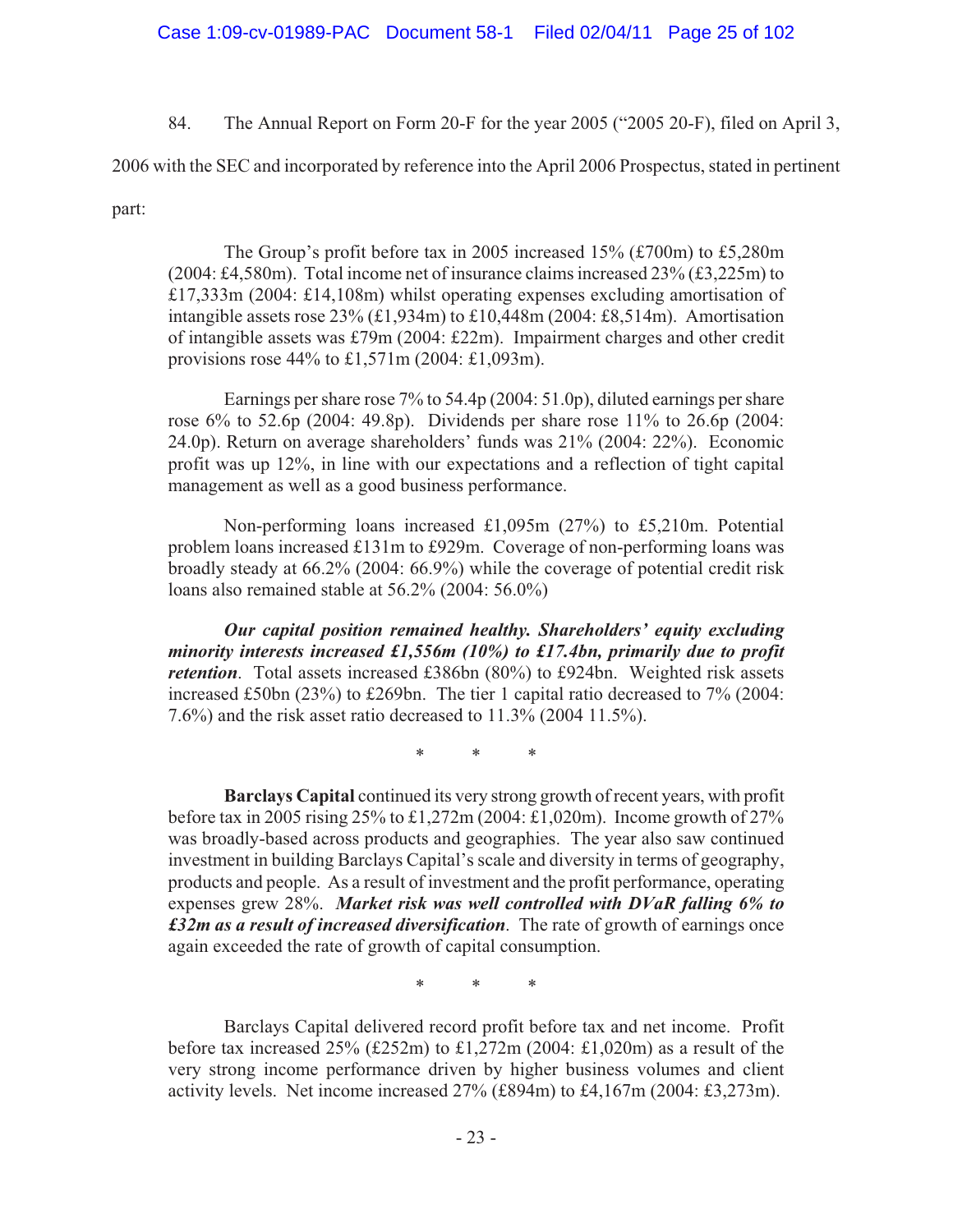84. The Annual Report on Form 20-F for the year 2005 ("2005 20-F), filed on April 3, 2006 with the SEC and incorporated by reference into the April 2006 Prospectus, stated in pertinent part:

> The Group's profit before tax in 2005 increased 15% (£700m) to £5,280m (2004: £4,580m). Total income net of insurance claims increased 23% (£3,225m) to £17,333m (2004: £14,108m) whilst operating expenses excluding amortisation of intangible assets rose 23% (£1,934m) to £10,448m (2004: £8,514m). Amortisation of intangible assets was £79m (2004: £22m). Impairment charges and other credit provisions rose 44% to £1,571m (2004: £1,093m).
>
> Earnings per share rose 7% to 54.4p (2004: 51.0p), diluted earnings per share rose 6% to 52.6p (2004: 49.8p). Dividends per share rose 11% to 26.6p (2004: 24.0p). Return on average shareholders' funds was 21% (2004: 22%). Economic profit was up 12%, in line with our expectations and a reflection of tight capital management as well as a good business performance.
>
> Non-performing loans increased £1,095m (27%) to £5,210m. Potential problem loans increased £131m to £929m. Coverage of non-performing loans was broadly steady at 66.2% (2004: 66.9%) while the coverage of potential credit risk loans also remained stable at 56.2% (2004: 56.0%)
>
> ***Our capital position remained healthy. Shareholders' equity excluding minority interests increased £1,556m (10%) to £17.4bn, primarily due to profit retention***. Total assets increased £386bn (80%) to £924bn. Weighted risk assets increased £50bn (23%) to £269bn. The tier 1 capital ratio decreased to 7% (2004: 7.6%) and the risk asset ratio decreased to 11.3% (2004 11.5%).
>
> \* \* \*
>
> **Barclays Capital** continued its very strong growth of recent years, with profit before tax in 2005 rising 25% to £1,272m (2004: £1,020m). Income growth of 27% was broadly-based across products and geographies. The year also saw continued investment in building Barclays Capital's scale and diversity in terms of geography, products and people. As a result of investment and the profit performance, operating expenses grew 28%. ***Market risk was well controlled with DVaR falling 6% to £32m as a result of increased diversification***. The rate of growth of earnings once again exceeded the rate of growth of capital consumption.
>
> \* \* \*
>
> Barclays Capital delivered record profit before tax and net income. Profit before tax increased 25% (£252m) to £1,272m (2004: £1,020m) as a result of the very strong income performance driven by higher business volumes and client activity levels. Net income increased 27% (£894m) to £4,167m (2004: £3,273m).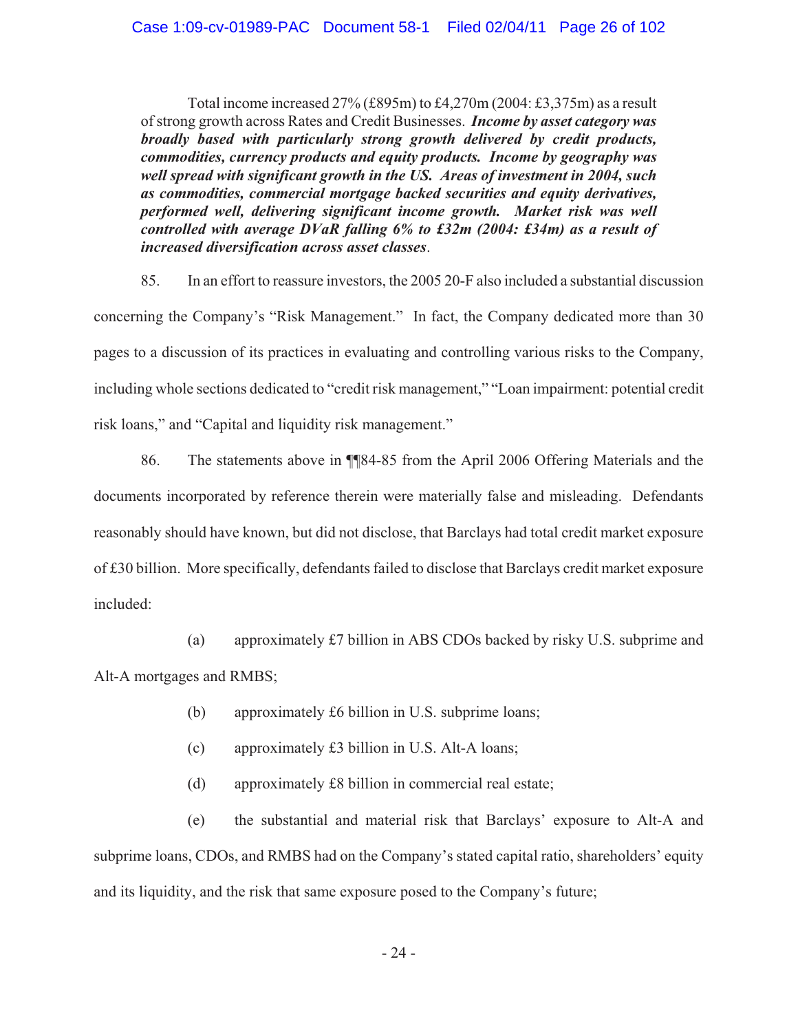Total income increased 27% (£895m) to £4,270m (2004: £3,375m) as a result of strong growth across Rates and Credit Businesses. ***Income by asset category was broadly based with particularly strong growth delivered by credit products, commodities, currency products and equity products. Income by geography was well spread with significant growth in the US. Areas of investment in 2004, such as commodities, commercial mortgage backed securities and equity derivatives, performed well, delivering significant income growth. Market risk was well controlled with average DVaR falling 6% to £32m (2004: £34m) as a result of increased diversification across asset classes***.

85. In an effort to reassure investors, the 2005 20-F also included a substantial discussion concerning the Company's "Risk Management." In fact, the Company dedicated more than 30 pages to a discussion of its practices in evaluating and controlling various risks to the Company, including whole sections dedicated to "credit risk management," "Loan impairment: potential credit risk loans," and "Capital and liquidity risk management."

86. The statements above in ¶¶84-85 from the April 2006 Offering Materials and the documents incorporated by reference therein were materially false and misleading. Defendants reasonably should have known, but did not disclose, that Barclays had total credit market exposure of £30 billion. More specifically, defendants failed to disclose that Barclays credit market exposure included:

(a) approximately £7 billion in ABS CDOs backed by risky U.S. subprime and Alt-A mortgages and RMBS;

(b) approximately £6 billion in U.S. subprime loans;

(c) approximately £3 billion in U.S. Alt-A loans;

(d) approximately £8 billion in commercial real estate;

(e) the substantial and material risk that Barclays' exposure to Alt-A and subprime loans, CDOs, and RMBS had on the Company's stated capital ratio, shareholders' equity and its liquidity, and the risk that same exposure posed to the Company's future;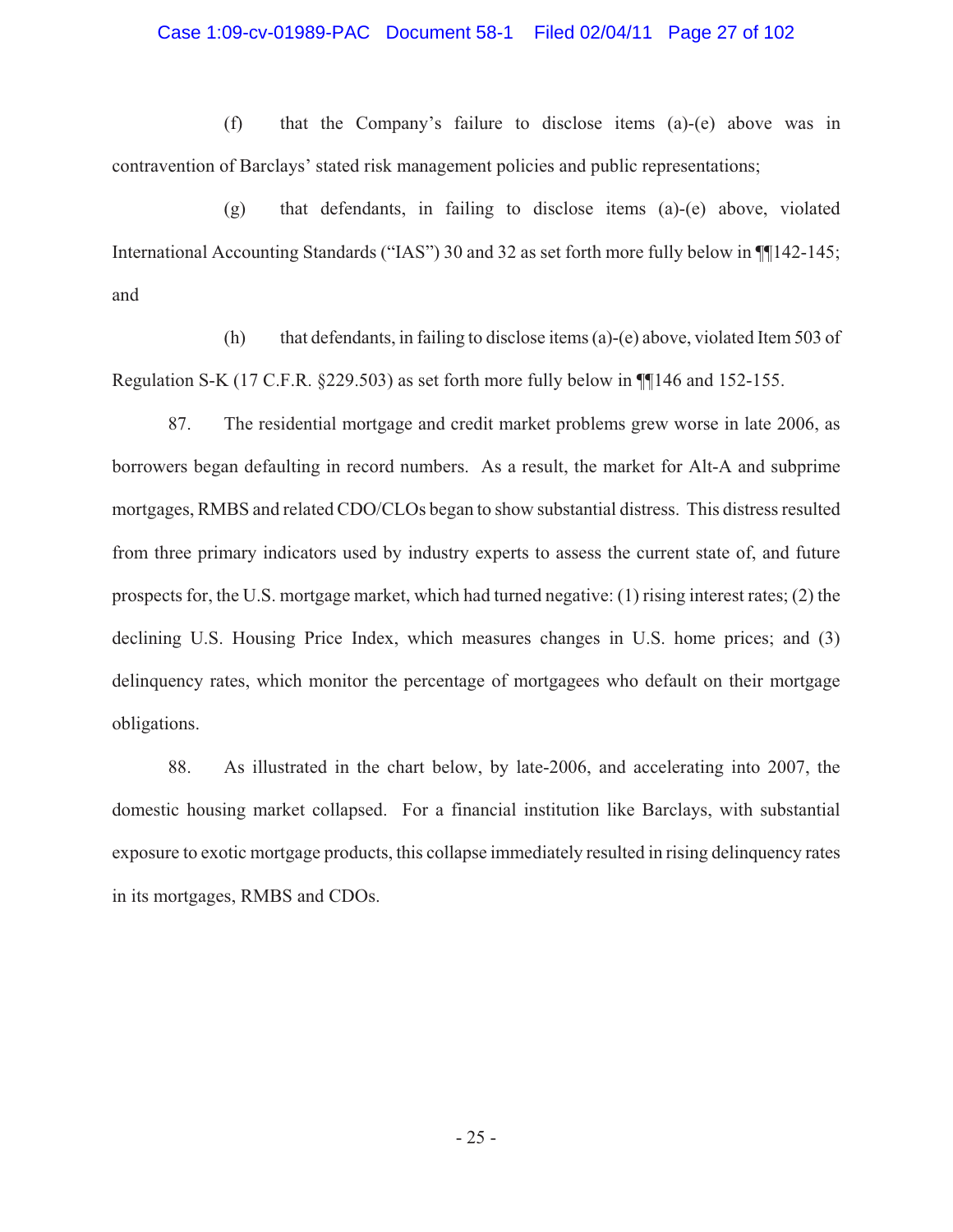(f) that the Company's failure to disclose items (a)-(e) above was in contravention of Barclays' stated risk management policies and public representations;

(g) that defendants, in failing to disclose items (a)-(e) above, violated International Accounting Standards ("IAS") 30 and 32 as set forth more fully below in ¶¶142-145; and

(h) that defendants, in failing to disclose items (a)-(e) above, violated Item 503 of Regulation S-K (17 C.F.R. §229.503) as set forth more fully below in ¶¶146 and 152-155.

87. The residential mortgage and credit market problems grew worse in late 2006, as borrowers began defaulting in record numbers. As a result, the market for Alt-A and subprime mortgages, RMBS and related CDO/CLOs began to show substantial distress. This distress resulted from three primary indicators used by industry experts to assess the current state of, and future prospects for, the U.S. mortgage market, which had turned negative: (1) rising interest rates; (2) the declining U.S. Housing Price Index, which measures changes in U.S. home prices; and (3) delinquency rates, which monitor the percentage of mortgagees who default on their mortgage obligations.

88. As illustrated in the chart below, by late-2006, and accelerating into 2007, the domestic housing market collapsed. For a financial institution like Barclays, with substantial exposure to exotic mortgage products, this collapse immediately resulted in rising delinquency rates in its mortgages, RMBS and CDOs.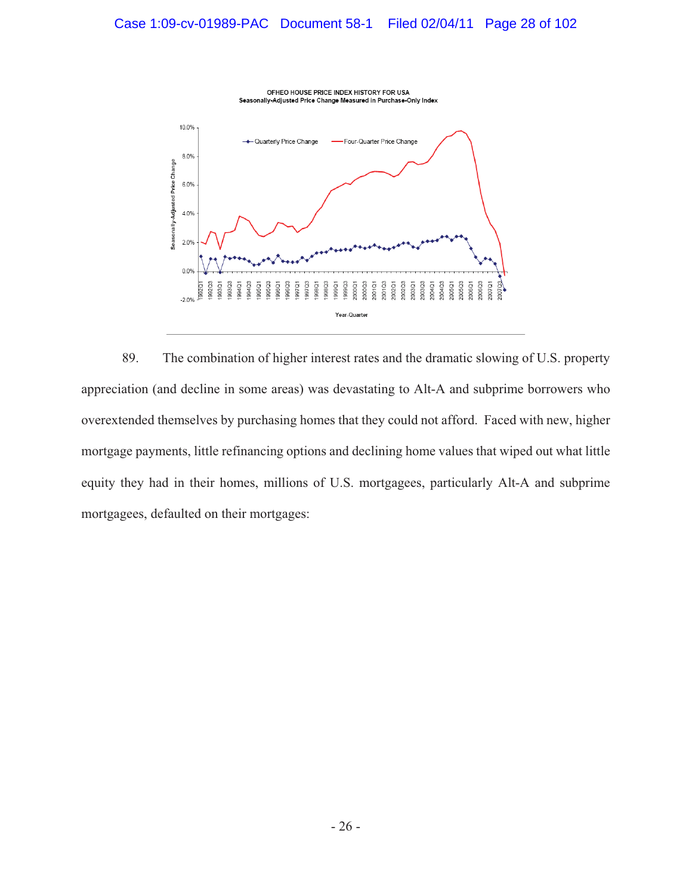OFHEO HOUSE PRICE INDEX HISTORY FOR USA
Seasonally-Adjusted Price Change Measured in Purchase-Only Index

89. The combination of higher interest rates and the dramatic slowing of U.S. property appreciation (and decline in some areas) was devastating to Alt-A and subprime borrowers who overextended themselves by purchasing homes that they could not afford. Faced with new, higher mortgage payments, little refinancing options and declining home values that wiped out what little equity they had in their homes, millions of U.S. mortgagees, particularly Alt-A and subprime mortgagees, defaulted on their mortgages: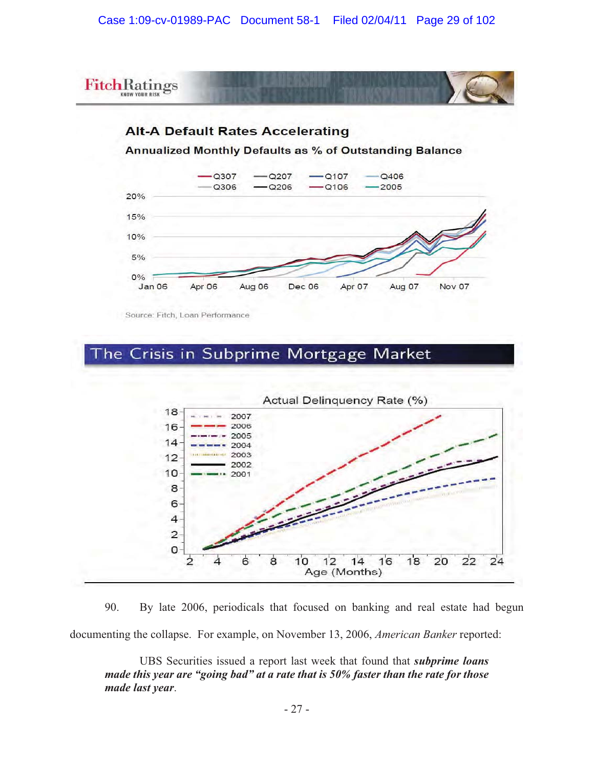FitchRatings KNOW YOUR RISK

**Alt-A Default Rates Accelerating**

**Annualized Monthly Defaults as % of Outstanding Balance**

Q307 Q207 Q107 Q406 Q306 Q206 Q106 2005

20% 15% 10% 5% 0%

Jan 06 Apr 06 Aug 06 Dec 06 Apr 07 Aug 07 Nov 07

Source: Fitch, Loan Performance

## The Crisis in Subprime Mortgage Market

Actual Delinquency Rate (%)

2007 2006 2005 2004 2003 2002 2001

0 2 4 6 8 10 12 14 16 18

2 4 6 8 10 12 14 16 18 20 22 24

Age (Months)

90. By late 2006, periodicals that focused on banking and real estate had begun documenting the collapse. For example, on November 13, 2006, *American Banker* reported:

> UBS Securities issued a report last week that found that ***subprime loans made this year are "going bad" at a rate that is 50% faster than the rate for those made last year***.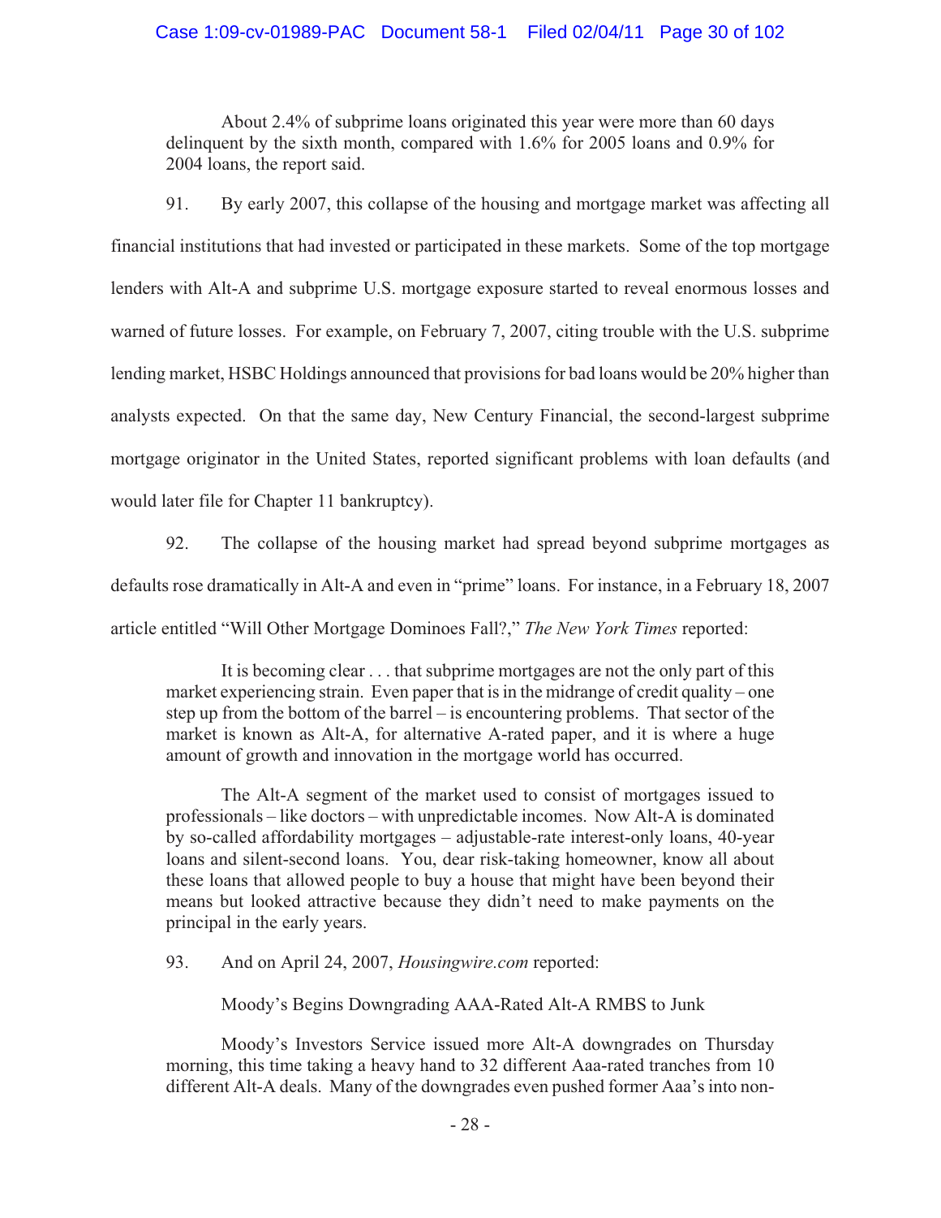> About 2.4% of subprime loans originated this year were more than 60 days delinquent by the sixth month, compared with 1.6% for 2005 loans and 0.9% for 2004 loans, the report said.

91. By early 2007, this collapse of the housing and mortgage market was affecting all financial institutions that had invested or participated in these markets. Some of the top mortgage lenders with Alt-A and subprime U.S. mortgage exposure started to reveal enormous losses and warned of future losses. For example, on February 7, 2007, citing trouble with the U.S. subprime lending market, HSBC Holdings announced that provisions for bad loans would be 20% higher than analysts expected. On that the same day, New Century Financial, the second-largest subprime mortgage originator in the United States, reported significant problems with loan defaults (and would later file for Chapter 11 bankruptcy).

92. The collapse of the housing market had spread beyond subprime mortgages as defaults rose dramatically in Alt-A and even in "prime" loans. For instance, in a February 18, 2007 article entitled "Will Other Mortgage Dominoes Fall?," *The New York Times* reported:

> It is becoming clear . . . that subprime mortgages are not the only part of this market experiencing strain. Even paper that is in the midrange of credit quality – one step up from the bottom of the barrel – is encountering problems. That sector of the market is known as Alt-A, for alternative A-rated paper, and it is where a huge amount of growth and innovation in the mortgage world has occurred.
>
> The Alt-A segment of the market used to consist of mortgages issued to professionals – like doctors – with unpredictable incomes. Now Alt-A is dominated by so-called affordability mortgages – adjustable-rate interest-only loans, 40-year loans and silent-second loans. You, dear risk-taking homeowner, know all about these loans that allowed people to buy a house that might have been beyond their means but looked attractive because they didn't need to make payments on the principal in the early years.

93. And on April 24, 2007, *Housingwire.com* reported:

> Moody's Begins Downgrading AAA-Rated Alt-A RMBS to Junk
>
> Moody's Investors Service issued more Alt-A downgrades on Thursday morning, this time taking a heavy hand to 32 different Aaa-rated tranches from 10 different Alt-A deals. Many of the downgrades even pushed former Aaa's into non-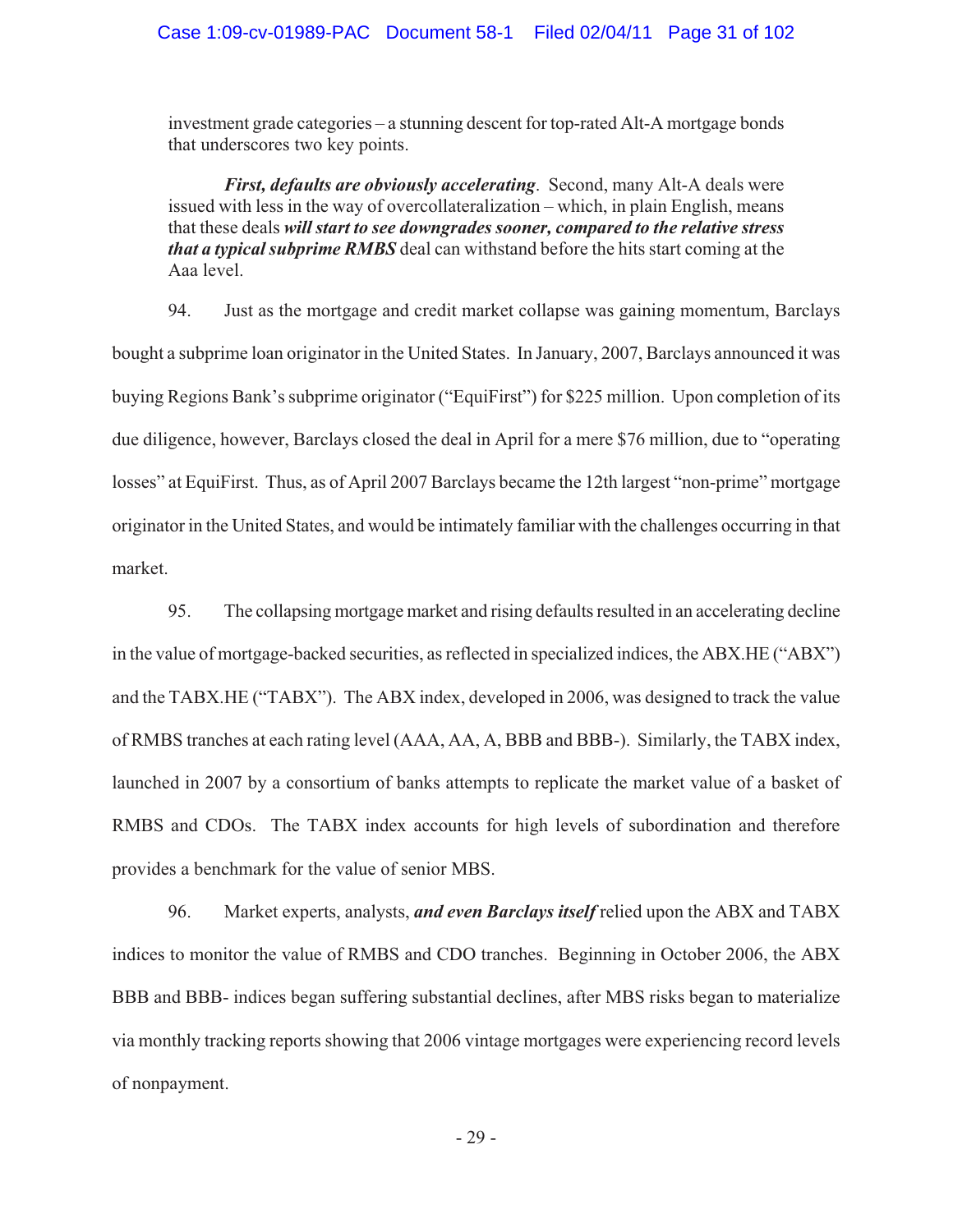investment grade categories – a stunning descent for top-rated Alt-A mortgage bonds that underscores two key points.

> ***First, defaults are obviously accelerating***. Second, many Alt-A deals were issued with less in the way of overcollateralization – which, in plain English, means that these deals ***will start to see downgrades sooner, compared to the relative stress that a typical subprime RMBS*** deal can withstand before the hits start coming at the Aaa level.

94. Just as the mortgage and credit market collapse was gaining momentum, Barclays bought a subprime loan originator in the United States. In January, 2007, Barclays announced it was buying Regions Bank's subprime originator ("EquiFirst") for $225 million. Upon completion of its due diligence, however, Barclays closed the deal in April for a mere $76 million, due to "operating losses" at EquiFirst. Thus, as of April 2007 Barclays became the 12th largest "non-prime" mortgage originator in the United States, and would be intimately familiar with the challenges occurring in that market.

95. The collapsing mortgage market and rising defaults resulted in an accelerating decline in the value of mortgage-backed securities, as reflected in specialized indices, the ABX.HE ("ABX") and the TABX.HE ("TABX"). The ABX index, developed in 2006, was designed to track the value of RMBS tranches at each rating level (AAA, AA, A, BBB and BBB-). Similarly, the TABX index, launched in 2007 by a consortium of banks attempts to replicate the market value of a basket of RMBS and CDOs. The TABX index accounts for high levels of subordination and therefore provides a benchmark for the value of senior MBS.

96. Market experts, analysts, ***and even Barclays itself*** relied upon the ABX and TABX indices to monitor the value of RMBS and CDO tranches. Beginning in October 2006, the ABX BBB and BBB- indices began suffering substantial declines, after MBS risks began to materialize via monthly tracking reports showing that 2006 vintage mortgages were experiencing record levels of nonpayment.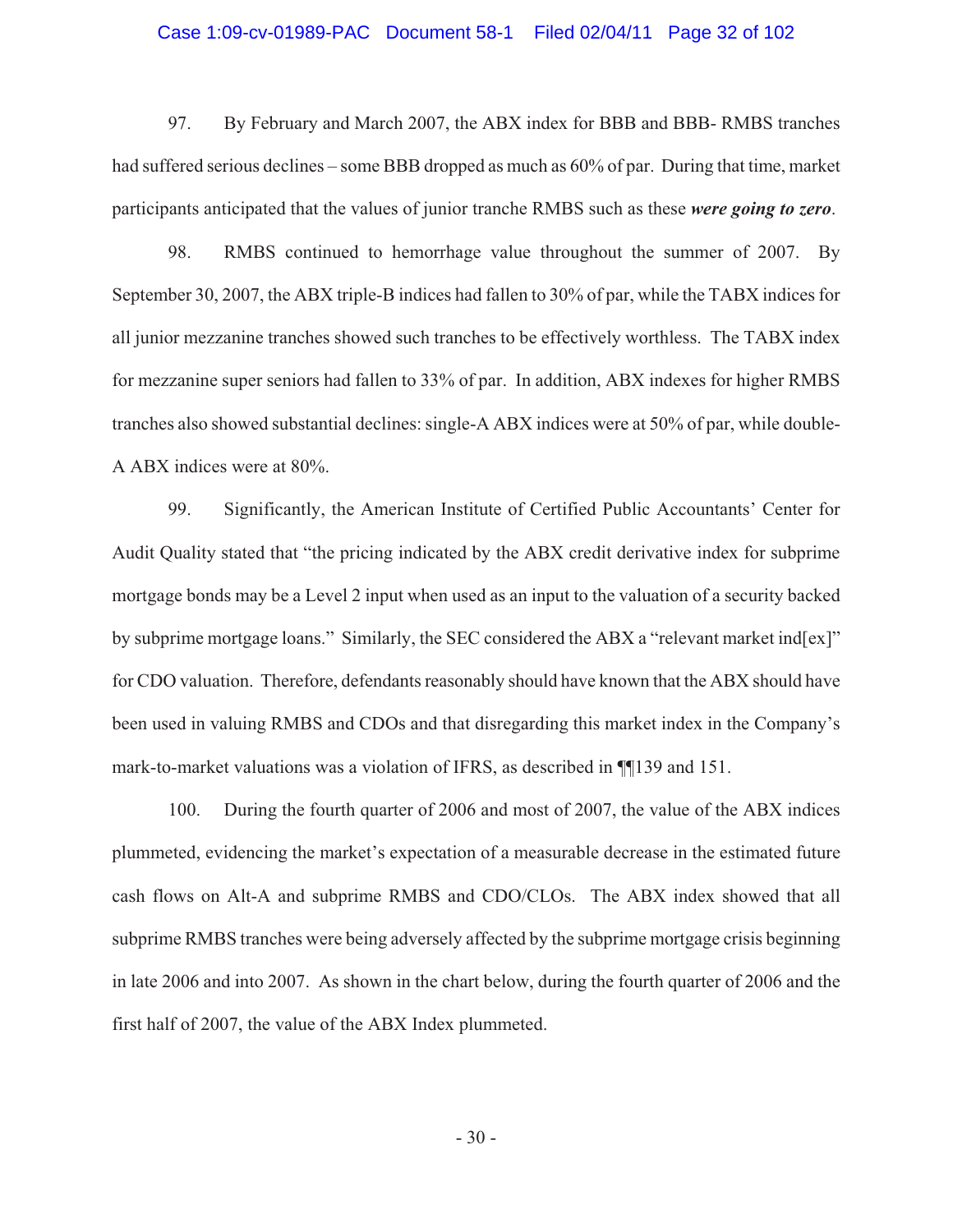97. By February and March 2007, the ABX index for BBB and BBB- RMBS tranches had suffered serious declines – some BBB dropped as much as 60% of par. During that time, market participants anticipated that the values of junior tranche RMBS such as these ***were going to zero***.

98. RMBS continued to hemorrhage value throughout the summer of 2007. By September 30, 2007, the ABX triple-B indices had fallen to 30% of par, while the TABX indices for all junior mezzanine tranches showed such tranches to be effectively worthless. The TABX index for mezzanine super seniors had fallen to 33% of par. In addition, ABX indexes for higher RMBS tranches also showed substantial declines: single-A ABX indices were at 50% of par, while double-A ABX indices were at 80%.

99. Significantly, the American Institute of Certified Public Accountants' Center for Audit Quality stated that "the pricing indicated by the ABX credit derivative index for subprime mortgage bonds may be a Level 2 input when used as an input to the valuation of a security backed by subprime mortgage loans." Similarly, the SEC considered the ABX a "relevant market ind[ex]" for CDO valuation. Therefore, defendants reasonably should have known that the ABX should have been used in valuing RMBS and CDOs and that disregarding this market index in the Company's mark-to-market valuations was a violation of IFRS, as described in ¶¶139 and 151.

100. During the fourth quarter of 2006 and most of 2007, the value of the ABX indices plummeted, evidencing the market's expectation of a measurable decrease in the estimated future cash flows on Alt-A and subprime RMBS and CDO/CLOs. The ABX index showed that all subprime RMBS tranches were being adversely affected by the subprime mortgage crisis beginning in late 2006 and into 2007. As shown in the chart below, during the fourth quarter of 2006 and the first half of 2007, the value of the ABX Index plummeted.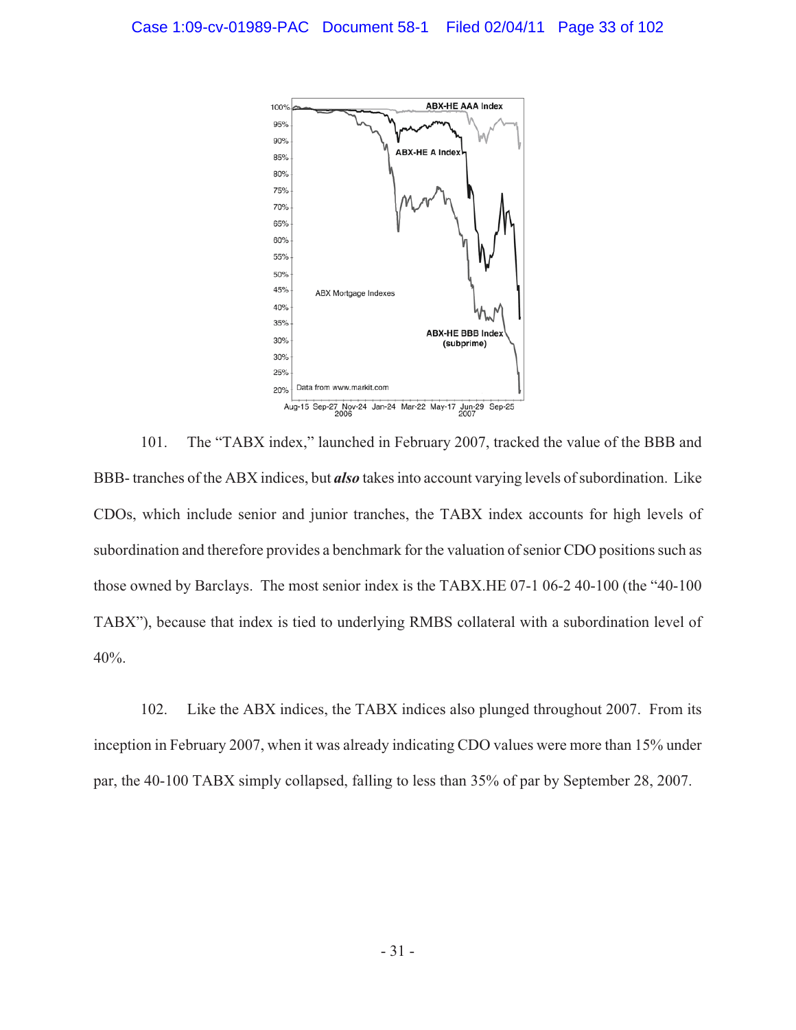101. The "TABX index," launched in February 2007, tracked the value of the BBB and BBB- tranches of the ABX indices, but ***also*** takes into account varying levels of subordination. Like CDOs, which include senior and junior tranches, the TABX index accounts for high levels of subordination and therefore provides a benchmark for the valuation of senior CDO positions such as those owned by Barclays. The most senior index is the TABX.HE 07-1 06-2 40-100 (the "40-100 TABX"), because that index is tied to underlying RMBS collateral with a subordination level of 40%.

102. Like the ABX indices, the TABX indices also plunged throughout 2007. From its inception in February 2007, when it was already indicating CDO values were more than 15% under par, the 40-100 TABX simply collapsed, falling to less than 35% of par by September 28, 2007.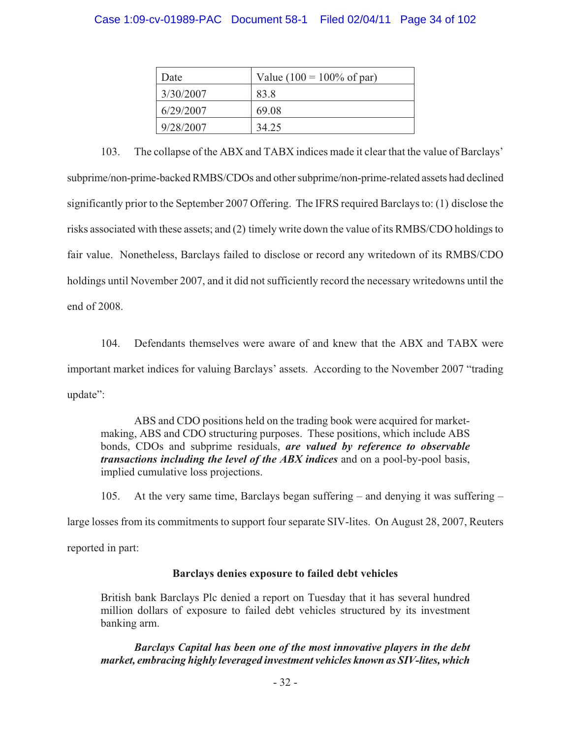| Date | Value (100 = 100% of par) |
| --- | --- |
| 3/30/2007 | 83.8 |
| 6/29/2007 | 69.08 |
| 9/28/2007 | 34.25 |

103. The collapse of the ABX and TABX indices made it clear that the value of Barclays' subprime/non-prime-backed RMBS/CDOs and other subprime/non-prime-related assets had declined significantly prior to the September 2007 Offering. The IFRS required Barclays to: (1) disclose the risks associated with these assets; and (2) timely write down the value of its RMBS/CDO holdings to fair value. Nonetheless, Barclays failed to disclose or record any writedown of its RMBS/CDO holdings until November 2007, and it did not sufficiently record the necessary writedowns until the end of 2008.

104. Defendants themselves were aware of and knew that the ABX and TABX were important market indices for valuing Barclays' assets. According to the November 2007 "trading update":

> ABS and CDO positions held on the trading book were acquired for market-making, ABS and CDO structuring purposes. These positions, which include ABS bonds, CDOs and subprime residuals, ***are valued by reference to observable transactions including the level of the ABX indices*** and on a pool-by-pool basis, implied cumulative loss projections.

105. At the very same time, Barclays began suffering – and denying it was suffering – large losses from its commitments to support four separate SIV-lites. On August 28, 2007, Reuters reported in part:

> **Barclays denies exposure to failed debt vehicles**
>
> British bank Barclays Plc denied a report on Tuesday that it has several hundred million dollars of exposure to failed debt vehicles structured by its investment banking arm.
>
> ***Barclays Capital has been one of the most innovative players in the debt market, embracing highly leveraged investment vehicles known as SIV-lites, which***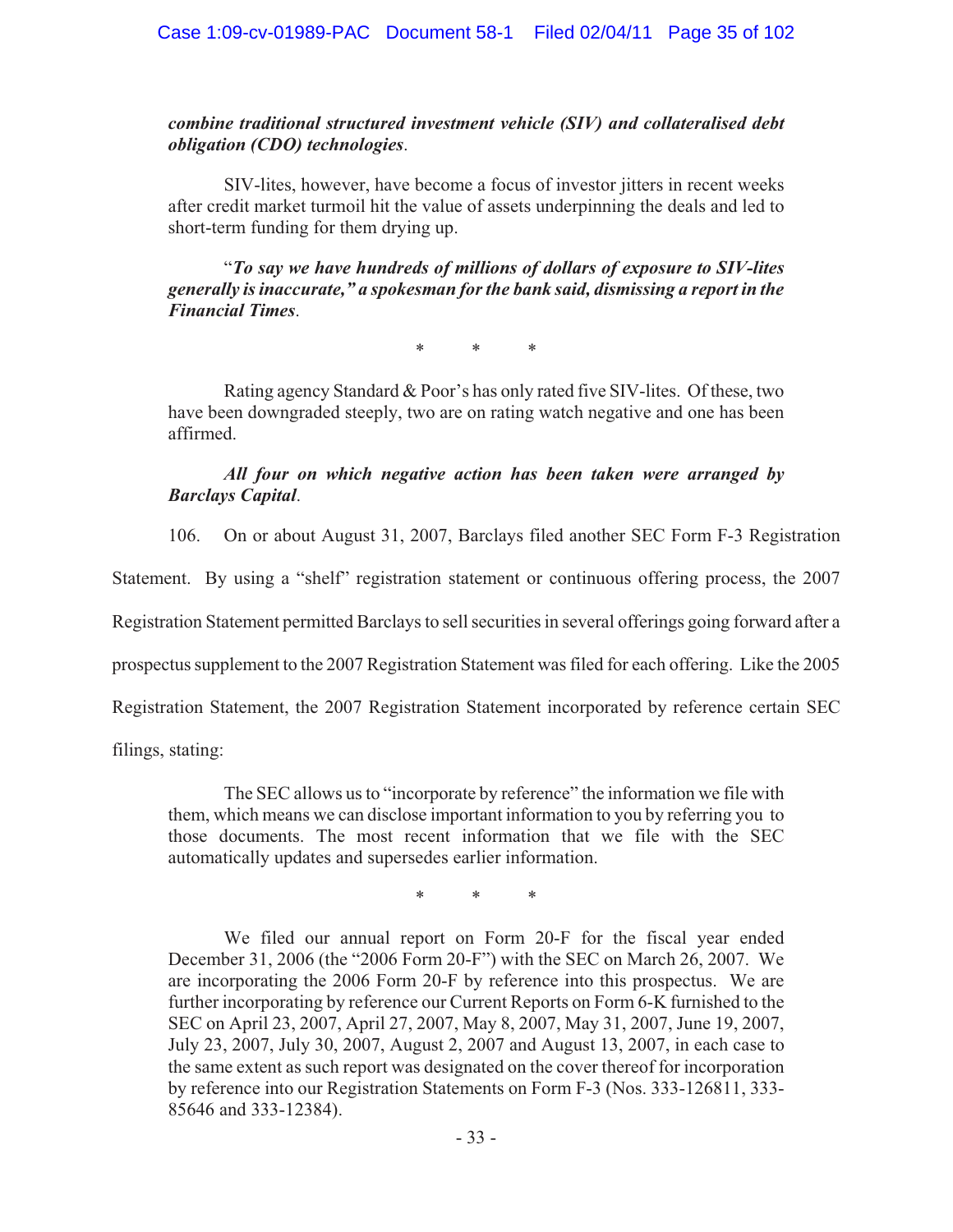***combine traditional structured investment vehicle (SIV) and collateralised debt obligation (CDO) technologies***.

> SIV-lites, however, have become a focus of investor jitters in recent weeks after credit market turmoil hit the value of assets underpinning the deals and led to short-term funding for them drying up.
>
> "***To say we have hundreds of millions of dollars of exposure to SIV-lites generally is inaccurate," a spokesman for the bank said, dismissing a report in the Financial Times***.
>
> \* \* \*
>
> Rating agency Standard & Poor's has only rated five SIV-lites. Of these, two have been downgraded steeply, two are on rating watch negative and one has been affirmed.
>
> ***All four on which negative action has been taken were arranged by Barclays Capital***.

106. On or about August 31, 2007, Barclays filed another SEC Form F-3 Registration Statement. By using a "shelf" registration statement or continuous offering process, the 2007 Registration Statement permitted Barclays to sell securities in several offerings going forward after a prospectus supplement to the 2007 Registration Statement was filed for each offering. Like the 2005 Registration Statement, the 2007 Registration Statement incorporated by reference certain SEC filings, stating:

> The SEC allows us to "incorporate by reference" the information we file with them, which means we can disclose important information to you by referring you to those documents. The most recent information that we file with the SEC automatically updates and supersedes earlier information.
>
> \* \* \*
>
> We filed our annual report on Form 20-F for the fiscal year ended December 31, 2006 (the "2006 Form 20-F") with the SEC on March 26, 2007. We are incorporating the 2006 Form 20-F by reference into this prospectus. We are further incorporating by reference our Current Reports on Form 6-K furnished to the SEC on April 23, 2007, April 27, 2007, May 8, 2007, May 31, 2007, June 19, 2007, July 23, 2007, July 30, 2007, August 2, 2007 and August 13, 2007, in each case to the same extent as such report was designated on the cover thereof for incorporation by reference into our Registration Statements on Form F-3 (Nos. 333-126811, 333-85646 and 333-12384).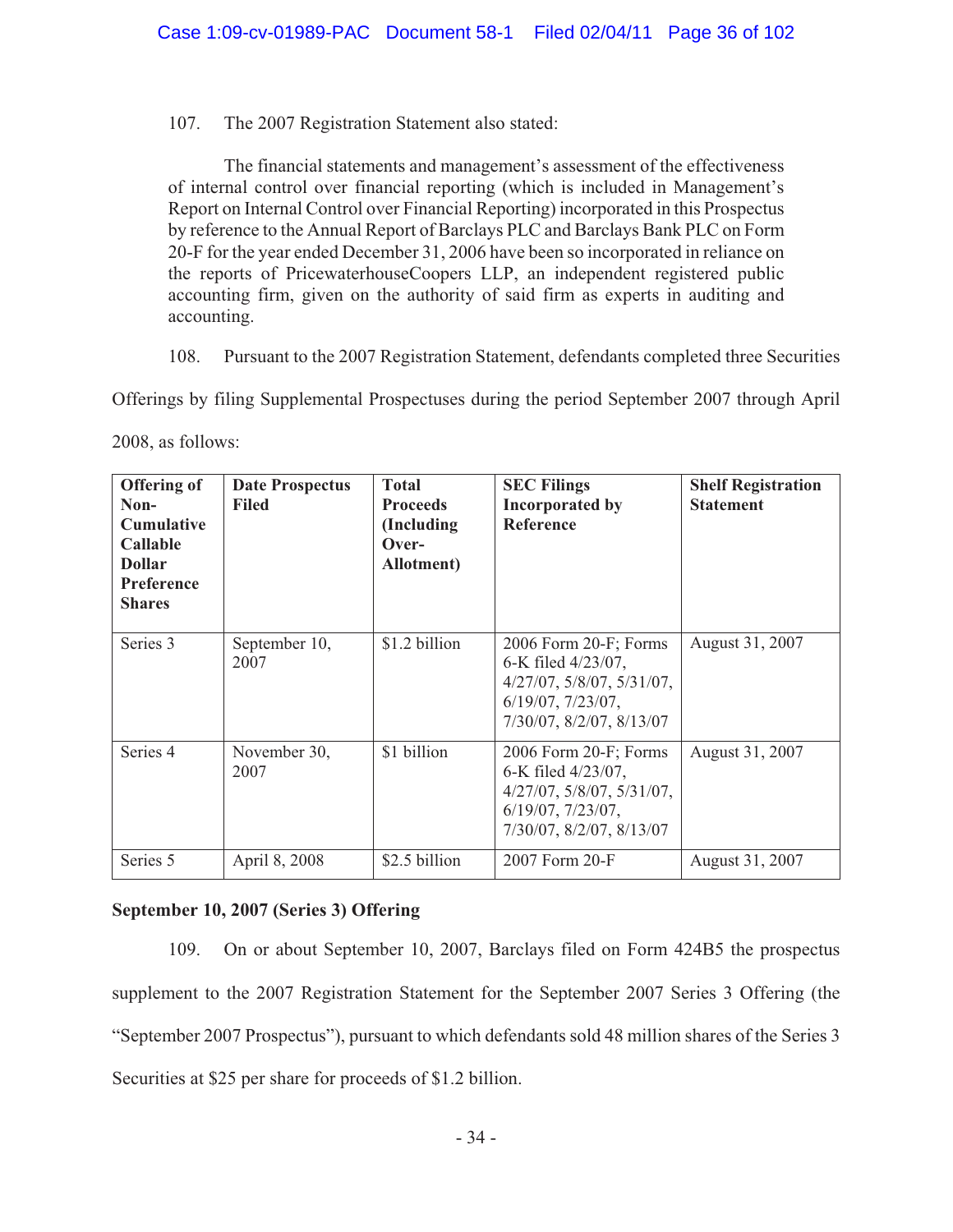107. The 2007 Registration Statement also stated:

> The financial statements and management's assessment of the effectiveness of internal control over financial reporting (which is included in Management's Report on Internal Control over Financial Reporting) incorporated in this Prospectus by reference to the Annual Report of Barclays PLC and Barclays Bank PLC on Form 20-F for the year ended December 31, 2006 have been so incorporated in reliance on the reports of PricewaterhouseCoopers LLP, an independent registered public accounting firm, given on the authority of said firm as experts in auditing and accounting.

108. Pursuant to the 2007 Registration Statement, defendants completed three Securities Offerings by filing Supplemental Prospectuses during the period September 2007 through April 2008, as follows:

| Offering of Non-Cumulative Callable Dollar Preference Shares | Date Prospectus Filed | Total Proceeds (Including Over-Allotment) | SEC Filings Incorporated by Reference | Shelf Registration Statement |
|---|---|---|---|---|
| Series 3 | September 10, 2007 | $1.2 billion | 2006 Form 20-F; Forms 6-K filed 4/23/07, 4/27/07, 5/8/07, 5/31/07, 6/19/07, 7/23/07, 7/30/07, 8/2/07, 8/13/07 | August 31, 2007 |
| Series 4 | November 30, 2007 | $1 billion | 2006 Form 20-F; Forms 6-K filed 4/23/07, 4/27/07, 5/8/07, 5/31/07, 6/19/07, 7/23/07, 7/30/07, 8/2/07, 8/13/07 | August 31, 2007 |
| Series 5 | April 8, 2008 | $2.5 billion | 2007 Form 20-F | August 31, 2007 |

**September 10, 2007 (Series 3) Offering**

109. On or about September 10, 2007, Barclays filed on Form 424B5 the prospectus supplement to the 2007 Registration Statement for the September 2007 Series 3 Offering (the "September 2007 Prospectus"), pursuant to which defendants sold 48 million shares of the Series 3 Securities at $25 per share for proceeds of $1.2 billion.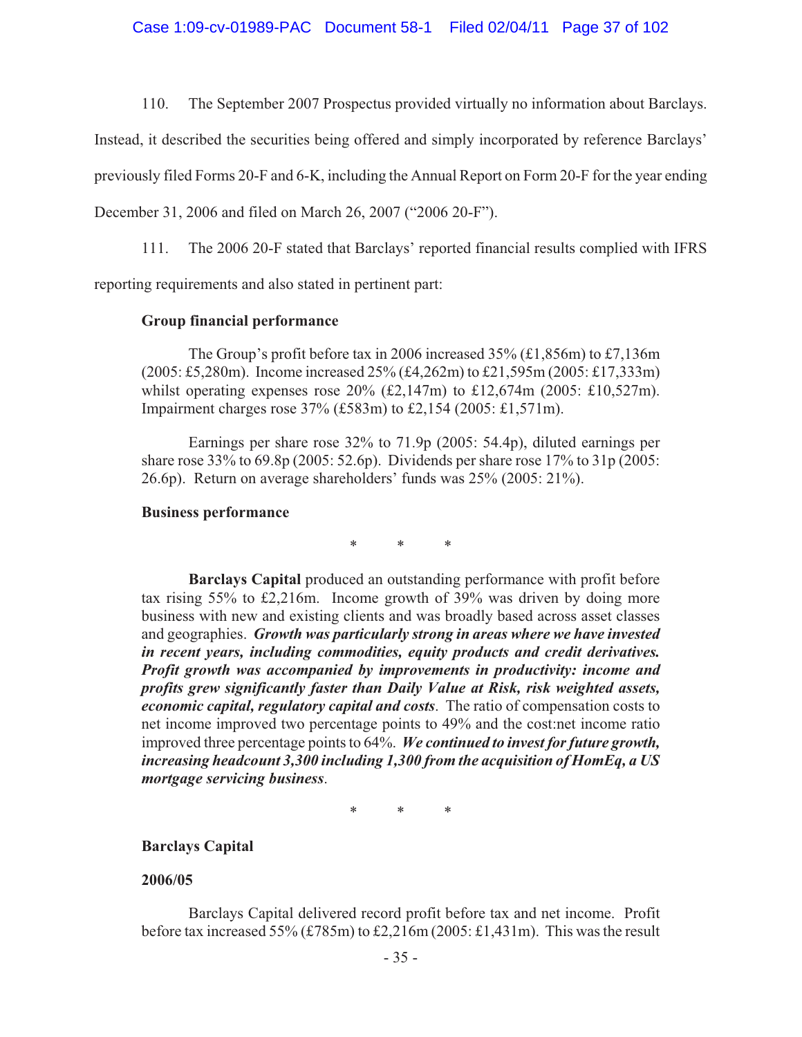110. The September 2007 Prospectus provided virtually no information about Barclays. Instead, it described the securities being offered and simply incorporated by reference Barclays' previously filed Forms 20-F and 6-K, including the Annual Report on Form 20-F for the year ending December 31, 2006 and filed on March 26, 2007 ("2006 20-F").

111. The 2006 20-F stated that Barclays' reported financial results complied with IFRS reporting requirements and also stated in pertinent part:

> **Group financial performance**
>
> The Group's profit before tax in 2006 increased 35% (£1,856m) to £7,136m (2005: £5,280m). Income increased 25% (£4,262m) to £21,595m (2005: £17,333m) whilst operating expenses rose 20% (£2,147m) to £12,674m (2005: £10,527m). Impairment charges rose 37% (£583m) to £2,154 (2005: £1,571m).
>
> Earnings per share rose 32% to 71.9p (2005: 54.4p), diluted earnings per share rose 33% to 69.8p (2005: 52.6p). Dividends per share rose 17% to 31p (2005: 26.6p). Return on average shareholders' funds was 25% (2005: 21%).
>
> **Business performance**
>
> \* \* \*
>
> **Barclays Capital** produced an outstanding performance with profit before tax rising 55% to £2,216m. Income growth of 39% was driven by doing more business with new and existing clients and was broadly based across asset classes and geographies. ***Growth was particularly strong in areas where we have invested in recent years, including commodities, equity products and credit derivatives. Profit growth was accompanied by improvements in productivity: income and profits grew significantly faster than Daily Value at Risk, risk weighted assets, economic capital, regulatory capital and costs***. The ratio of compensation costs to net income improved two percentage points to 49% and the cost:net income ratio improved three percentage points to 64%. ***We continued to invest for future growth, increasing headcount 3,300 including 1,300 from the acquisition of HomEq, a US mortgage servicing business***.
>
> \* \* \*
>
> **Barclays Capital**
>
> **2006/05**
>
> Barclays Capital delivered record profit before tax and net income. Profit before tax increased 55% (£785m) to £2,216m (2005: £1,431m). This was the result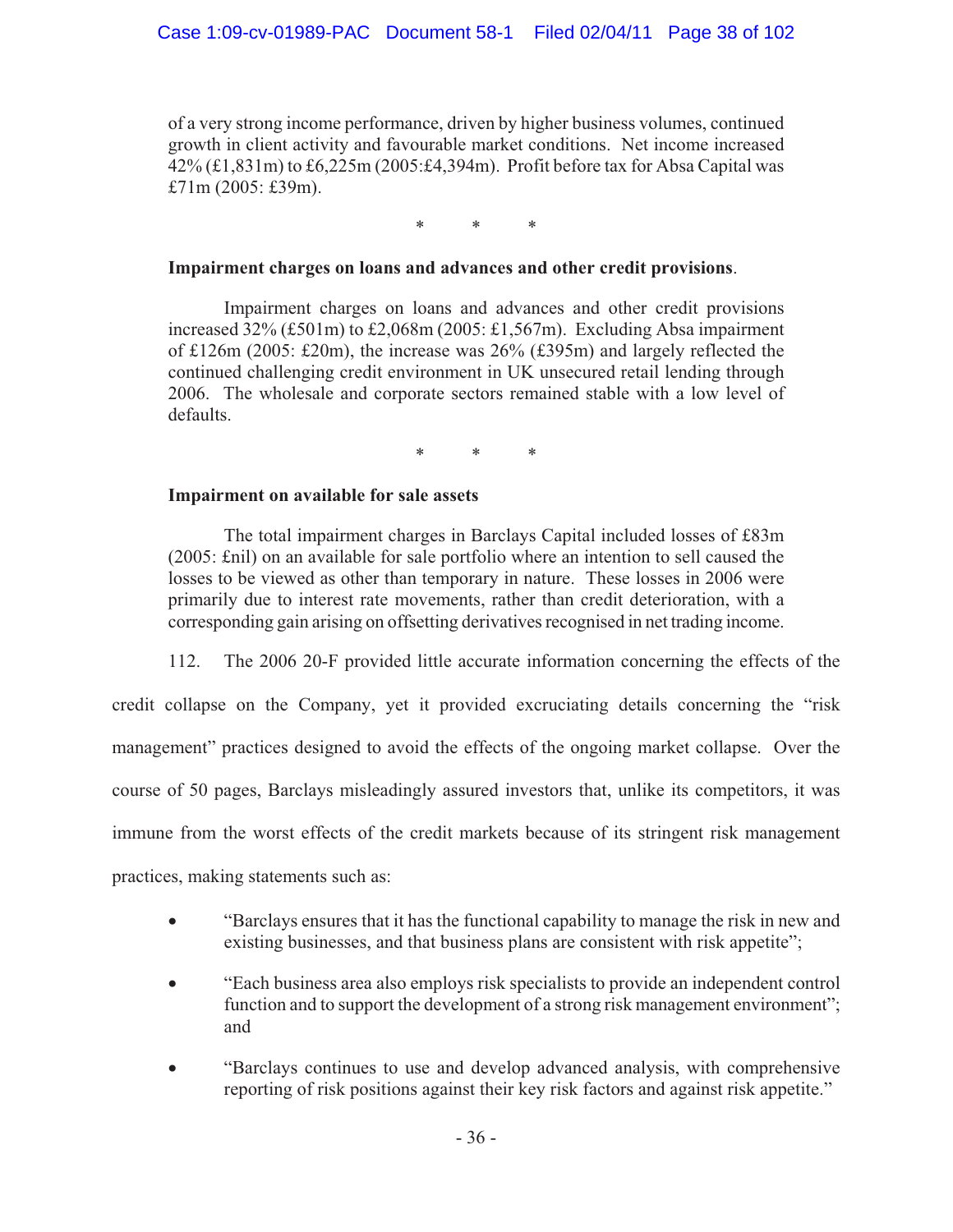of a very strong income performance, driven by higher business volumes, continued growth in client activity and favourable market conditions. Net income increased 42% (£1,831m) to £6,225m (2005:£4,394m). Profit before tax for Absa Capital was £71m (2005: £39m).

\* \* \*

**Impairment charges on loans and advances and other credit provisions**.

Impairment charges on loans and advances and other credit provisions increased 32% (£501m) to £2,068m (2005: £1,567m). Excluding Absa impairment of £126m (2005: £20m), the increase was 26% (£395m) and largely reflected the continued challenging credit environment in UK unsecured retail lending through 2006. The wholesale and corporate sectors remained stable with a low level of defaults.

\* \* \*

**Impairment on available for sale assets**

The total impairment charges in Barclays Capital included losses of £83m (2005: £nil) on an available for sale portfolio where an intention to sell caused the losses to be viewed as other than temporary in nature. These losses in 2006 were primarily due to interest rate movements, rather than credit deterioration, with a corresponding gain arising on offsetting derivatives recognised in net trading income.

112. The 2006 20-F provided little accurate information concerning the effects of the credit collapse on the Company, yet it provided excruciating details concerning the "risk management" practices designed to avoid the effects of the ongoing market collapse. Over the course of 50 pages, Barclays misleadingly assured investors that, unlike its competitors, it was immune from the worst effects of the credit markets because of its stringent risk management practices, making statements such as:

- "Barclays ensures that it has the functional capability to manage the risk in new and existing businesses, and that business plans are consistent with risk appetite";
- "Each business area also employs risk specialists to provide an independent control function and to support the development of a strong risk management environment"; and
- "Barclays continues to use and develop advanced analysis, with comprehensive reporting of risk positions against their key risk factors and against risk appetite."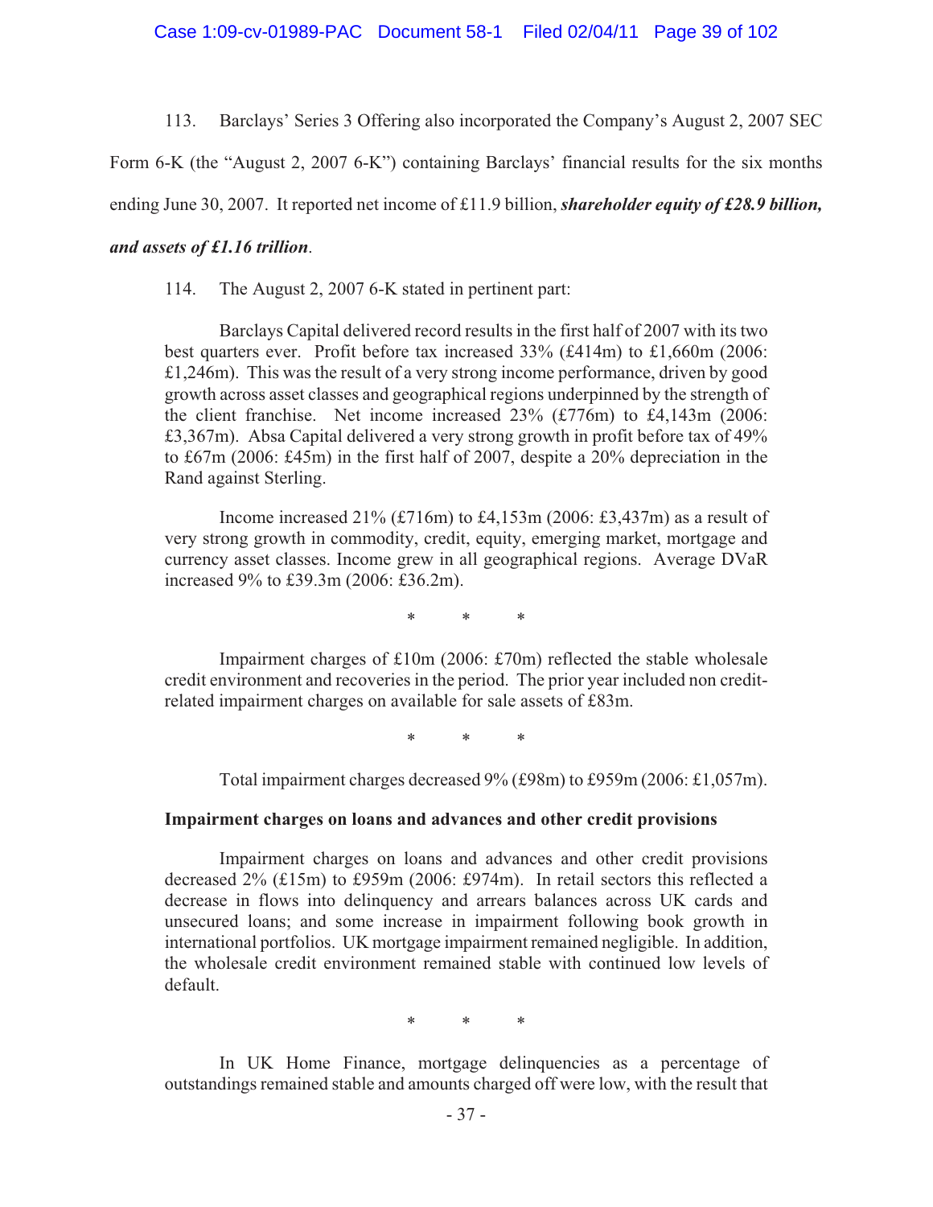113. Barclays' Series 3 Offering also incorporated the Company's August 2, 2007 SEC Form 6-K (the "August 2, 2007 6-K") containing Barclays' financial results for the six months ending June 30, 2007. It reported net income of £11.9 billion, ***shareholder equity of £28.9 billion, and assets of £1.16 trillion***.

114. The August 2, 2007 6-K stated in pertinent part:

> Barclays Capital delivered record results in the first half of 2007 with its two best quarters ever. Profit before tax increased 33% (£414m) to £1,660m (2006: £1,246m). This was the result of a very strong income performance, driven by good growth across asset classes and geographical regions underpinned by the strength of the client franchise. Net income increased 23% (£776m) to £4,143m (2006: £3,367m). Absa Capital delivered a very strong growth in profit before tax of 49% to £67m (2006: £45m) in the first half of 2007, despite a 20% depreciation in the Rand against Sterling.
>
> Income increased 21% (£716m) to £4,153m (2006: £3,437m) as a result of very strong growth in commodity, credit, equity, emerging market, mortgage and currency asset classes. Income grew in all geographical regions. Average DVaR increased 9% to £39.3m (2006: £36.2m).
>
> \* \* \*
>
> Impairment charges of £10m (2006: £70m) reflected the stable wholesale credit environment and recoveries in the period. The prior year included non credit-related impairment charges on available for sale assets of £83m.
>
> \* \* \*
>
> Total impairment charges decreased 9% (£98m) to £959m (2006: £1,057m).
>
> **Impairment charges on loans and advances and other credit provisions**
>
> Impairment charges on loans and advances and other credit provisions decreased 2% (£15m) to £959m (2006: £974m). In retail sectors this reflected a decrease in flows into delinquency and arrears balances across UK cards and unsecured loans; and some increase in impairment following book growth in international portfolios. UK mortgage impairment remained negligible. In addition, the wholesale credit environment remained stable with continued low levels of default.
>
> \* \* \*
>
> In UK Home Finance, mortgage delinquencies as a percentage of outstandings remained stable and amounts charged off were low, with the result that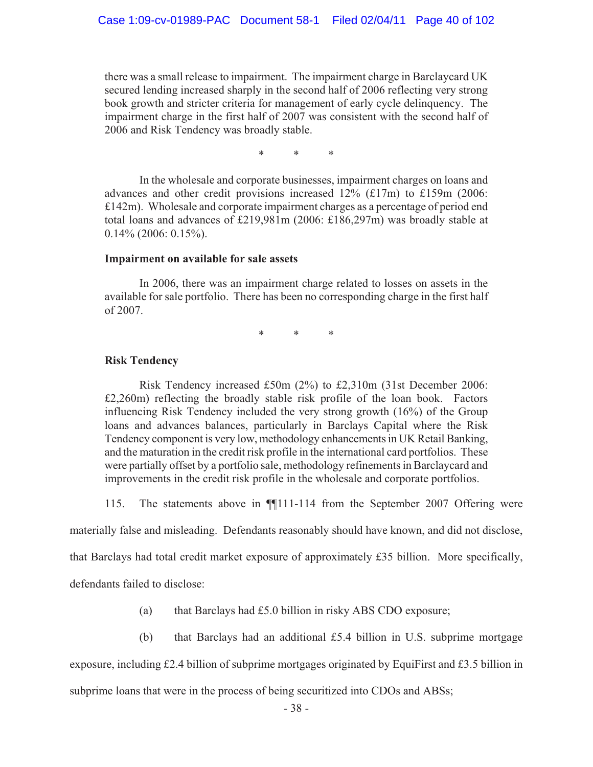there was a small release to impairment. The impairment charge in Barclaycard UK secured lending increased sharply in the second half of 2006 reflecting very strong book growth and stricter criteria for management of early cycle delinquency. The impairment charge in the first half of 2007 was consistent with the second half of 2006 and Risk Tendency was broadly stable.

\* \* \*

In the wholesale and corporate businesses, impairment charges on loans and advances and other credit provisions increased 12% (£17m) to £159m (2006: £142m). Wholesale and corporate impairment charges as a percentage of period end total loans and advances of £219,981m (2006: £186,297m) was broadly stable at 0.14% (2006: 0.15%).

**Impairment on available for sale assets**

In 2006, there was an impairment charge related to losses on assets in the available for sale portfolio. There has been no corresponding charge in the first half of 2007.

\* \* \*

**Risk Tendency**

Risk Tendency increased £50m (2%) to £2,310m (31st December 2006: £2,260m) reflecting the broadly stable risk profile of the loan book. Factors influencing Risk Tendency included the very strong growth (16%) of the Group loans and advances balances, particularly in Barclays Capital where the Risk Tendency component is very low, methodology enhancements in UK Retail Banking, and the maturation in the credit risk profile in the international card portfolios. These were partially offset by a portfolio sale, methodology refinements in Barclaycard and improvements in the credit risk profile in the wholesale and corporate portfolios.

115. The statements above in ¶¶111-114 from the September 2007 Offering were materially false and misleading. Defendants reasonably should have known, and did not disclose, that Barclays had total credit market exposure of approximately £35 billion. More specifically, defendants failed to disclose:

(a) that Barclays had £5.0 billion in risky ABS CDO exposure;

(b) that Barclays had an additional £5.4 billion in U.S. subprime mortgage exposure, including £2.4 billion of subprime mortgages originated by EquiFirst and £3.5 billion in subprime loans that were in the process of being securitized into CDOs and ABSs;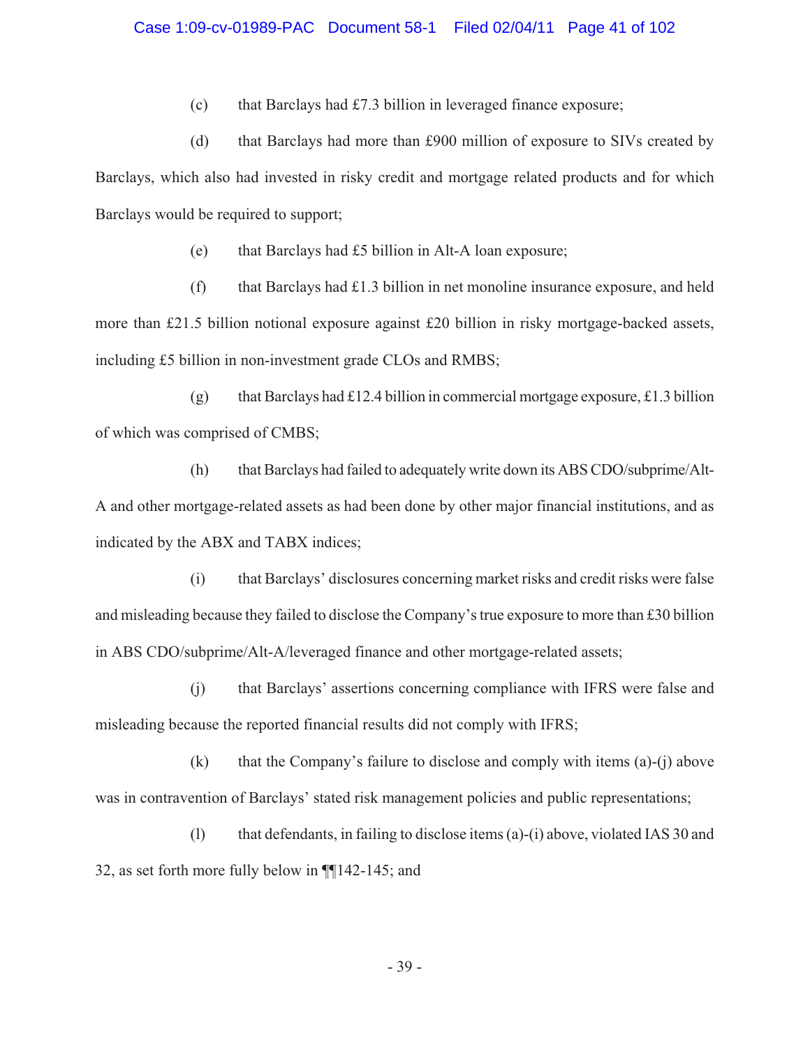(c) that Barclays had £7.3 billion in leveraged finance exposure;

(d) that Barclays had more than £900 million of exposure to SIVs created by Barclays, which also had invested in risky credit and mortgage related products and for which Barclays would be required to support;

(e) that Barclays had £5 billion in Alt-A loan exposure;

(f) that Barclays had £1.3 billion in net monoline insurance exposure, and held more than £21.5 billion notional exposure against £20 billion in risky mortgage-backed assets, including £5 billion in non-investment grade CLOs and RMBS;

(g) that Barclays had £12.4 billion in commercial mortgage exposure, £1.3 billion of which was comprised of CMBS;

(h) that Barclays had failed to adequately write down its ABS CDO/subprime/Alt-A and other mortgage-related assets as had been done by other major financial institutions, and as indicated by the ABX and TABX indices;

(i) that Barclays' disclosures concerning market risks and credit risks were false and misleading because they failed to disclose the Company's true exposure to more than £30 billion in ABS CDO/subprime/Alt-A/leveraged finance and other mortgage-related assets;

(j) that Barclays' assertions concerning compliance with IFRS were false and misleading because the reported financial results did not comply with IFRS;

(k) that the Company's failure to disclose and comply with items (a)-(j) above was in contravention of Barclays' stated risk management policies and public representations;

(l) that defendants, in failing to disclose items (a)-(i) above, violated IAS 30 and 32, as set forth more fully below in ¶¶142-145; and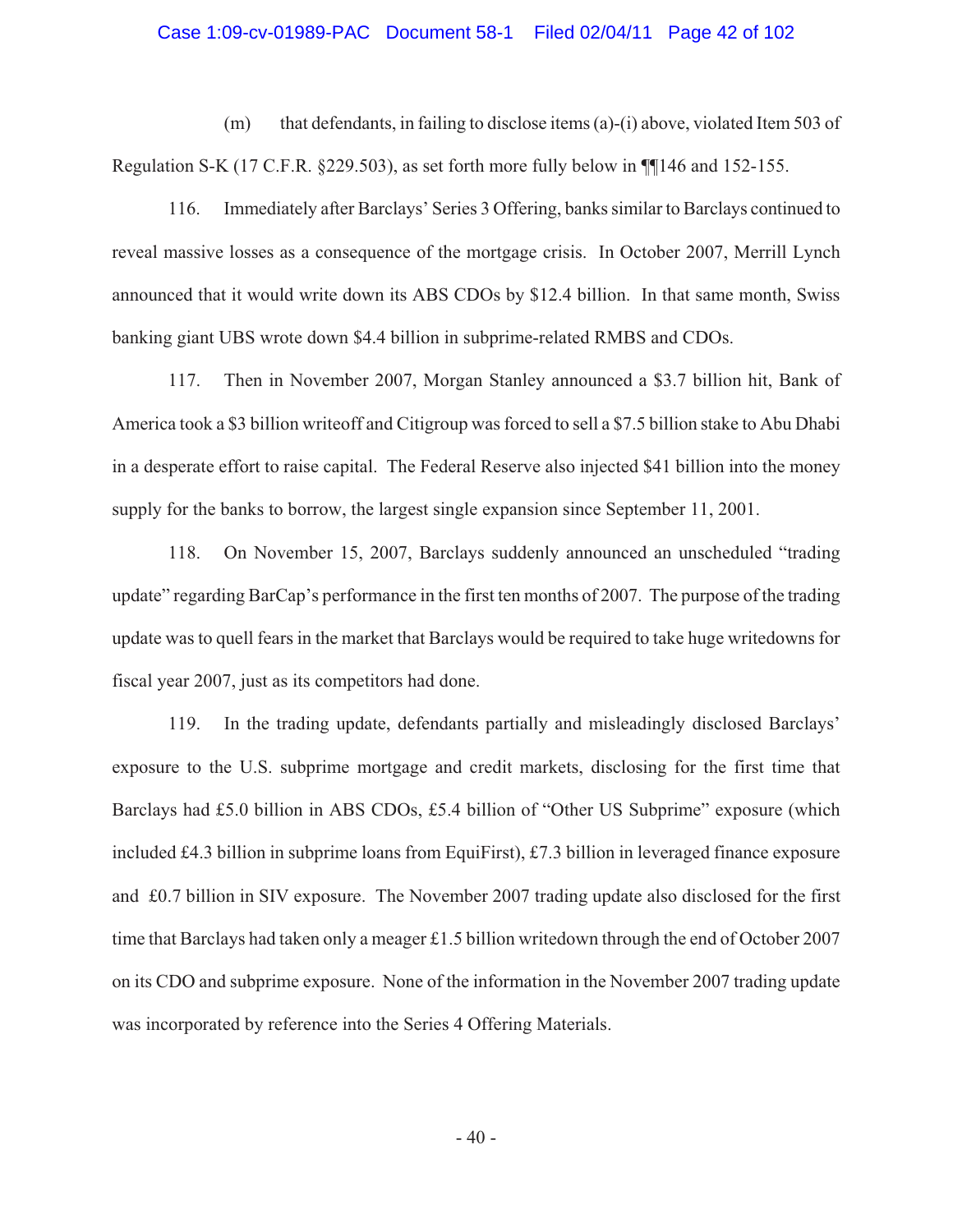(m) that defendants, in failing to disclose items (a)-(i) above, violated Item 503 of Regulation S-K (17 C.F.R. §229.503), as set forth more fully below in ¶¶146 and 152-155.

116. Immediately after Barclays' Series 3 Offering, banks similar to Barclays continued to reveal massive losses as a consequence of the mortgage crisis. In October 2007, Merrill Lynch announced that it would write down its ABS CDOs by $12.4 billion. In that same month, Swiss banking giant UBS wrote down $4.4 billion in subprime-related RMBS and CDOs.

117. Then in November 2007, Morgan Stanley announced a $3.7 billion hit, Bank of America took a $3 billion writeoff and Citigroup was forced to sell a $7.5 billion stake to Abu Dhabi in a desperate effort to raise capital. The Federal Reserve also injected $41 billion into the money supply for the banks to borrow, the largest single expansion since September 11, 2001.

118. On November 15, 2007, Barclays suddenly announced an unscheduled "trading update" regarding BarCap's performance in the first ten months of 2007. The purpose of the trading update was to quell fears in the market that Barclays would be required to take huge writedowns for fiscal year 2007, just as its competitors had done.

119. In the trading update, defendants partially and misleadingly disclosed Barclays' exposure to the U.S. subprime mortgage and credit markets, disclosing for the first time that Barclays had £5.0 billion in ABS CDOs, £5.4 billion of "Other US Subprime" exposure (which included £4.3 billion in subprime loans from EquiFirst), £7.3 billion in leveraged finance exposure and £0.7 billion in SIV exposure. The November 2007 trading update also disclosed for the first time that Barclays had taken only a meager £1.5 billion writedown through the end of October 2007 on its CDO and subprime exposure. None of the information in the November 2007 trading update was incorporated by reference into the Series 4 Offering Materials.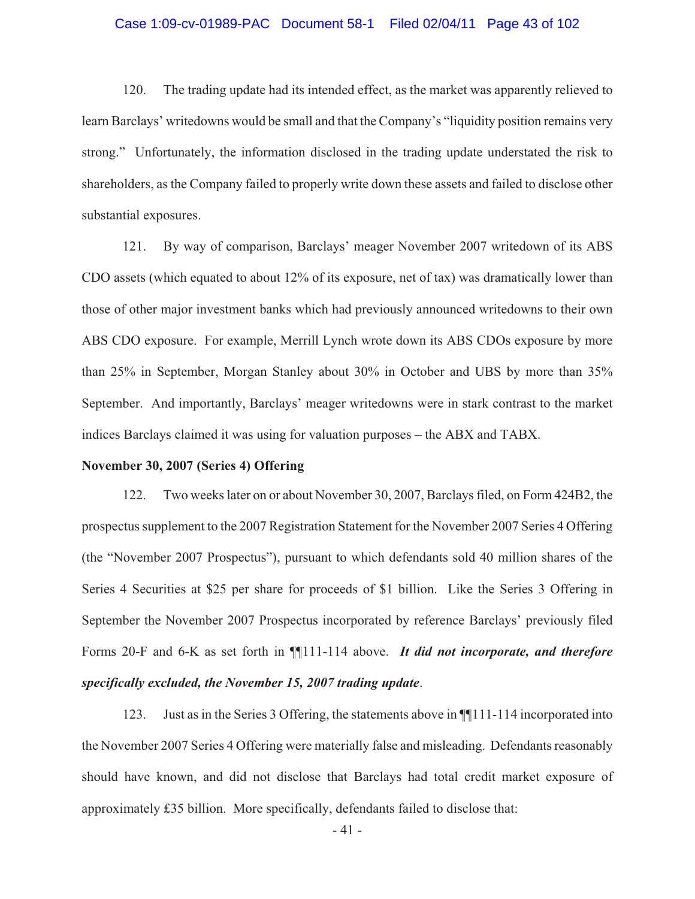120. The trading update had its intended effect, as the market was apparently relieved to learn Barclays' writedowns would be small and that the Company's "liquidity position remains very strong." Unfortunately, the information disclosed in the trading update understated the risk to shareholders, as the Company failed to properly write down these assets and failed to disclose other substantial exposures.

121. By way of comparison, Barclays' meager November 2007 writedown of its ABS CDO assets (which equated to about 12% of its exposure, net of tax) was dramatically lower than those of other major investment banks which had previously announced writedowns to their own ABS CDO exposure. For example, Merrill Lynch wrote down its ABS CDOs exposure by more than 25% in September, Morgan Stanley about 30% in October and UBS by more than 35% September. And importantly, Barclays' meager writedowns were in stark contrast to the market indices Barclays claimed it was using for valuation purposes – the ABX and TABX.

**November 30, 2007 (Series 4) Offering**

122. Two weeks later on or about November 30, 2007, Barclays filed, on Form 424B2, the prospectus supplement to the 2007 Registration Statement for the November 2007 Series 4 Offering (the "November 2007 Prospectus"), pursuant to which defendants sold 40 million shares of the Series 4 Securities at $25 per share for proceeds of $1 billion. Like the Series 3 Offering in September the November 2007 Prospectus incorporated by reference Barclays' previously filed Forms 20-F and 6-K as set forth in ¶¶111-114 above. ***It did not incorporate, and therefore specifically excluded, the November 15, 2007 trading update***.

123. Just as in the Series 3 Offering, the statements above in ¶¶111-114 incorporated into the November 2007 Series 4 Offering were materially false and misleading. Defendants reasonably should have known, and did not disclose that Barclays had total credit market exposure of approximately £35 billion. More specifically, defendants failed to disclose that: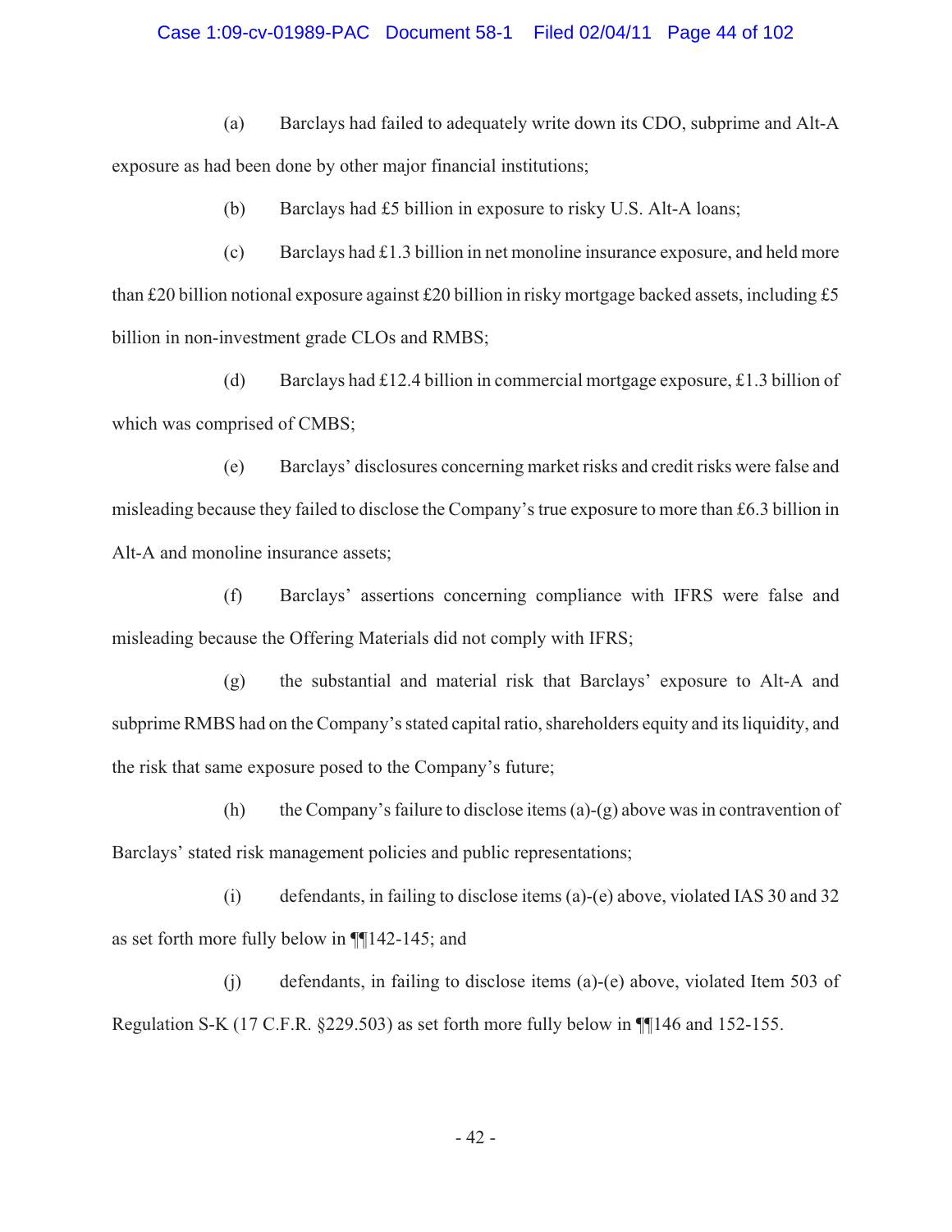(a) Barclays had failed to adequately write down its CDO, subprime and Alt-A exposure as had been done by other major financial institutions;

(b) Barclays had £5 billion in exposure to risky U.S. Alt-A loans;

(c) Barclays had £1.3 billion in net monoline insurance exposure, and held more than £20 billion notional exposure against £20 billion in risky mortgage backed assets, including £5 billion in non-investment grade CLOs and RMBS;

(d) Barclays had £12.4 billion in commercial mortgage exposure, £1.3 billion of which was comprised of CMBS;

(e) Barclays' disclosures concerning market risks and credit risks were false and misleading because they failed to disclose the Company's true exposure to more than £6.3 billion in Alt-A and monoline insurance assets;

(f) Barclays' assertions concerning compliance with IFRS were false and misleading because the Offering Materials did not comply with IFRS;

(g) the substantial and material risk that Barclays' exposure to Alt-A and subprime RMBS had on the Company's stated capital ratio, shareholders equity and its liquidity, and the risk that same exposure posed to the Company's future;

(h) the Company's failure to disclose items (a)-(g) above was in contravention of Barclays' stated risk management policies and public representations;

(i) defendants, in failing to disclose items (a)-(e) above, violated IAS 30 and 32 as set forth more fully below in ¶¶142-145; and

(j) defendants, in failing to disclose items (a)-(e) above, violated Item 503 of Regulation S-K (17 C.F.R. §229.503) as set forth more fully below in ¶¶146 and 152-155.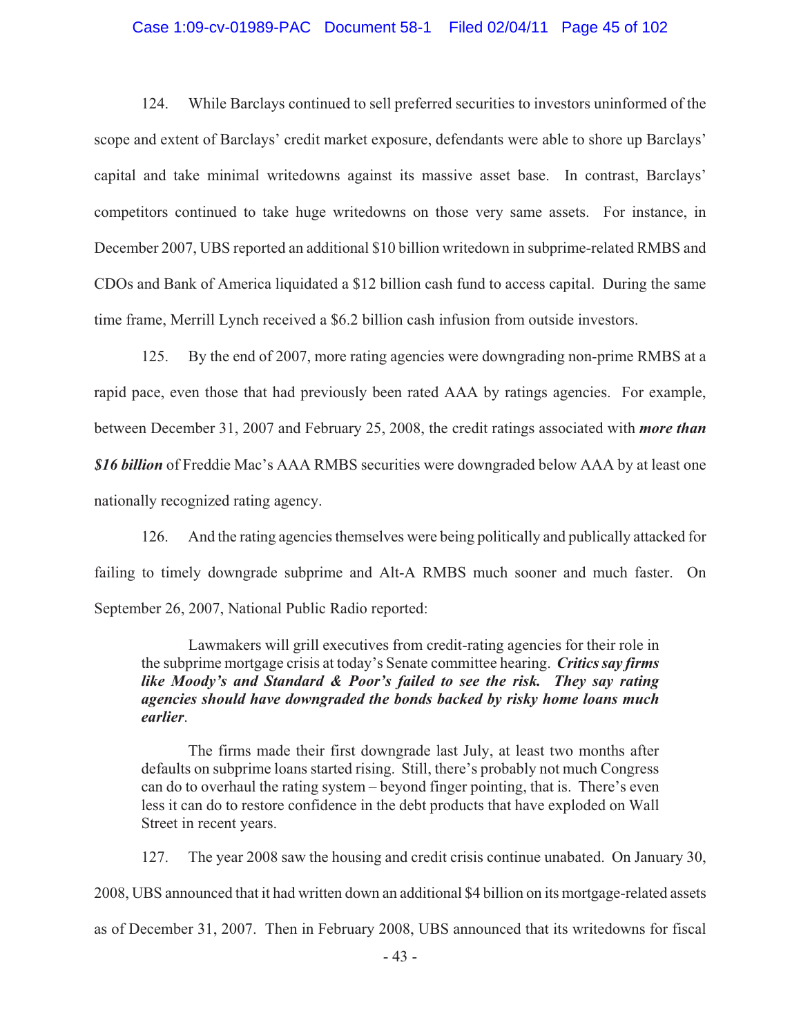124. While Barclays continued to sell preferred securities to investors uninformed of the scope and extent of Barclays' credit market exposure, defendants were able to shore up Barclays' capital and take minimal writedowns against its massive asset base. In contrast, Barclays' competitors continued to take huge writedowns on those very same assets. For instance, in December 2007, UBS reported an additional $10 billion writedown in subprime-related RMBS and CDOs and Bank of America liquidated a $12 billion cash fund to access capital. During the same time frame, Merrill Lynch received a $6.2 billion cash infusion from outside investors.

125. By the end of 2007, more rating agencies were downgrading non-prime RMBS at a rapid pace, even those that had previously been rated AAA by ratings agencies. For example, between December 31, 2007 and February 25, 2008, the credit ratings associated with ***more than $16 billion*** of Freddie Mac's AAA RMBS securities were downgraded below AAA by at least one nationally recognized rating agency.

126. And the rating agencies themselves were being politically and publically attacked for failing to timely downgrade subprime and Alt-A RMBS much sooner and much faster. On September 26, 2007, National Public Radio reported:

> Lawmakers will grill executives from credit-rating agencies for their role in the subprime mortgage crisis at today's Senate committee hearing. ***Critics say firms like Moody's and Standard & Poor's failed to see the risk. They say rating agencies should have downgraded the bonds backed by risky home loans much earlier***.
>
> The firms made their first downgrade last July, at least two months after defaults on subprime loans started rising. Still, there's probably not much Congress can do to overhaul the rating system – beyond finger pointing, that is. There's even less it can do to restore confidence in the debt products that have exploded on Wall Street in recent years.

127. The year 2008 saw the housing and credit crisis continue unabated. On January 30, 2008, UBS announced that it had written down an additional $4 billion on its mortgage-related assets as of December 31, 2007. Then in February 2008, UBS announced that its writedowns for fiscal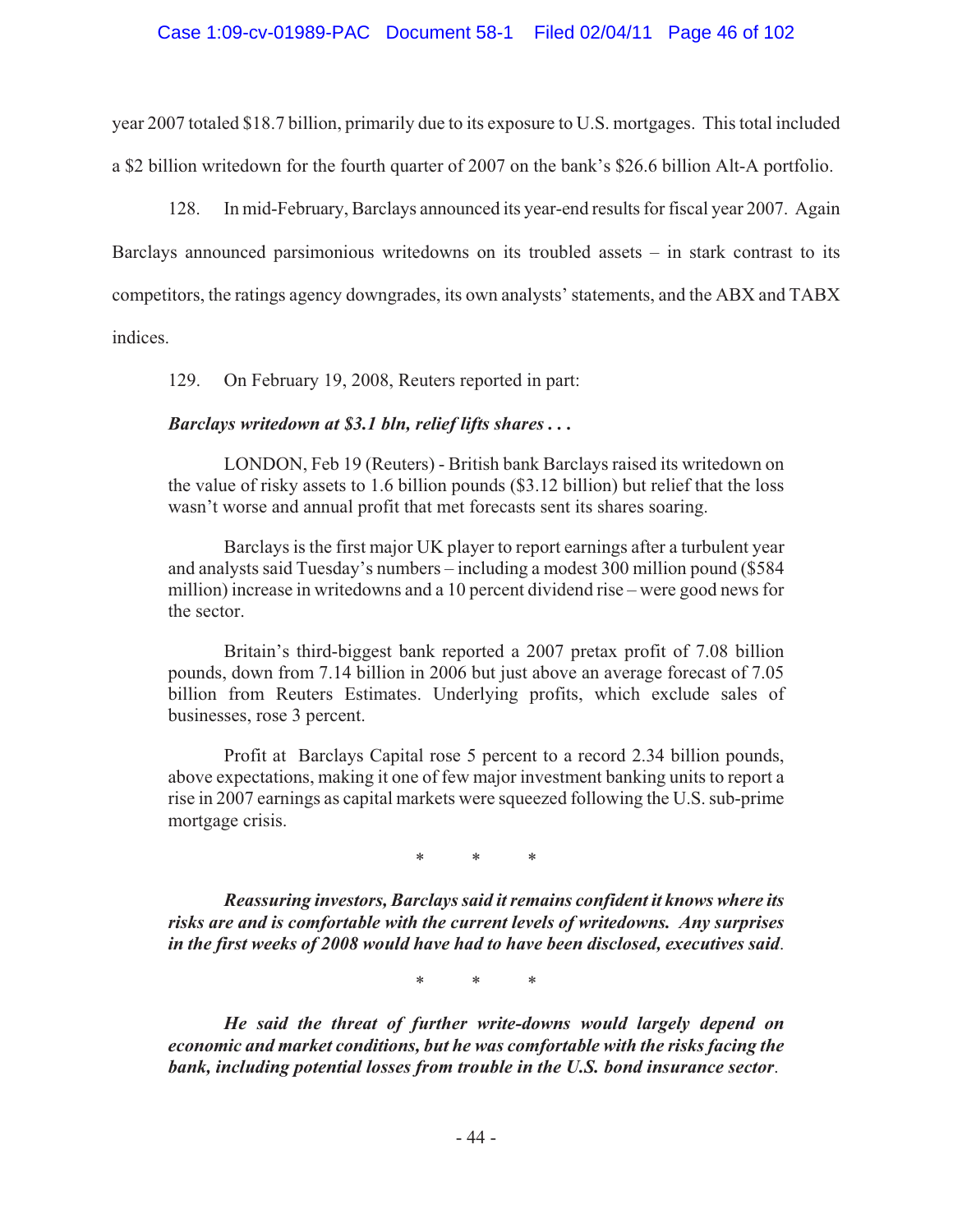year 2007 totaled $18.7 billion, primarily due to its exposure to U.S. mortgages. This total included a $2 billion writedown for the fourth quarter of 2007 on the bank's $26.6 billion Alt-A portfolio.

128. In mid-February, Barclays announced its year-end results for fiscal year 2007. Again Barclays announced parsimonious writedowns on its troubled assets – in stark contrast to its competitors, the ratings agency downgrades, its own analysts' statements, and the ABX and TABX indices.

129. On February 19, 2008, Reuters reported in part:

> ***Barclays writedown at $3.1 bln, relief lifts shares . . .***
>
> LONDON, Feb 19 (Reuters) - British bank Barclays raised its writedown on the value of risky assets to 1.6 billion pounds ($3.12 billion) but relief that the loss wasn't worse and annual profit that met forecasts sent its shares soaring.
>
> Barclays is the first major UK player to report earnings after a turbulent year and analysts said Tuesday's numbers – including a modest 300 million pound ($584 million) increase in writedowns and a 10 percent dividend rise – were good news for the sector.
>
> Britain's third-biggest bank reported a 2007 pretax profit of 7.08 billion pounds, down from 7.14 billion in 2006 but just above an average forecast of 7.05 billion from Reuters Estimates. Underlying profits, which exclude sales of businesses, rose 3 percent.
>
> Profit at Barclays Capital rose 5 percent to a record 2.34 billion pounds, above expectations, making it one of few major investment banking units to report a rise in 2007 earnings as capital markets were squeezed following the U.S. sub-prime mortgage crisis.
>
> \* \* \*
>
> ***Reassuring investors, Barclays said it remains confident it knows where its risks are and is comfortable with the current levels of writedowns. Any surprises in the first weeks of 2008 would have had to have been disclosed, executives said.***
>
> \* \* \*
>
> ***He said the threat of further write-downs would largely depend on economic and market conditions, but he was comfortable with the risks facing the bank, including potential losses from trouble in the U.S. bond insurance sector.***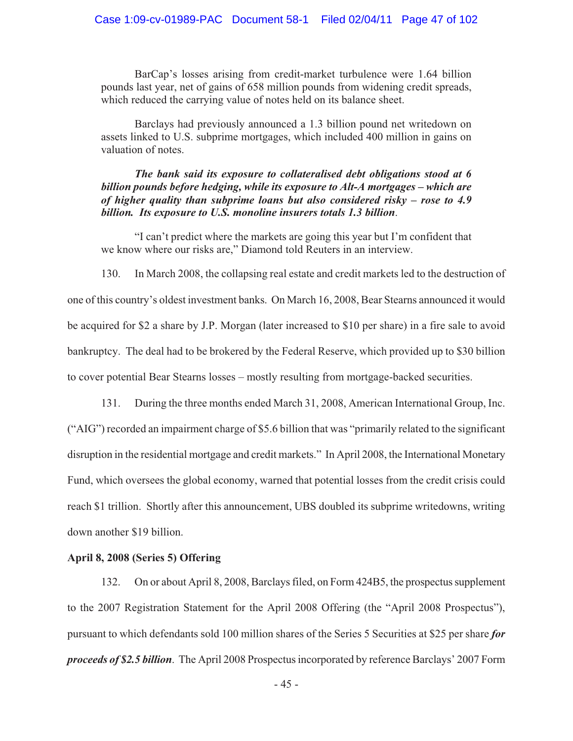BarCap's losses arising from credit-market turbulence were 1.64 billion pounds last year, net of gains of 658 million pounds from widening credit spreads, which reduced the carrying value of notes held on its balance sheet.

> Barclays had previously announced a 1.3 billion pound net writedown on assets linked to U.S. subprime mortgages, which included 400 million in gains on valuation of notes.
>
> ***The bank said its exposure to collateralised debt obligations stood at 6 billion pounds before hedging, while its exposure to Alt-A mortgages – which are of higher quality than subprime loans but also considered risky – rose to 4.9 billion. Its exposure to U.S. monoline insurers totals 1.3 billion***.
>
> "I can't predict where the markets are going this year but I'm confident that we know where our risks are," Diamond told Reuters in an interview.

130. In March 2008, the collapsing real estate and credit markets led to the destruction of one of this country's oldest investment banks. On March 16, 2008, Bear Stearns announced it would be acquired for $2 a share by J.P. Morgan (later increased to $10 per share) in a fire sale to avoid bankruptcy. The deal had to be brokered by the Federal Reserve, which provided up to $30 billion to cover potential Bear Stearns losses – mostly resulting from mortgage-backed securities.

131. During the three months ended March 31, 2008, American International Group, Inc. ("AIG") recorded an impairment charge of $5.6 billion that was "primarily related to the significant disruption in the residential mortgage and credit markets." In April 2008, the International Monetary Fund, which oversees the global economy, warned that potential losses from the credit crisis could reach $1 trillion. Shortly after this announcement, UBS doubled its subprime writedowns, writing down another $19 billion.

**April 8, 2008 (Series 5) Offering**

132. On or about April 8, 2008, Barclays filed, on Form 424B5, the prospectus supplement to the 2007 Registration Statement for the April 2008 Offering (the "April 2008 Prospectus"), pursuant to which defendants sold 100 million shares of the Series 5 Securities at $25 per share ***for proceeds of $2.5 billion***. The April 2008 Prospectus incorporated by reference Barclays' 2007 Form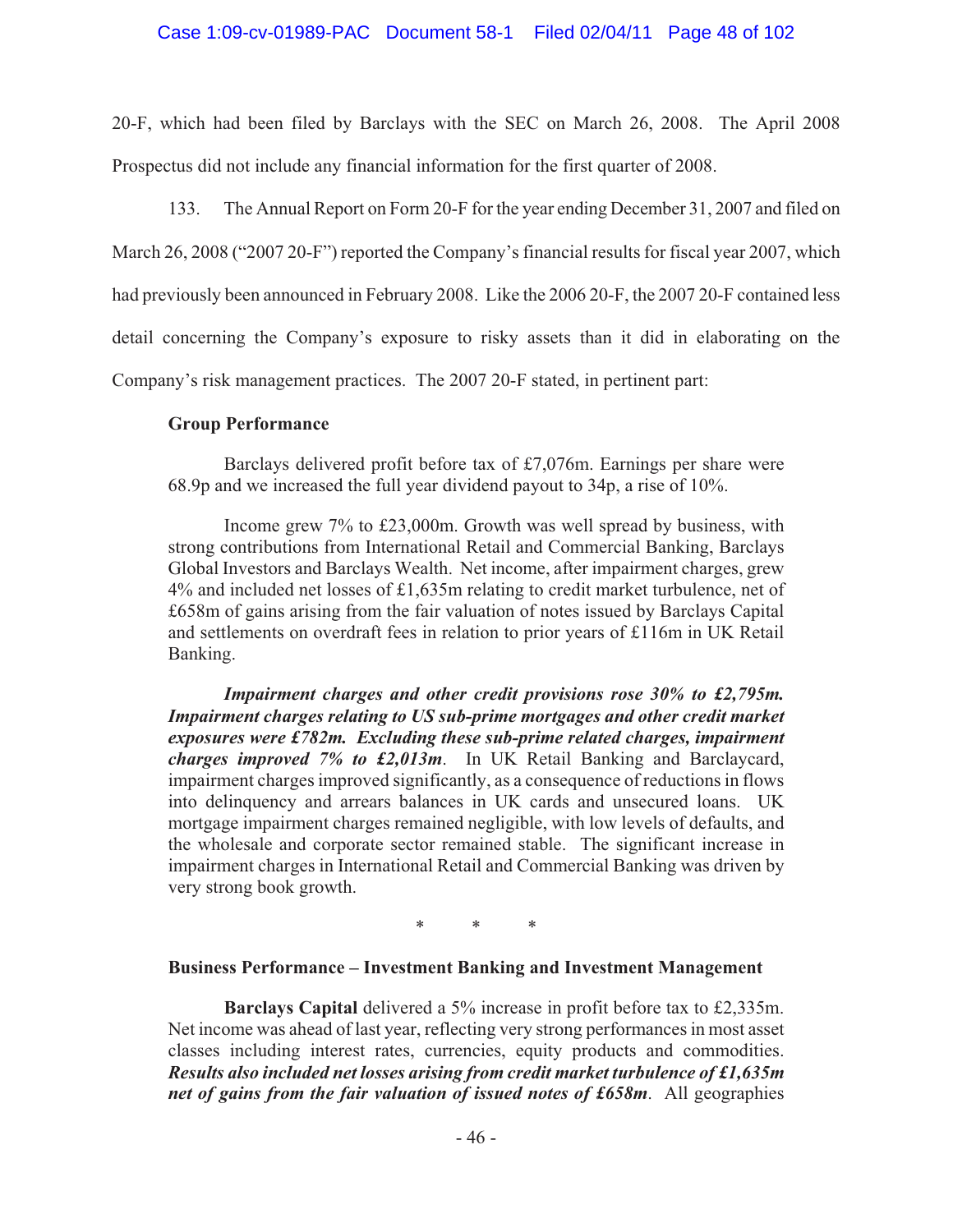20-F, which had been filed by Barclays with the SEC on March 26, 2008. The April 2008 Prospectus did not include any financial information for the first quarter of 2008.

133. The Annual Report on Form 20-F for the year ending December 31, 2007 and filed on March 26, 2008 ("2007 20-F") reported the Company's financial results for fiscal year 2007, which had previously been announced in February 2008. Like the 2006 20-F, the 2007 20-F contained less detail concerning the Company's exposure to risky assets than it did in elaborating on the Company's risk management practices. The 2007 20-F stated, in pertinent part:

> **Group Performance**
>
> Barclays delivered profit before tax of £7,076m. Earnings per share were 68.9p and we increased the full year dividend payout to 34p, a rise of 10%.
>
> Income grew 7% to £23,000m. Growth was well spread by business, with strong contributions from International Retail and Commercial Banking, Barclays Global Investors and Barclays Wealth. Net income, after impairment charges, grew 4% and included net losses of £1,635m relating to credit market turbulence, net of £658m of gains arising from the fair valuation of notes issued by Barclays Capital and settlements on overdraft fees in relation to prior years of £116m in UK Retail Banking.
>
> ***Impairment charges and other credit provisions rose 30% to £2,795m. Impairment charges relating to US sub-prime mortgages and other credit market exposures were £782m. Excluding these sub-prime related charges, impairment charges improved 7% to £2,013m***. In UK Retail Banking and Barclaycard, impairment charges improved significantly, as a consequence of reductions in flows into delinquency and arrears balances in UK cards and unsecured loans. UK mortgage impairment charges remained negligible, with low levels of defaults, and the wholesale and corporate sector remained stable. The significant increase in impairment charges in International Retail and Commercial Banking was driven by very strong book growth.
>
> \* \* \*
>
> **Business Performance – Investment Banking and Investment Management**
>
> **Barclays Capital** delivered a 5% increase in profit before tax to £2,335m. Net income was ahead of last year, reflecting very strong performances in most asset classes including interest rates, currencies, equity products and commodities. ***Results also included net losses arising from credit market turbulence of £1,635m net of gains from the fair valuation of issued notes of £658m***. All geographies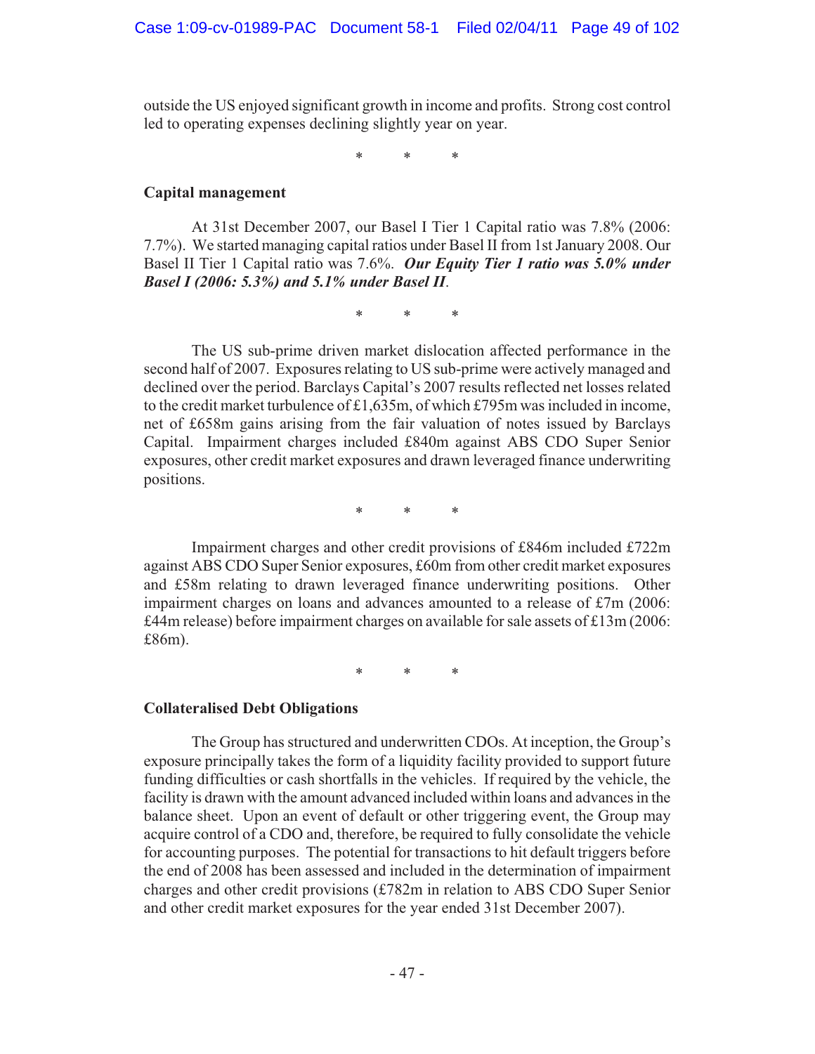outside the US enjoyed significant growth in income and profits. Strong cost control led to operating expenses declining slightly year on year.

\* \* \*

**Capital management**

At 31st December 2007, our Basel I Tier 1 Capital ratio was 7.8% (2006: 7.7%). We started managing capital ratios under Basel II from 1st January 2008. Our Basel II Tier 1 Capital ratio was 7.6%. ***Our Equity Tier 1 ratio was 5.0% under Basel I (2006: 5.3%) and 5.1% under Basel II***.

\* \* \*

The US sub-prime driven market dislocation affected performance in the second half of 2007. Exposures relating to US sub-prime were actively managed and declined over the period. Barclays Capital's 2007 results reflected net losses related to the credit market turbulence of £1,635m, of which £795m was included in income, net of £658m gains arising from the fair valuation of notes issued by Barclays Capital. Impairment charges included £840m against ABS CDO Super Senior exposures, other credit market exposures and drawn leveraged finance underwriting positions.

\* \* \*

Impairment charges and other credit provisions of £846m included £722m against ABS CDO Super Senior exposures, £60m from other credit market exposures and £58m relating to drawn leveraged finance underwriting positions. Other impairment charges on loans and advances amounted to a release of £7m (2006: £44m release) before impairment charges on available for sale assets of £13m (2006: £86m).

\* \* \*

**Collateralised Debt Obligations**

The Group has structured and underwritten CDOs. At inception, the Group's exposure principally takes the form of a liquidity facility provided to support future funding difficulties or cash shortfalls in the vehicles. If required by the vehicle, the facility is drawn with the amount advanced included within loans and advances in the balance sheet. Upon an event of default or other triggering event, the Group may acquire control of a CDO and, therefore, be required to fully consolidate the vehicle for accounting purposes. The potential for transactions to hit default triggers before the end of 2008 has been assessed and included in the determination of impairment charges and other credit provisions (£782m in relation to ABS CDO Super Senior and other credit market exposures for the year ended 31st December 2007).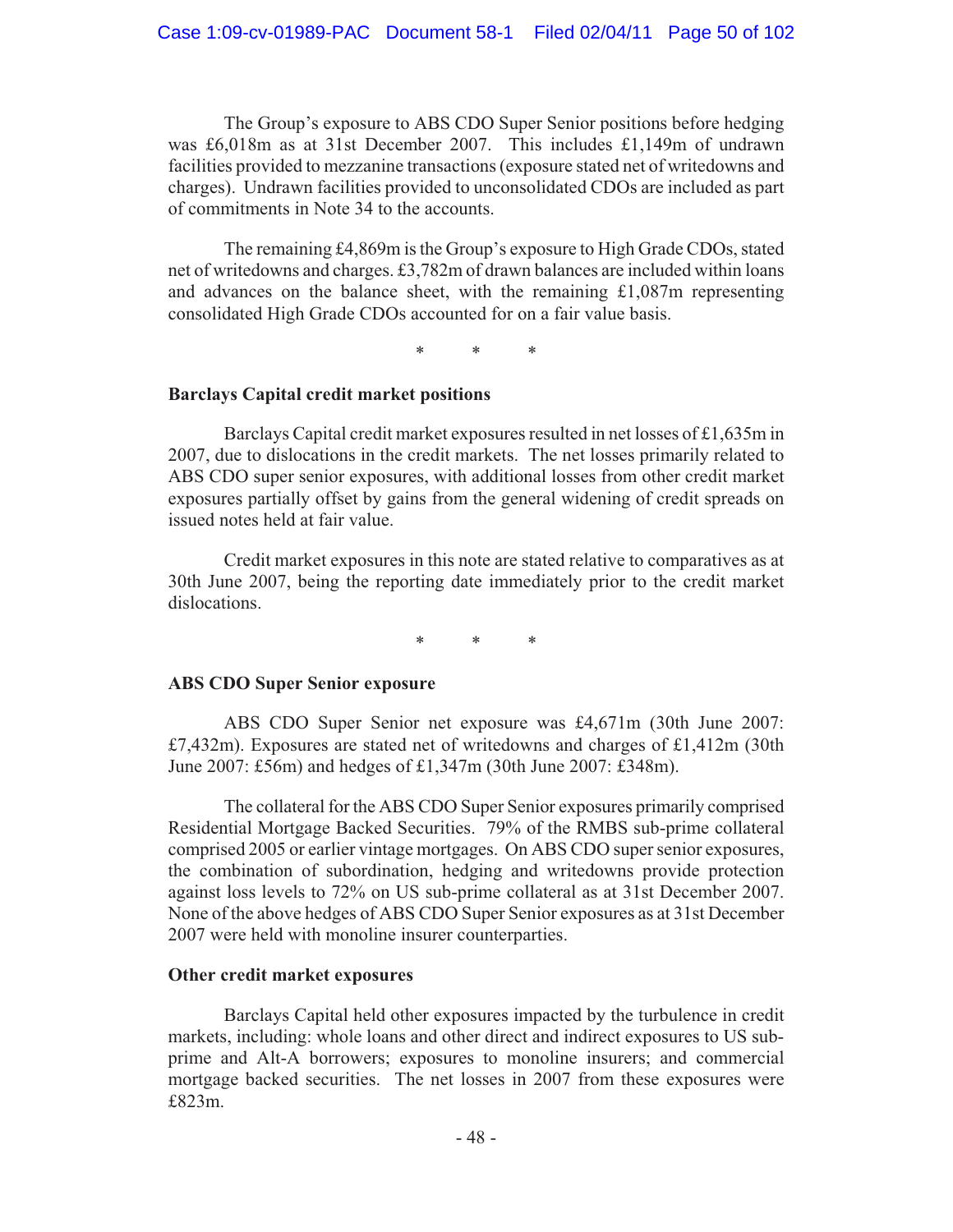The Group's exposure to ABS CDO Super Senior positions before hedging was £6,018m as at 31st December 2007. This includes £1,149m of undrawn facilities provided to mezzanine transactions (exposure stated net of writedowns and charges). Undrawn facilities provided to unconsolidated CDOs are included as part of commitments in Note 34 to the accounts.

The remaining £4,869m is the Group's exposure to High Grade CDOs, stated net of writedowns and charges. £3,782m of drawn balances are included within loans and advances on the balance sheet, with the remaining £1,087m representing consolidated High Grade CDOs accounted for on a fair value basis.

\* \* \*

**Barclays Capital credit market positions**

Barclays Capital credit market exposures resulted in net losses of £1,635m in 2007, due to dislocations in the credit markets. The net losses primarily related to ABS CDO super senior exposures, with additional losses from other credit market exposures partially offset by gains from the general widening of credit spreads on issued notes held at fair value.

Credit market exposures in this note are stated relative to comparatives as at 30th June 2007, being the reporting date immediately prior to the credit market dislocations.

\* \* \*

**ABS CDO Super Senior exposure**

ABS CDO Super Senior net exposure was £4,671m (30th June 2007: £7,432m). Exposures are stated net of writedowns and charges of £1,412m (30th June 2007: £56m) and hedges of £1,347m (30th June 2007: £348m).

The collateral for the ABS CDO Super Senior exposures primarily comprised Residential Mortgage Backed Securities. 79% of the RMBS sub-prime collateral comprised 2005 or earlier vintage mortgages. On ABS CDO super senior exposures, the combination of subordination, hedging and writedowns provide protection against loss levels to 72% on US sub-prime collateral as at 31st December 2007. None of the above hedges of ABS CDO Super Senior exposures as at 31st December 2007 were held with monoline insurer counterparties.

**Other credit market exposures**

Barclays Capital held other exposures impacted by the turbulence in credit markets, including: whole loans and other direct and indirect exposures to US sub-prime and Alt-A borrowers; exposures to monoline insurers; and commercial mortgage backed securities. The net losses in 2007 from these exposures were £823m.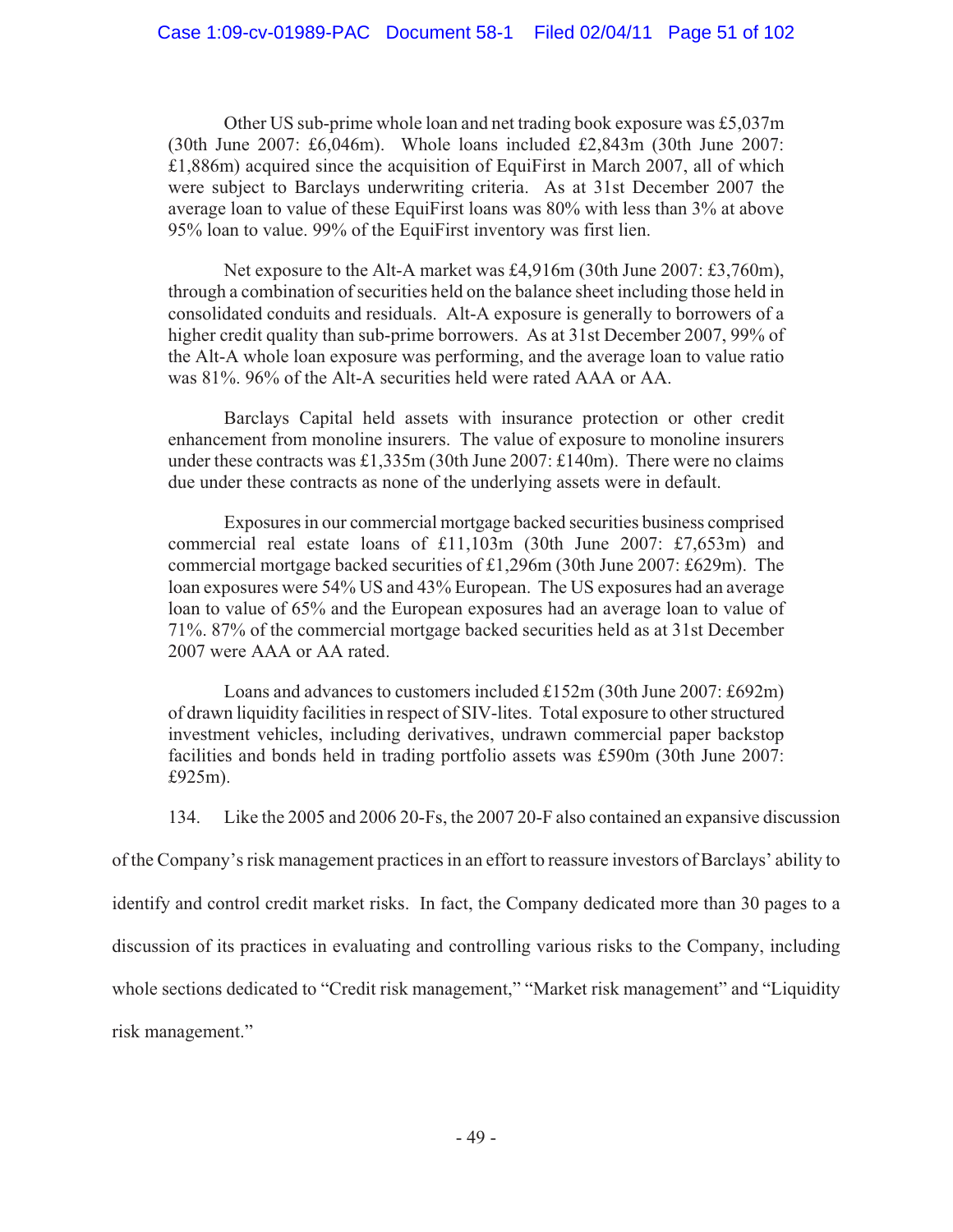Other US sub-prime whole loan and net trading book exposure was £5,037m (30th June 2007: £6,046m). Whole loans included £2,843m (30th June 2007: £1,886m) acquired since the acquisition of EquiFirst in March 2007, all of which were subject to Barclays underwriting criteria. As at 31st December 2007 the average loan to value of these EquiFirst loans was 80% with less than 3% at above 95% loan to value. 99% of the EquiFirst inventory was first lien.

Net exposure to the Alt-A market was £4,916m (30th June 2007: £3,760m), through a combination of securities held on the balance sheet including those held in consolidated conduits and residuals. Alt-A exposure is generally to borrowers of a higher credit quality than sub-prime borrowers. As at 31st December 2007, 99% of the Alt-A whole loan exposure was performing, and the average loan to value ratio was 81%. 96% of the Alt-A securities held were rated AAA or AA.

Barclays Capital held assets with insurance protection or other credit enhancement from monoline insurers. The value of exposure to monoline insurers under these contracts was £1,335m (30th June 2007: £140m). There were no claims due under these contracts as none of the underlying assets were in default.

Exposures in our commercial mortgage backed securities business comprised commercial real estate loans of £11,103m (30th June 2007: £7,653m) and commercial mortgage backed securities of £1,296m (30th June 2007: £629m). The loan exposures were 54% US and 43% European. The US exposures had an average loan to value of 65% and the European exposures had an average loan to value of 71%. 87% of the commercial mortgage backed securities held as at 31st December 2007 were AAA or AA rated.

Loans and advances to customers included £152m (30th June 2007: £692m) of drawn liquidity facilities in respect of SIV-lites. Total exposure to other structured investment vehicles, including derivatives, undrawn commercial paper backstop facilities and bonds held in trading portfolio assets was £590m (30th June 2007: £925m).

134. Like the 2005 and 2006 20-Fs, the 2007 20-F also contained an expansive discussion of the Company's risk management practices in an effort to reassure investors of Barclays' ability to identify and control credit market risks. In fact, the Company dedicated more than 30 pages to a discussion of its practices in evaluating and controlling various risks to the Company, including whole sections dedicated to "Credit risk management," "Market risk management" and "Liquidity risk management."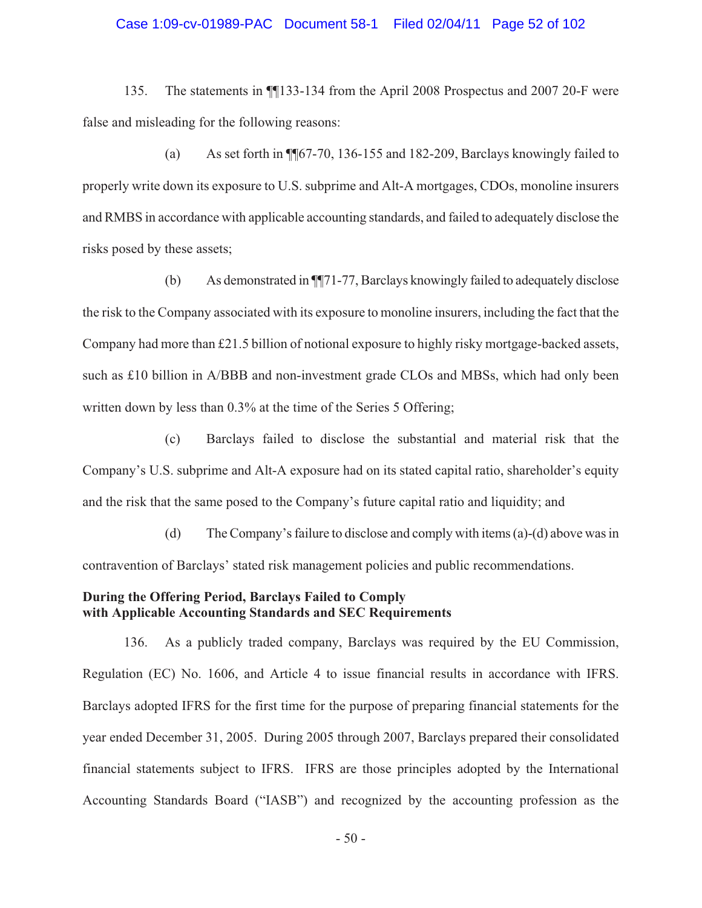135. The statements in ¶¶133-134 from the April 2008 Prospectus and 2007 20-F were false and misleading for the following reasons:

(a) As set forth in ¶¶67-70, 136-155 and 182-209, Barclays knowingly failed to properly write down its exposure to U.S. subprime and Alt-A mortgages, CDOs, monoline insurers and RMBS in accordance with applicable accounting standards, and failed to adequately disclose the risks posed by these assets;

(b) As demonstrated in ¶¶71-77, Barclays knowingly failed to adequately disclose the risk to the Company associated with its exposure to monoline insurers, including the fact that the Company had more than £21.5 billion of notional exposure to highly risky mortgage-backed assets, such as £10 billion in A/BBB and non-investment grade CLOs and MBSs, which had only been written down by less than 0.3% at the time of the Series 5 Offering;

(c) Barclays failed to disclose the substantial and material risk that the Company's U.S. subprime and Alt-A exposure had on its stated capital ratio, shareholder's equity and the risk that the same posed to the Company's future capital ratio and liquidity; and

(d) The Company's failure to disclose and comply with items (a)-(d) above was in contravention of Barclays' stated risk management policies and public recommendations.

**During the Offering Period, Barclays Failed to Comply with Applicable Accounting Standards and SEC Requirements**

136. As a publicly traded company, Barclays was required by the EU Commission, Regulation (EC) No. 1606, and Article 4 to issue financial results in accordance with IFRS. Barclays adopted IFRS for the first time for the purpose of preparing financial statements for the year ended December 31, 2005. During 2005 through 2007, Barclays prepared their consolidated financial statements subject to IFRS. IFRS are those principles adopted by the International Accounting Standards Board ("IASB") and recognized by the accounting profession as the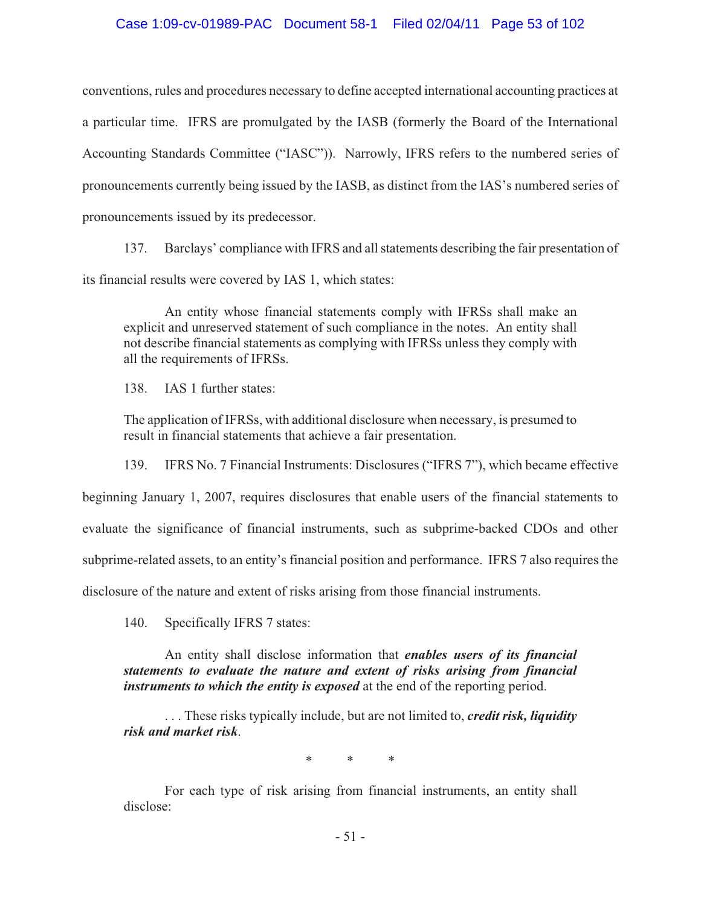conventions, rules and procedures necessary to define accepted international accounting practices at a particular time. IFRS are promulgated by the IASB (formerly the Board of the International Accounting Standards Committee ("IASC")). Narrowly, IFRS refers to the numbered series of pronouncements currently being issued by the IASB, as distinct from the IAS's numbered series of pronouncements issued by its predecessor.

137. Barclays' compliance with IFRS and all statements describing the fair presentation of its financial results were covered by IAS 1, which states:

> An entity whose financial statements comply with IFRSs shall make an explicit and unreserved statement of such compliance in the notes. An entity shall not describe financial statements as complying with IFRSs unless they comply with all the requirements of IFRSs.

138. IAS 1 further states:

> The application of IFRSs, with additional disclosure when necessary, is presumed to result in financial statements that achieve a fair presentation.

139. IFRS No. 7 Financial Instruments: Disclosures ("IFRS 7"), which became effective beginning January 1, 2007, requires disclosures that enable users of the financial statements to evaluate the significance of financial instruments, such as subprime-backed CDOs and other subprime-related assets, to an entity's financial position and performance. IFRS 7 also requires the disclosure of the nature and extent of risks arising from those financial instruments.

140. Specifically IFRS 7 states:

> An entity shall disclose information that ***enables users of its financial statements to evaluate the nature and extent of risks arising from financial instruments to which the entity is exposed*** at the end of the reporting period.
>
> . . . These risks typically include, but are not limited to, ***credit risk, liquidity risk and market risk***.
>
> \*     \*     \*
>
> For each type of risk arising from financial instruments, an entity shall disclose: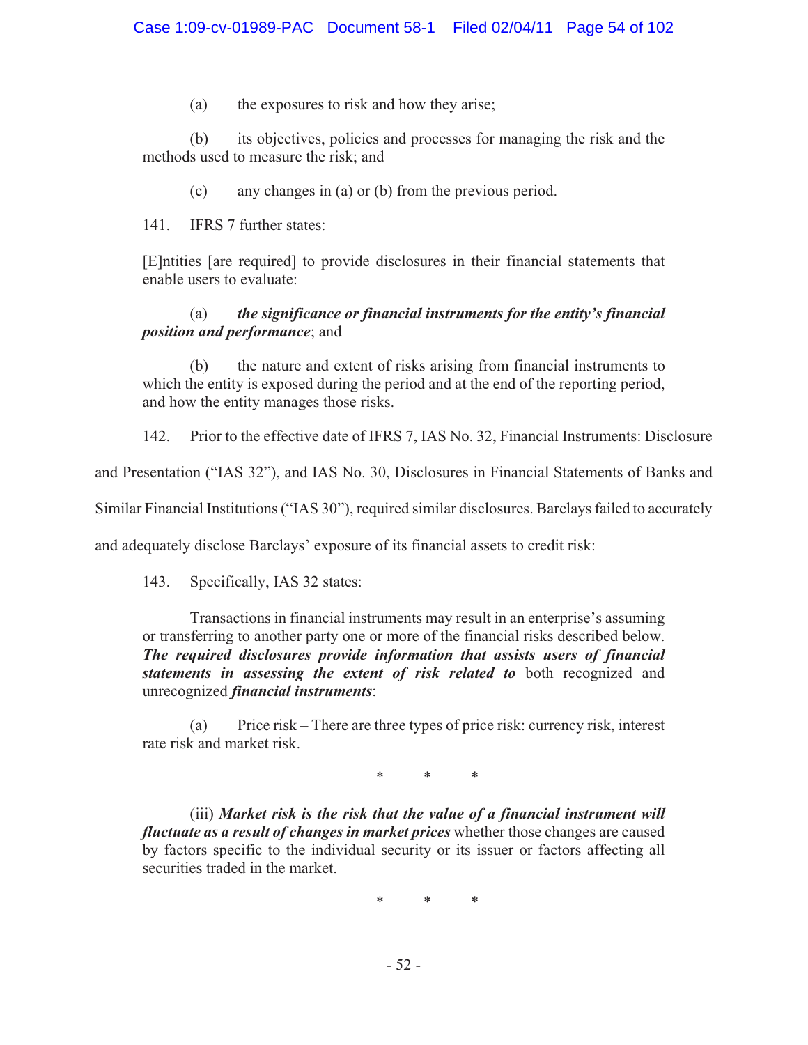(a) the exposures to risk and how they arise;

(b) its objectives, policies and processes for managing the risk and the methods used to measure the risk; and

(c) any changes in (a) or (b) from the previous period.

141. IFRS 7 further states:

[E]ntities [are required] to provide disclosures in their financial statements that enable users to evaluate:

(a) ***the significance or financial instruments for the entity's financial position and performance***; and

(b) the nature and extent of risks arising from financial instruments to which the entity is exposed during the period and at the end of the reporting period, and how the entity manages those risks.

142. Prior to the effective date of IFRS 7, IAS No. 32, Financial Instruments: Disclosure and Presentation ("IAS 32"), and IAS No. 30, Disclosures in Financial Statements of Banks and Similar Financial Institutions ("IAS 30"), required similar disclosures. Barclays failed to accurately and adequately disclose Barclays' exposure of its financial assets to credit risk:

143. Specifically, IAS 32 states:

Transactions in financial instruments may result in an enterprise's assuming or transferring to another party one or more of the financial risks described below. ***The required disclosures provide information that assists users of financial statements in assessing the extent of risk related to*** both recognized and unrecognized ***financial instruments***:

(a) Price risk – There are three types of price risk: currency risk, interest rate risk and market risk.

\* \* \*

(iii) ***Market risk is the risk that the value of a financial instrument will fluctuate as a result of changes in market prices*** whether those changes are caused by factors specific to the individual security or its issuer or factors affecting all securities traded in the market.

\* \* \*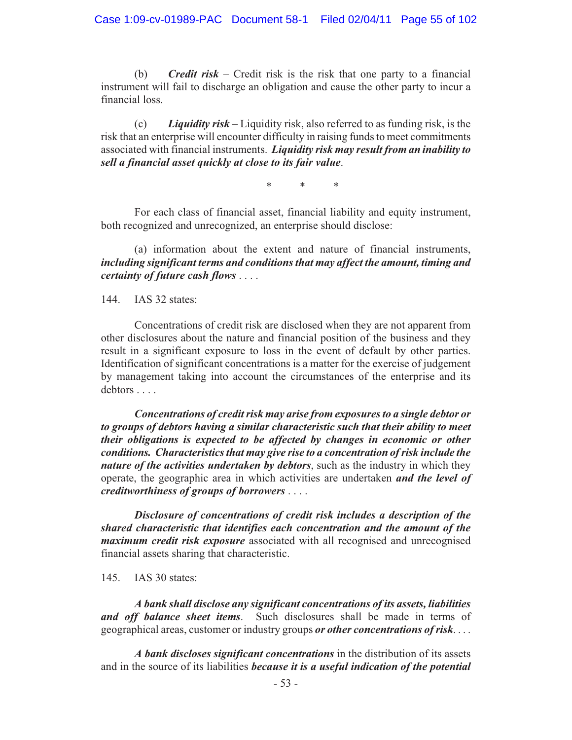(b) ***Credit risk*** – Credit risk is the risk that one party to a financial instrument will fail to discharge an obligation and cause the other party to incur a financial loss.

(c) ***Liquidity risk*** – Liquidity risk, also referred to as funding risk, is the risk that an enterprise will encounter difficulty in raising funds to meet commitments associated with financial instruments. ***Liquidity risk may result from an inability to sell a financial asset quickly at close to its fair value***.

\* \* \*

For each class of financial asset, financial liability and equity instrument, both recognized and unrecognized, an enterprise should disclose:

(a) information about the extent and nature of financial instruments, ***including significant terms and conditions that may affect the amount, timing and certainty of future cash flows*** . . . .

144. IAS 32 states:

Concentrations of credit risk are disclosed when they are not apparent from other disclosures about the nature and financial position of the business and they result in a significant exposure to loss in the event of default by other parties. Identification of significant concentrations is a matter for the exercise of judgement by management taking into account the circumstances of the enterprise and its debtors . . . .

***Concentrations of credit risk may arise from exposures to a single debtor or to groups of debtors having a similar characteristic such that their ability to meet their obligations is expected to be affected by changes in economic or other conditions. Characteristics that may give rise to a concentration of risk include the nature of the activities undertaken by debtors***, such as the industry in which they operate, the geographic area in which activities are undertaken ***and the level of creditworthiness of groups of borrowers*** . . . .

***Disclosure of concentrations of credit risk includes a description of the shared characteristic that identifies each concentration and the amount of the maximum credit risk exposure*** associated with all recognised and unrecognised financial assets sharing that characteristic.

145. IAS 30 states:

***A bank shall disclose any significant concentrations of its assets, liabilities and off balance sheet items***. Such disclosures shall be made in terms of geographical areas, customer or industry groups ***or other concentrations of risk***. . . .

***A bank discloses significant concentrations*** in the distribution of its assets and in the source of its liabilities ***because it is a useful indication of the potential***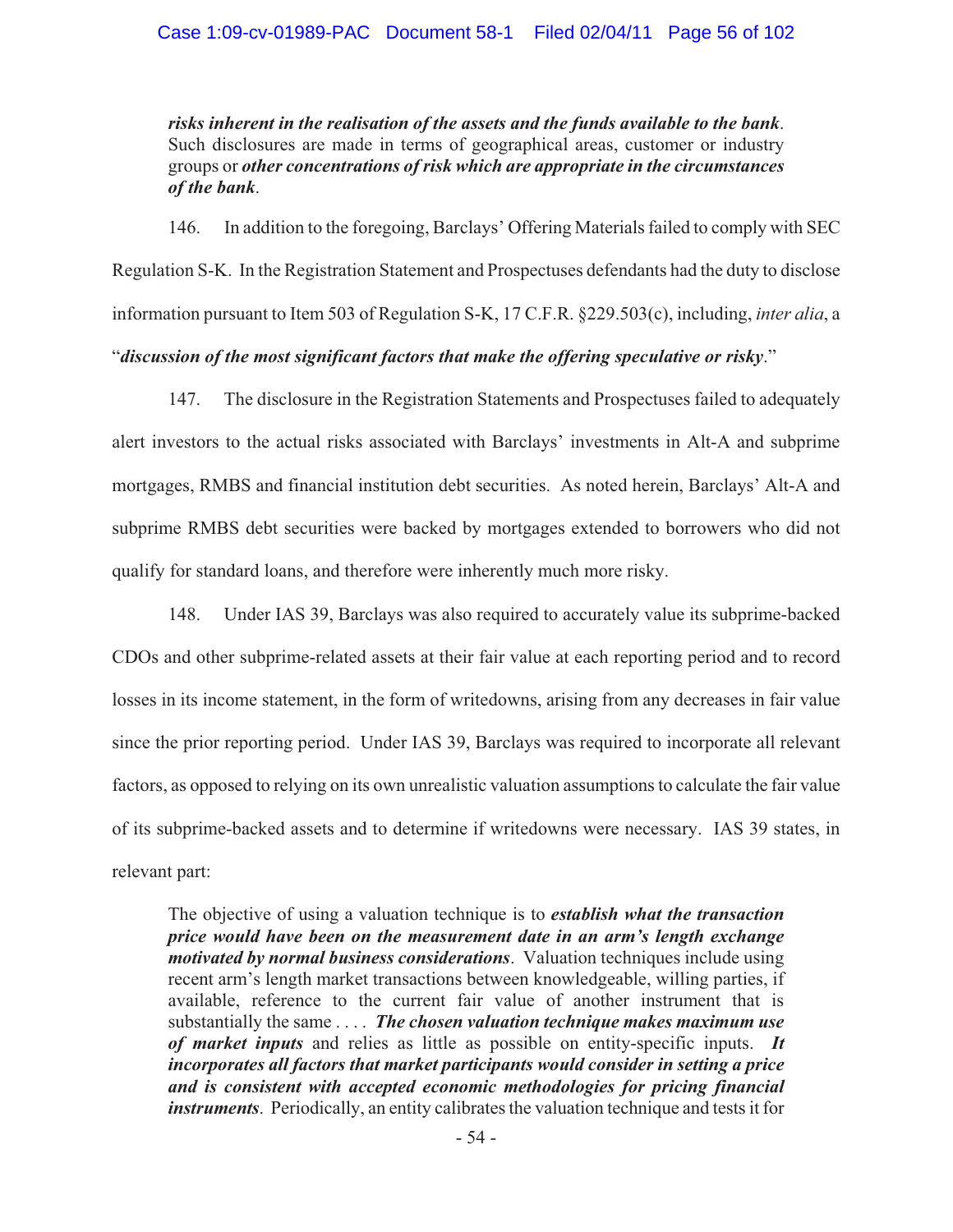> ***risks inherent in the realisation of the assets and the funds available to the bank***. Such disclosures are made in terms of geographical areas, customer or industry groups or ***other concentrations of risk which are appropriate in the circumstances of the bank***.

146. In addition to the foregoing, Barclays' Offering Materials failed to comply with SEC Regulation S-K. In the Registration Statement and Prospectuses defendants had the duty to disclose information pursuant to Item 503 of Regulation S-K, 17 C.F.R. §229.503(c), including, *inter alia*, a "***discussion of the most significant factors that make the offering speculative or risky***."

147. The disclosure in the Registration Statements and Prospectuses failed to adequately alert investors to the actual risks associated with Barclays' investments in Alt-A and subprime mortgages, RMBS and financial institution debt securities. As noted herein, Barclays' Alt-A and subprime RMBS debt securities were backed by mortgages extended to borrowers who did not qualify for standard loans, and therefore were inherently much more risky.

148. Under IAS 39, Barclays was also required to accurately value its subprime-backed CDOs and other subprime-related assets at their fair value at each reporting period and to record losses in its income statement, in the form of writedowns, arising from any decreases in fair value since the prior reporting period. Under IAS 39, Barclays was required to incorporate all relevant factors, as opposed to relying on its own unrealistic valuation assumptions to calculate the fair value of its subprime-backed assets and to determine if writedowns were necessary. IAS 39 states, in relevant part:

> The objective of using a valuation technique is to ***establish what the transaction price would have been on the measurement date in an arm's length exchange motivated by normal business considerations***. Valuation techniques include using recent arm's length market transactions between knowledgeable, willing parties, if available, reference to the current fair value of another instrument that is substantially the same . . . . ***The chosen valuation technique makes maximum use of market inputs*** and relies as little as possible on entity-specific inputs. ***It incorporates all factors that market participants would consider in setting a price and is consistent with accepted economic methodologies for pricing financial instruments***. Periodically, an entity calibrates the valuation technique and tests it for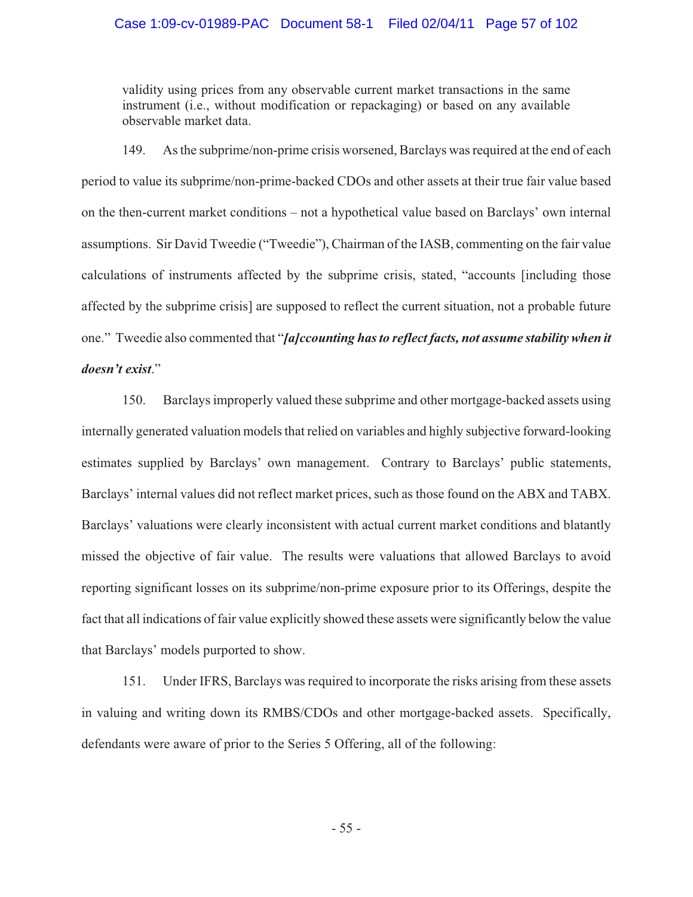validity using prices from any observable current market transactions in the same instrument (i.e., without modification or repackaging) or based on any available observable market data.

149. As the subprime/non-prime crisis worsened, Barclays was required at the end of each period to value its subprime/non-prime-backed CDOs and other assets at their true fair value based on the then-current market conditions – not a hypothetical value based on Barclays' own internal assumptions. Sir David Tweedie ("Tweedie"), Chairman of the IASB, commenting on the fair value calculations of instruments affected by the subprime crisis, stated, "accounts [including those affected by the subprime crisis] are supposed to reflect the current situation, not a probable future one." Tweedie also commented that "***[a]ccounting has to reflect facts, not assume stability when it doesn't exist***."

150. Barclays improperly valued these subprime and other mortgage-backed assets using internally generated valuation models that relied on variables and highly subjective forward-looking estimates supplied by Barclays' own management. Contrary to Barclays' public statements, Barclays' internal values did not reflect market prices, such as those found on the ABX and TABX. Barclays' valuations were clearly inconsistent with actual current market conditions and blatantly missed the objective of fair value. The results were valuations that allowed Barclays to avoid reporting significant losses on its subprime/non-prime exposure prior to its Offerings, despite the fact that all indications of fair value explicitly showed these assets were significantly below the value that Barclays' models purported to show.

151. Under IFRS, Barclays was required to incorporate the risks arising from these assets in valuing and writing down its RMBS/CDOs and other mortgage-backed assets. Specifically, defendants were aware of prior to the Series 5 Offering, all of the following: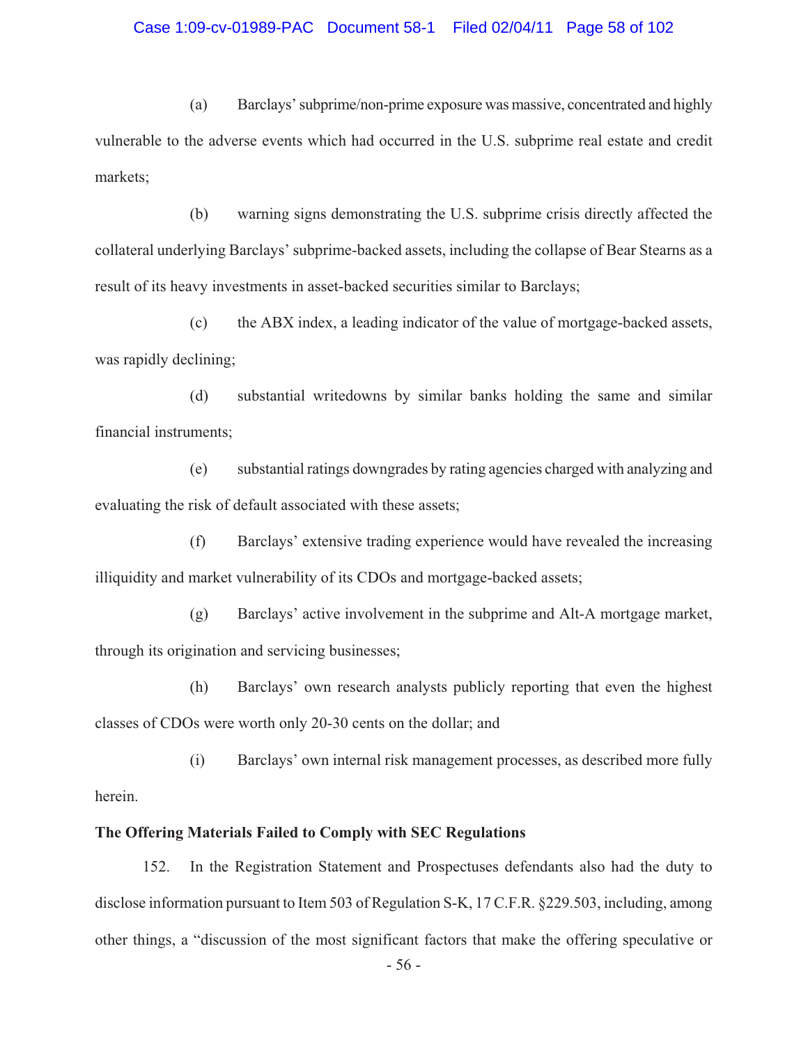(a) Barclays' subprime/non-prime exposure was massive, concentrated and highly vulnerable to the adverse events which had occurred in the U.S. subprime real estate and credit markets;

(b) warning signs demonstrating the U.S. subprime crisis directly affected the collateral underlying Barclays' subprime-backed assets, including the collapse of Bear Stearns as a result of its heavy investments in asset-backed securities similar to Barclays;

(c) the ABX index, a leading indicator of the value of mortgage-backed assets, was rapidly declining;

(d) substantial writedowns by similar banks holding the same and similar financial instruments;

(e) substantial ratings downgrades by rating agencies charged with analyzing and evaluating the risk of default associated with these assets;

(f) Barclays' extensive trading experience would have revealed the increasing illiquidity and market vulnerability of its CDOs and mortgage-backed assets;

(g) Barclays' active involvement in the subprime and Alt-A mortgage market, through its origination and servicing businesses;

(h) Barclays' own research analysts publicly reporting that even the highest classes of CDOs were worth only 20-30 cents on the dollar; and

(i) Barclays' own internal risk management processes, as described more fully herein.

**The Offering Materials Failed to Comply with SEC Regulations**

152. In the Registration Statement and Prospectuses defendants also had the duty to disclose information pursuant to Item 503 of Regulation S-K, 17 C.F.R. §229.503, including, among other things, a "discussion of the most significant factors that make the offering speculative or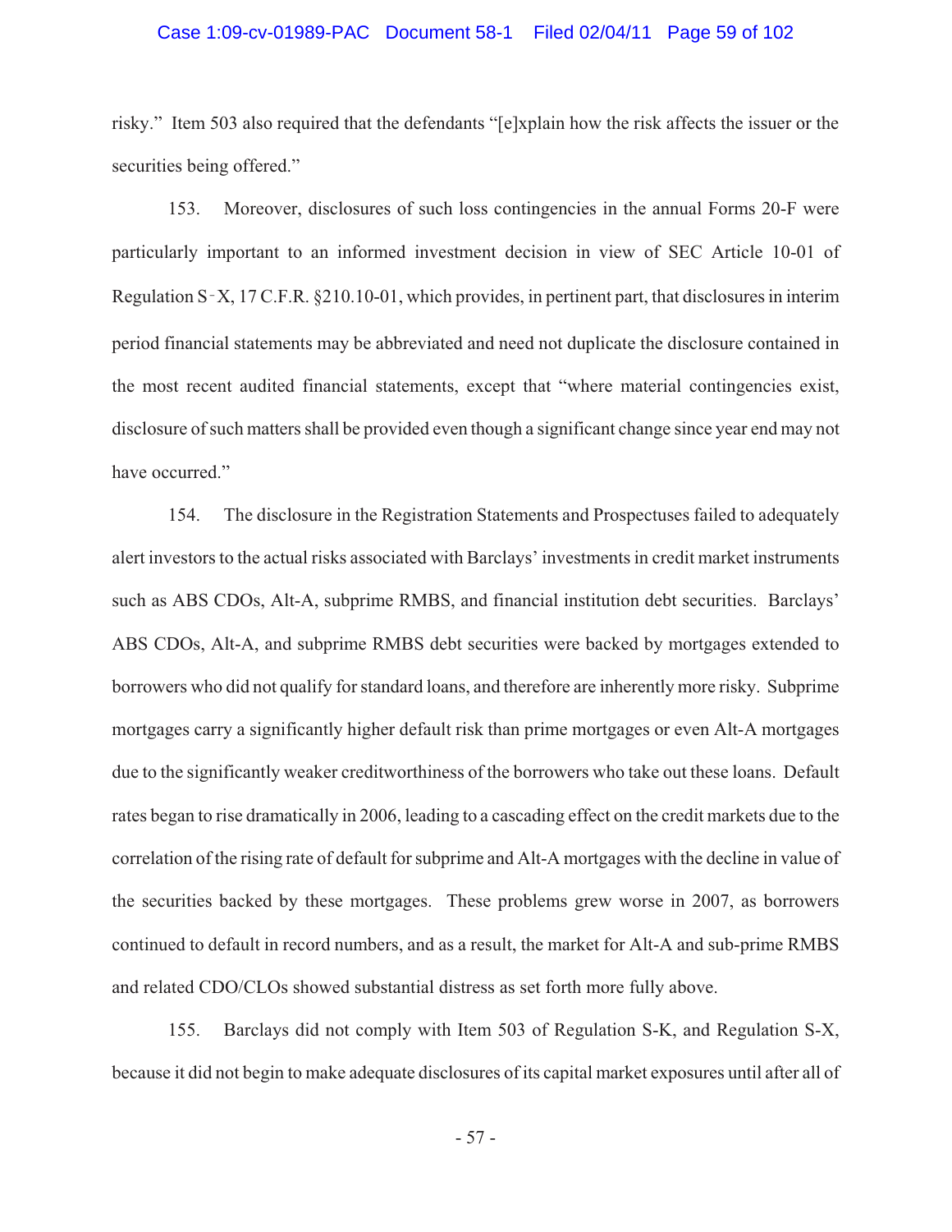risky." Item 503 also required that the defendants "[e]xplain how the risk affects the issuer or the securities being offered."

153. Moreover, disclosures of such loss contingencies in the annual Forms 20-F were particularly important to an informed investment decision in view of SEC Article 10-01 of Regulation S-X, 17 C.F.R. §210.10-01, which provides, in pertinent part, that disclosures in interim period financial statements may be abbreviated and need not duplicate the disclosure contained in the most recent audited financial statements, except that "where material contingencies exist, disclosure of such matters shall be provided even though a significant change since year end may not have occurred."

154. The disclosure in the Registration Statements and Prospectuses failed to adequately alert investors to the actual risks associated with Barclays' investments in credit market instruments such as ABS CDOs, Alt-A, subprime RMBS, and financial institution debt securities. Barclays' ABS CDOs, Alt-A, and subprime RMBS debt securities were backed by mortgages extended to borrowers who did not qualify for standard loans, and therefore are inherently more risky. Subprime mortgages carry a significantly higher default risk than prime mortgages or even Alt-A mortgages due to the significantly weaker creditworthiness of the borrowers who take out these loans. Default rates began to rise dramatically in 2006, leading to a cascading effect on the credit markets due to the correlation of the rising rate of default for subprime and Alt-A mortgages with the decline in value of the securities backed by these mortgages. These problems grew worse in 2007, as borrowers continued to default in record numbers, and as a result, the market for Alt-A and sub-prime RMBS and related CDO/CLOs showed substantial distress as set forth more fully above.

155. Barclays did not comply with Item 503 of Regulation S-K, and Regulation S-X, because it did not begin to make adequate disclosures of its capital market exposures until after all of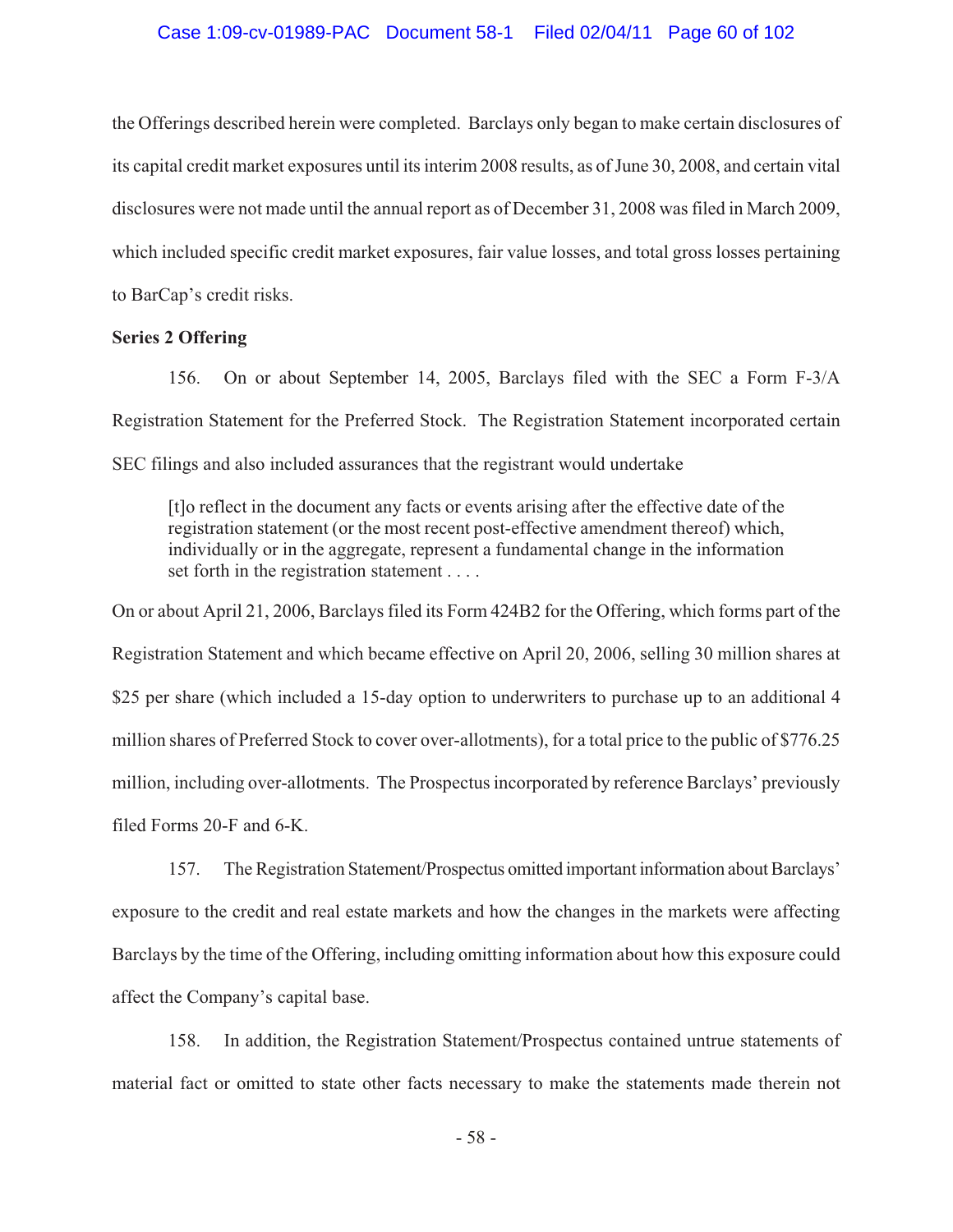the Offerings described herein were completed. Barclays only began to make certain disclosures of its capital credit market exposures until its interim 2008 results, as of June 30, 2008, and certain vital disclosures were not made until the annual report as of December 31, 2008 was filed in March 2009, which included specific credit market exposures, fair value losses, and total gross losses pertaining to BarCap's credit risks.

**Series 2 Offering**

156. On or about September 14, 2005, Barclays filed with the SEC a Form F-3/A Registration Statement for the Preferred Stock. The Registration Statement incorporated certain SEC filings and also included assurances that the registrant would undertake

> [t]o reflect in the document any facts or events arising after the effective date of the registration statement (or the most recent post-effective amendment thereof) which, individually or in the aggregate, represent a fundamental change in the information set forth in the registration statement . . . .

On or about April 21, 2006, Barclays filed its Form 424B2 for the Offering, which forms part of the Registration Statement and which became effective on April 20, 2006, selling 30 million shares at $25 per share (which included a 15-day option to underwriters to purchase up to an additional 4 million shares of Preferred Stock to cover over-allotments), for a total price to the public of $776.25 million, including over-allotments. The Prospectus incorporated by reference Barclays' previously filed Forms 20-F and 6-K.

157. The Registration Statement/Prospectus omitted important information about Barclays' exposure to the credit and real estate markets and how the changes in the markets were affecting Barclays by the time of the Offering, including omitting information about how this exposure could affect the Company's capital base.

158. In addition, the Registration Statement/Prospectus contained untrue statements of material fact or omitted to state other facts necessary to make the statements made therein not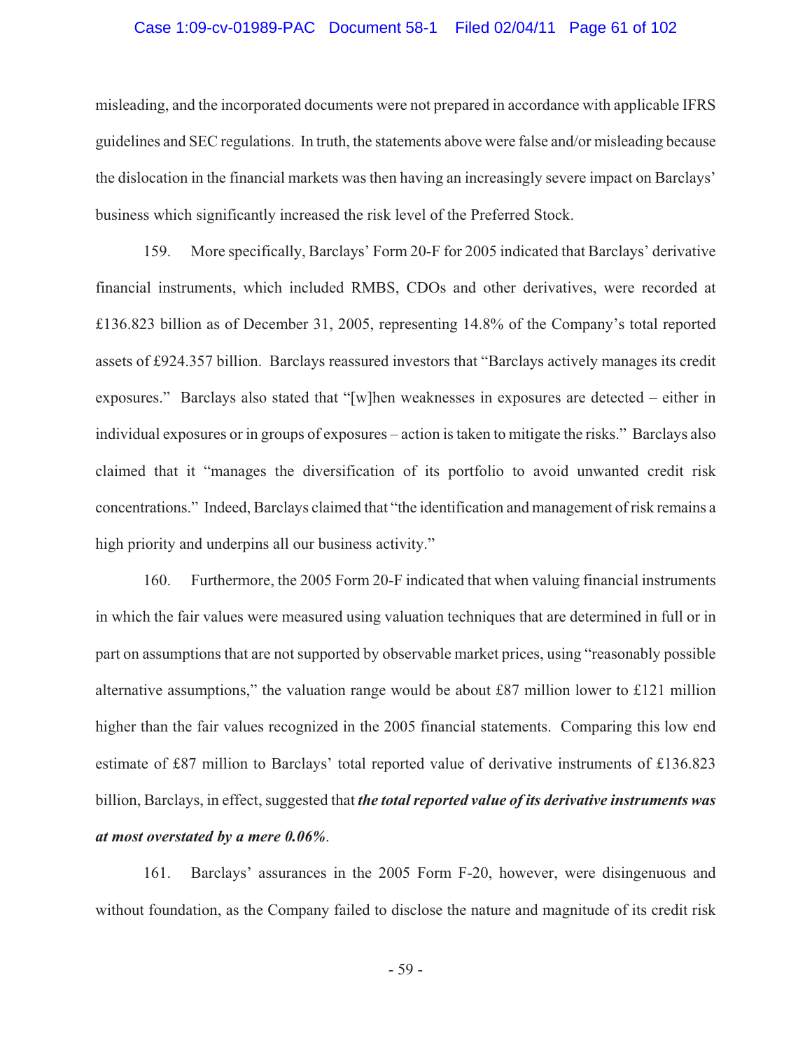misleading, and the incorporated documents were not prepared in accordance with applicable IFRS guidelines and SEC regulations. In truth, the statements above were false and/or misleading because the dislocation in the financial markets was then having an increasingly severe impact on Barclays' business which significantly increased the risk level of the Preferred Stock.

159. More specifically, Barclays' Form 20-F for 2005 indicated that Barclays' derivative financial instruments, which included RMBS, CDOs and other derivatives, were recorded at £136.823 billion as of December 31, 2005, representing 14.8% of the Company's total reported assets of £924.357 billion. Barclays reassured investors that "Barclays actively manages its credit exposures." Barclays also stated that "[w]hen weaknesses in exposures are detected – either in individual exposures or in groups of exposures – action is taken to mitigate the risks." Barclays also claimed that it "manages the diversification of its portfolio to avoid unwanted credit risk concentrations." Indeed, Barclays claimed that "the identification and management of risk remains a high priority and underpins all our business activity."

160. Furthermore, the 2005 Form 20-F indicated that when valuing financial instruments in which the fair values were measured using valuation techniques that are determined in full or in part on assumptions that are not supported by observable market prices, using "reasonably possible alternative assumptions," the valuation range would be about £87 million lower to £121 million higher than the fair values recognized in the 2005 financial statements. Comparing this low end estimate of £87 million to Barclays' total reported value of derivative instruments of £136.823 billion, Barclays, in effect, suggested that ***the total reported value of its derivative instruments was at most overstated by a mere 0.06%***.

161. Barclays' assurances in the 2005 Form F-20, however, were disingenuous and without foundation, as the Company failed to disclose the nature and magnitude of its credit risk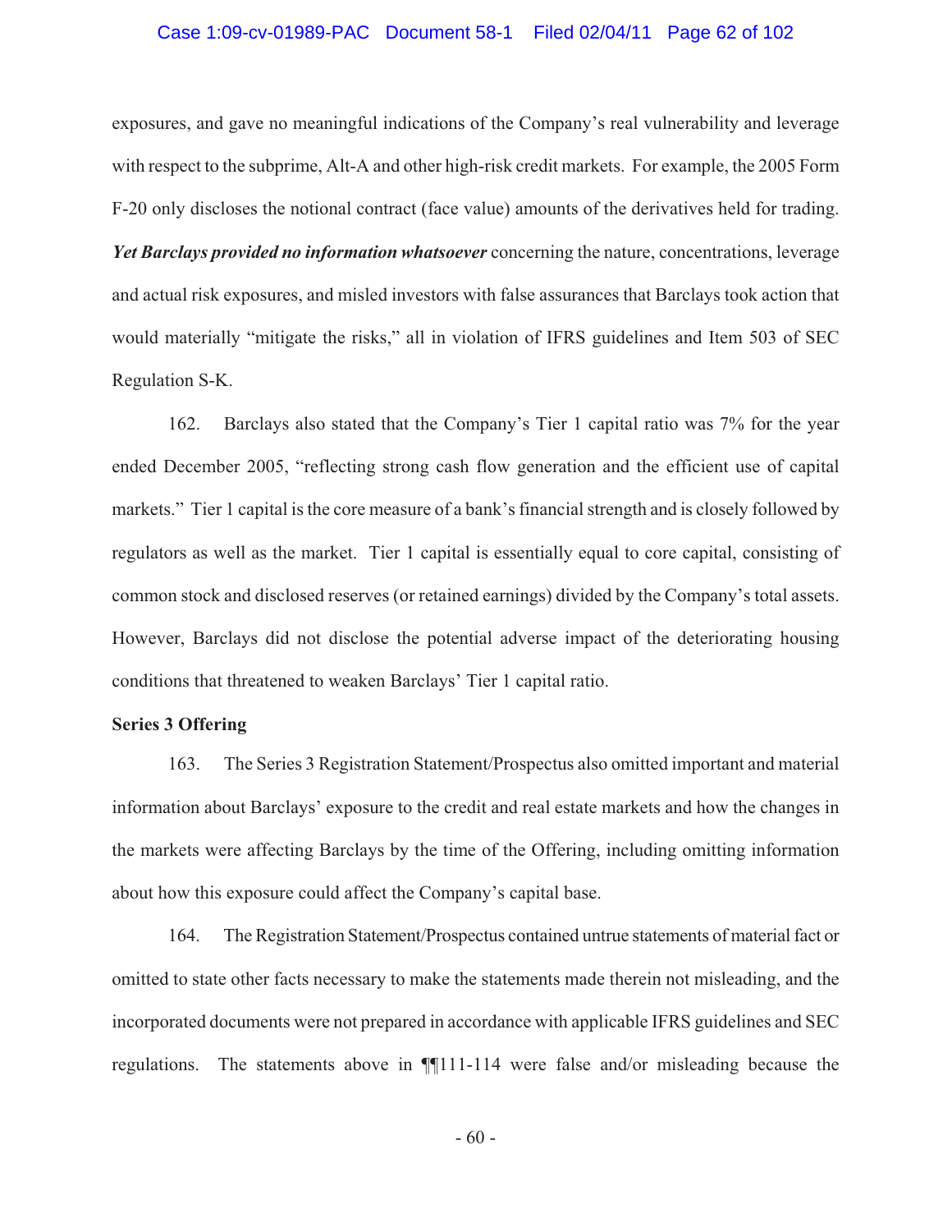exposures, and gave no meaningful indications of the Company's real vulnerability and leverage with respect to the subprime, Alt-A and other high-risk credit markets. For example, the 2005 Form F-20 only discloses the notional contract (face value) amounts of the derivatives held for trading. ***Yet Barclays provided no information whatsoever*** concerning the nature, concentrations, leverage and actual risk exposures, and misled investors with false assurances that Barclays took action that would materially "mitigate the risks," all in violation of IFRS guidelines and Item 503 of SEC Regulation S-K.

162. Barclays also stated that the Company's Tier 1 capital ratio was 7% for the year ended December 2005, "reflecting strong cash flow generation and the efficient use of capital markets." Tier 1 capital is the core measure of a bank's financial strength and is closely followed by regulators as well as the market. Tier 1 capital is essentially equal to core capital, consisting of common stock and disclosed reserves (or retained earnings) divided by the Company's total assets. However, Barclays did not disclose the potential adverse impact of the deteriorating housing conditions that threatened to weaken Barclays' Tier 1 capital ratio.

**Series 3 Offering**

163. The Series 3 Registration Statement/Prospectus also omitted important and material information about Barclays' exposure to the credit and real estate markets and how the changes in the markets were affecting Barclays by the time of the Offering, including omitting information about how this exposure could affect the Company's capital base.

164. The Registration Statement/Prospectus contained untrue statements of material fact or omitted to state other facts necessary to make the statements made therein not misleading, and the incorporated documents were not prepared in accordance with applicable IFRS guidelines and SEC regulations. The statements above in ¶¶111-114 were false and/or misleading because the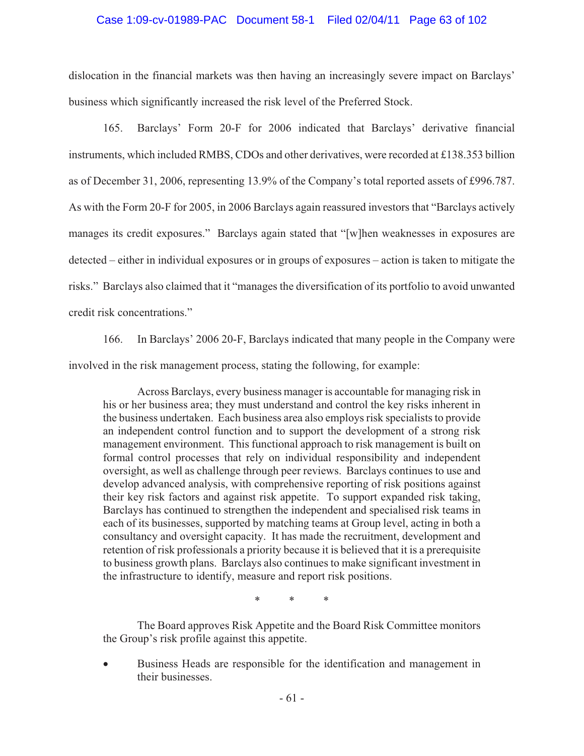dislocation in the financial markets was then having an increasingly severe impact on Barclays' business which significantly increased the risk level of the Preferred Stock.

165. Barclays' Form 20-F for 2006 indicated that Barclays' derivative financial instruments, which included RMBS, CDOs and other derivatives, were recorded at £138.353 billion as of December 31, 2006, representing 13.9% of the Company's total reported assets of £996.787. As with the Form 20-F for 2005, in 2006 Barclays again reassured investors that "Barclays actively manages its credit exposures." Barclays again stated that "[w]hen weaknesses in exposures are detected – either in individual exposures or in groups of exposures – action is taken to mitigate the risks." Barclays also claimed that it "manages the diversification of its portfolio to avoid unwanted credit risk concentrations."

166. In Barclays' 2006 20-F, Barclays indicated that many people in the Company were involved in the risk management process, stating the following, for example:

> Across Barclays, every business manager is accountable for managing risk in his or her business area; they must understand and control the key risks inherent in the business undertaken. Each business area also employs risk specialists to provide an independent control function and to support the development of a strong risk management environment. This functional approach to risk management is built on formal control processes that rely on individual responsibility and independent oversight, as well as challenge through peer reviews. Barclays continues to use and develop advanced analysis, with comprehensive reporting of risk positions against their key risk factors and against risk appetite. To support expanded risk taking, Barclays has continued to strengthen the independent and specialised risk teams in each of its businesses, supported by matching teams at Group level, acting in both a consultancy and oversight capacity. It has made the recruitment, development and retention of risk professionals a priority because it is believed that it is a prerequisite to business growth plans. Barclays also continues to make significant investment in the infrastructure to identify, measure and report risk positions.
>
> \* \* \*
>
> The Board approves Risk Appetite and the Board Risk Committee monitors the Group's risk profile against this appetite.
>
> - Business Heads are responsible for the identification and management in their businesses.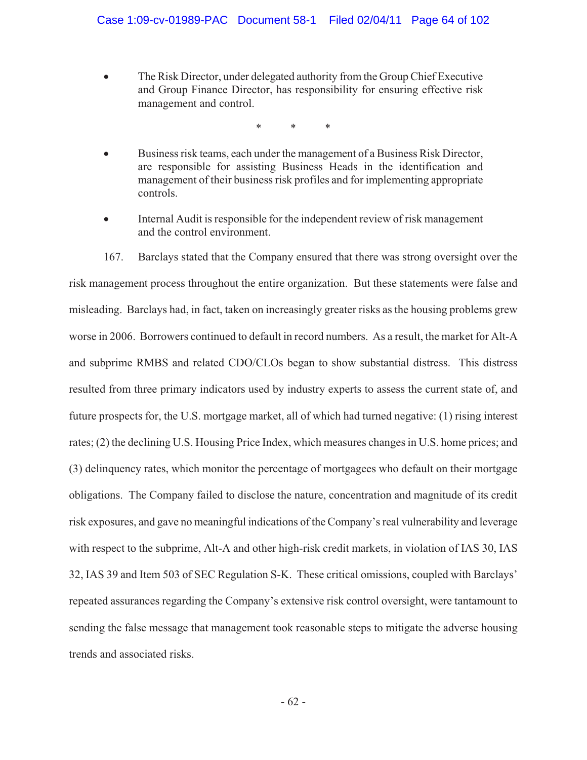- The Risk Director, under delegated authority from the Group Chief Executive and Group Finance Director, has responsibility for ensuring effective risk management and control.

\* \* \*

- Business risk teams, each under the management of a Business Risk Director, are responsible for assisting Business Heads in the identification and management of their business risk profiles and for implementing appropriate controls.

- Internal Audit is responsible for the independent review of risk management and the control environment.

167. Barclays stated that the Company ensured that there was strong oversight over the risk management process throughout the entire organization. But these statements were false and misleading. Barclays had, in fact, taken on increasingly greater risks as the housing problems grew worse in 2006. Borrowers continued to default in record numbers. As a result, the market for Alt-A and subprime RMBS and related CDO/CLOs began to show substantial distress. This distress resulted from three primary indicators used by industry experts to assess the current state of, and future prospects for, the U.S. mortgage market, all of which had turned negative: (1) rising interest rates; (2) the declining U.S. Housing Price Index, which measures changes in U.S. home prices; and (3) delinquency rates, which monitor the percentage of mortgagees who default on their mortgage obligations. The Company failed to disclose the nature, concentration and magnitude of its credit risk exposures, and gave no meaningful indications of the Company's real vulnerability and leverage with respect to the subprime, Alt-A and other high-risk credit markets, in violation of IAS 30, IAS 32, IAS 39 and Item 503 of SEC Regulation S-K. These critical omissions, coupled with Barclays' repeated assurances regarding the Company's extensive risk control oversight, were tantamount to sending the false message that management took reasonable steps to mitigate the adverse housing trends and associated risks.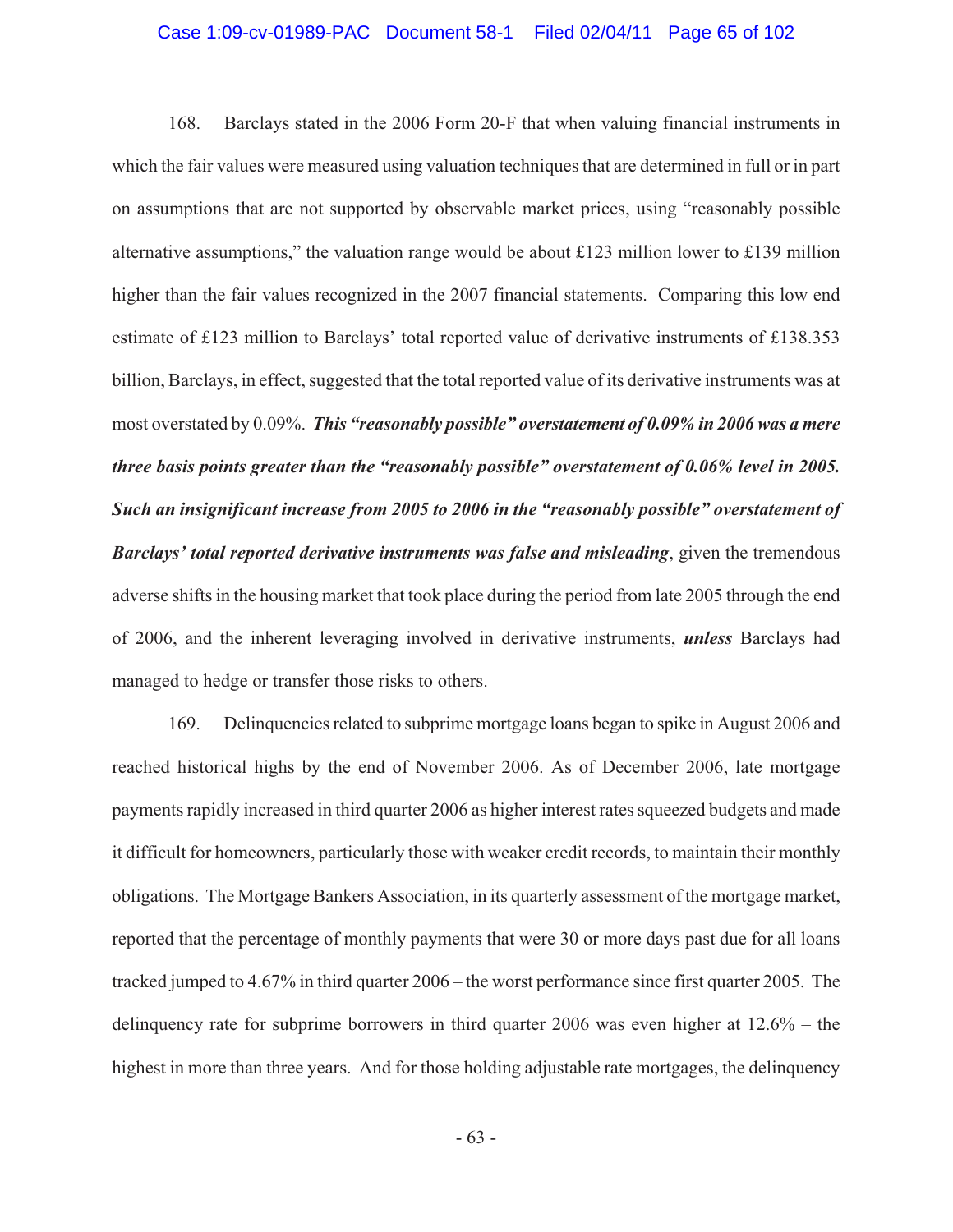168. Barclays stated in the 2006 Form 20-F that when valuing financial instruments in which the fair values were measured using valuation techniques that are determined in full or in part on assumptions that are not supported by observable market prices, using "reasonably possible alternative assumptions," the valuation range would be about £123 million lower to £139 million higher than the fair values recognized in the 2007 financial statements. Comparing this low end estimate of £123 million to Barclays' total reported value of derivative instruments of £138.353 billion, Barclays, in effect, suggested that the total reported value of its derivative instruments was at most overstated by 0.09%. ***This "reasonably possible" overstatement of 0.09% in 2006 was a mere three basis points greater than the "reasonably possible" overstatement of 0.06% level in 2005. Such an insignificant increase from 2005 to 2006 in the "reasonably possible" overstatement of Barclays' total reported derivative instruments was false and misleading***, given the tremendous adverse shifts in the housing market that took place during the period from late 2005 through the end of 2006, and the inherent leveraging involved in derivative instruments, ***unless*** Barclays had managed to hedge or transfer those risks to others.

169. Delinquencies related to subprime mortgage loans began to spike in August 2006 and reached historical highs by the end of November 2006. As of December 2006, late mortgage payments rapidly increased in third quarter 2006 as higher interest rates squeezed budgets and made it difficult for homeowners, particularly those with weaker credit records, to maintain their monthly obligations. The Mortgage Bankers Association, in its quarterly assessment of the mortgage market, reported that the percentage of monthly payments that were 30 or more days past due for all loans tracked jumped to 4.67% in third quarter 2006 – the worst performance since first quarter 2005. The delinquency rate for subprime borrowers in third quarter 2006 was even higher at 12.6% – the highest in more than three years. And for those holding adjustable rate mortgages, the delinquency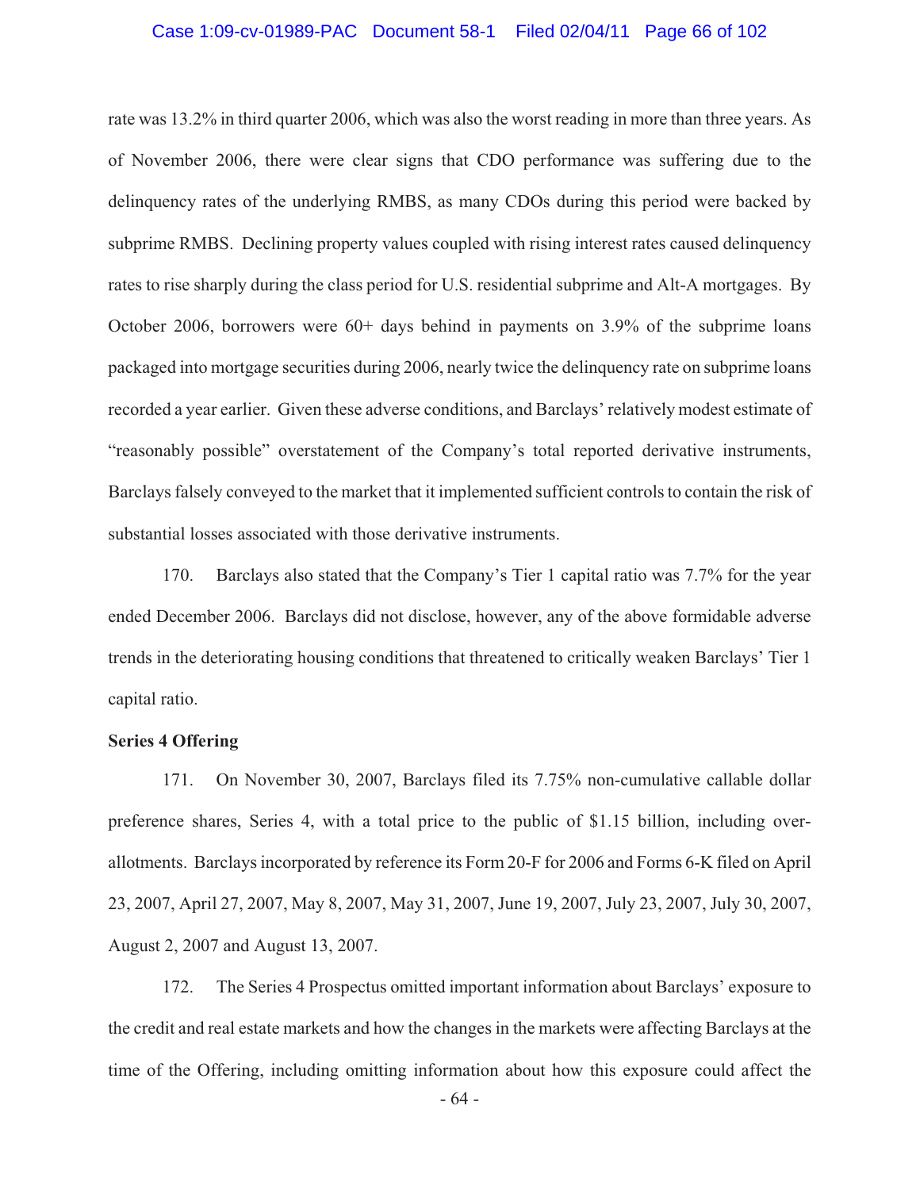rate was 13.2% in third quarter 2006, which was also the worst reading in more than three years. As of November 2006, there were clear signs that CDO performance was suffering due to the delinquency rates of the underlying RMBS, as many CDOs during this period were backed by subprime RMBS. Declining property values coupled with rising interest rates caused delinquency rates to rise sharply during the class period for U.S. residential subprime and Alt-A mortgages. By October 2006, borrowers were 60+ days behind in payments on 3.9% of the subprime loans packaged into mortgage securities during 2006, nearly twice the delinquency rate on subprime loans recorded a year earlier. Given these adverse conditions, and Barclays' relatively modest estimate of "reasonably possible" overstatement of the Company's total reported derivative instruments, Barclays falsely conveyed to the market that it implemented sufficient controls to contain the risk of substantial losses associated with those derivative instruments.

170. Barclays also stated that the Company's Tier 1 capital ratio was 7.7% for the year ended December 2006. Barclays did not disclose, however, any of the above formidable adverse trends in the deteriorating housing conditions that threatened to critically weaken Barclays' Tier 1 capital ratio.

**Series 4 Offering**

171. On November 30, 2007, Barclays filed its 7.75% non-cumulative callable dollar preference shares, Series 4, with a total price to the public of $1.15 billion, including over-allotments. Barclays incorporated by reference its Form 20-F for 2006 and Forms 6-K filed on April 23, 2007, April 27, 2007, May 8, 2007, May 31, 2007, June 19, 2007, July 23, 2007, July 30, 2007, August 2, 2007 and August 13, 2007.

172. The Series 4 Prospectus omitted important information about Barclays' exposure to the credit and real estate markets and how the changes in the markets were affecting Barclays at the time of the Offering, including omitting information about how this exposure could affect the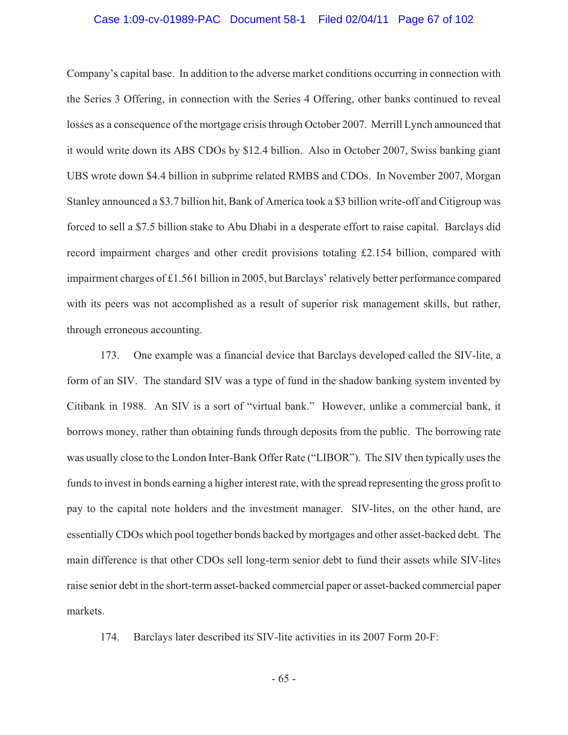Company's capital base. In addition to the adverse market conditions occurring in connection with the Series 3 Offering, in connection with the Series 4 Offering, other banks continued to reveal losses as a consequence of the mortgage crisis through October 2007. Merrill Lynch announced that it would write down its ABS CDOs by $12.4 billion. Also in October 2007, Swiss banking giant UBS wrote down $4.4 billion in subprime related RMBS and CDOs. In November 2007, Morgan Stanley announced a $3.7 billion hit, Bank of America took a $3 billion write-off and Citigroup was forced to sell a $7.5 billion stake to Abu Dhabi in a desperate effort to raise capital. Barclays did record impairment charges and other credit provisions totaling £2.154 billion, compared with impairment charges of £1.561 billion in 2005, but Barclays' relatively better performance compared with its peers was not accomplished as a result of superior risk management skills, but rather, through erroneous accounting.

173. One example was a financial device that Barclays developed called the SIV-lite, a form of an SIV. The standard SIV was a type of fund in the shadow banking system invented by Citibank in 1988. An SIV is a sort of "virtual bank." However, unlike a commercial bank, it borrows money, rather than obtaining funds through deposits from the public. The borrowing rate was usually close to the London Inter-Bank Offer Rate ("LIBOR"). The SIV then typically uses the funds to invest in bonds earning a higher interest rate, with the spread representing the gross profit to pay to the capital note holders and the investment manager. SIV-lites, on the other hand, are essentially CDOs which pool together bonds backed by mortgages and other asset-backed debt. The main difference is that other CDOs sell long-term senior debt to fund their assets while SIV-lites raise senior debt in the short-term asset-backed commercial paper or asset-backed commercial paper markets.

174. Barclays later described its SIV-lite activities in its 2007 Form 20-F: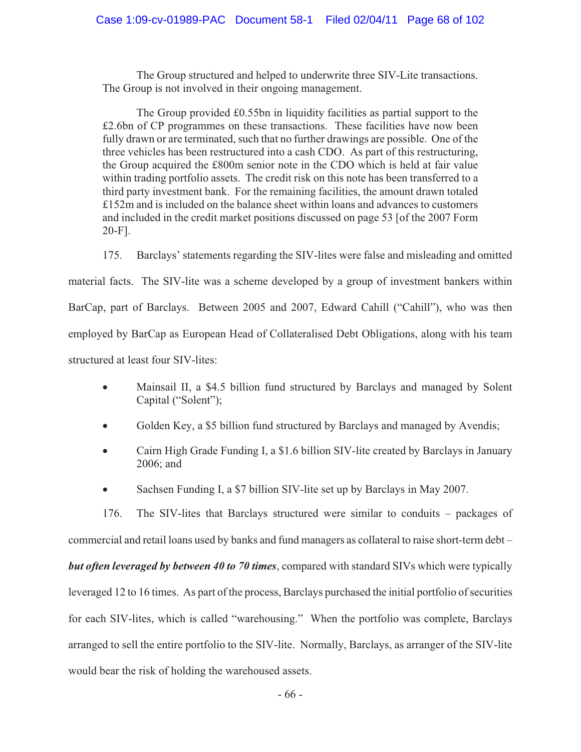The Group structured and helped to underwrite three SIV-Lite transactions. The Group is not involved in their ongoing management.

The Group provided £0.55bn in liquidity facilities as partial support to the £2.6bn of CP programmes on these transactions. These facilities have now been fully drawn or are terminated, such that no further drawings are possible. One of the three vehicles has been restructured into a cash CDO. As part of this restructuring, the Group acquired the £800m senior note in the CDO which is held at fair value within trading portfolio assets. The credit risk on this note has been transferred to a third party investment bank. For the remaining facilities, the amount drawn totaled £152m and is included on the balance sheet within loans and advances to customers and included in the credit market positions discussed on page 53 [of the 2007 Form 20-F].

175. Barclays' statements regarding the SIV-lites were false and misleading and omitted material facts. The SIV-lite was a scheme developed by a group of investment bankers within BarCap, part of Barclays. Between 2005 and 2007, Edward Cahill ("Cahill"), who was then employed by BarCap as European Head of Collateralised Debt Obligations, along with his team structured at least four SIV-lites:

- Mainsail II, a $4.5 billion fund structured by Barclays and managed by Solent Capital ("Solent");
- Golden Key, a $5 billion fund structured by Barclays and managed by Avendis;
- Cairn High Grade Funding I, a $1.6 billion SIV-lite created by Barclays in January 2006; and
- Sachsen Funding I, a $7 billion SIV-lite set up by Barclays in May 2007.

176. The SIV-lites that Barclays structured were similar to conduits – packages of commercial and retail loans used by banks and fund managers as collateral to raise short-term debt – ***but often leveraged by between 40 to 70 times***, compared with standard SIVs which were typically leveraged 12 to 16 times. As part of the process, Barclays purchased the initial portfolio of securities for each SIV-lites, which is called "warehousing." When the portfolio was complete, Barclays arranged to sell the entire portfolio to the SIV-lite. Normally, Barclays, as arranger of the SIV-lite would bear the risk of holding the warehoused assets.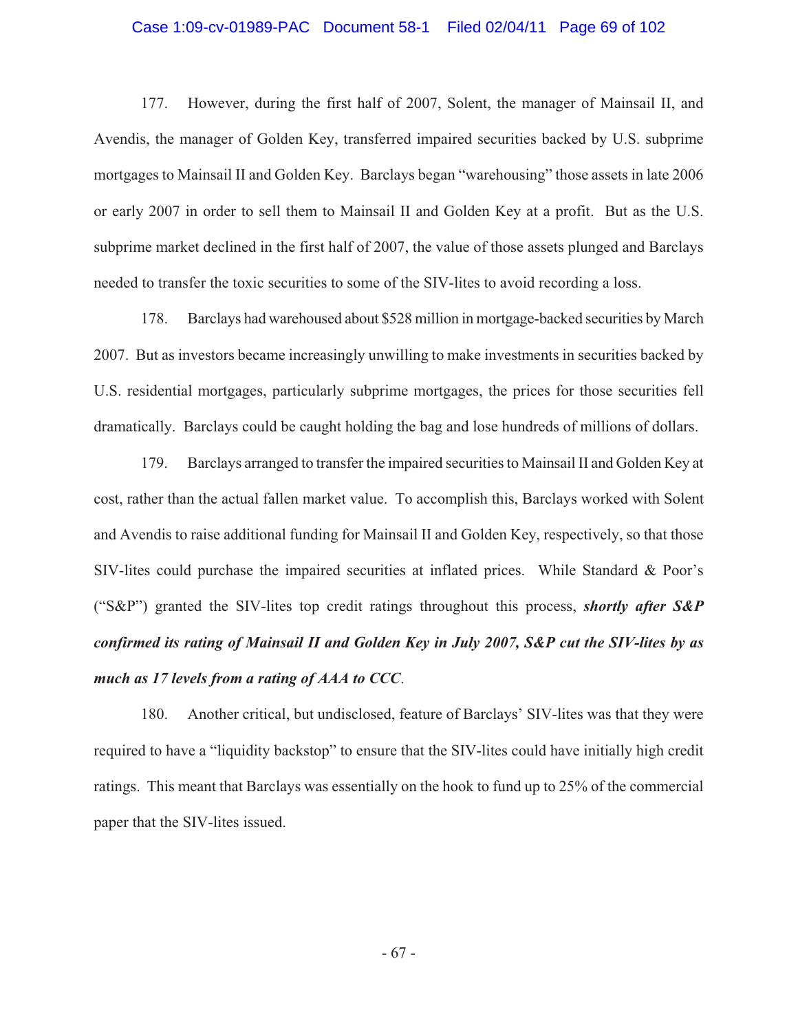177. However, during the first half of 2007, Solent, the manager of Mainsail II, and Avendis, the manager of Golden Key, transferred impaired securities backed by U.S. subprime mortgages to Mainsail II and Golden Key. Barclays began "warehousing" those assets in late 2006 or early 2007 in order to sell them to Mainsail II and Golden Key at a profit. But as the U.S. subprime market declined in the first half of 2007, the value of those assets plunged and Barclays needed to transfer the toxic securities to some of the SIV-lites to avoid recording a loss.

178. Barclays had warehoused about $528 million in mortgage-backed securities by March 2007. But as investors became increasingly unwilling to make investments in securities backed by U.S. residential mortgages, particularly subprime mortgages, the prices for those securities fell dramatically. Barclays could be caught holding the bag and lose hundreds of millions of dollars.

179. Barclays arranged to transfer the impaired securities to Mainsail II and Golden Key at cost, rather than the actual fallen market value. To accomplish this, Barclays worked with Solent and Avendis to raise additional funding for Mainsail II and Golden Key, respectively, so that those SIV-lites could purchase the impaired securities at inflated prices. While Standard & Poor's ("S&P") granted the SIV-lites top credit ratings throughout this process, ***shortly after S&P confirmed its rating of Mainsail II and Golden Key in July 2007, S&P cut the SIV-lites by as much as 17 levels from a rating of AAA to CCC***.

180. Another critical, but undisclosed, feature of Barclays' SIV-lites was that they were required to have a "liquidity backstop" to ensure that the SIV-lites could have initially high credit ratings. This meant that Barclays was essentially on the hook to fund up to 25% of the commercial paper that the SIV-lites issued.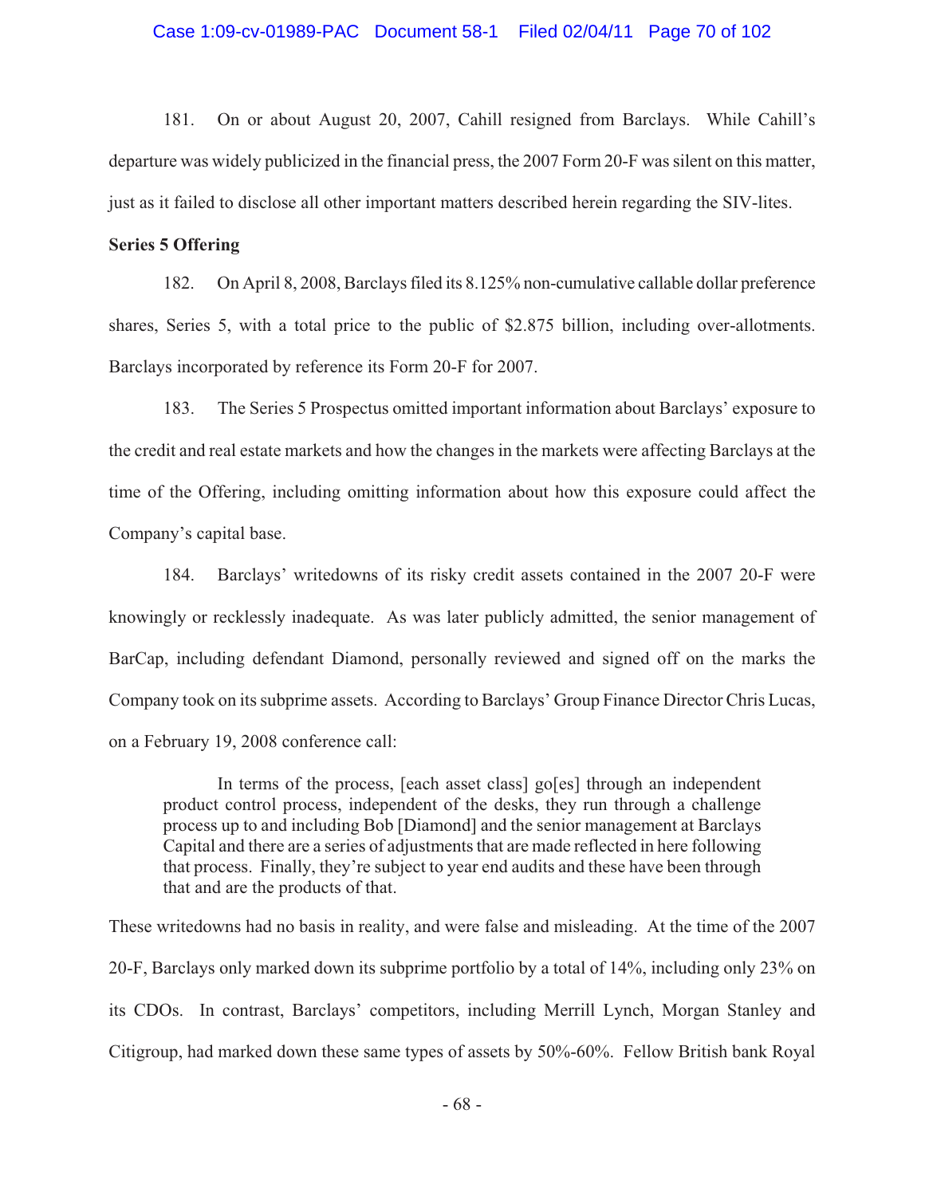181. On or about August 20, 2007, Cahill resigned from Barclays. While Cahill's departure was widely publicized in the financial press, the 2007 Form 20-F was silent on this matter, just as it failed to disclose all other important matters described herein regarding the SIV-lites.

**Series 5 Offering**

182. On April 8, 2008, Barclays filed its 8.125% non-cumulative callable dollar preference shares, Series 5, with a total price to the public of $2.875 billion, including over-allotments. Barclays incorporated by reference its Form 20-F for 2007.

183. The Series 5 Prospectus omitted important information about Barclays' exposure to the credit and real estate markets and how the changes in the markets were affecting Barclays at the time of the Offering, including omitting information about how this exposure could affect the Company's capital base.

184. Barclays' writedowns of its risky credit assets contained in the 2007 20-F were knowingly or recklessly inadequate. As was later publicly admitted, the senior management of BarCap, including defendant Diamond, personally reviewed and signed off on the marks the Company took on its subprime assets. According to Barclays' Group Finance Director Chris Lucas, on a February 19, 2008 conference call:

> In terms of the process, [each asset class] go[es] through an independent product control process, independent of the desks, they run through a challenge process up to and including Bob [Diamond] and the senior management at Barclays Capital and there are a series of adjustments that are made reflected in here following that process. Finally, they're subject to year end audits and these have been through that and are the products of that.

These writedowns had no basis in reality, and were false and misleading. At the time of the 2007 20-F, Barclays only marked down its subprime portfolio by a total of 14%, including only 23% on its CDOs. In contrast, Barclays' competitors, including Merrill Lynch, Morgan Stanley and Citigroup, had marked down these same types of assets by 50%-60%. Fellow British bank Royal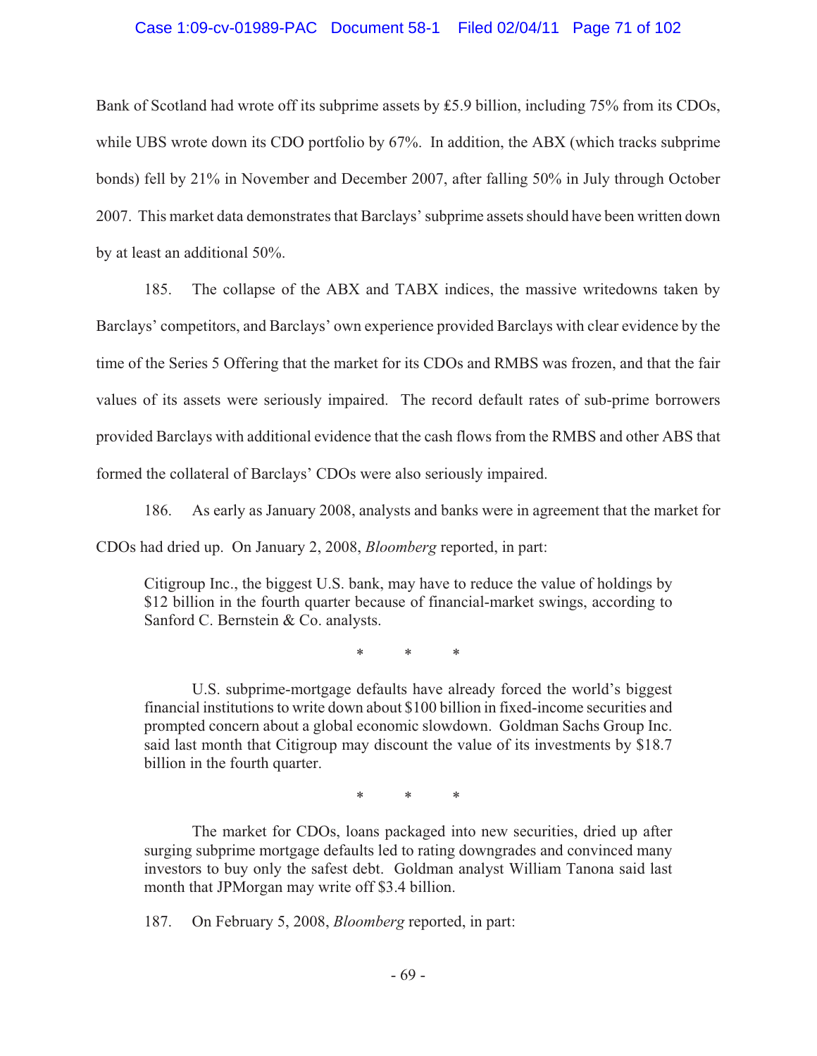Bank of Scotland had wrote off its subprime assets by £5.9 billion, including 75% from its CDOs, while UBS wrote down its CDO portfolio by 67%. In addition, the ABX (which tracks subprime bonds) fell by 21% in November and December 2007, after falling 50% in July through October 2007. This market data demonstrates that Barclays' subprime assets should have been written down by at least an additional 50%.

185. The collapse of the ABX and TABX indices, the massive writedowns taken by Barclays' competitors, and Barclays' own experience provided Barclays with clear evidence by the time of the Series 5 Offering that the market for its CDOs and RMBS was frozen, and that the fair values of its assets were seriously impaired. The record default rates of sub-prime borrowers provided Barclays with additional evidence that the cash flows from the RMBS and other ABS that formed the collateral of Barclays' CDOs were also seriously impaired.

186. As early as January 2008, analysts and banks were in agreement that the market for CDOs had dried up. On January 2, 2008, *Bloomberg* reported, in part:

> Citigroup Inc., the biggest U.S. bank, may have to reduce the value of holdings by $12 billion in the fourth quarter because of financial-market swings, according to Sanford C. Bernstein & Co. analysts.
>
> \* \* \*
>
> U.S. subprime-mortgage defaults have already forced the world's biggest financial institutions to write down about $100 billion in fixed-income securities and prompted concern about a global economic slowdown. Goldman Sachs Group Inc. said last month that Citigroup may discount the value of its investments by $18.7 billion in the fourth quarter.
>
> \* \* \*
>
> The market for CDOs, loans packaged into new securities, dried up after surging subprime mortgage defaults led to rating downgrades and convinced many investors to buy only the safest debt. Goldman analyst William Tanona said last month that JPMorgan may write off $3.4 billion.

187. On February 5, 2008, *Bloomberg* reported, in part: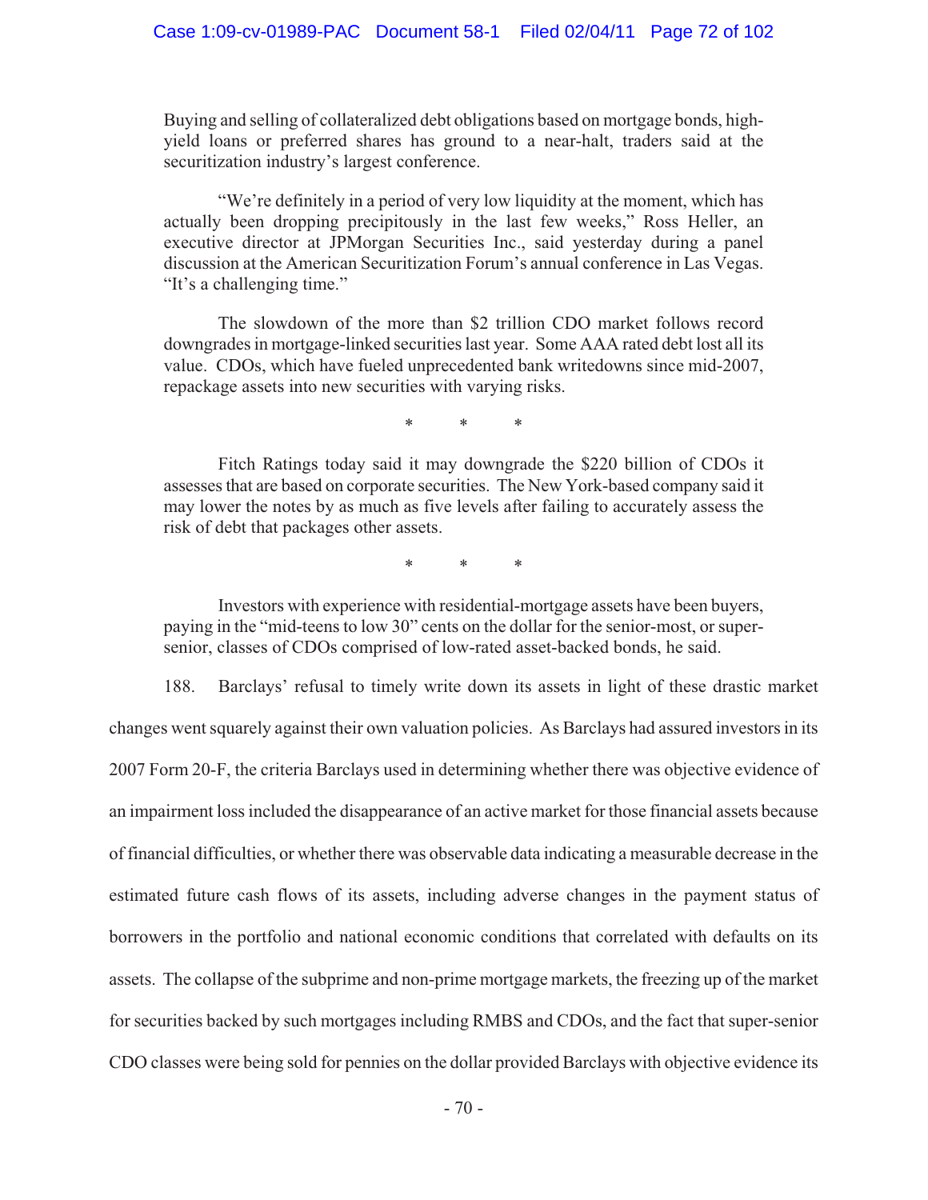> Buying and selling of collateralized debt obligations based on mortgage bonds, high-yield loans or preferred shares has ground to a near-halt, traders said at the securitization industry's largest conference.
>
> "We're definitely in a period of very low liquidity at the moment, which has actually been dropping precipitously in the last few weeks," Ross Heller, an executive director at JPMorgan Securities Inc., said yesterday during a panel discussion at the American Securitization Forum's annual conference in Las Vegas. "It's a challenging time."
>
> The slowdown of the more than $2 trillion CDO market follows record downgrades in mortgage-linked securities last year. Some AAA rated debt lost all its value. CDOs, which have fueled unprecedented bank writedowns since mid-2007, repackage assets into new securities with varying risks.
>
> \* \* \*
>
> Fitch Ratings today said it may downgrade the $220 billion of CDOs it assesses that are based on corporate securities. The New York-based company said it may lower the notes by as much as five levels after failing to accurately assess the risk of debt that packages other assets.
>
> \* \* \*
>
> Investors with experience with residential-mortgage assets have been buyers, paying in the "mid-teens to low 30" cents on the dollar for the senior-most, or super-senior, classes of CDOs comprised of low-rated asset-backed bonds, he said.

188. Barclays' refusal to timely write down its assets in light of these drastic market changes went squarely against their own valuation policies. As Barclays had assured investors in its 2007 Form 20-F, the criteria Barclays used in determining whether there was objective evidence of an impairment loss included the disappearance of an active market for those financial assets because of financial difficulties, or whether there was observable data indicating a measurable decrease in the estimated future cash flows of its assets, including adverse changes in the payment status of borrowers in the portfolio and national economic conditions that correlated with defaults on its assets. The collapse of the subprime and non-prime mortgage markets, the freezing up of the market for securities backed by such mortgages including RMBS and CDOs, and the fact that super-senior CDO classes were being sold for pennies on the dollar provided Barclays with objective evidence its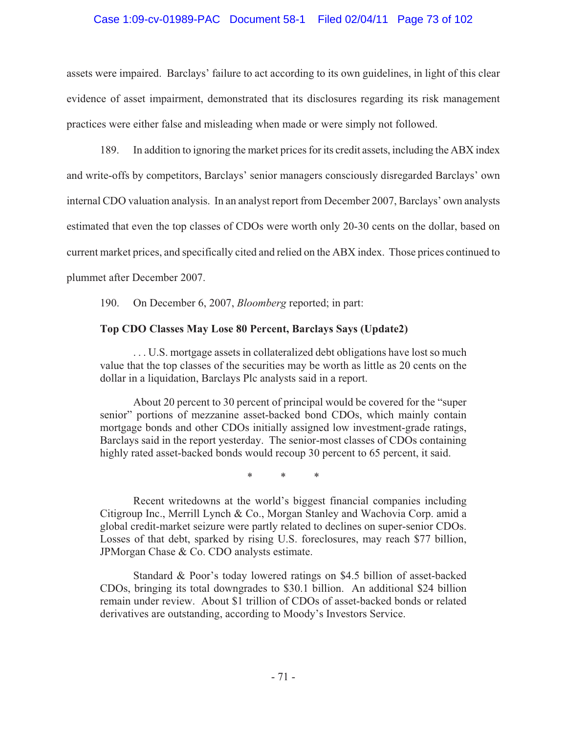assets were impaired. Barclays' failure to act according to its own guidelines, in light of this clear evidence of asset impairment, demonstrated that its disclosures regarding its risk management practices were either false and misleading when made or were simply not followed.

189. In addition to ignoring the market prices for its credit assets, including the ABX index and write-offs by competitors, Barclays' senior managers consciously disregarded Barclays' own internal CDO valuation analysis. In an analyst report from December 2007, Barclays' own analysts estimated that even the top classes of CDOs were worth only 20-30 cents on the dollar, based on current market prices, and specifically cited and relied on the ABX index. Those prices continued to plummet after December 2007.

190. On December 6, 2007, *Bloomberg* reported; in part:

> **Top CDO Classes May Lose 80 Percent, Barclays Says (Update2)**
>
> . . . U.S. mortgage assets in collateralized debt obligations have lost so much value that the top classes of the securities may be worth as little as 20 cents on the dollar in a liquidation, Barclays Plc analysts said in a report.
>
> About 20 percent to 30 percent of principal would be covered for the "super senior" portions of mezzanine asset-backed bond CDOs, which mainly contain mortgage bonds and other CDOs initially assigned low investment-grade ratings, Barclays said in the report yesterday. The senior-most classes of CDOs containing highly rated asset-backed bonds would recoup 30 percent to 65 percent, it said.
>
> \* \* \*
>
> Recent writedowns at the world's biggest financial companies including Citigroup Inc., Merrill Lynch & Co., Morgan Stanley and Wachovia Corp. amid a global credit-market seizure were partly related to declines on super-senior CDOs. Losses of that debt, sparked by rising U.S. foreclosures, may reach $77 billion, JPMorgan Chase & Co. CDO analysts estimate.
>
> Standard & Poor's today lowered ratings on $4.5 billion of asset-backed CDOs, bringing its total downgrades to $30.1 billion. An additional $24 billion remain under review. About $1 trillion of CDOs of asset-backed bonds or related derivatives are outstanding, according to Moody's Investors Service.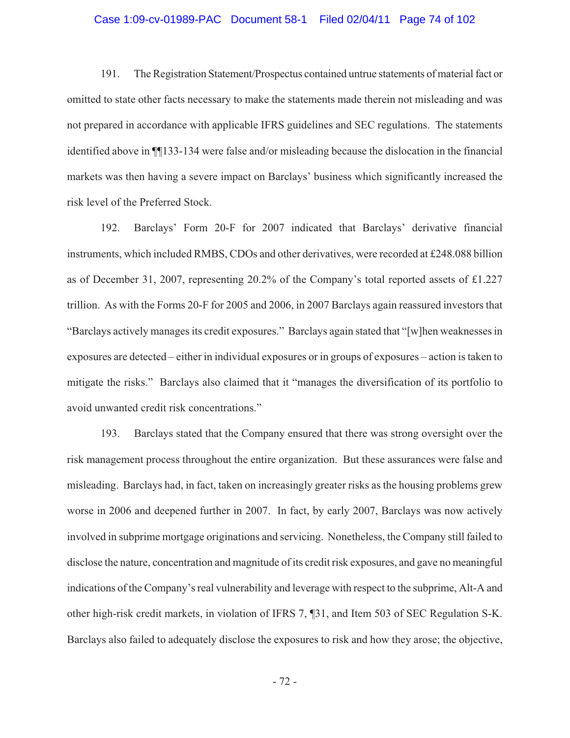191. The Registration Statement/Prospectus contained untrue statements of material fact or omitted to state other facts necessary to make the statements made therein not misleading and was not prepared in accordance with applicable IFRS guidelines and SEC regulations. The statements identified above in ¶¶133-134 were false and/or misleading because the dislocation in the financial markets was then having a severe impact on Barclays' business which significantly increased the risk level of the Preferred Stock.

192. Barclays' Form 20-F for 2007 indicated that Barclays' derivative financial instruments, which included RMBS, CDOs and other derivatives, were recorded at £248.088 billion as of December 31, 2007, representing 20.2% of the Company's total reported assets of £1.227 trillion. As with the Forms 20-F for 2005 and 2006, in 2007 Barclays again reassured investors that "Barclays actively manages its credit exposures." Barclays again stated that "[w]hen weaknesses in exposures are detected – either in individual exposures or in groups of exposures – action is taken to mitigate the risks." Barclays also claimed that it "manages the diversification of its portfolio to avoid unwanted credit risk concentrations."

193. Barclays stated that the Company ensured that there was strong oversight over the risk management process throughout the entire organization. But these assurances were false and misleading. Barclays had, in fact, taken on increasingly greater risks as the housing problems grew worse in 2006 and deepened further in 2007. In fact, by early 2007, Barclays was now actively involved in subprime mortgage originations and servicing. Nonetheless, the Company still failed to disclose the nature, concentration and magnitude of its credit risk exposures, and gave no meaningful indications of the Company's real vulnerability and leverage with respect to the subprime, Alt-A and other high-risk credit markets, in violation of IFRS 7, ¶31, and Item 503 of SEC Regulation S-K. Barclays also failed to adequately disclose the exposures to risk and how they arose; the objective,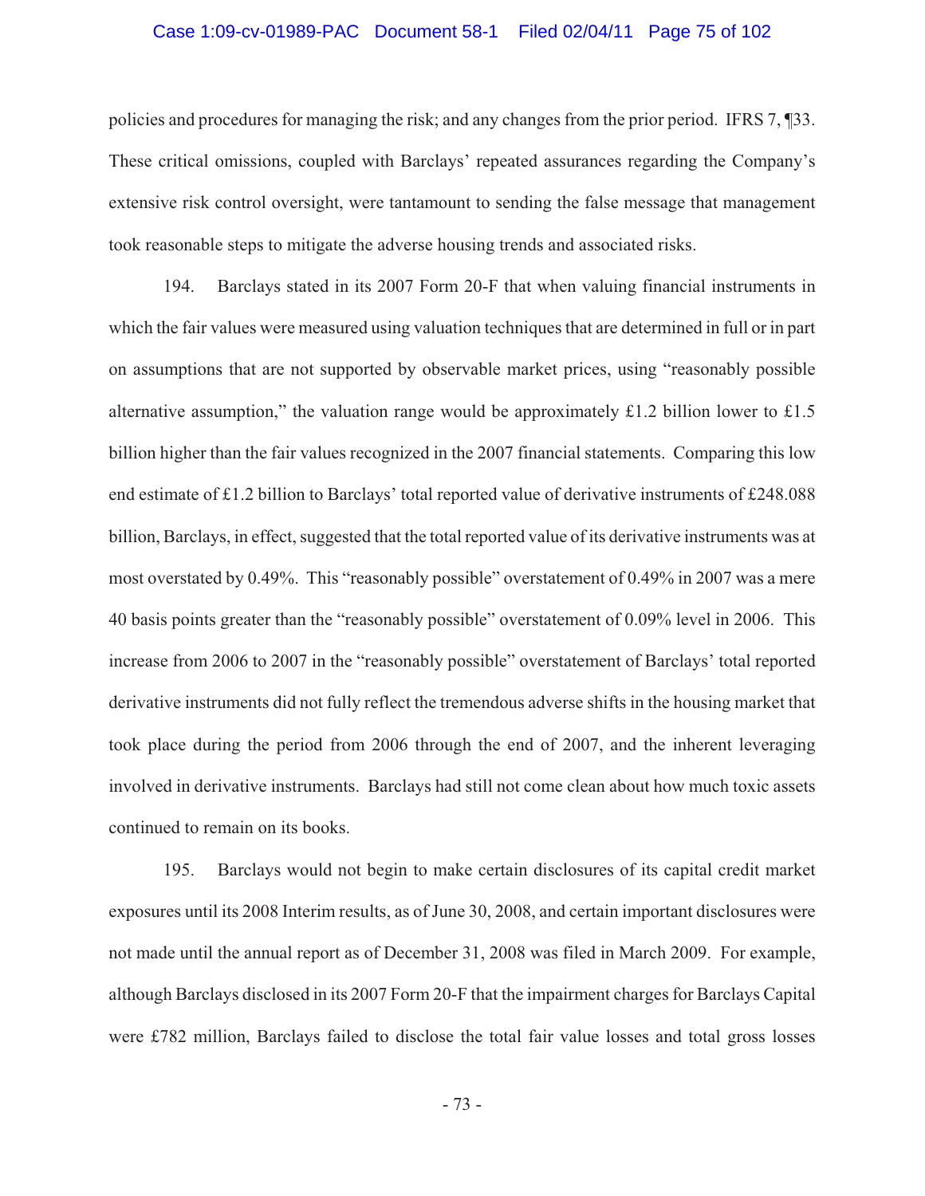policies and procedures for managing the risk; and any changes from the prior period. IFRS 7, ¶33. These critical omissions, coupled with Barclays' repeated assurances regarding the Company's extensive risk control oversight, were tantamount to sending the false message that management took reasonable steps to mitigate the adverse housing trends and associated risks.

194. Barclays stated in its 2007 Form 20-F that when valuing financial instruments in which the fair values were measured using valuation techniques that are determined in full or in part on assumptions that are not supported by observable market prices, using "reasonably possible alternative assumption," the valuation range would be approximately £1.2 billion lower to £1.5 billion higher than the fair values recognized in the 2007 financial statements. Comparing this low end estimate of £1.2 billion to Barclays' total reported value of derivative instruments of £248.088 billion, Barclays, in effect, suggested that the total reported value of its derivative instruments was at most overstated by 0.49%. This "reasonably possible" overstatement of 0.49% in 2007 was a mere 40 basis points greater than the "reasonably possible" overstatement of 0.09% level in 2006. This increase from 2006 to 2007 in the "reasonably possible" overstatement of Barclays' total reported derivative instruments did not fully reflect the tremendous adverse shifts in the housing market that took place during the period from 2006 through the end of 2007, and the inherent leveraging involved in derivative instruments. Barclays had still not come clean about how much toxic assets continued to remain on its books.

195. Barclays would not begin to make certain disclosures of its capital credit market exposures until its 2008 Interim results, as of June 30, 2008, and certain important disclosures were not made until the annual report as of December 31, 2008 was filed in March 2009. For example, although Barclays disclosed in its 2007 Form 20-F that the impairment charges for Barclays Capital were £782 million, Barclays failed to disclose the total fair value losses and total gross losses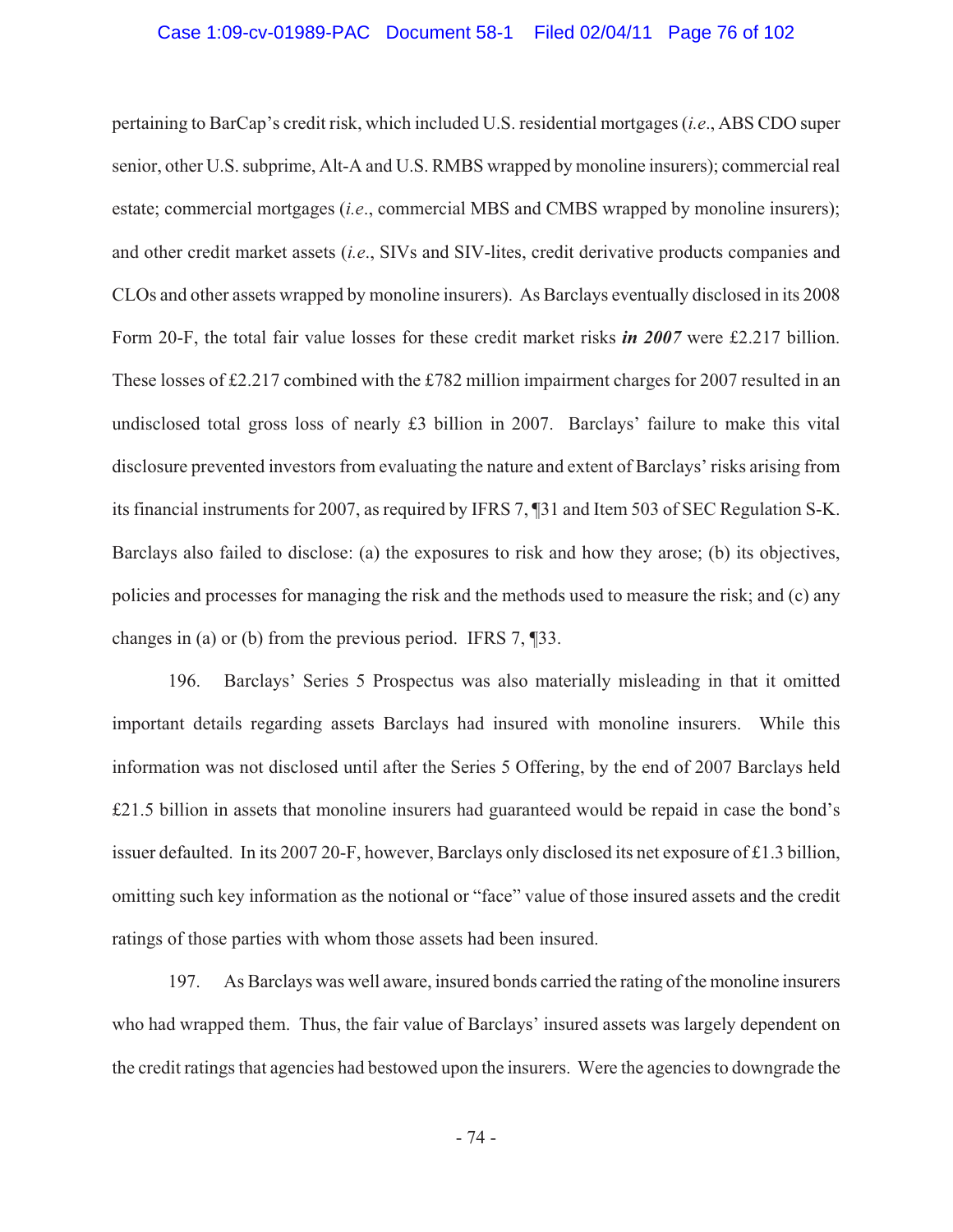pertaining to BarCap's credit risk, which included U.S. residential mortgages (*i.e*., ABS CDO super senior, other U.S. subprime, Alt-A and U.S. RMBS wrapped by monoline insurers); commercial real estate; commercial mortgages (*i.e*., commercial MBS and CMBS wrapped by monoline insurers); and other credit market assets (*i.e*., SIVs and SIV-lites, credit derivative products companies and CLOs and other assets wrapped by monoline insurers). As Barclays eventually disclosed in its 2008 Form 20-F, the total fair value losses for these credit market risks ***in 2007*** were £2.217 billion. These losses of £2.217 combined with the £782 million impairment charges for 2007 resulted in an undisclosed total gross loss of nearly £3 billion in 2007. Barclays' failure to make this vital disclosure prevented investors from evaluating the nature and extent of Barclays' risks arising from its financial instruments for 2007, as required by IFRS 7, ¶31 and Item 503 of SEC Regulation S-K. Barclays also failed to disclose: (a) the exposures to risk and how they arose; (b) its objectives, policies and processes for managing the risk and the methods used to measure the risk; and (c) any changes in (a) or (b) from the previous period. IFRS 7, ¶33.

196. Barclays' Series 5 Prospectus was also materially misleading in that it omitted important details regarding assets Barclays had insured with monoline insurers. While this information was not disclosed until after the Series 5 Offering, by the end of 2007 Barclays held £21.5 billion in assets that monoline insurers had guaranteed would be repaid in case the bond's issuer defaulted. In its 2007 20-F, however, Barclays only disclosed its net exposure of £1.3 billion, omitting such key information as the notional or "face" value of those insured assets and the credit ratings of those parties with whom those assets had been insured.

197. As Barclays was well aware, insured bonds carried the rating of the monoline insurers who had wrapped them. Thus, the fair value of Barclays' insured assets was largely dependent on the credit ratings that agencies had bestowed upon the insurers. Were the agencies to downgrade the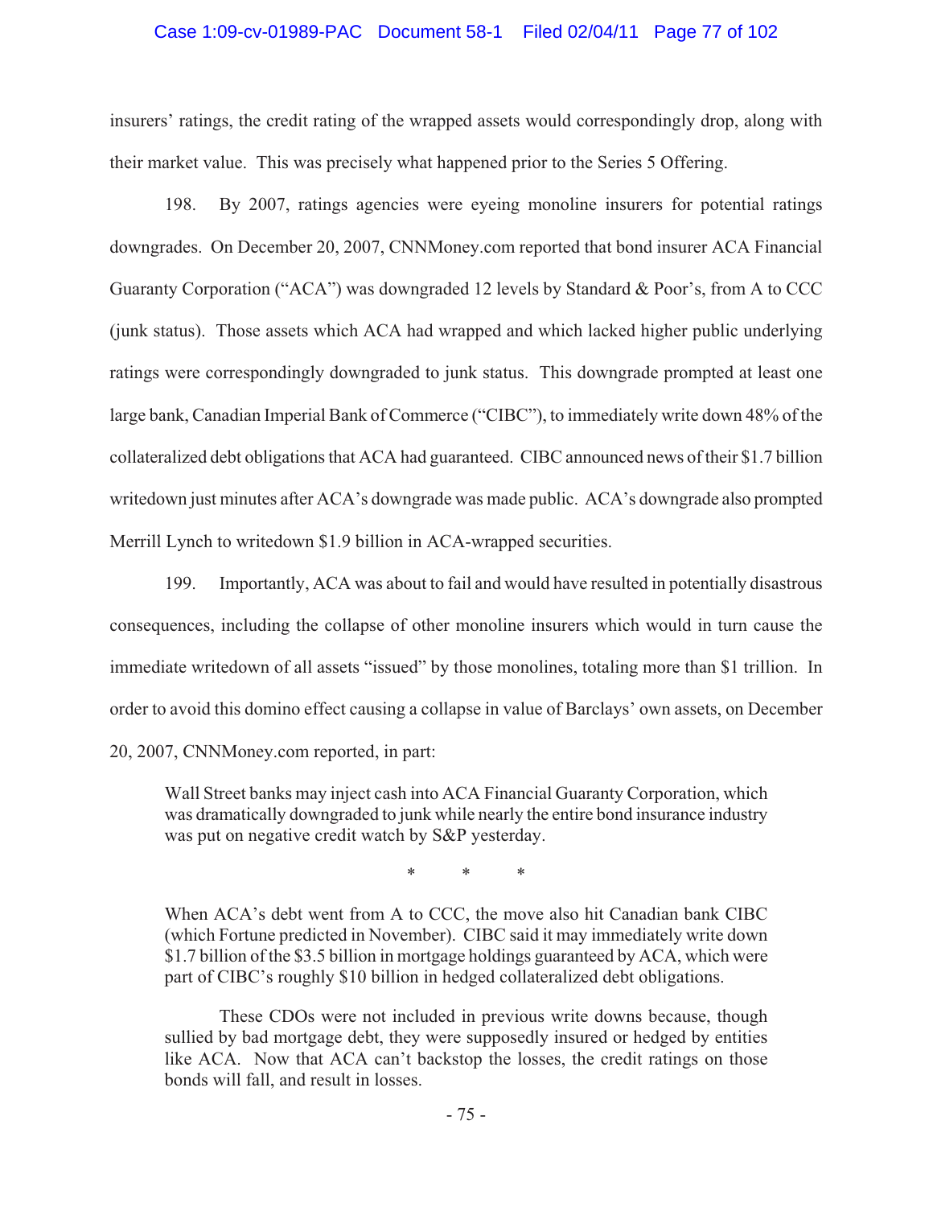insurers' ratings, the credit rating of the wrapped assets would correspondingly drop, along with their market value. This was precisely what happened prior to the Series 5 Offering.

198. By 2007, ratings agencies were eyeing monoline insurers for potential ratings downgrades. On December 20, 2007, CNNMoney.com reported that bond insurer ACA Financial Guaranty Corporation ("ACA") was downgraded 12 levels by Standard & Poor's, from A to CCC (junk status). Those assets which ACA had wrapped and which lacked higher public underlying ratings were correspondingly downgraded to junk status. This downgrade prompted at least one large bank, Canadian Imperial Bank of Commerce ("CIBC"), to immediately write down 48% of the collateralized debt obligations that ACA had guaranteed. CIBC announced news of their $1.7 billion writedown just minutes after ACA's downgrade was made public. ACA's downgrade also prompted Merrill Lynch to writedown $1.9 billion in ACA-wrapped securities.

199. Importantly, ACA was about to fail and would have resulted in potentially disastrous consequences, including the collapse of other monoline insurers which would in turn cause the immediate writedown of all assets "issued" by those monolines, totaling more than $1 trillion. In order to avoid this domino effect causing a collapse in value of Barclays' own assets, on December 20, 2007, CNNMoney.com reported, in part:

> Wall Street banks may inject cash into ACA Financial Guaranty Corporation, which was dramatically downgraded to junk while nearly the entire bond insurance industry was put on negative credit watch by S&P yesterday.
>
> \* \* \*
>
> When ACA's debt went from A to CCC, the move also hit Canadian bank CIBC (which Fortune predicted in November). CIBC said it may immediately write down $1.7 billion of the $3.5 billion in mortgage holdings guaranteed by ACA, which were part of CIBC's roughly $10 billion in hedged collateralized debt obligations.
>
> These CDOs were not included in previous write downs because, though sullied by bad mortgage debt, they were supposedly insured or hedged by entities like ACA. Now that ACA can't backstop the losses, the credit ratings on those bonds will fall, and result in losses.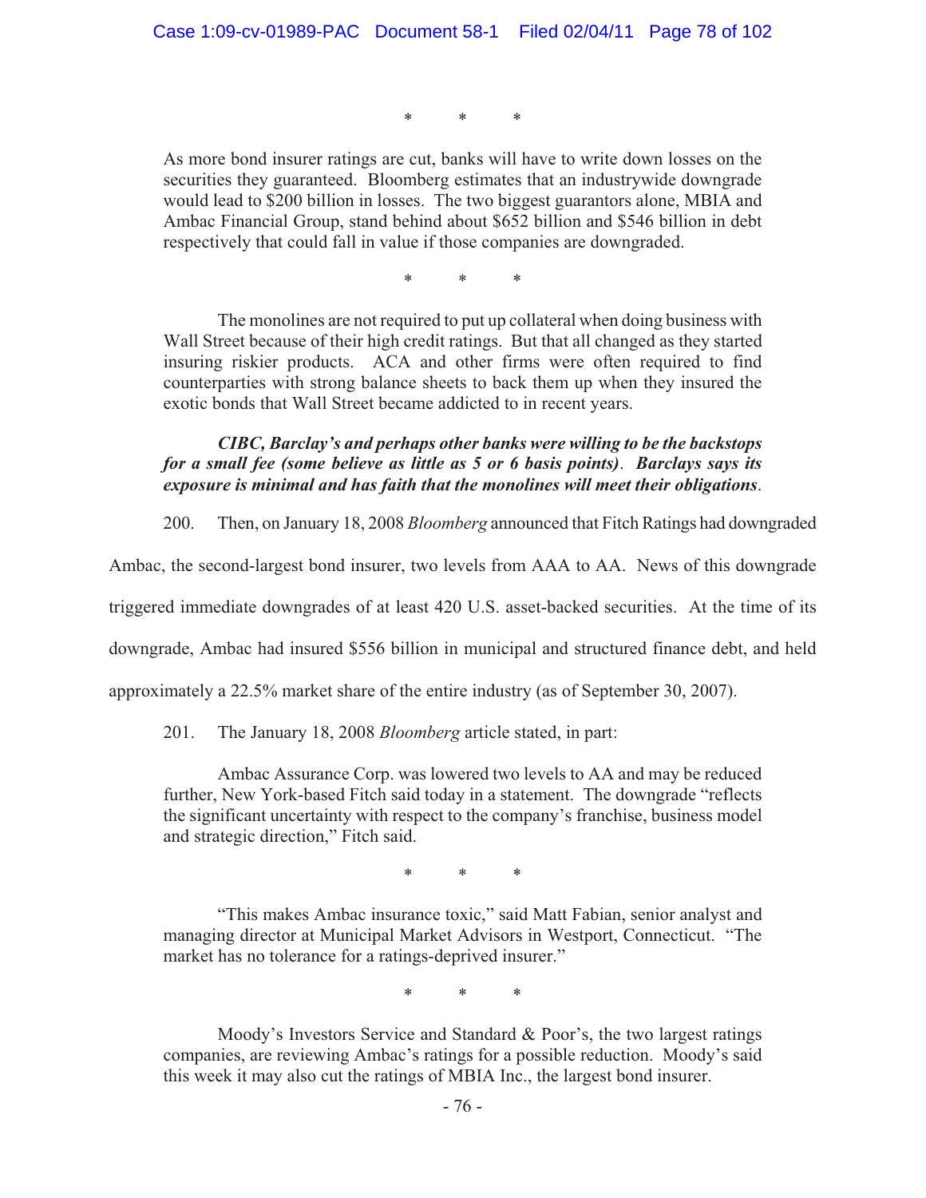\*     \*     \*

As more bond insurer ratings are cut, banks will have to write down losses on the securities they guaranteed. Bloomberg estimates that an industrywide downgrade would lead to $200 billion in losses. The two biggest guarantors alone, MBIA and Ambac Financial Group, stand behind about $652 billion and $546 billion in debt respectively that could fall in value if those companies are downgraded.

\*     \*     \*

The monolines are not required to put up collateral when doing business with Wall Street because of their high credit ratings. But that all changed as they started insuring riskier products. ACA and other firms were often required to find counterparties with strong balance sheets to back them up when they insured the exotic bonds that Wall Street became addicted to in recent years.

***CIBC, Barclay's and perhaps other banks were willing to be the backstops for a small fee (some believe as little as 5 or 6 basis points). Barclays says its exposure is minimal and has faith that the monolines will meet their obligations.***

200. Then, on January 18, 2008 *Bloomberg* announced that Fitch Ratings had downgraded Ambac, the second-largest bond insurer, two levels from AAA to AA. News of this downgrade triggered immediate downgrades of at least 420 U.S. asset-backed securities. At the time of its downgrade, Ambac had insured $556 billion in municipal and structured finance debt, and held approximately a 22.5% market share of the entire industry (as of September 30, 2007).

201. The January 18, 2008 *Bloomberg* article stated, in part:

Ambac Assurance Corp. was lowered two levels to AA and may be reduced further, New York-based Fitch said today in a statement. The downgrade "reflects the significant uncertainty with respect to the company's franchise, business model and strategic direction," Fitch said.

\*     \*     \*

"This makes Ambac insurance toxic," said Matt Fabian, senior analyst and managing director at Municipal Market Advisors in Westport, Connecticut. "The market has no tolerance for a ratings-deprived insurer."

\*     \*     \*

Moody's Investors Service and Standard & Poor's, the two largest ratings companies, are reviewing Ambac's ratings for a possible reduction. Moody's said this week it may also cut the ratings of MBIA Inc., the largest bond insurer.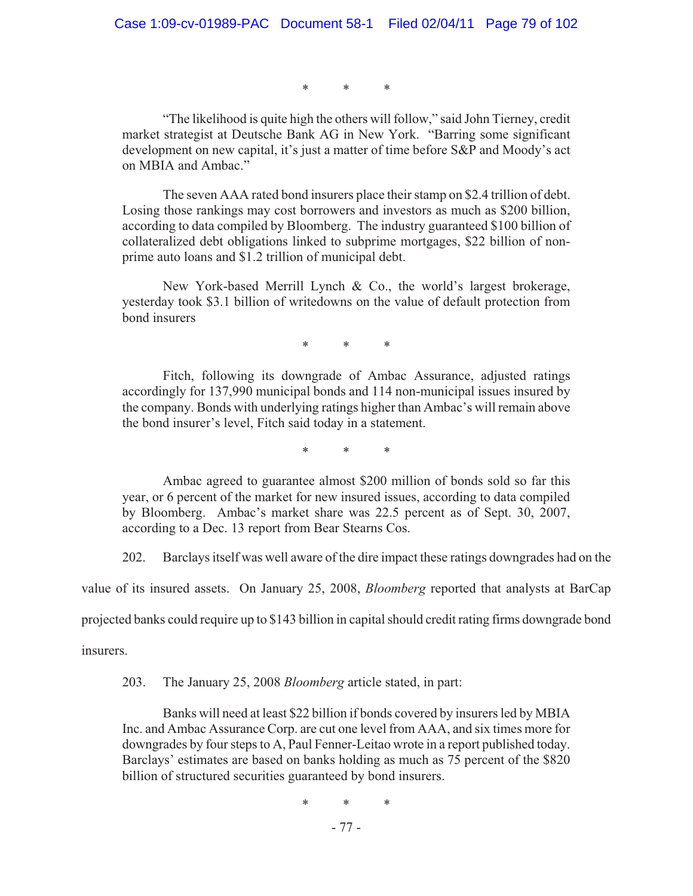\*           \*           \*

> "The likelihood is quite high the others will follow," said John Tierney, credit market strategist at Deutsche Bank AG in New York. "Barring some significant development on new capital, it's just a matter of time before S&P and Moody's act on MBIA and Ambac."
>
> The seven AAA rated bond insurers place their stamp on $2.4 trillion of debt. Losing those rankings may cost borrowers and investors as much as $200 billion, according to data compiled by Bloomberg. The industry guaranteed $100 billion of collateralized debt obligations linked to subprime mortgages, $22 billion of non-prime auto loans and $1.2 trillion of municipal debt.
>
> New York-based Merrill Lynch & Co., the world's largest brokerage, yesterday took $3.1 billion of writedowns on the value of default protection from bond insurers
>
> \*           \*           \*
>
> Fitch, following its downgrade of Ambac Assurance, adjusted ratings accordingly for 137,990 municipal bonds and 114 non-municipal issues insured by the company. Bonds with underlying ratings higher than Ambac's will remain above the bond insurer's level, Fitch said today in a statement.
>
> \*           \*           \*
>
> Ambac agreed to guarantee almost $200 million of bonds sold so far this year, or 6 percent of the market for new insured issues, according to data compiled by Bloomberg. Ambac's market share was 22.5 percent as of Sept. 30, 2007, according to a Dec. 13 report from Bear Stearns Cos.

202. Barclays itself was well aware of the dire impact these ratings downgrades had on the value of its insured assets. On January 25, 2008, *Bloomberg* reported that analysts at BarCap projected banks could require up to $143 billion in capital should credit rating firms downgrade bond insurers.

203. The January 25, 2008 *Bloomberg* article stated, in part:

> Banks will need at least $22 billion if bonds covered by insurers led by MBIA Inc. and Ambac Assurance Corp. are cut one level from AAA, and six times more for downgrades by four steps to A, Paul Fenner-Leitao wrote in a report published today. Barclays' estimates are based on banks holding as much as 75 percent of the $820 billion of structured securities guaranteed by bond insurers.
>
> \*           \*           \*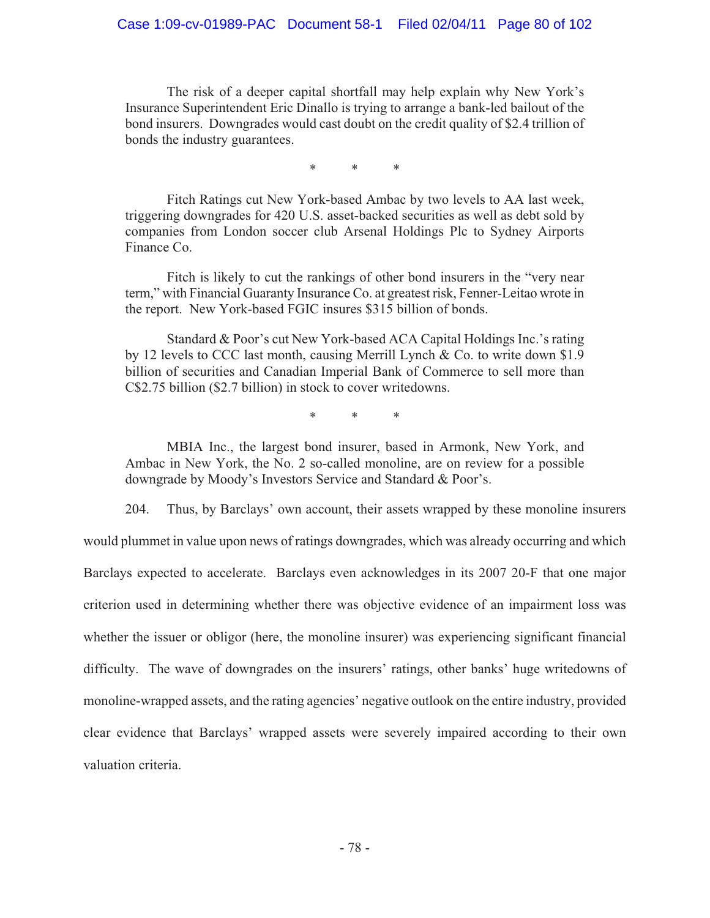> The risk of a deeper capital shortfall may help explain why New York's Insurance Superintendent Eric Dinallo is trying to arrange a bank-led bailout of the bond insurers. Downgrades would cast doubt on the credit quality of $2.4 trillion of bonds the industry guarantees.
>
> \* \* \*
>
> Fitch Ratings cut New York-based Ambac by two levels to AA last week, triggering downgrades for 420 U.S. asset-backed securities as well as debt sold by companies from London soccer club Arsenal Holdings Plc to Sydney Airports Finance Co.
>
> Fitch is likely to cut the rankings of other bond insurers in the "very near term," with Financial Guaranty Insurance Co. at greatest risk, Fenner-Leitao wrote in the report. New York-based FGIC insures $315 billion of bonds.
>
> Standard & Poor's cut New York-based ACA Capital Holdings Inc.'s rating by 12 levels to CCC last month, causing Merrill Lynch & Co. to write down $1.9 billion of securities and Canadian Imperial Bank of Commerce to sell more than C$2.75 billion ($2.7 billion) in stock to cover writedowns.
>
> \* \* \*
>
> MBIA Inc., the largest bond insurer, based in Armonk, New York, and Ambac in New York, the No. 2 so-called monoline, are on review for a possible downgrade by Moody's Investors Service and Standard & Poor's.

204. Thus, by Barclays' own account, their assets wrapped by these monoline insurers would plummet in value upon news of ratings downgrades, which was already occurring and which Barclays expected to accelerate. Barclays even acknowledges in its 2007 20-F that one major criterion used in determining whether there was objective evidence of an impairment loss was whether the issuer or obligor (here, the monoline insurer) was experiencing significant financial difficulty. The wave of downgrades on the insurers' ratings, other banks' huge writedowns of monoline-wrapped assets, and the rating agencies' negative outlook on the entire industry, provided clear evidence that Barclays' wrapped assets were severely impaired according to their own valuation criteria.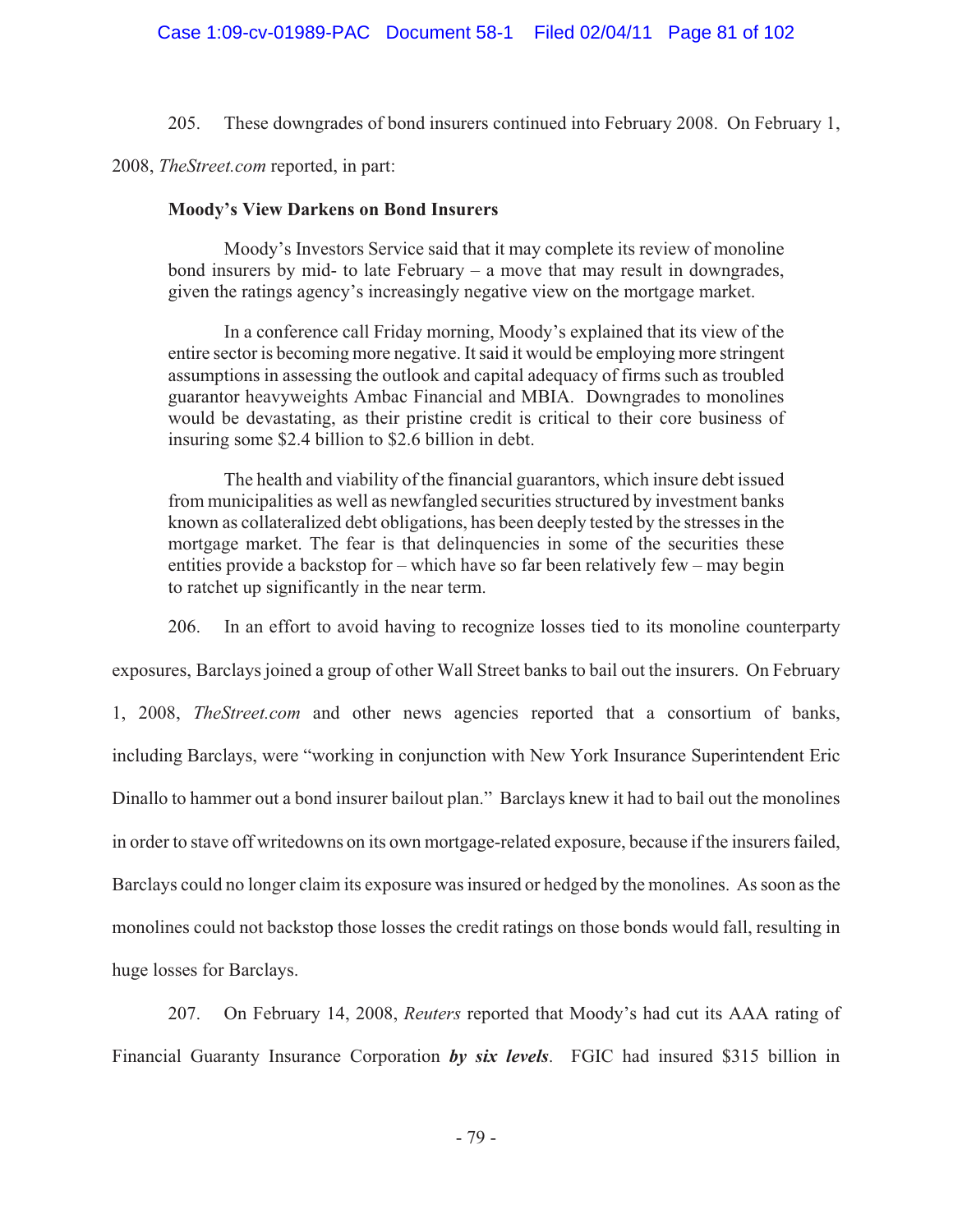205. These downgrades of bond insurers continued into February 2008. On February 1, 2008, *TheStreet.com* reported, in part:

> **Moody's View Darkens on Bond Insurers**
>
> Moody's Investors Service said that it may complete its review of monoline bond insurers by mid- to late February – a move that may result in downgrades, given the ratings agency's increasingly negative view on the mortgage market.
>
> In a conference call Friday morning, Moody's explained that its view of the entire sector is becoming more negative. It said it would be employing more stringent assumptions in assessing the outlook and capital adequacy of firms such as troubled guarantor heavyweights Ambac Financial and MBIA. Downgrades to monolines would be devastating, as their pristine credit is critical to their core business of insuring some $2.4 billion to $2.6 billion in debt.
>
> The health and viability of the financial guarantors, which insure debt issued from municipalities as well as newfangled securities structured by investment banks known as collateralized debt obligations, has been deeply tested by the stresses in the mortgage market. The fear is that delinquencies in some of the securities these entities provide a backstop for – which have so far been relatively few – may begin to ratchet up significantly in the near term.

206. In an effort to avoid having to recognize losses tied to its monoline counterparty exposures, Barclays joined a group of other Wall Street banks to bail out the insurers. On February 1, 2008, *TheStreet.com* and other news agencies reported that a consortium of banks, including Barclays, were "working in conjunction with New York Insurance Superintendent Eric Dinallo to hammer out a bond insurer bailout plan." Barclays knew it had to bail out the monolines in order to stave off writedowns on its own mortgage-related exposure, because if the insurers failed, Barclays could no longer claim its exposure was insured or hedged by the monolines. As soon as the monolines could not backstop those losses the credit ratings on those bonds would fall, resulting in huge losses for Barclays.

207. On February 14, 2008, *Reuters* reported that Moody's had cut its AAA rating of Financial Guaranty Insurance Corporation ***by six levels***. FGIC had insured $315 billion in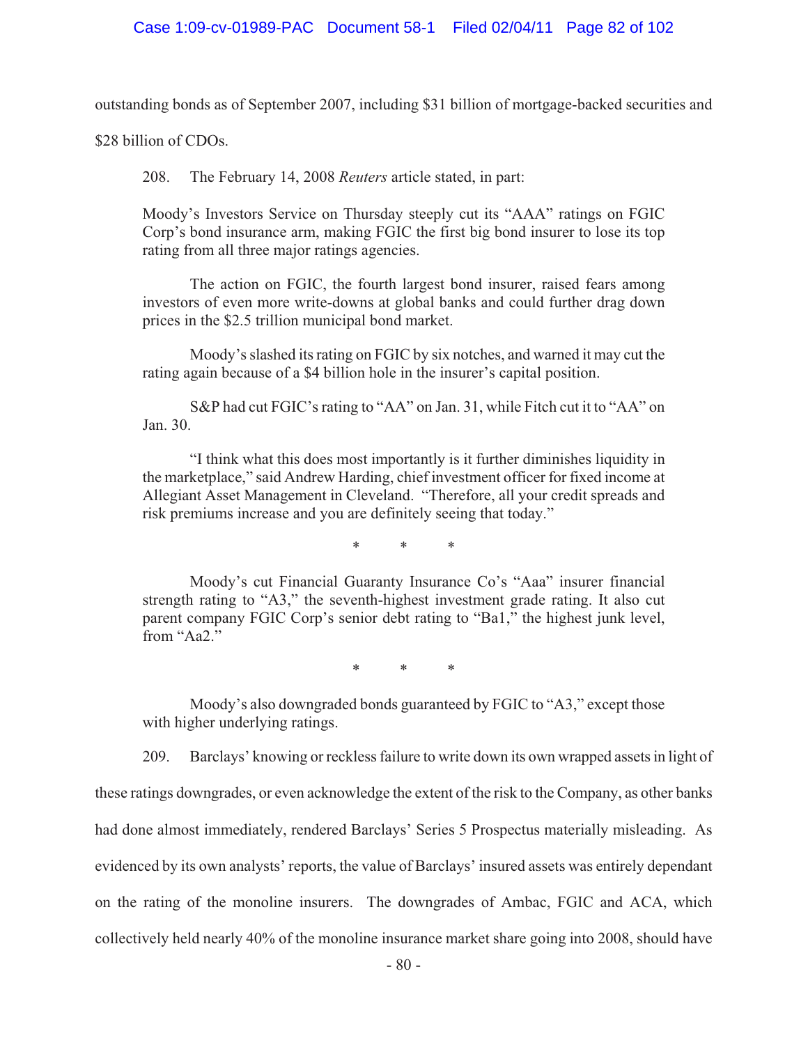outstanding bonds as of September 2007, including $31 billion of mortgage-backed securities and $28 billion of CDOs.

208. The February 14, 2008 *Reuters* article stated, in part:

> Moody's Investors Service on Thursday steeply cut its "AAA" ratings on FGIC Corp's bond insurance arm, making FGIC the first big bond insurer to lose its top rating from all three major ratings agencies.
>
> The action on FGIC, the fourth largest bond insurer, raised fears among investors of even more write-downs at global banks and could further drag down prices in the $2.5 trillion municipal bond market.
>
> Moody's slashed its rating on FGIC by six notches, and warned it may cut the rating again because of a $4 billion hole in the insurer's capital position.
>
> S&P had cut FGIC's rating to "AA" on Jan. 31, while Fitch cut it to "AA" on Jan. 30.
>
> "I think what this does most importantly is it further diminishes liquidity in the marketplace," said Andrew Harding, chief investment officer for fixed income at Allegiant Asset Management in Cleveland. "Therefore, all your credit spreads and risk premiums increase and you are definitely seeing that today."
>
> \* \* \*
>
> Moody's cut Financial Guaranty Insurance Co's "Aaa" insurer financial strength rating to "A3," the seventh-highest investment grade rating. It also cut parent company FGIC Corp's senior debt rating to "Ba1," the highest junk level, from "Aa2."
>
> \* \* \*
>
> Moody's also downgraded bonds guaranteed by FGIC to "A3," except those with higher underlying ratings.

209. Barclays' knowing or reckless failure to write down its own wrapped assets in light of these ratings downgrades, or even acknowledge the extent of the risk to the Company, as other banks had done almost immediately, rendered Barclays' Series 5 Prospectus materially misleading. As evidenced by its own analysts' reports, the value of Barclays' insured assets was entirely dependant on the rating of the monoline insurers. The downgrades of Ambac, FGIC and ACA, which collectively held nearly 40% of the monoline insurance market share going into 2008, should have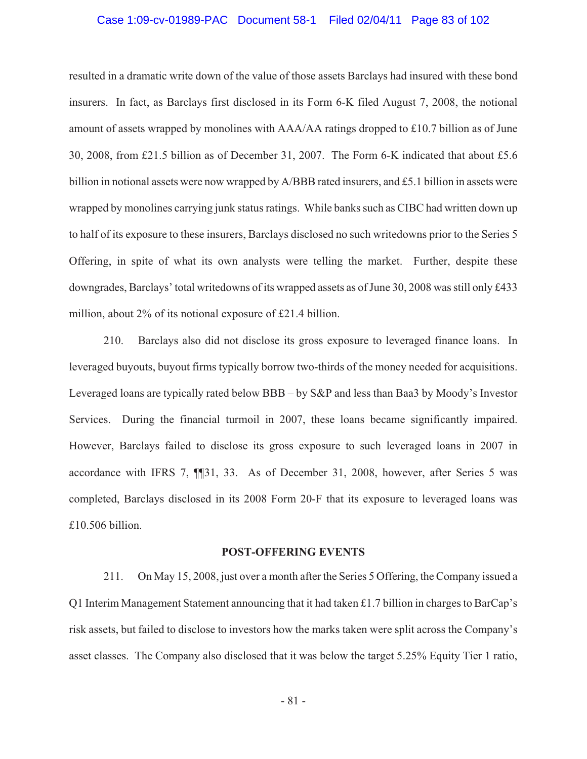resulted in a dramatic write down of the value of those assets Barclays had insured with these bond insurers. In fact, as Barclays first disclosed in its Form 6-K filed August 7, 2008, the notional amount of assets wrapped by monolines with AAA/AA ratings dropped to £10.7 billion as of June 30, 2008, from £21.5 billion as of December 31, 2007. The Form 6-K indicated that about £5.6 billion in notional assets were now wrapped by A/BBB rated insurers, and £5.1 billion in assets were wrapped by monolines carrying junk status ratings. While banks such as CIBC had written down up to half of its exposure to these insurers, Barclays disclosed no such writedowns prior to the Series 5 Offering, in spite of what its own analysts were telling the market. Further, despite these downgrades, Barclays' total writedowns of its wrapped assets as of June 30, 2008 was still only £433 million, about 2% of its notional exposure of £21.4 billion.

210. Barclays also did not disclose its gross exposure to leveraged finance loans. In leveraged buyouts, buyout firms typically borrow two-thirds of the money needed for acquisitions. Leveraged loans are typically rated below BBB – by S&P and less than Baa3 by Moody's Investor Services. During the financial turmoil in 2007, these loans became significantly impaired. However, Barclays failed to disclose its gross exposure to such leveraged loans in 2007 in accordance with IFRS 7, ¶¶31, 33. As of December 31, 2008, however, after Series 5 was completed, Barclays disclosed in its 2008 Form 20-F that its exposure to leveraged loans was £10.506 billion.

## POST-OFFERING EVENTS

211. On May 15, 2008, just over a month after the Series 5 Offering, the Company issued a Q1 Interim Management Statement announcing that it had taken £1.7 billion in charges to BarCap's risk assets, but failed to disclose to investors how the marks taken were split across the Company's asset classes. The Company also disclosed that it was below the target 5.25% Equity Tier 1 ratio,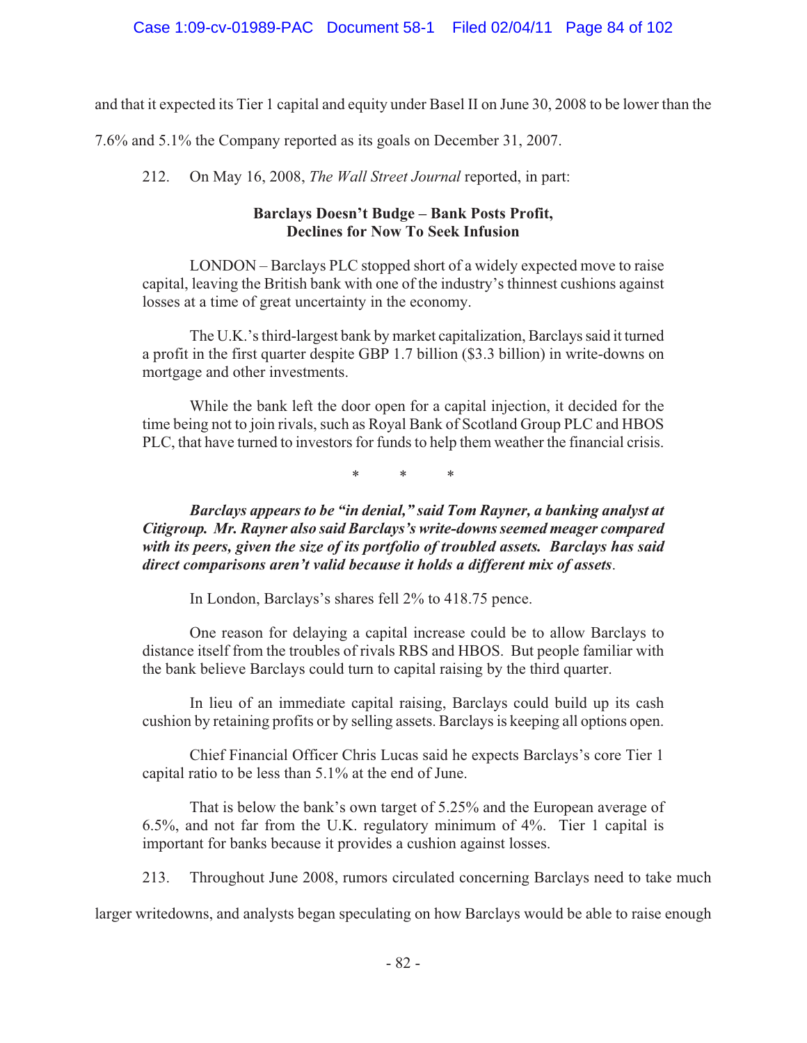and that it expected its Tier 1 capital and equity under Basel II on June 30, 2008 to be lower than the 7.6% and 5.1% the Company reported as its goals on December 31, 2007.

212. On May 16, 2008, *The Wall Street Journal* reported, in part:

> **Barclays Doesn't Budge – Bank Posts Profit, Declines for Now To Seek Infusion**
>
> LONDON – Barclays PLC stopped short of a widely expected move to raise capital, leaving the British bank with one of the industry's thinnest cushions against losses at a time of great uncertainty in the economy.
>
> The U.K.'s third-largest bank by market capitalization, Barclays said it turned a profit in the first quarter despite GBP 1.7 billion ($3.3 billion) in write-downs on mortgage and other investments.
>
> While the bank left the door open for a capital injection, it decided for the time being not to join rivals, such as Royal Bank of Scotland Group PLC and HBOS PLC, that have turned to investors for funds to help them weather the financial crisis.
>
> \*   \*   \*
>
> ***Barclays appears to be "in denial," said Tom Rayner, a banking analyst at Citigroup. Mr. Rayner also said Barclays's write-downs seemed meager compared with its peers, given the size of its portfolio of troubled assets. Barclays has said direct comparisons aren't valid because it holds a different mix of assets***.
>
> In London, Barclays's shares fell 2% to 418.75 pence.
>
> One reason for delaying a capital increase could be to allow Barclays to distance itself from the troubles of rivals RBS and HBOS. But people familiar with the bank believe Barclays could turn to capital raising by the third quarter.
>
> In lieu of an immediate capital raising, Barclays could build up its cash cushion by retaining profits or by selling assets. Barclays is keeping all options open.
>
> Chief Financial Officer Chris Lucas said he expects Barclays's core Tier 1 capital ratio to be less than 5.1% at the end of June.
>
> That is below the bank's own target of 5.25% and the European average of 6.5%, and not far from the U.K. regulatory minimum of 4%. Tier 1 capital is important for banks because it provides a cushion against losses.

213. Throughout June 2008, rumors circulated concerning Barclays need to take much larger writedowns, and analysts began speculating on how Barclays would be able to raise enough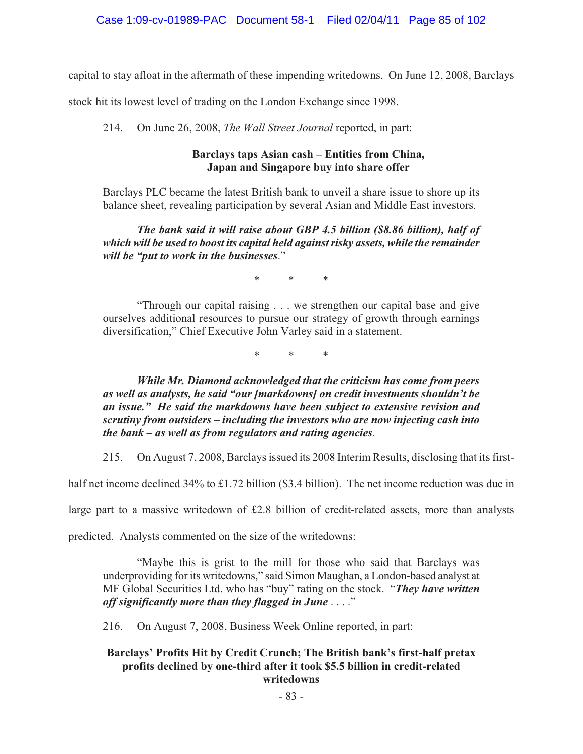capital to stay afloat in the aftermath of these impending writedowns. On June 12, 2008, Barclays stock hit its lowest level of trading on the London Exchange since 1998.

214. On June 26, 2008, *The Wall Street Journal* reported, in part:

> **Barclays taps Asian cash – Entities from China, Japan and Singapore buy into share offer**
>
> Barclays PLC became the latest British bank to unveil a share issue to shore up its balance sheet, revealing participation by several Asian and Middle East investors.
>
> ***The bank said it will raise about GBP 4.5 billion ($8.86 billion), half of which will be used to boost its capital held against risky assets, while the remainder will be "put to work in the businesses***."
>
> \*  \*  \*
>
> "Through our capital raising . . . we strengthen our capital base and give ourselves additional resources to pursue our strategy of growth through earnings diversification," Chief Executive John Varley said in a statement.
>
> \*  \*  \*
>
> ***While Mr. Diamond acknowledged that the criticism has come from peers as well as analysts, he said "our [markdowns] on credit investments shouldn't be an issue." He said the markdowns have been subject to extensive revision and scrutiny from outsiders – including the investors who are now injecting cash into the bank – as well as from regulators and rating agencies***.

215. On August 7, 2008, Barclays issued its 2008 Interim Results, disclosing that its first-half net income declined 34% to £1.72 billion ($3.4 billion). The net income reduction was due in large part to a massive writedown of £2.8 billion of credit-related assets, more than analysts predicted. Analysts commented on the size of the writedowns:

> "Maybe this is grist to the mill for those who said that Barclays was underproviding for its writedowns," said Simon Maughan, a London-based analyst at MF Global Securities Ltd. who has "buy" rating on the stock. "***They have written off significantly more than they flagged in June*** . . . ."

216. On August 7, 2008, Business Week Online reported, in part:

> **Barclays' Profits Hit by Credit Crunch; The British bank's first-half pretax profits declined by one-third after it took $5.5 billion in credit-related writedowns**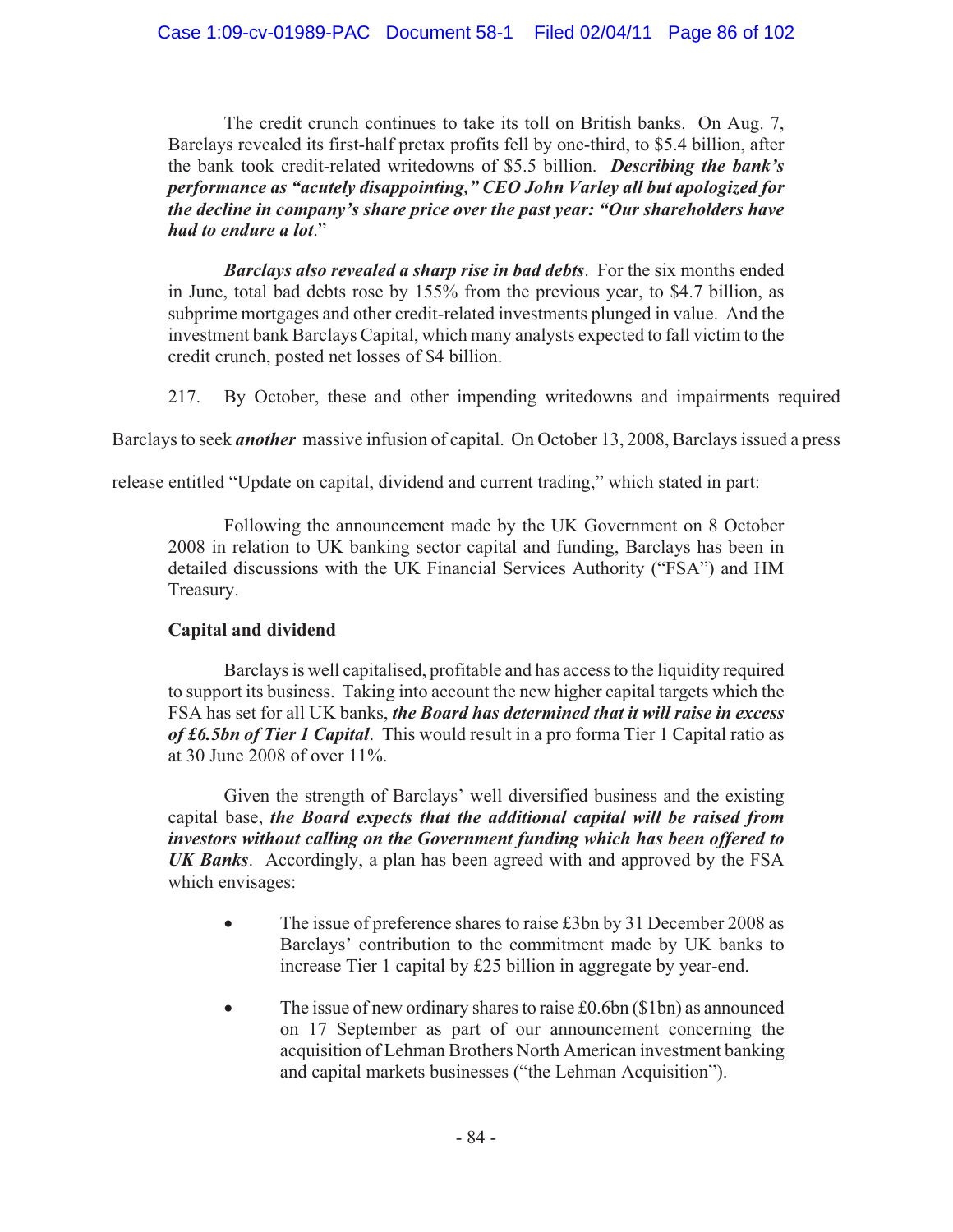> The credit crunch continues to take its toll on British banks. On Aug. 7, Barclays revealed its first-half pretax profits fell by one-third, to \$5.4 billion, after the bank took credit-related writedowns of \$5.5 billion. ***Describing the bank's performance as "acutely disappointing," CEO John Varley all but apologized for the decline in company's share price over the past year: "Our shareholders have had to endure a lot***."
>
> ***Barclays also revealed a sharp rise in bad debts***. For the six months ended in June, total bad debts rose by 155% from the previous year, to \$4.7 billion, as subprime mortgages and other credit-related investments plunged in value. And the investment bank Barclays Capital, which many analysts expected to fall victim to the credit crunch, posted net losses of \$4 billion.

217. By October, these and other impending writedowns and impairments required Barclays to seek ***another*** massive infusion of capital. On October 13, 2008, Barclays issued a press release entitled "Update on capital, dividend and current trading," which stated in part:

> Following the announcement made by the UK Government on 8 October 2008 in relation to UK banking sector capital and funding, Barclays has been in detailed discussions with the UK Financial Services Authority ("FSA") and HM Treasury.
>
> **Capital and dividend**
>
> Barclays is well capitalised, profitable and has access to the liquidity required to support its business. Taking into account the new higher capital targets which the FSA has set for all UK banks, ***the Board has determined that it will raise in excess of £6.5bn of Tier 1 Capital***. This would result in a pro forma Tier 1 Capital ratio as at 30 June 2008 of over 11%.
>
> Given the strength of Barclays' well diversified business and the existing capital base, ***the Board expects that the additional capital will be raised from investors without calling on the Government funding which has been offered to UK Banks***. Accordingly, a plan has been agreed with and approved by the FSA which envisages:
>
> - The issue of preference shares to raise £3bn by 31 December 2008 as Barclays' contribution to the commitment made by UK banks to increase Tier 1 capital by £25 billion in aggregate by year-end.
> - The issue of new ordinary shares to raise £0.6bn (\$1bn) as announced on 17 September as part of our announcement concerning the acquisition of Lehman Brothers North American investment banking and capital markets businesses ("the Lehman Acquisition").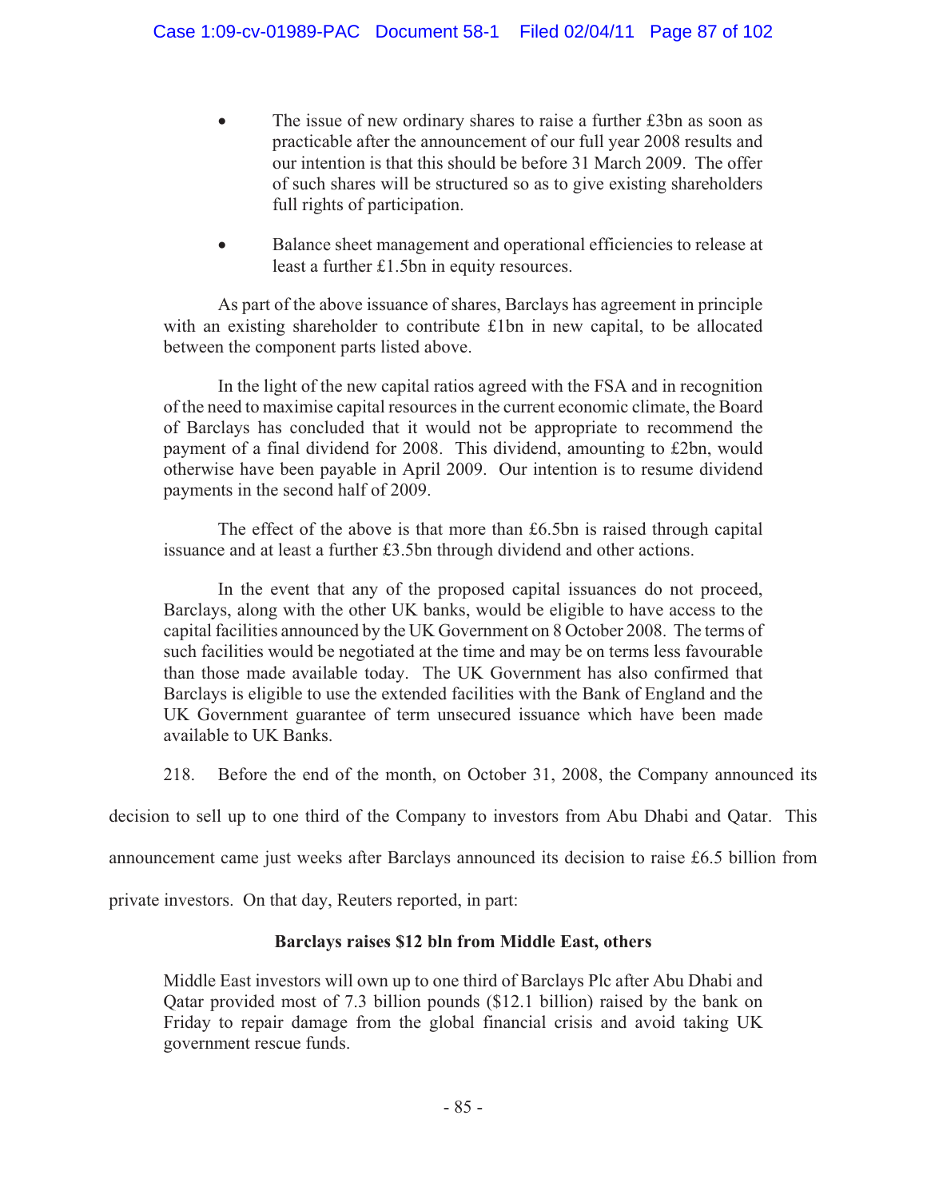- The issue of new ordinary shares to raise a further £3bn as soon as practicable after the announcement of our full year 2008 results and our intention is that this should be before 31 March 2009. The offer of such shares will be structured so as to give existing shareholders full rights of participation.

- Balance sheet management and operational efficiencies to release at least a further £1.5bn in equity resources.

As part of the above issuance of shares, Barclays has agreement in principle with an existing shareholder to contribute £1bn in new capital, to be allocated between the component parts listed above.

In the light of the new capital ratios agreed with the FSA and in recognition of the need to maximise capital resources in the current economic climate, the Board of Barclays has concluded that it would not be appropriate to recommend the payment of a final dividend for 2008. This dividend, amounting to £2bn, would otherwise have been payable in April 2009. Our intention is to resume dividend payments in the second half of 2009.

The effect of the above is that more than £6.5bn is raised through capital issuance and at least a further £3.5bn through dividend and other actions.

In the event that any of the proposed capital issuances do not proceed, Barclays, along with the other UK banks, would be eligible to have access to the capital facilities announced by the UK Government on 8 October 2008. The terms of such facilities would be negotiated at the time and may be on terms less favourable than those made available today. The UK Government has also confirmed that Barclays is eligible to use the extended facilities with the Bank of England and the UK Government guarantee of term unsecured issuance which have been made available to UK Banks.

218. Before the end of the month, on October 31, 2008, the Company announced its decision to sell up to one third of the Company to investors from Abu Dhabi and Qatar. This announcement came just weeks after Barclays announced its decision to raise £6.5 billion from private investors. On that day, Reuters reported, in part:

**Barclays raises $12 bln from Middle East, others**

Middle East investors will own up to one third of Barclays Plc after Abu Dhabi and Qatar provided most of 7.3 billion pounds ($12.1 billion) raised by the bank on Friday to repair damage from the global financial crisis and avoid taking UK government rescue funds.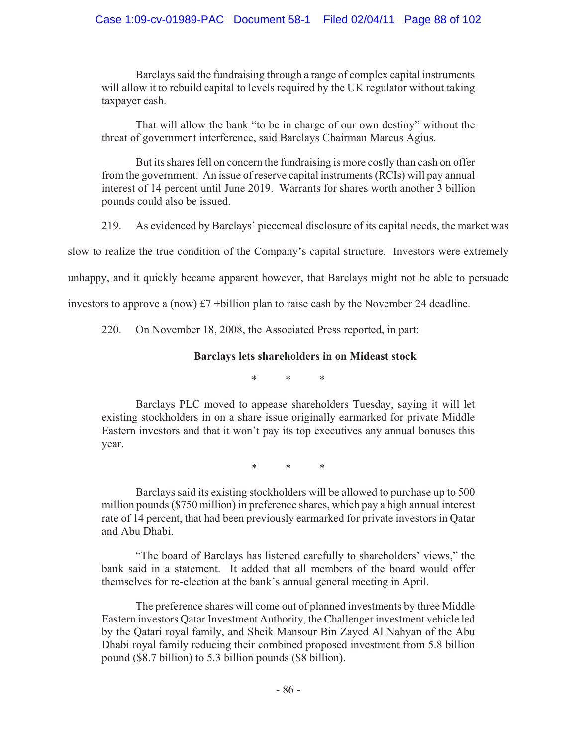Barclays said the fundraising through a range of complex capital instruments will allow it to rebuild capital to levels required by the UK regulator without taking taxpayer cash.

That will allow the bank "to be in charge of our own destiny" without the threat of government interference, said Barclays Chairman Marcus Agius.

But its shares fell on concern the fundraising is more costly than cash on offer from the government. An issue of reserve capital instruments (RCIs) will pay annual interest of 14 percent until June 2019. Warrants for shares worth another 3 billion pounds could also be issued.

219. As evidenced by Barclays' piecemeal disclosure of its capital needs, the market was slow to realize the true condition of the Company's capital structure. Investors were extremely unhappy, and it quickly became apparent however, that Barclays might not be able to persuade investors to approve a (now) £7 +billion plan to raise cash by the November 24 deadline.

220. On November 18, 2008, the Associated Press reported, in part:

**Barclays lets shareholders in on Mideast stock**

\* \* \*

Barclays PLC moved to appease shareholders Tuesday, saying it will let existing stockholders in on a share issue originally earmarked for private Middle Eastern investors and that it won't pay its top executives any annual bonuses this year.

\* \* \*

Barclays said its existing stockholders will be allowed to purchase up to 500 million pounds ($750 million) in preference shares, which pay a high annual interest rate of 14 percent, that had been previously earmarked for private investors in Qatar and Abu Dhabi.

"The board of Barclays has listened carefully to shareholders' views," the bank said in a statement. It added that all members of the board would offer themselves for re-election at the bank's annual general meeting in April.

The preference shares will come out of planned investments by three Middle Eastern investors Qatar Investment Authority, the Challenger investment vehicle led by the Qatari royal family, and Sheik Mansour Bin Zayed Al Nahyan of the Abu Dhabi royal family reducing their combined proposed investment from 5.8 billion pound ($8.7 billion) to 5.3 billion pounds ($8 billion).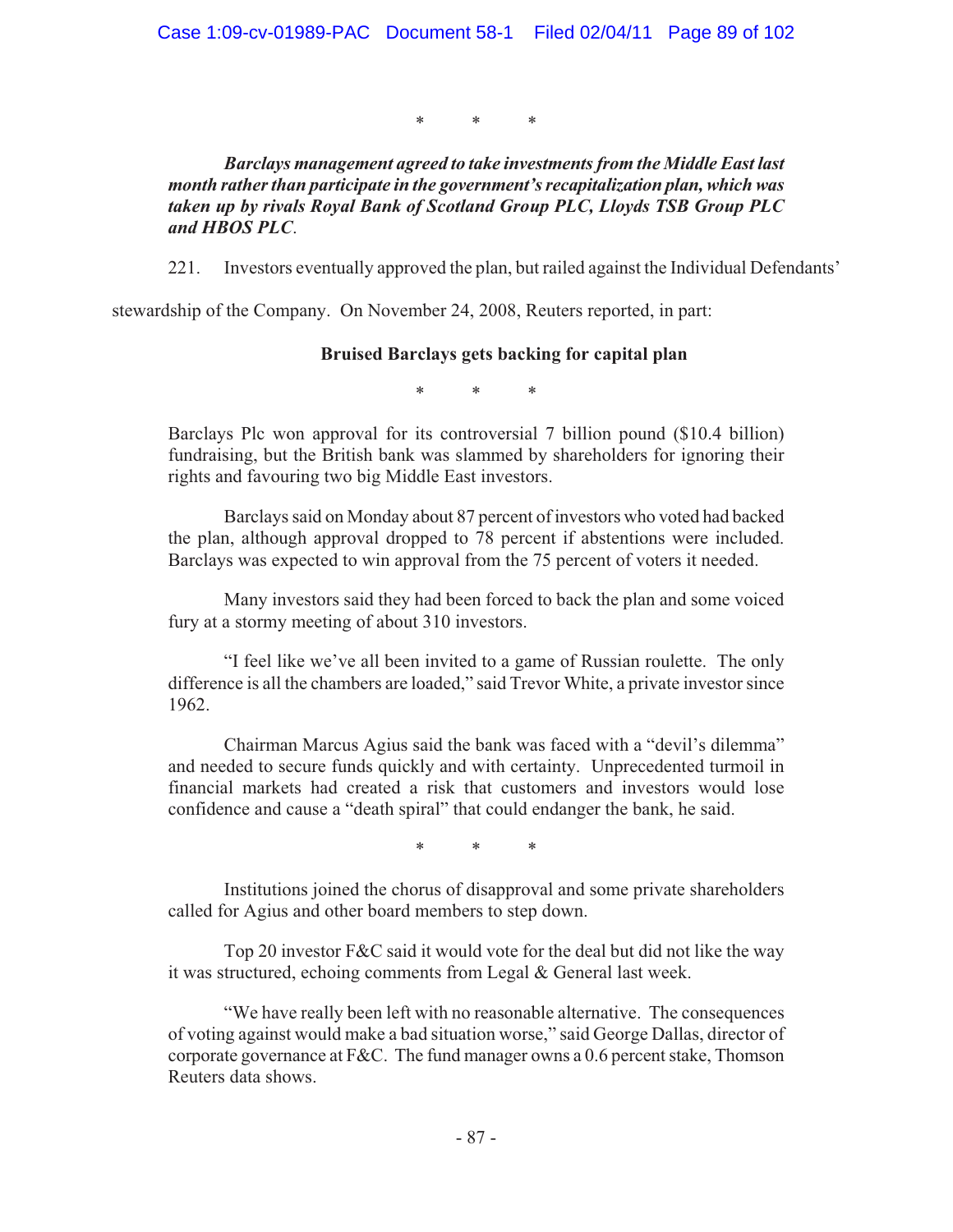\*          \*          \*

***Barclays management agreed to take investments from the Middle East last month rather than participate in the government's recapitalization plan, which was taken up by rivals Royal Bank of Scotland Group PLC, Lloyds TSB Group PLC and HBOS PLC**.*

221. Investors eventually approved the plan, but railed against the Individual Defendants' stewardship of the Company. On November 24, 2008, Reuters reported, in part:

**Bruised Barclays gets backing for capital plan**

\*          \*          \*

Barclays Plc won approval for its controversial 7 billion pound ($10.4 billion) fundraising, but the British bank was slammed by shareholders for ignoring their rights and favouring two big Middle East investors.

Barclays said on Monday about 87 percent of investors who voted had backed the plan, although approval dropped to 78 percent if abstentions were included. Barclays was expected to win approval from the 75 percent of voters it needed.

Many investors said they had been forced to back the plan and some voiced fury at a stormy meeting of about 310 investors.

"I feel like we've all been invited to a game of Russian roulette. The only difference is all the chambers are loaded," said Trevor White, a private investor since 1962.

Chairman Marcus Agius said the bank was faced with a "devil's dilemma" and needed to secure funds quickly and with certainty. Unprecedented turmoil in financial markets had created a risk that customers and investors would lose confidence and cause a "death spiral" that could endanger the bank, he said.

\*          \*          \*

Institutions joined the chorus of disapproval and some private shareholders called for Agius and other board members to step down.

Top 20 investor F&C said it would vote for the deal but did not like the way it was structured, echoing comments from Legal & General last week.

"We have really been left with no reasonable alternative. The consequences of voting against would make a bad situation worse," said George Dallas, director of corporate governance at F&C. The fund manager owns a 0.6 percent stake, Thomson Reuters data shows.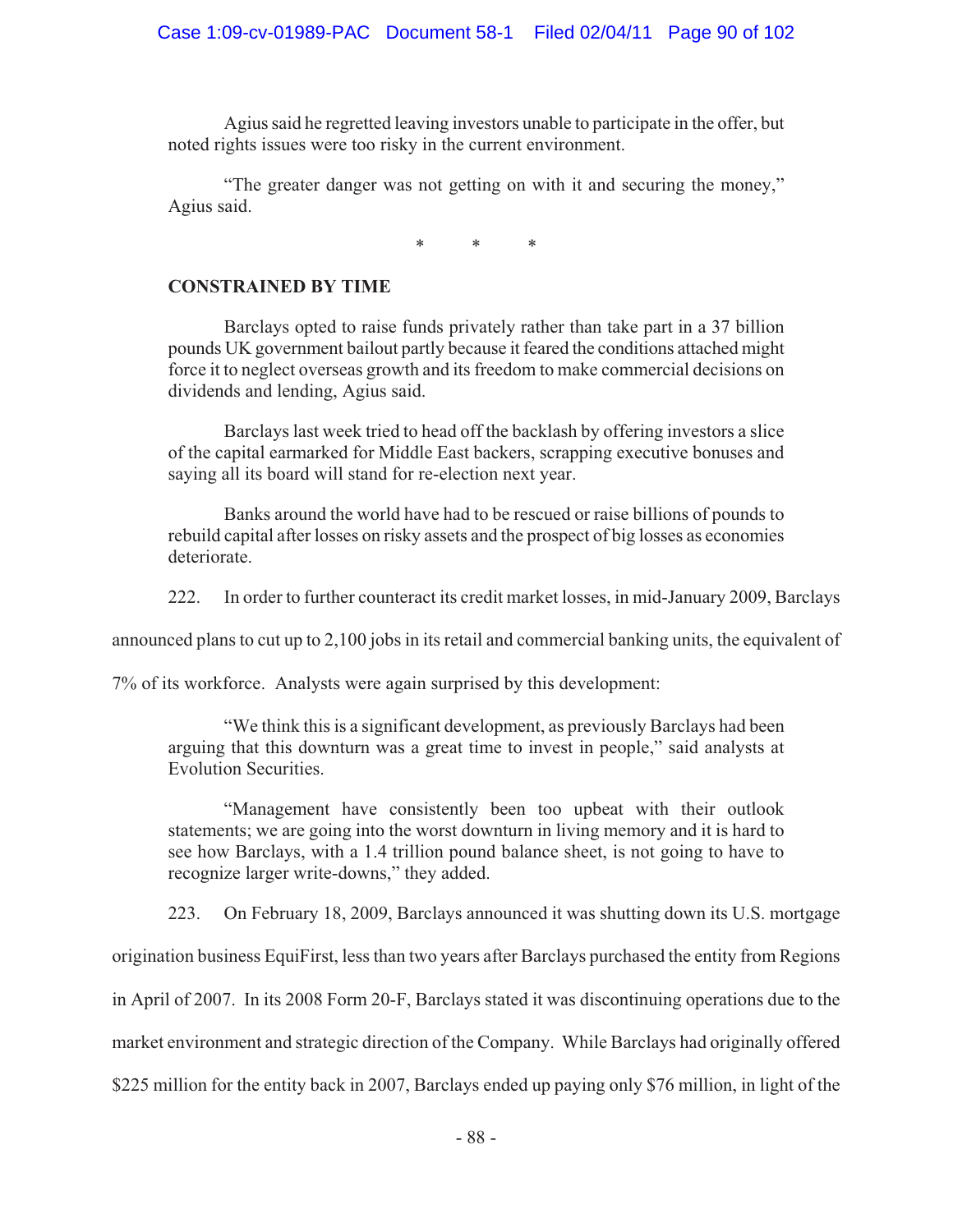Agius said he regretted leaving investors unable to participate in the offer, but noted rights issues were too risky in the current environment.

"The greater danger was not getting on with it and securing the money," Agius said.

\* \* \*

**CONSTRAINED BY TIME**

Barclays opted to raise funds privately rather than take part in a 37 billion pounds UK government bailout partly because it feared the conditions attached might force it to neglect overseas growth and its freedom to make commercial decisions on dividends and lending, Agius said.

Barclays last week tried to head off the backlash by offering investors a slice of the capital earmarked for Middle East backers, scrapping executive bonuses and saying all its board will stand for re-election next year.

Banks around the world have had to be rescued or raise billions of pounds to rebuild capital after losses on risky assets and the prospect of big losses as economies deteriorate.

222. In order to further counteract its credit market losses, in mid-January 2009, Barclays announced plans to cut up to 2,100 jobs in its retail and commercial banking units, the equivalent of 7% of its workforce. Analysts were again surprised by this development:

"We think this is a significant development, as previously Barclays had been arguing that this downturn was a great time to invest in people," said analysts at Evolution Securities.

"Management have consistently been too upbeat with their outlook statements; we are going into the worst downturn in living memory and it is hard to see how Barclays, with a 1.4 trillion pound balance sheet, is not going to have to recognize larger write-downs," they added.

223. On February 18, 2009, Barclays announced it was shutting down its U.S. mortgage origination business EquiFirst, less than two years after Barclays purchased the entity from Regions in April of 2007. In its 2008 Form 20-F, Barclays stated it was discontinuing operations due to the market environment and strategic direction of the Company. While Barclays had originally offered $225 million for the entity back in 2007, Barclays ended up paying only $76 million, in light of the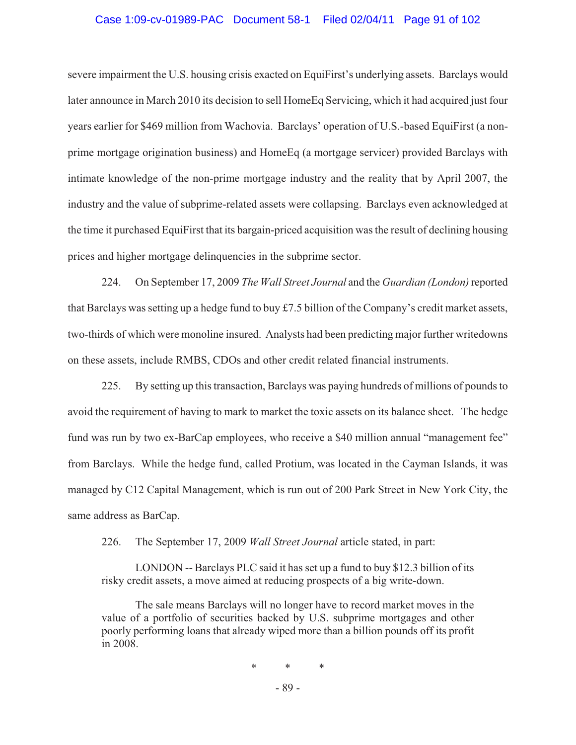severe impairment the U.S. housing crisis exacted on EquiFirst's underlying assets. Barclays would later announce in March 2010 its decision to sell HomeEq Servicing, which it had acquired just four years earlier for $469 million from Wachovia. Barclays' operation of U.S.-based EquiFirst (a non-prime mortgage origination business) and HomeEq (a mortgage servicer) provided Barclays with intimate knowledge of the non-prime mortgage industry and the reality that by April 2007, the industry and the value of subprime-related assets were collapsing. Barclays even acknowledged at the time it purchased EquiFirst that its bargain-priced acquisition was the result of declining housing prices and higher mortgage delinquencies in the subprime sector.

224. On September 17, 2009 *The Wall Street Journal* and the *Guardian (London)* reported that Barclays was setting up a hedge fund to buy £7.5 billion of the Company's credit market assets, two-thirds of which were monoline insured. Analysts had been predicting major further writedowns on these assets, include RMBS, CDOs and other credit related financial instruments.

225. By setting up this transaction, Barclays was paying hundreds of millions of pounds to avoid the requirement of having to mark to market the toxic assets on its balance sheet. The hedge fund was run by two ex-BarCap employees, who receive a $40 million annual "management fee" from Barclays. While the hedge fund, called Protium, was located in the Cayman Islands, it was managed by C12 Capital Management, which is run out of 200 Park Street in New York City, the same address as BarCap.

226. The September 17, 2009 *Wall Street Journal* article stated, in part:

> LONDON -- Barclays PLC said it has set up a fund to buy $12.3 billion of its risky credit assets, a move aimed at reducing prospects of a big write-down.
>
> The sale means Barclays will no longer have to record market moves in the value of a portfolio of securities backed by U.S. subprime mortgages and other poorly performing loans that already wiped more than a billion pounds off its profit in 2008.

\* \* \*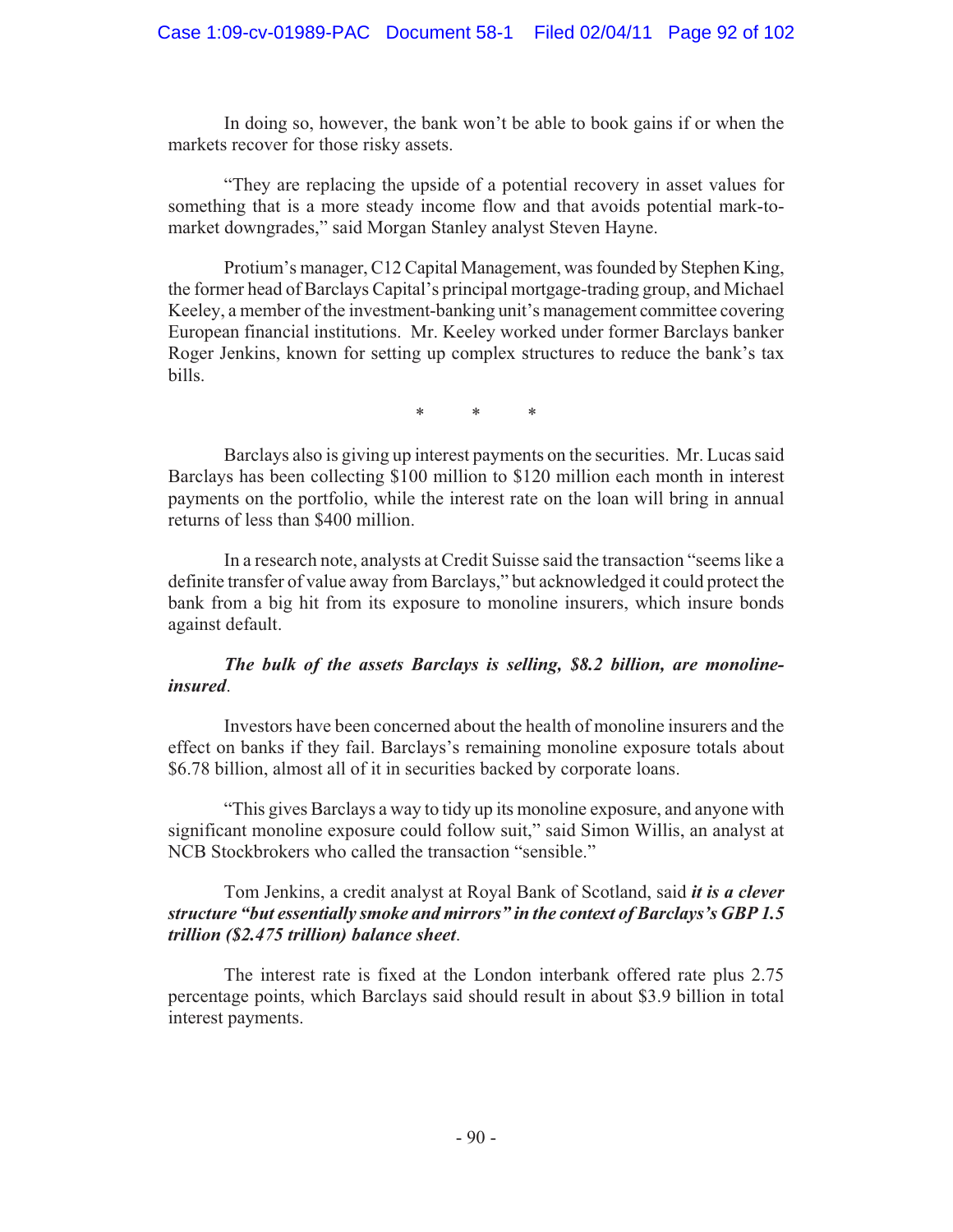In doing so, however, the bank won't be able to book gains if or when the markets recover for those risky assets.

"They are replacing the upside of a potential recovery in asset values for something that is a more steady income flow and that avoids potential mark-to-market downgrades," said Morgan Stanley analyst Steven Hayne.

Protium's manager, C12 Capital Management, was founded by Stephen King, the former head of Barclays Capital's principal mortgage-trading group, and Michael Keeley, a member of the investment-banking unit's management committee covering European financial institutions. Mr. Keeley worked under former Barclays banker Roger Jenkins, known for setting up complex structures to reduce the bank's tax bills.

\* \* \*

Barclays also is giving up interest payments on the securities. Mr. Lucas said Barclays has been collecting $100 million to $120 million each month in interest payments on the portfolio, while the interest rate on the loan will bring in annual returns of less than $400 million.

In a research note, analysts at Credit Suisse said the transaction "seems like a definite transfer of value away from Barclays," but acknowledged it could protect the bank from a big hit from its exposure to monoline insurers, which insure bonds against default.

***The bulk of the assets Barclays is selling, $8.2 billion, are monoline-insured***.

Investors have been concerned about the health of monoline insurers and the effect on banks if they fail. Barclays's remaining monoline exposure totals about $6.78 billion, almost all of it in securities backed by corporate loans.

"This gives Barclays a way to tidy up its monoline exposure, and anyone with significant monoline exposure could follow suit," said Simon Willis, an analyst at NCB Stockbrokers who called the transaction "sensible."

Tom Jenkins, a credit analyst at Royal Bank of Scotland, said ***it is a clever structure "but essentially smoke and mirrors" in the context of Barclays's GBP 1.5 trillion ($2.475 trillion) balance sheet***.

The interest rate is fixed at the London interbank offered rate plus 2.75 percentage points, which Barclays said should result in about $3.9 billion in total interest payments.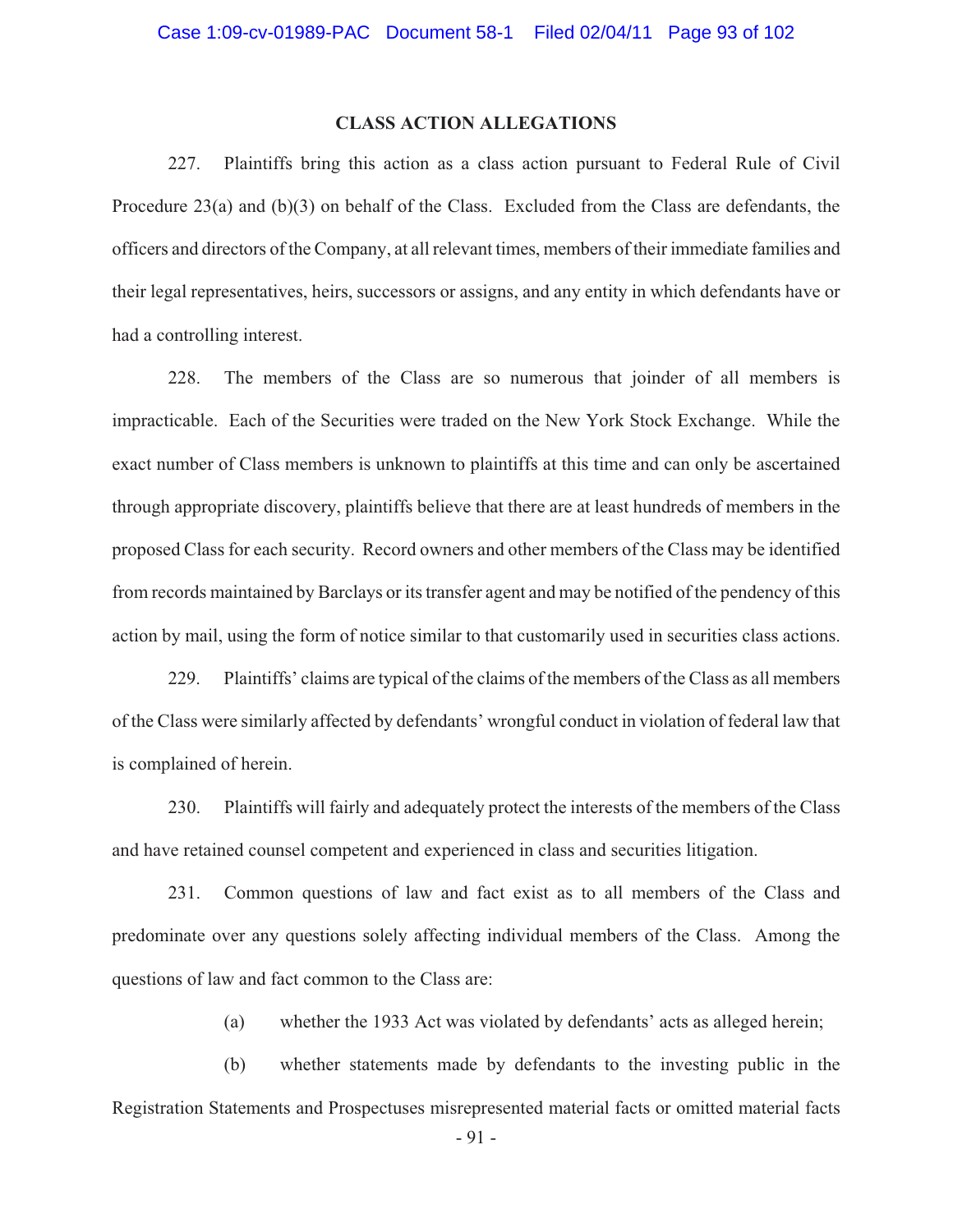## CLASS ACTION ALLEGATIONS

227. Plaintiffs bring this action as a class action pursuant to Federal Rule of Civil Procedure 23(a) and (b)(3) on behalf of the Class. Excluded from the Class are defendants, the officers and directors of the Company, at all relevant times, members of their immediate families and their legal representatives, heirs, successors or assigns, and any entity in which defendants have or had a controlling interest.

228. The members of the Class are so numerous that joinder of all members is impracticable. Each of the Securities were traded on the New York Stock Exchange. While the exact number of Class members is unknown to plaintiffs at this time and can only be ascertained through appropriate discovery, plaintiffs believe that there are at least hundreds of members in the proposed Class for each security. Record owners and other members of the Class may be identified from records maintained by Barclays or its transfer agent and may be notified of the pendency of this action by mail, using the form of notice similar to that customarily used in securities class actions.

229. Plaintiffs' claims are typical of the claims of the members of the Class as all members of the Class were similarly affected by defendants' wrongful conduct in violation of federal law that is complained of herein.

230. Plaintiffs will fairly and adequately protect the interests of the members of the Class and have retained counsel competent and experienced in class and securities litigation.

231. Common questions of law and fact exist as to all members of the Class and predominate over any questions solely affecting individual members of the Class. Among the questions of law and fact common to the Class are:

(a) whether the 1933 Act was violated by defendants' acts as alleged herein;

(b) whether statements made by defendants to the investing public in the Registration Statements and Prospectuses misrepresented material facts or omitted material facts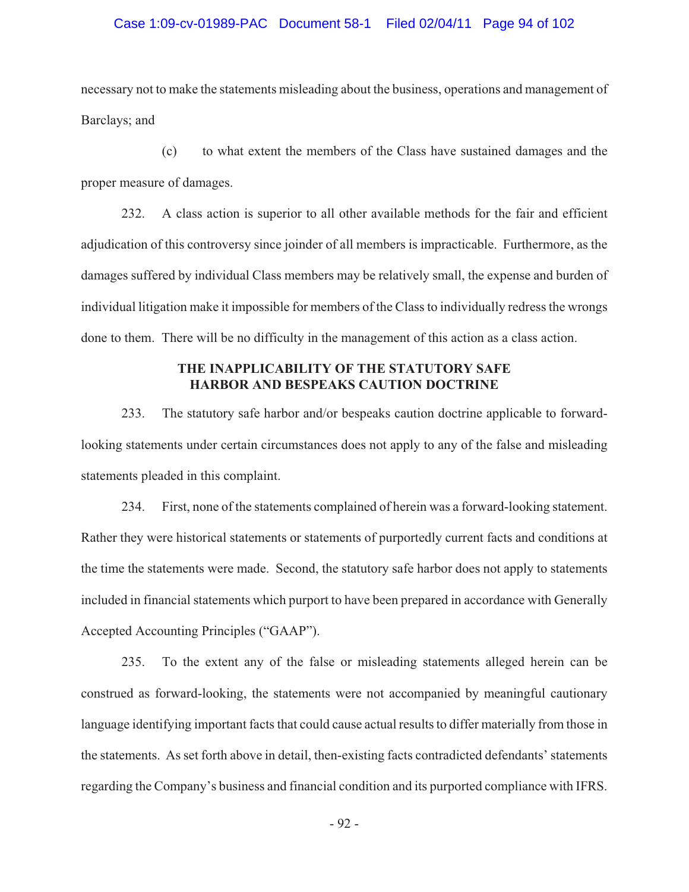necessary not to make the statements misleading about the business, operations and management of Barclays; and

(c) to what extent the members of the Class have sustained damages and the proper measure of damages.

232. A class action is superior to all other available methods for the fair and efficient adjudication of this controversy since joinder of all members is impracticable. Furthermore, as the damages suffered by individual Class members may be relatively small, the expense and burden of individual litigation make it impossible for members of the Class to individually redress the wrongs done to them. There will be no difficulty in the management of this action as a class action.

## THE INAPPLICABILITY OF THE STATUTORY SAFE HARBOR AND BESPEAKS CAUTION DOCTRINE

233. The statutory safe harbor and/or bespeaks caution doctrine applicable to forward-looking statements under certain circumstances does not apply to any of the false and misleading statements pleaded in this complaint.

234. First, none of the statements complained of herein was a forward-looking statement. Rather they were historical statements or statements of purportedly current facts and conditions at the time the statements were made. Second, the statutory safe harbor does not apply to statements included in financial statements which purport to have been prepared in accordance with Generally Accepted Accounting Principles ("GAAP").

235. To the extent any of the false or misleading statements alleged herein can be construed as forward-looking, the statements were not accompanied by meaningful cautionary language identifying important facts that could cause actual results to differ materially from those in the statements. As set forth above in detail, then-existing facts contradicted defendants' statements regarding the Company's business and financial condition and its purported compliance with IFRS.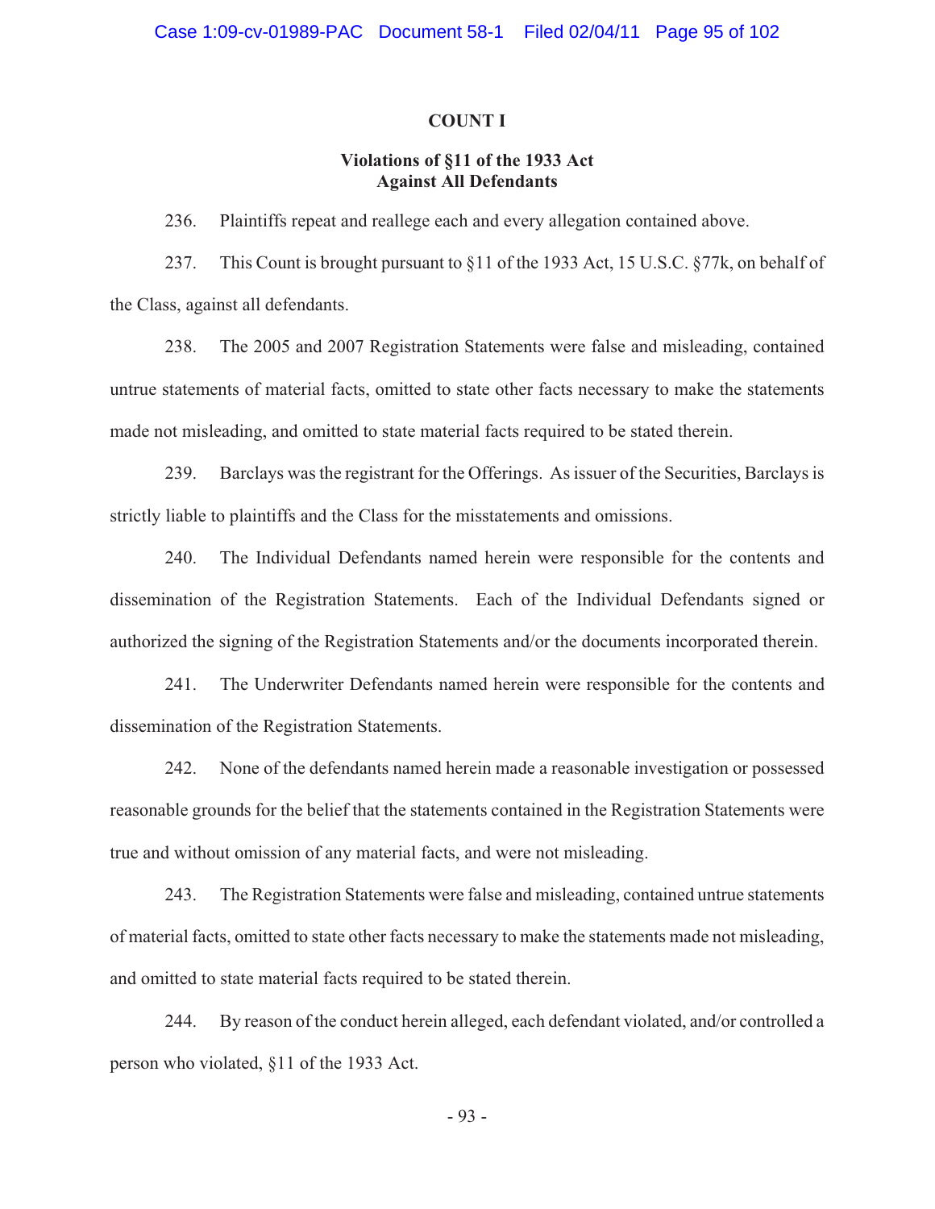**COUNT I**

**Violations of §11 of the 1933 Act**
**Against All Defendants**

236. Plaintiffs repeat and reallege each and every allegation contained above.

237. This Count is brought pursuant to §11 of the 1933 Act, 15 U.S.C. §77k, on behalf of the Class, against all defendants.

238. The 2005 and 2007 Registration Statements were false and misleading, contained untrue statements of material facts, omitted to state other facts necessary to make the statements made not misleading, and omitted to state material facts required to be stated therein.

239. Barclays was the registrant for the Offerings. As issuer of the Securities, Barclays is strictly liable to plaintiffs and the Class for the misstatements and omissions.

240. The Individual Defendants named herein were responsible for the contents and dissemination of the Registration Statements. Each of the Individual Defendants signed or authorized the signing of the Registration Statements and/or the documents incorporated therein.

241. The Underwriter Defendants named herein were responsible for the contents and dissemination of the Registration Statements.

242. None of the defendants named herein made a reasonable investigation or possessed reasonable grounds for the belief that the statements contained in the Registration Statements were true and without omission of any material facts, and were not misleading.

243. The Registration Statements were false and misleading, contained untrue statements of material facts, omitted to state other facts necessary to make the statements made not misleading, and omitted to state material facts required to be stated therein.

244. By reason of the conduct herein alleged, each defendant violated, and/or controlled a person who violated, §11 of the 1933 Act.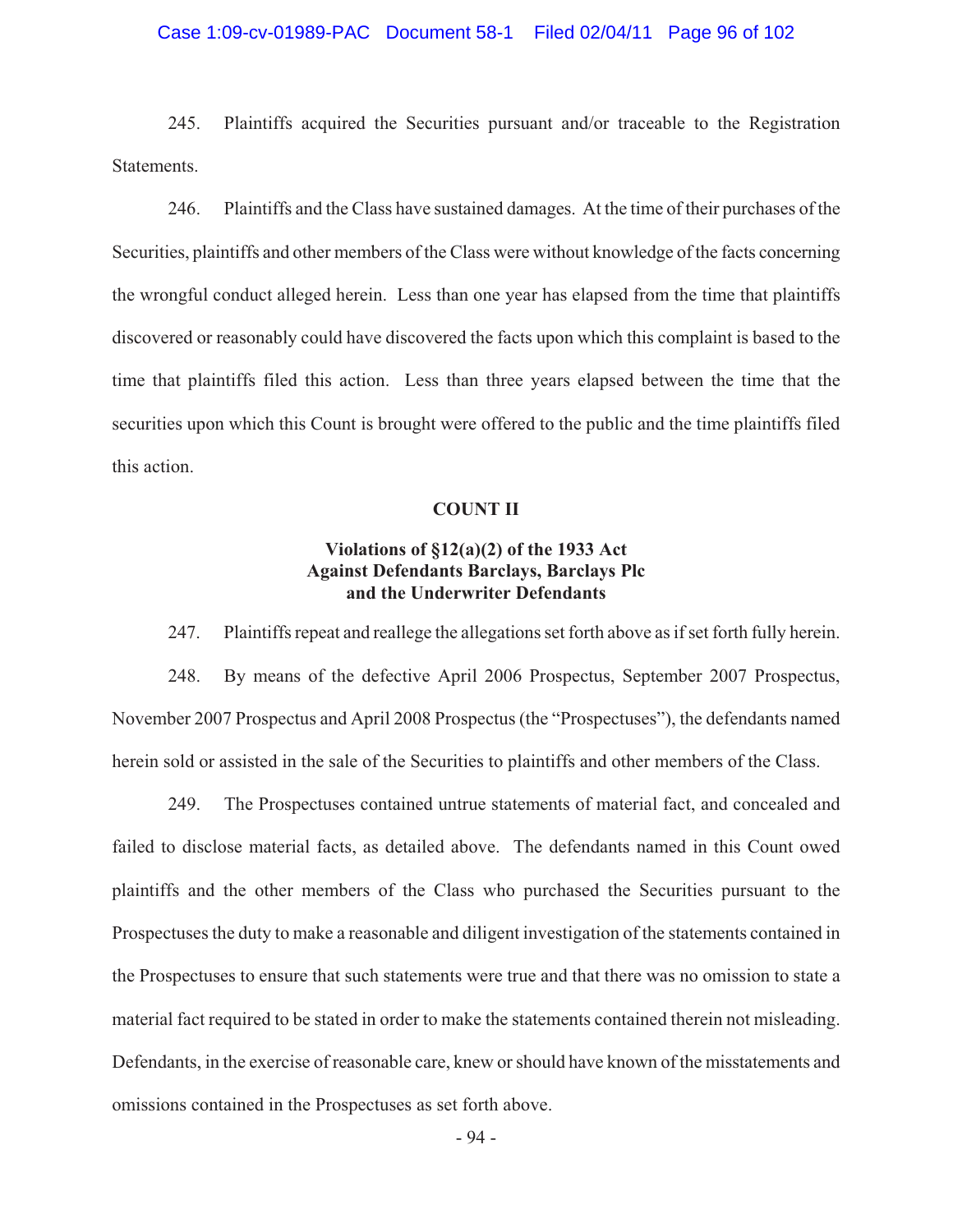245. Plaintiffs acquired the Securities pursuant and/or traceable to the Registration Statements.

246. Plaintiffs and the Class have sustained damages. At the time of their purchases of the Securities, plaintiffs and other members of the Class were without knowledge of the facts concerning the wrongful conduct alleged herein. Less than one year has elapsed from the time that plaintiffs discovered or reasonably could have discovered the facts upon which this complaint is based to the time that plaintiffs filed this action. Less than three years elapsed between the time that the securities upon which this Count is brought were offered to the public and the time plaintiffs filed this action.

## COUNT II

### Violations of §12(a)(2) of the 1933 Act Against Defendants Barclays, Barclays Plc and the Underwriter Defendants

247. Plaintiffs repeat and reallege the allegations set forth above as if set forth fully herein.

248. By means of the defective April 2006 Prospectus, September 2007 Prospectus, November 2007 Prospectus and April 2008 Prospectus (the "Prospectuses"), the defendants named herein sold or assisted in the sale of the Securities to plaintiffs and other members of the Class.

249. The Prospectuses contained untrue statements of material fact, and concealed and failed to disclose material facts, as detailed above. The defendants named in this Count owed plaintiffs and the other members of the Class who purchased the Securities pursuant to the Prospectuses the duty to make a reasonable and diligent investigation of the statements contained in the Prospectuses to ensure that such statements were true and that there was no omission to state a material fact required to be stated in order to make the statements contained therein not misleading. Defendants, in the exercise of reasonable care, knew or should have known of the misstatements and omissions contained in the Prospectuses as set forth above.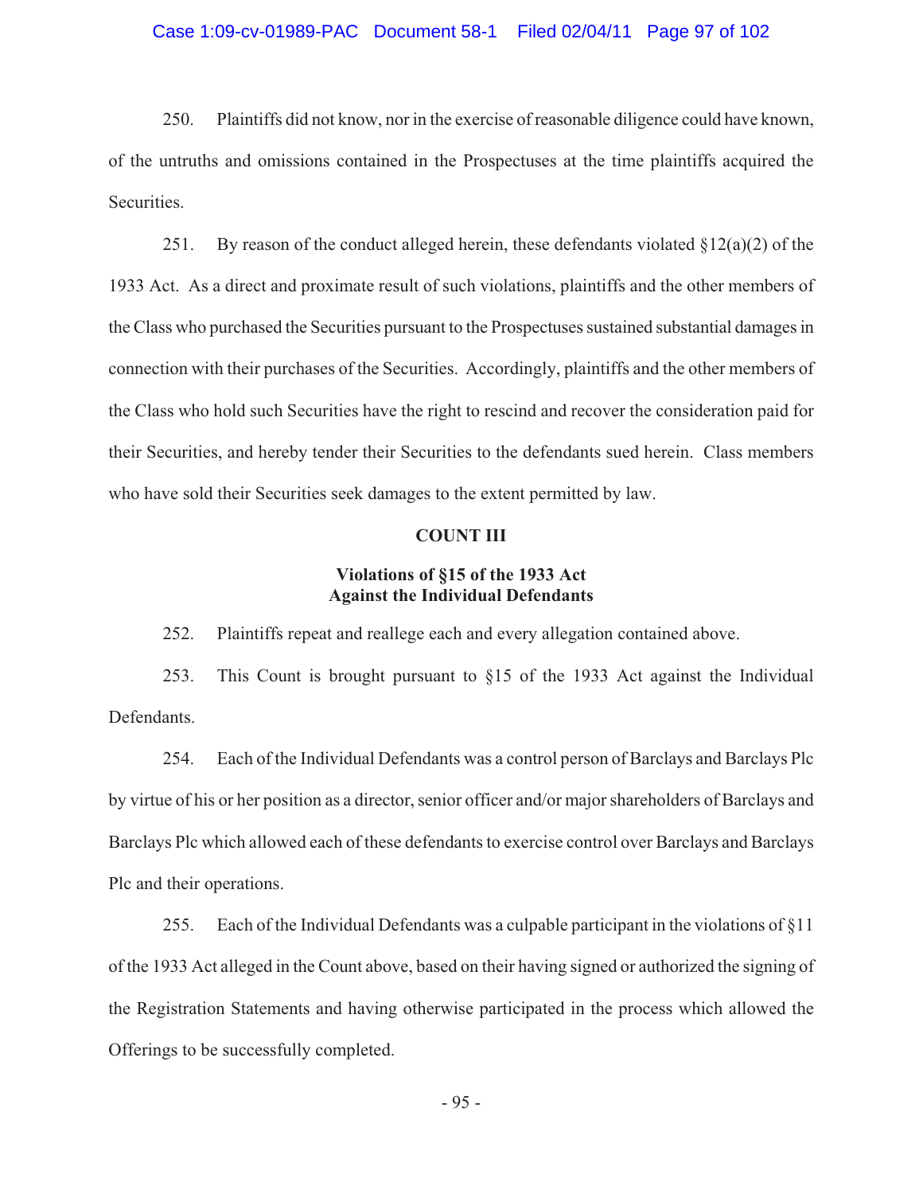250. Plaintiffs did not know, nor in the exercise of reasonable diligence could have known, of the untruths and omissions contained in the Prospectuses at the time plaintiffs acquired the Securities.

251. By reason of the conduct alleged herein, these defendants violated §12(a)(2) of the 1933 Act. As a direct and proximate result of such violations, plaintiffs and the other members of the Class who purchased the Securities pursuant to the Prospectuses sustained substantial damages in connection with their purchases of the Securities. Accordingly, plaintiffs and the other members of the Class who hold such Securities have the right to rescind and recover the consideration paid for their Securities, and hereby tender their Securities to the defendants sued herein. Class members who have sold their Securities seek damages to the extent permitted by law.

## COUNT III

### Violations of §15 of the 1933 Act Against the Individual Defendants

252. Plaintiffs repeat and reallege each and every allegation contained above.

253. This Count is brought pursuant to §15 of the 1933 Act against the Individual Defendants.

254. Each of the Individual Defendants was a control person of Barclays and Barclays Plc by virtue of his or her position as a director, senior officer and/or major shareholders of Barclays and Barclays Plc which allowed each of these defendants to exercise control over Barclays and Barclays Plc and their operations.

255. Each of the Individual Defendants was a culpable participant in the violations of §11 of the 1933 Act alleged in the Count above, based on their having signed or authorized the signing of the Registration Statements and having otherwise participated in the process which allowed the Offerings to be successfully completed.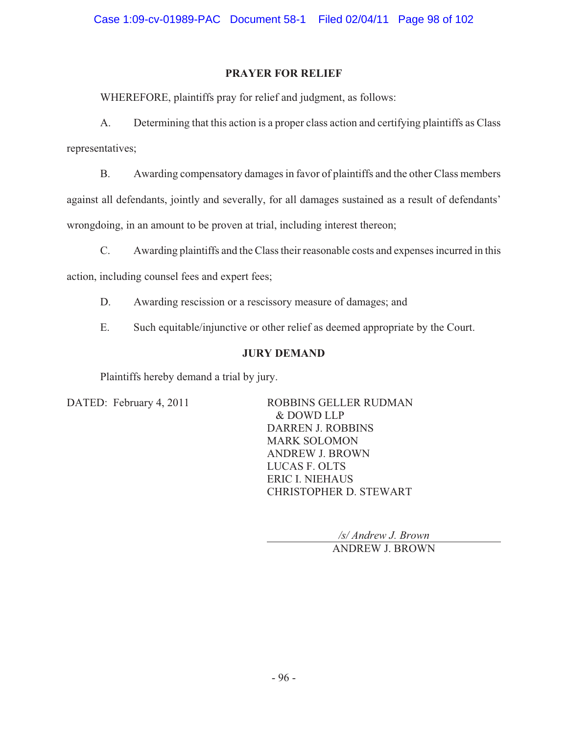## PRAYER FOR RELIEF

WHEREFORE, plaintiffs pray for relief and judgment, as follows:

A. Determining that this action is a proper class action and certifying plaintiffs as Class representatives;

B. Awarding compensatory damages in favor of plaintiffs and the other Class members against all defendants, jointly and severally, for all damages sustained as a result of defendants' wrongdoing, in an amount to be proven at trial, including interest thereon;

C. Awarding plaintiffs and the Class their reasonable costs and expenses incurred in this action, including counsel fees and expert fees;

D. Awarding rescission or a rescissory measure of damages; and

E. Such equitable/injunctive or other relief as deemed appropriate by the Court.

## JURY DEMAND

Plaintiffs hereby demand a trial by jury.

DATED: February 4, 2011

ROBBINS GELLER RUDMAN & DOWD LLP
DARREN J. ROBBINS
MARK SOLOMON
ANDREW J. BROWN
LUCAS F. OLTS
ERIC I. NIEHAUS
CHRISTOPHER D. STEWART

*/s/ Andrew J. Brown*
ANDREW J. BROWN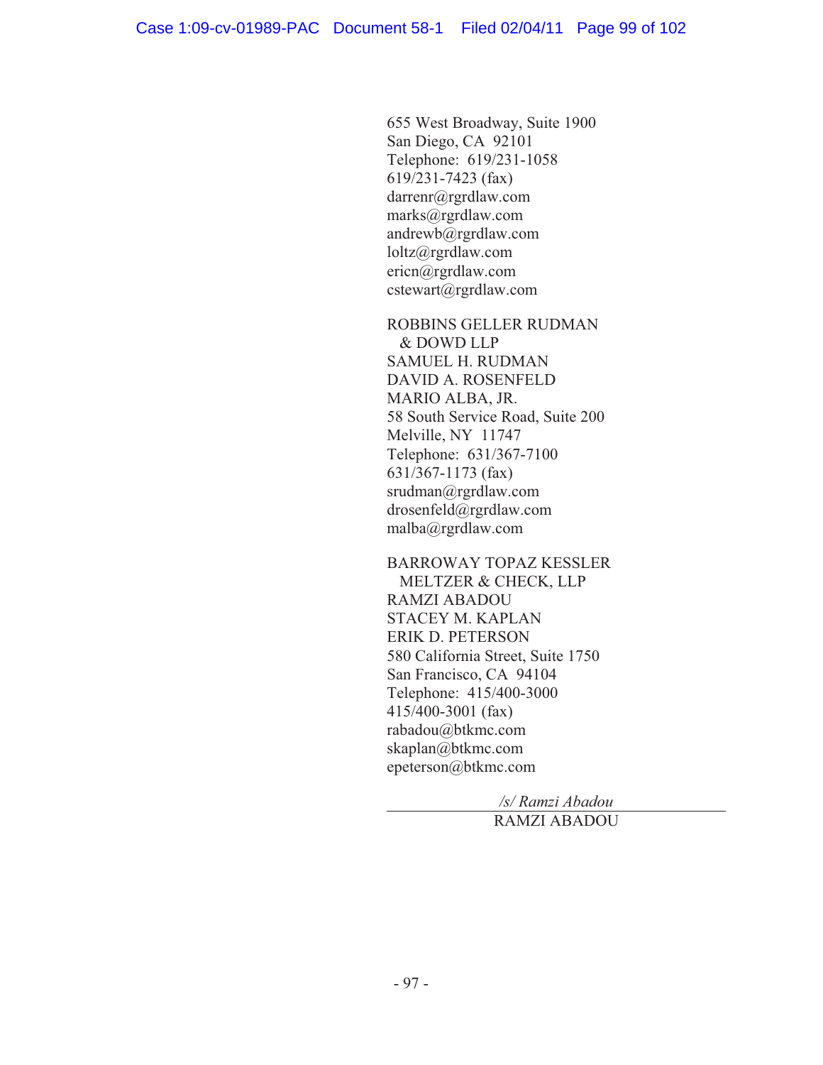655 West Broadway, Suite 1900
San Diego, CA 92101
Telephone: 619/231-1058
619/231-7423 (fax)
darrenr@rgrdlaw.com
marks@rgrdlaw.com
andrewb@rgrdlaw.com
loltz@rgrdlaw.com
ericn@rgrdlaw.com
cstewart@rgrdlaw.com

ROBBINS GELLER RUDMAN
& DOWD LLP
SAMUEL H. RUDMAN
DAVID A. ROSENFELD
MARIO ALBA, JR.
58 South Service Road, Suite 200
Melville, NY 11747
Telephone: 631/367-7100
631/367-1173 (fax)
srudman@rgrdlaw.com
drosenfeld@rgrdlaw.com
malba@rgrdlaw.com

BARROWAY TOPAZ KESSLER
MELTZER & CHECK, LLP
RAMZI ABADOU
STACEY M. KAPLAN
ERIK D. PETERSON
580 California Street, Suite 1750
San Francisco, CA 94104
Telephone: 415/400-3000
415/400-3001 (fax)
rabadou@btkmc.com
skaplan@btkmc.com
epeterson@btkmc.com

*/s/ Ramzi Abadou*

RAMZI ABADOU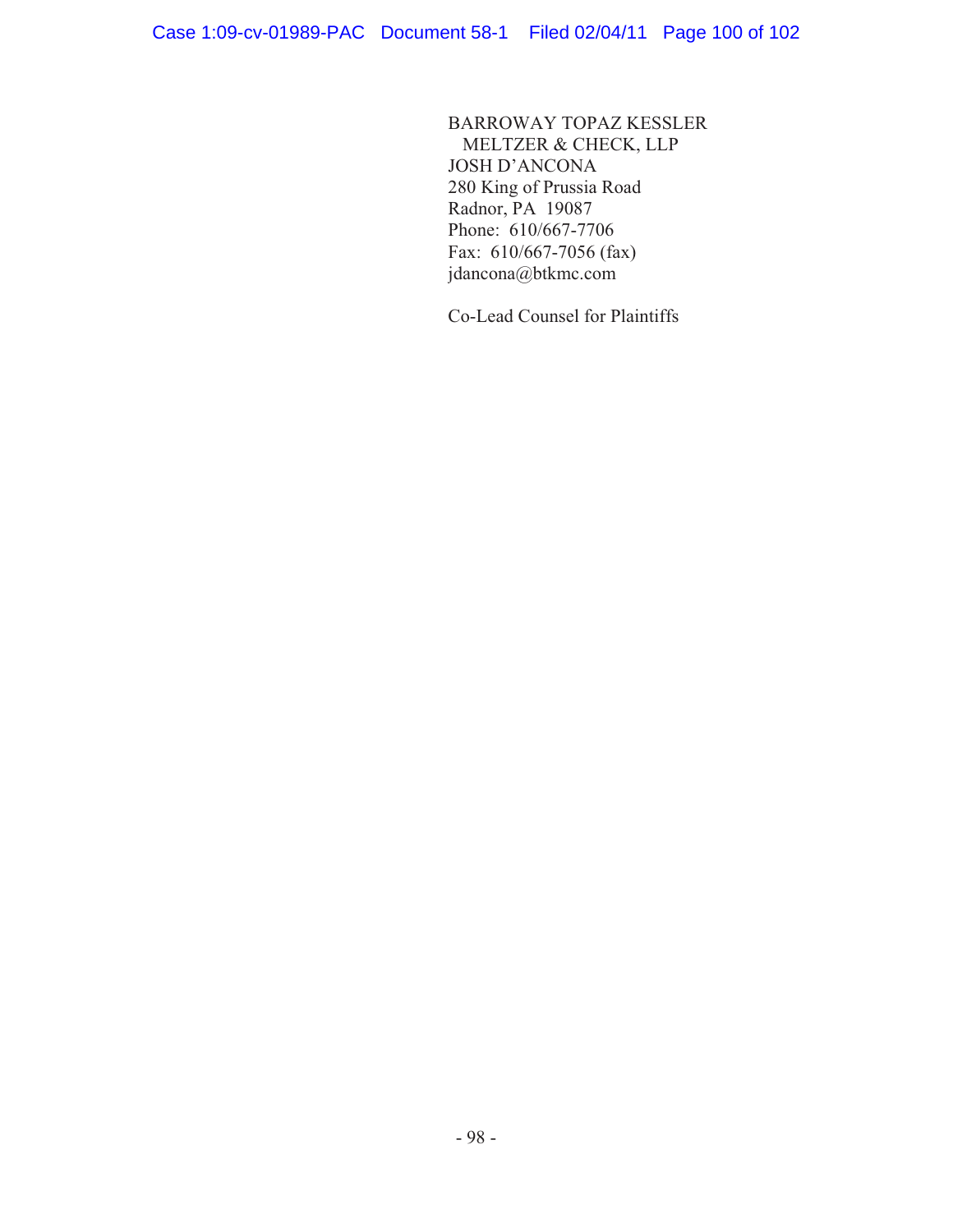BARROWAY TOPAZ KESSLER
MELTZER & CHECK, LLP
JOSH D'ANCONA
280 King of Prussia Road
Radnor, PA 19087
Phone: 610/667-7706
Fax: 610/667-7056 (fax)
jdancona@btkmc.com

Co-Lead Counsel for Plaintiffs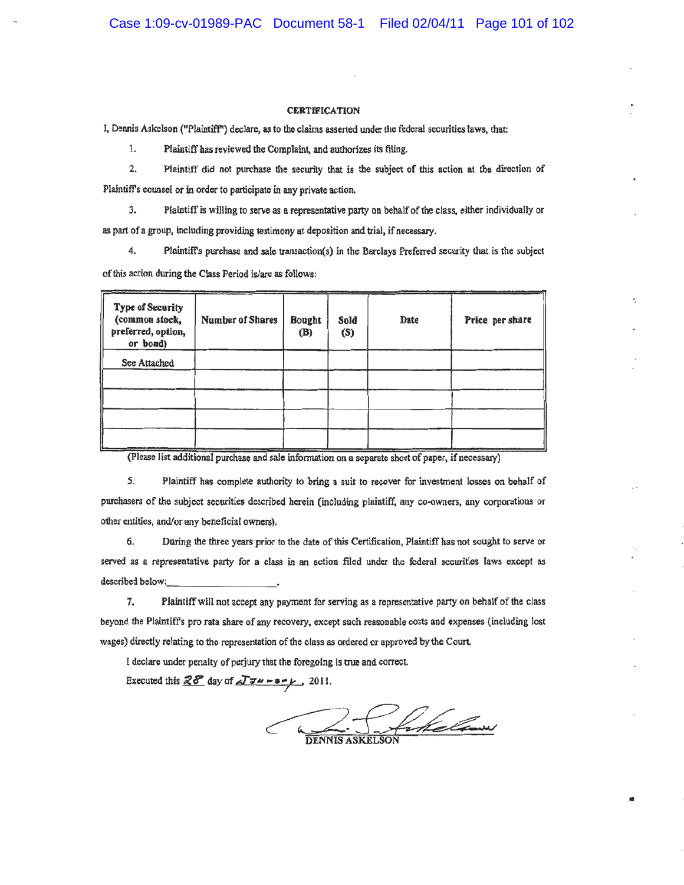## CERTIFICATION

I, Dennis Askelson ("Plaintiff") declare, as to the claims asserted under the federal securities laws, that:

1. Plaintiff has reviewed the Complaint, and authorizes its filing.

2. Plaintiff did not purchase the security that is the subject of this action at the direction of Plaintiff's counsel or in order to participate in any private action.

3. Plaintiff is willing to serve as a representative party on behalf of the class, either individually or as part of a group, including providing testimony at deposition and trial, if necessary.

4. Plaintiff's purchase and sale transaction(s) in the Barclays Preferred security that is the subject of this action during the Class Period is/are as follows:

| Type of Security (common stock, preferred, option, or bond) | Number of Shares | Bought (B) | Sold (S) | Date | Price per share |
|---|---|---|---|---|---|
| See Attached | | | | | |
| | | | | | |
| | | | | | |
| | | | | | |
| | | | | | |

(Please list additional purchase and sale information on a separate sheet of paper, if necessary)

5. Plaintiff has complete authority to bring a suit to recover for investment losses on behalf of purchasers of the subject securities described herein (including plaintiff, any co-owners, any corporations or other entities, and/or any beneficial owners).

6. During the three years prior to the date of this Certification, Plaintiff has not sought to serve or served as a representative party for a class in an action filed under the federal securities laws except as described below:\_\_\_\_\_\_\_\_\_\_\_\_\_\_\_\_\_\_\_\_.

7. Plaintiff will not accept any payment for serving as a representative party on behalf of the class beyond the Plaintiff's pro rata share of any recovery, except such reasonable costs and expenses (including lost wages) directly relating to the representation of the class as ordered or approved by the Court.

I declare under penalty of perjury that the foregoing is true and correct.

Executed this 28 day of January, 2011.

DENNIS ASKELSON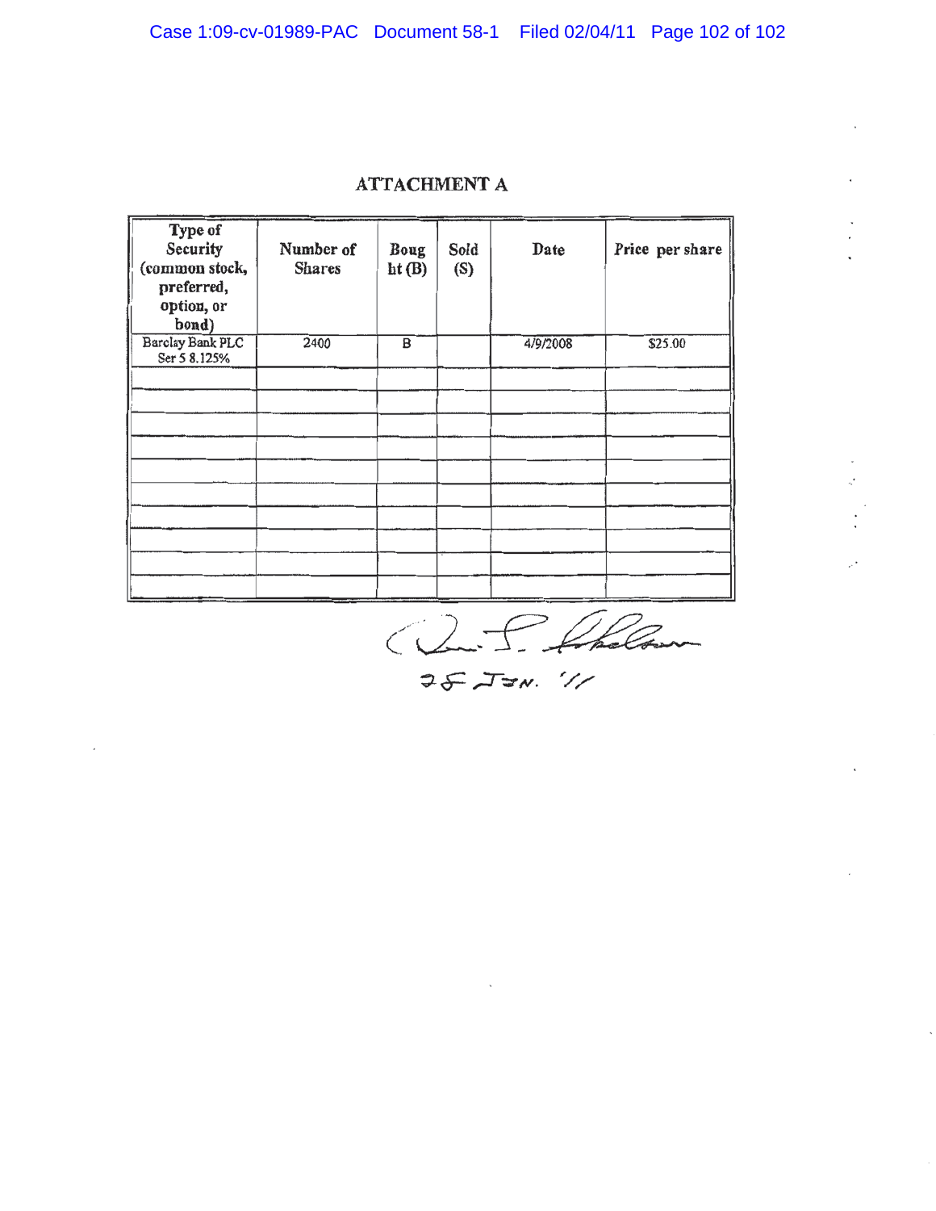# ATTACHMENT A

| Type of Security (common stock, preferred, option, or bond) | Number of Shares | Boug ht (B) | Sold (S) | Date | Price per share |
|---|---|---|---|---|---|
| Barclay Bank PLC Ser 5 8.125% | 2400 | B | | 4/9/2008 | $25.00 |
| | | | | | |
| | | | | | |
| | | | | | |
| | | | | | |
| | | | | | |
| | | | | | |
| | | | | | |
| | | | | | |
| | | | | | |
| | | | | | |

25 JAN. '11